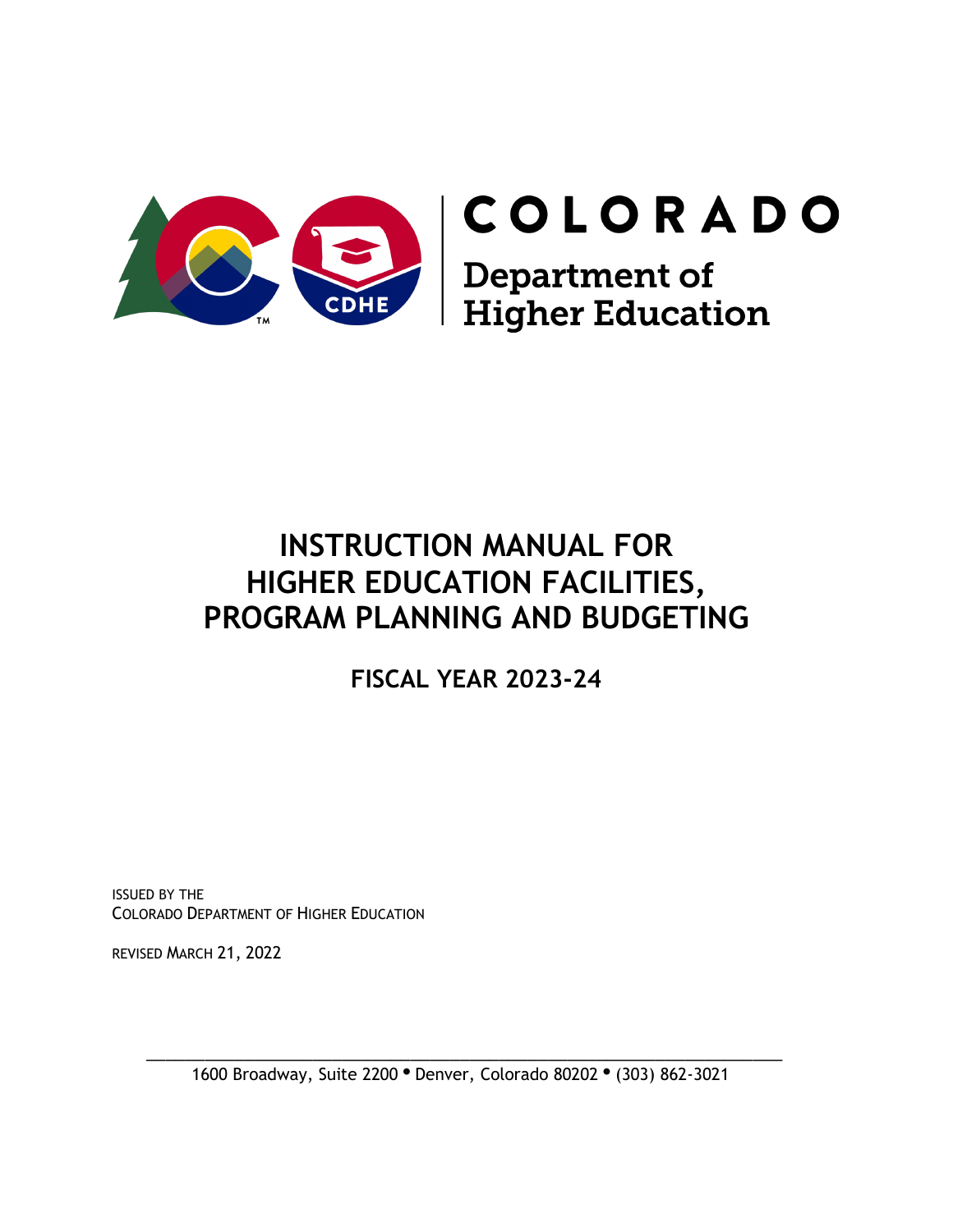COLORADO

Department of Higher Education

# INSTRUCTION MANUAL FOR HIGHER EDUCATION FACILITIES, PROGRAM PLANNING AND BUDGETING

## FISCAL YEAR 2023-24

ISSUED BY THE
COLORADO DEPARTMENT OF HIGHER EDUCATION

REVISED MARCH 21, 2022

1600 Broadway, Suite 2200 • Denver, Colorado 80202 • (303) 862-3021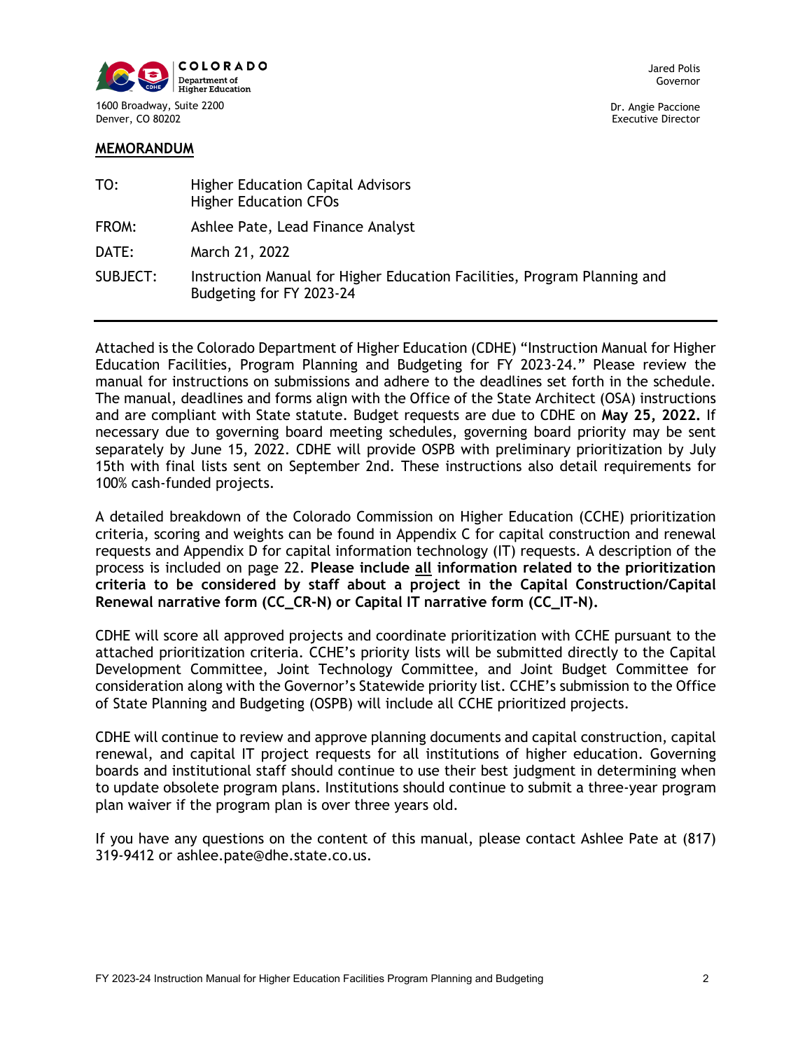COLORADO
Department of Higher Education

1600 Broadway, Suite 2200
Denver, CO 80202

Jared Polis
Governor

Dr. Angie Paccione
Executive Director

**MEMORANDUM**

| | |
|---|---|
| TO: | Higher Education Capital Advisors<br>Higher Education CFOs |
| FROM: | Ashlee Pate, Lead Finance Analyst |
| DATE: | March 21, 2022 |
| SUBJECT: | Instruction Manual for Higher Education Facilities, Program Planning and Budgeting for FY 2023-24 |

Attached is the Colorado Department of Higher Education (CDHE) "Instruction Manual for Higher Education Facilities, Program Planning and Budgeting for FY 2023-24." Please review the manual for instructions on submissions and adhere to the deadlines set forth in the schedule. The manual, deadlines and forms align with the Office of the State Architect (OSA) instructions and are compliant with State statute. Budget requests are due to CDHE on **May 25, 2022.** If necessary due to governing board meeting schedules, governing board priority may be sent separately by June 15, 2022. CDHE will provide OSPB with preliminary prioritization by July 15th with final lists sent on September 2nd. These instructions also detail requirements for 100% cash-funded projects.

A detailed breakdown of the Colorado Commission on Higher Education (CCHE) prioritization criteria, scoring and weights can be found in Appendix C for capital construction and renewal requests and Appendix D for capital information technology (IT) requests. A description of the process is included on page 22. **Please include <u>all</u> information related to the prioritization criteria to be considered by staff about a project in the Capital Construction/Capital Renewal narrative form (CC_CR-N) or Capital IT narrative form (CC_IT-N).**

CDHE will score all approved projects and coordinate prioritization with CCHE pursuant to the attached prioritization criteria. CCHE's priority lists will be submitted directly to the Capital Development Committee, Joint Technology Committee, and Joint Budget Committee for consideration along with the Governor's Statewide priority list. CCHE's submission to the Office of State Planning and Budgeting (OSPB) will include all CCHE prioritized projects.

CDHE will continue to review and approve planning documents and capital construction, capital renewal, and capital IT project requests for all institutions of higher education. Governing boards and institutional staff should continue to use their best judgment in determining when to update obsolete program plans. Institutions should continue to submit a three-year program plan waiver if the program plan is over three years old.

If you have any questions on the content of this manual, please contact Ashlee Pate at (817) 319-9412 or ashlee.pate@dhe.state.co.us.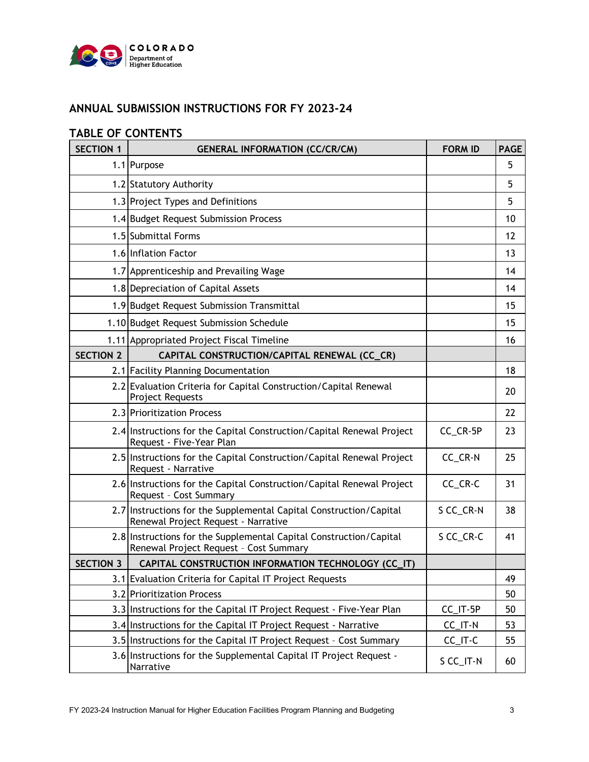COLORADO
Department of Higher Education

# ANNUAL SUBMISSION INSTRUCTIONS FOR FY 2023-24

## TABLE OF CONTENTS

| SECTION 1 | GENERAL INFORMATION (CC/CR/CM) | FORM ID | PAGE |
|---|---|---|---|
| 1.1 | Purpose | | 5 |
| 1.2 | Statutory Authority | | 5 |
| 1.3 | Project Types and Definitions | | 5 |
| 1.4 | Budget Request Submission Process | | 10 |
| 1.5 | Submittal Forms | | 12 |
| 1.6 | Inflation Factor | | 13 |
| 1.7 | Apprenticeship and Prevailing Wage | | 14 |
| 1.8 | Depreciation of Capital Assets | | 14 |
| 1.9 | Budget Request Submission Transmittal | | 15 |
| 1.10 | Budget Request Submission Schedule | | 15 |
| 1.11 | Appropriated Project Fiscal Timeline | | 16 |
| **SECTION 2** | **CAPITAL CONSTRUCTION/CAPITAL RENEWAL (CC_CR)** | | |
| 2.1 | Facility Planning Documentation | | 18 |
| 2.2 | Evaluation Criteria for Capital Construction/Capital Renewal Project Requests | | 20 |
| 2.3 | Prioritization Process | | 22 |
| 2.4 | Instructions for the Capital Construction/Capital Renewal Project Request - Five-Year Plan | CC_CR-5P | 23 |
| 2.5 | Instructions for the Capital Construction/Capital Renewal Project Request - Narrative | CC_CR-N | 25 |
| 2.6 | Instructions for the Capital Construction/Capital Renewal Project Request – Cost Summary | CC_CR-C | 31 |
| 2.7 | Instructions for the Supplemental Capital Construction/Capital Renewal Project Request - Narrative | S CC_CR-N | 38 |
| 2.8 | Instructions for the Supplemental Capital Construction/Capital Renewal Project Request – Cost Summary | S CC_CR-C | 41 |
| **SECTION 3** | **CAPITAL CONSTRUCTION INFORMATION TECHNOLOGY (CC_IT)** | | |
| 3.1 | Evaluation Criteria for Capital IT Project Requests | | 49 |
| 3.2 | Prioritization Process | | 50 |
| 3.3 | Instructions for the Capital IT Project Request - Five-Year Plan | CC_IT-5P | 50 |
| 3.4 | Instructions for the Capital IT Project Request - Narrative | CC_IT-N | 53 |
| 3.5 | Instructions for the Capital IT Project Request – Cost Summary | CC_IT-C | 55 |
| 3.6 | Instructions for the Supplemental Capital IT Project Request - Narrative | S CC_IT-N | 60 |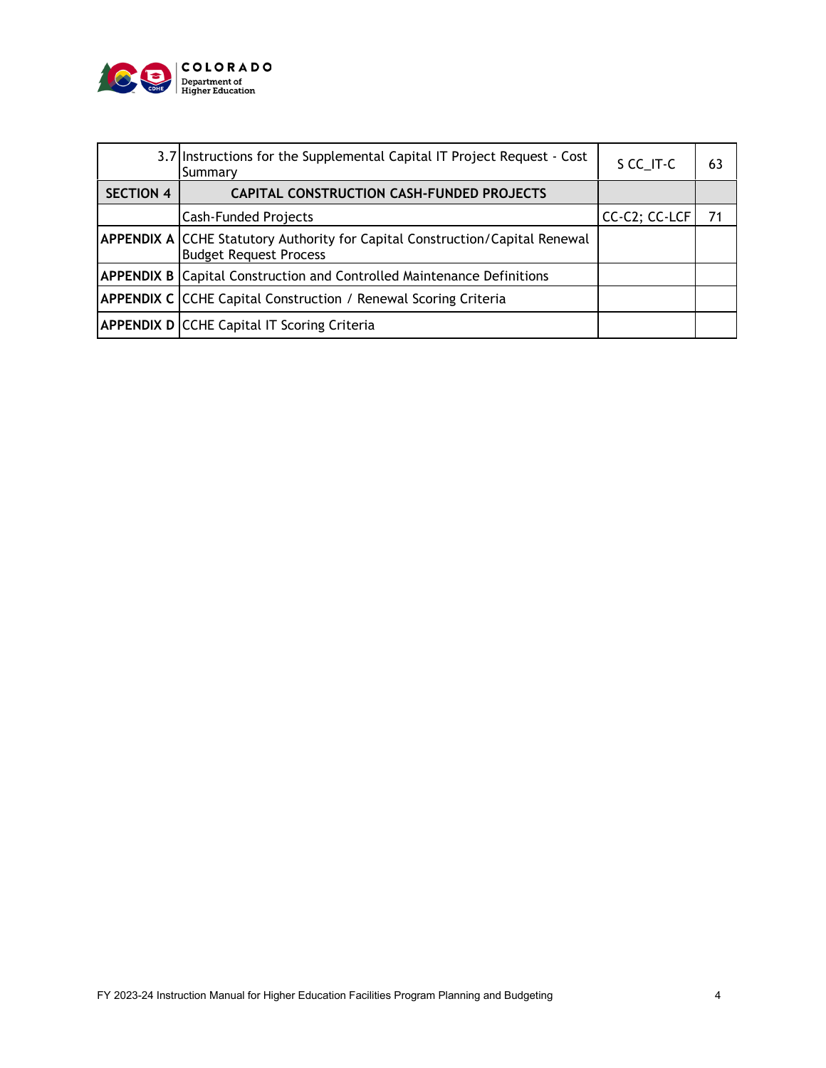| | | | |
|---|---|---|---|
| 3.7 | Instructions for the Supplemental Capital IT Project Request - Cost Summary | S CC_IT-C | 63 |
| **SECTION 4** | **CAPITAL CONSTRUCTION CASH-FUNDED PROJECTS** | | |
| | Cash-Funded Projects | CC-C2; CC-LCF | 71 |
| **APPENDIX A** | CCHE Statutory Authority for Capital Construction/Capital Renewal Budget Request Process | | |
| **APPENDIX B** | Capital Construction and Controlled Maintenance Definitions | | |
| **APPENDIX C** | CCHE Capital Construction / Renewal Scoring Criteria | | |
| **APPENDIX D** | CCHE Capital IT Scoring Criteria | | |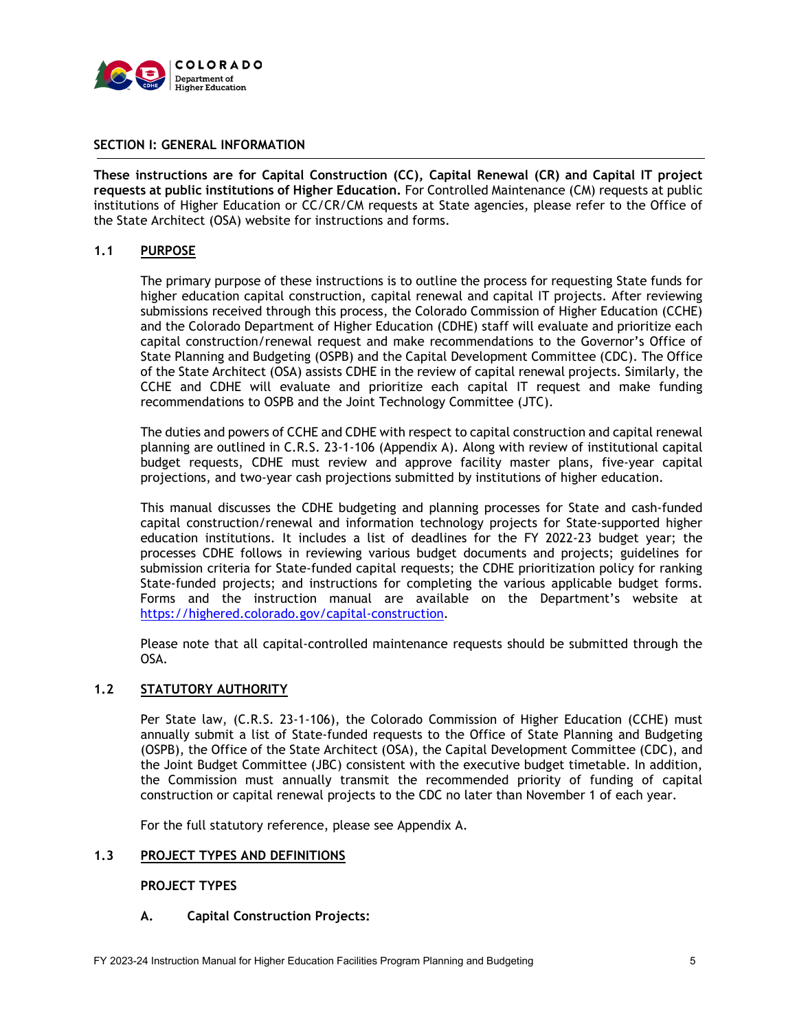## SECTION I: GENERAL INFORMATION

**These instructions are for Capital Construction (CC), Capital Renewal (CR) and Capital IT project requests at public institutions of Higher Education.** For Controlled Maintenance (CM) requests at public institutions of Higher Education or CC/CR/CM requests at State agencies, please refer to the Office of the State Architect (OSA) website for instructions and forms.

### 1.1 PURPOSE

The primary purpose of these instructions is to outline the process for requesting State funds for higher education capital construction, capital renewal and capital IT projects. After reviewing submissions received through this process, the Colorado Commission of Higher Education (CCHE) and the Colorado Department of Higher Education (CDHE) staff will evaluate and prioritize each capital construction/renewal request and make recommendations to the Governor's Office of State Planning and Budgeting (OSPB) and the Capital Development Committee (CDC). The Office of the State Architect (OSA) assists CDHE in the review of capital renewal projects. Similarly, the CCHE and CDHE will evaluate and prioritize each capital IT request and make funding recommendations to OSPB and the Joint Technology Committee (JTC).

The duties and powers of CCHE and CDHE with respect to capital construction and capital renewal planning are outlined in C.R.S. 23-1-106 (Appendix A). Along with review of institutional capital budget requests, CDHE must review and approve facility master plans, five-year capital projections, and two-year cash projections submitted by institutions of higher education.

This manual discusses the CDHE budgeting and planning processes for State and cash-funded capital construction/renewal and information technology projects for State-supported higher education institutions. It includes a list of deadlines for the FY 2022-23 budget year; the processes CDHE follows in reviewing various budget documents and projects; guidelines for submission criteria for State-funded capital requests; the CDHE prioritization policy for ranking State-funded projects; and instructions for completing the various applicable budget forms. Forms and the instruction manual are available on the Department's website at https://highered.colorado.gov/capital-construction.

Please note that all capital-controlled maintenance requests should be submitted through the OSA.

### 1.2 STATUTORY AUTHORITY

Per State law, (C.R.S. 23-1-106), the Colorado Commission of Higher Education (CCHE) must annually submit a list of State-funded requests to the Office of State Planning and Budgeting (OSPB), the Office of the State Architect (OSA), the Capital Development Committee (CDC), and the Joint Budget Committee (JBC) consistent with the executive budget timetable. In addition, the Commission must annually transmit the recommended priority of funding of capital construction or capital renewal projects to the CDC no later than November 1 of each year.

For the full statutory reference, please see Appendix A.

### 1.3 PROJECT TYPES AND DEFINITIONS

**PROJECT TYPES**

**A. Capital Construction Projects:**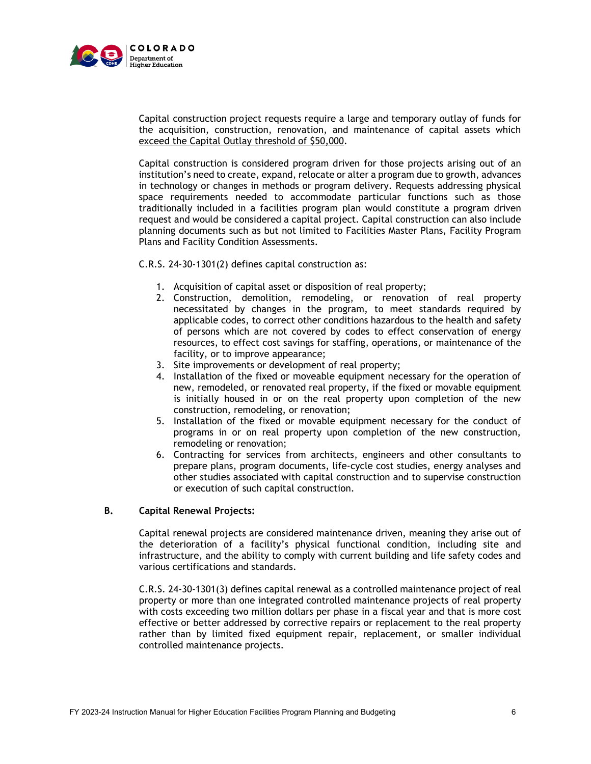Capital construction project requests require a large and temporary outlay of funds for the acquisition, construction, renovation, and maintenance of capital assets which <u>exceed the Capital Outlay threshold of $50,000</u>.

Capital construction is considered program driven for those projects arising out of an institution's need to create, expand, relocate or alter a program due to growth, advances in technology or changes in methods or program delivery. Requests addressing physical space requirements needed to accommodate particular functions such as those traditionally included in a facilities program plan would constitute a program driven request and would be considered a capital project. Capital construction can also include planning documents such as but not limited to Facilities Master Plans, Facility Program Plans and Facility Condition Assessments.

C.R.S. 24-30-1301(2) defines capital construction as:

1. Acquisition of capital asset or disposition of real property;
2. Construction, demolition, remodeling, or renovation of real property necessitated by changes in the program, to meet standards required by applicable codes, to correct other conditions hazardous to the health and safety of persons which are not covered by codes to effect conservation of energy resources, to effect cost savings for staffing, operations, or maintenance of the facility, or to improve appearance;
3. Site improvements or development of real property;
4. Installation of the fixed or moveable equipment necessary for the operation of new, remodeled, or renovated real property, if the fixed or movable equipment is initially housed in or on the real property upon completion of the new construction, remodeling, or renovation;
5. Installation of the fixed or movable equipment necessary for the conduct of programs in or on real property upon completion of the new construction, remodeling or renovation;
6. Contracting for services from architects, engineers and other consultants to prepare plans, program documents, life-cycle cost studies, energy analyses and other studies associated with capital construction and to supervise construction or execution of such capital construction.

### B. Capital Renewal Projects:

Capital renewal projects are considered maintenance driven, meaning they arise out of the deterioration of a facility's physical functional condition, including site and infrastructure, and the ability to comply with current building and life safety codes and various certifications and standards.

C.R.S. 24-30-1301(3) defines capital renewal as a controlled maintenance project of real property or more than one integrated controlled maintenance projects of real property with costs exceeding two million dollars per phase in a fiscal year and that is more cost effective or better addressed by corrective repairs or replacement to the real property rather than by limited fixed equipment repair, replacement, or smaller individual controlled maintenance projects.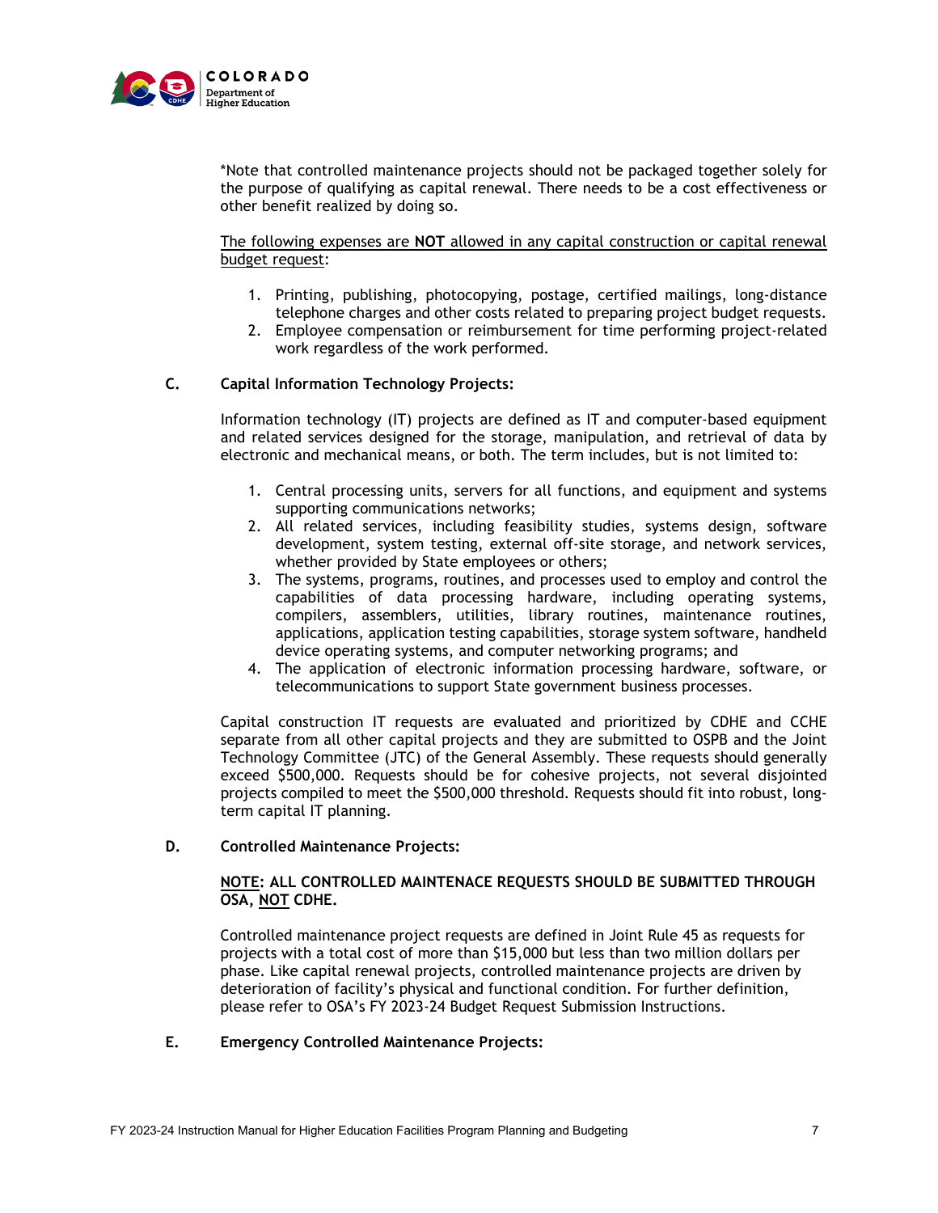*Note that controlled maintenance projects should not be packaged together solely for the purpose of qualifying as capital renewal. There needs to be a cost effectiveness or other benefit realized by doing so.

<u>The following expenses are **NOT** allowed in any capital construction or capital renewal budget request</u>:

1. Printing, publishing, photocopying, postage, certified mailings, long-distance telephone charges and other costs related to preparing project budget requests.
2. Employee compensation or reimbursement for time performing project-related work regardless of the work performed.

### C. Capital Information Technology Projects:

Information technology (IT) projects are defined as IT and computer-based equipment and related services designed for the storage, manipulation, and retrieval of data by electronic and mechanical means, or both. The term includes, but is not limited to:

1. Central processing units, servers for all functions, and equipment and systems supporting communications networks;
2. All related services, including feasibility studies, systems design, software development, system testing, external off-site storage, and network services, whether provided by State employees or others;
3. The systems, programs, routines, and processes used to employ and control the capabilities of data processing hardware, including operating systems, compilers, assemblers, utilities, library routines, maintenance routines, applications, application testing capabilities, storage system software, handheld device operating systems, and computer networking programs; and
4. The application of electronic information processing hardware, software, or telecommunications to support State government business processes.

Capital construction IT requests are evaluated and prioritized by CDHE and CCHE separate from all other capital projects and they are submitted to OSPB and the Joint Technology Committee (JTC) of the General Assembly. These requests should generally exceed $500,000. Requests should be for cohesive projects, not several disjointed projects compiled to meet the $500,000 threshold. Requests should fit into robust, long-term capital IT planning.

### D. Controlled Maintenance Projects:

**<u>NOTE</u>: ALL CONTROLLED MAINTENACE REQUESTS SHOULD BE SUBMITTED THROUGH OSA, <u>NOT</u> CDHE.**

Controlled maintenance project requests are defined in Joint Rule 45 as requests for projects with a total cost of more than $15,000 but less than two million dollars per phase. Like capital renewal projects, controlled maintenance projects are driven by deterioration of facility's physical and functional condition. For further definition, please refer to OSA's FY 2023-24 Budget Request Submission Instructions.

### E. Emergency Controlled Maintenance Projects: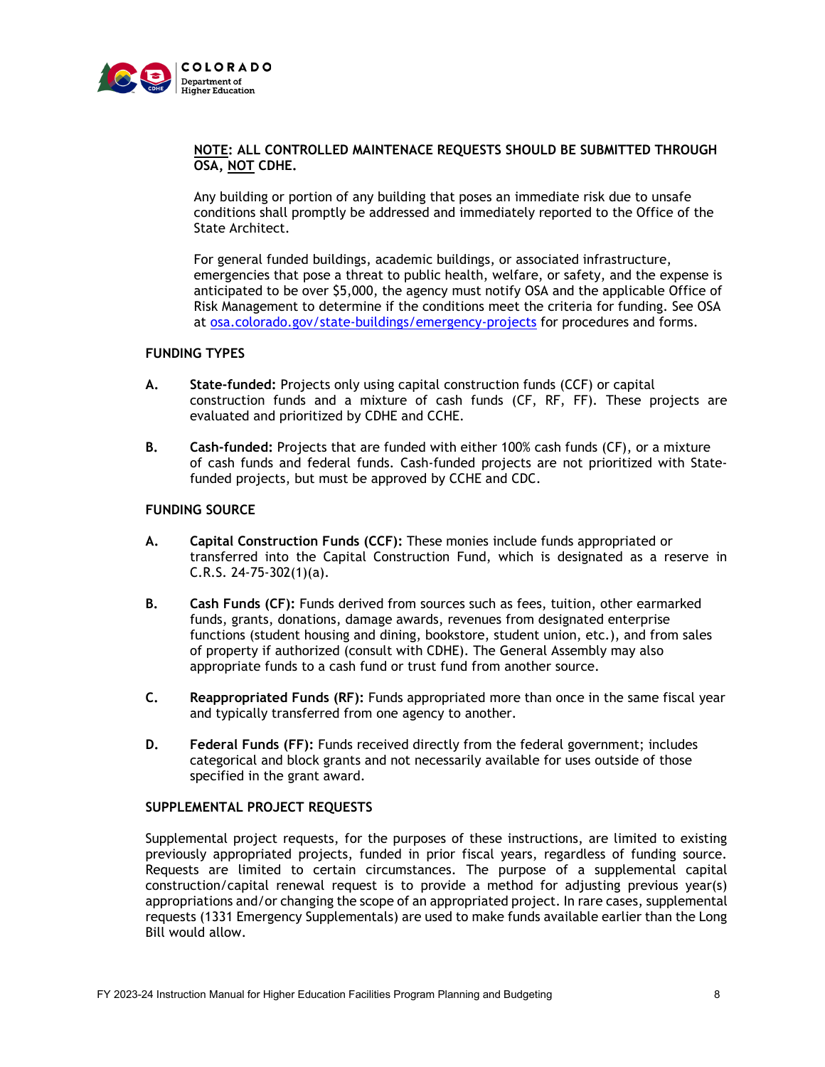**<u>NOTE</u>: ALL CONTROLLED MAINTENACE REQUESTS SHOULD BE SUBMITTED THROUGH OSA, <u>NOT</u> CDHE.**

Any building or portion of any building that poses an immediate risk due to unsafe conditions shall promptly be addressed and immediately reported to the Office of the State Architect.

For general funded buildings, academic buildings, or associated infrastructure, emergencies that pose a threat to public health, welfare, or safety, and the expense is anticipated to be over $5,000, the agency must notify OSA and the applicable Office of Risk Management to determine if the conditions meet the criteria for funding. See OSA at [osa.colorado.gov/state-buildings/emergency-projects](osa.colorado.gov/state-buildings/emergency-projects) for procedures and forms.

**FUNDING TYPES**

**A.** **State-funded:** Projects only using capital construction funds (CCF) or capital construction funds and a mixture of cash funds (CF, RF, FF). These projects are evaluated and prioritized by CDHE and CCHE.

**B.** **Cash-funded:** Projects that are funded with either 100% cash funds (CF), or a mixture of cash funds and federal funds. Cash-funded projects are not prioritized with State-funded projects, but must be approved by CCHE and CDC.

**FUNDING SOURCE**

**A.** **Capital Construction Funds (CCF):** These monies include funds appropriated or transferred into the Capital Construction Fund, which is designated as a reserve in C.R.S. 24-75-302(1)(a).

**B.** **Cash Funds (CF):** Funds derived from sources such as fees, tuition, other earmarked funds, grants, donations, damage awards, revenues from designated enterprise functions (student housing and dining, bookstore, student union, etc.), and from sales of property if authorized (consult with CDHE). The General Assembly may also appropriate funds to a cash fund or trust fund from another source.

**C.** **Reappropriated Funds (RF):** Funds appropriated more than once in the same fiscal year and typically transferred from one agency to another.

**D.** **Federal Funds (FF):** Funds received directly from the federal government; includes categorical and block grants and not necessarily available for uses outside of those specified in the grant award.

**SUPPLEMENTAL PROJECT REQUESTS**

Supplemental project requests, for the purposes of these instructions, are limited to existing previously appropriated projects, funded in prior fiscal years, regardless of funding source. Requests are limited to certain circumstances. The purpose of a supplemental capital construction/capital renewal request is to provide a method for adjusting previous year(s) appropriations and/or changing the scope of an appropriated project. In rare cases, supplemental requests (1331 Emergency Supplementals) are used to make funds available earlier than the Long Bill would allow.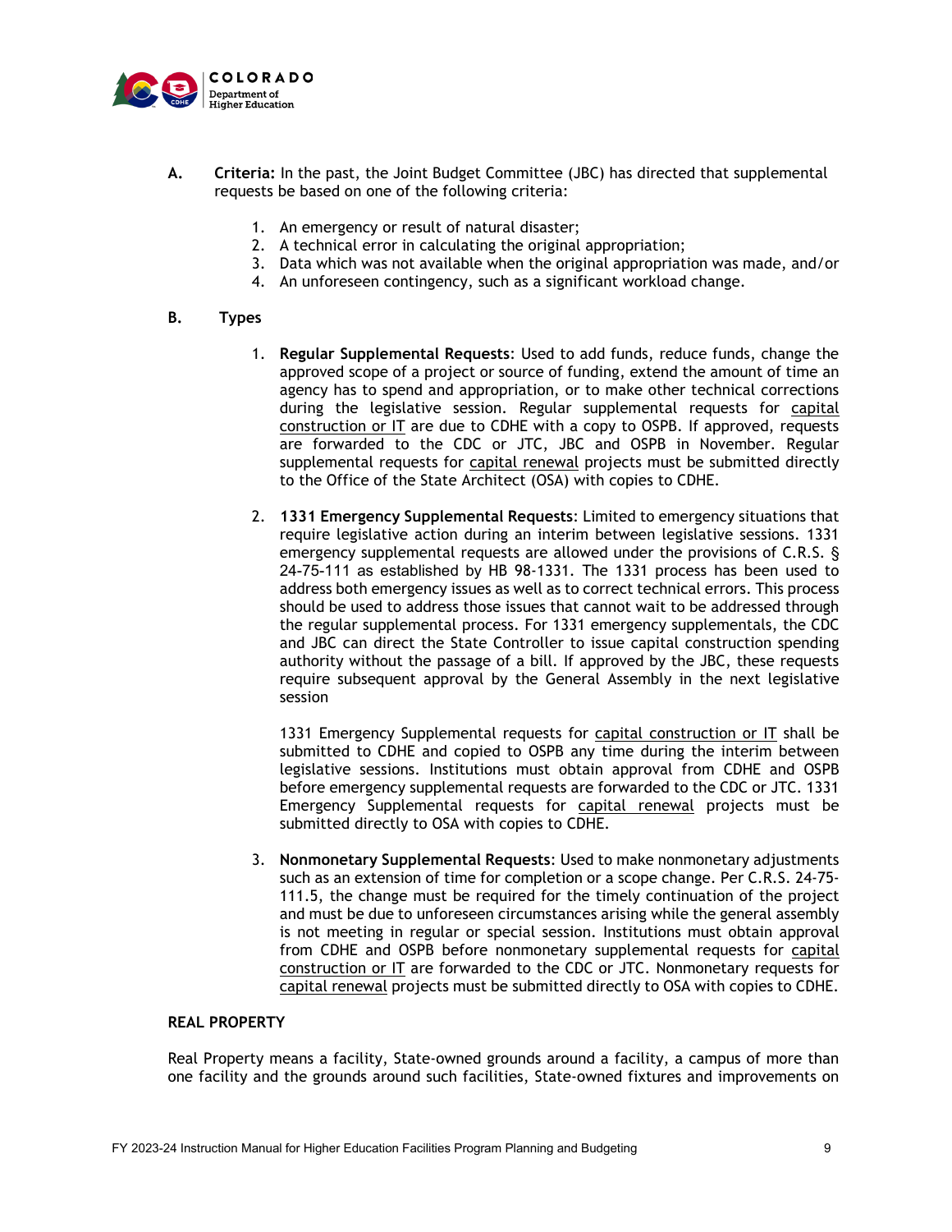A. **Criteria:** In the past, the Joint Budget Committee (JBC) has directed that supplemental requests be based on one of the following criteria:

1. An emergency or result of natural disaster;
2. A technical error in calculating the original appropriation;
3. Data which was not available when the original appropriation was made, and/or
4. An unforeseen contingency, such as a significant workload change.

B. **Types**

1. **Regular Supplemental Requests**: Used to add funds, reduce funds, change the approved scope of a project or source of funding, extend the amount of time an agency has to spend and appropriation, or to make other technical corrections during the legislative session. Regular supplemental requests for capital construction or IT are due to CDHE with a copy to OSPB. If approved, requests are forwarded to the CDC or JTC, JBC and OSPB in November. Regular supplemental requests for capital renewal projects must be submitted directly to the Office of the State Architect (OSA) with copies to CDHE.

2. **1331 Emergency Supplemental Requests**: Limited to emergency situations that require legislative action during an interim between legislative sessions. 1331 emergency supplemental requests are allowed under the provisions of C.R.S. § 24-75-111 as established by HB 98-1331. The 1331 process has been used to address both emergency issues as well as to correct technical errors. This process should be used to address those issues that cannot wait to be addressed through the regular supplemental process. For 1331 emergency supplementals, the CDC and JBC can direct the State Controller to issue capital construction spending authority without the passage of a bill. If approved by the JBC, these requests require subsequent approval by the General Assembly in the next legislative session

   1331 Emergency Supplemental requests for capital construction or IT shall be submitted to CDHE and copied to OSPB any time during the interim between legislative sessions. Institutions must obtain approval from CDHE and OSPB before emergency supplemental requests are forwarded to the CDC or JTC. 1331 Emergency Supplemental requests for capital renewal projects must be submitted directly to OSA with copies to CDHE.

3. **Nonmonetary Supplemental Requests**: Used to make nonmonetary adjustments such as an extension of time for completion or a scope change. Per C.R.S. 24-75-111.5, the change must be required for the timely continuation of the project and must be due to unforeseen circumstances arising while the general assembly is not meeting in regular or special session. Institutions must obtain approval from CDHE and OSPB before nonmonetary supplemental requests for capital construction or IT are forwarded to the CDC or JTC. Nonmonetary requests for capital renewal projects must be submitted directly to OSA with copies to CDHE.

**REAL PROPERTY**

Real Property means a facility, State-owned grounds around a facility, a campus of more than one facility and the grounds around such facilities, State-owned fixtures and improvements on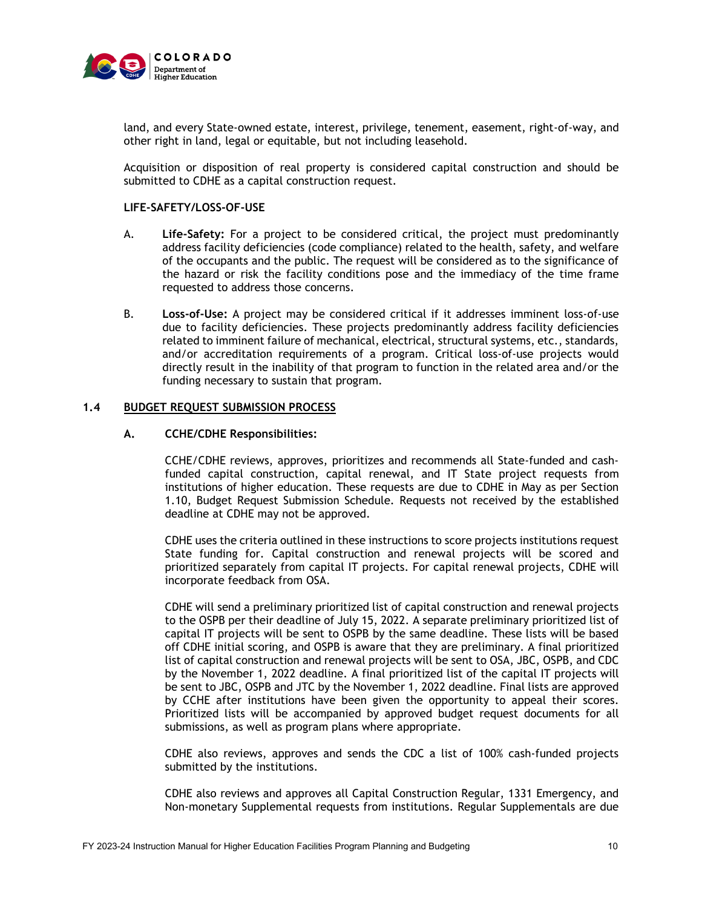land, and every State-owned estate, interest, privilege, tenement, easement, right-of-way, and other right in land, legal or equitable, but not including leasehold.

Acquisition or disposition of real property is considered capital construction and should be submitted to CDHE as a capital construction request.

**LIFE-SAFETY/LOSS-OF-USE**

A. **Life-Safety:** For a project to be considered critical, the project must predominantly address facility deficiencies (code compliance) related to the health, safety, and welfare of the occupants and the public. The request will be considered as to the significance of the hazard or risk the facility conditions pose and the immediacy of the time frame requested to address those concerns.

B. **Loss-of-Use:** A project may be considered critical if it addresses imminent loss-of-use due to facility deficiencies. These projects predominantly address facility deficiencies related to imminent failure of mechanical, electrical, structural systems, etc., standards, and/or accreditation requirements of a program. Critical loss-of-use projects would directly result in the inability of that program to function in the related area and/or the funding necessary to sustain that program.

## 1.4 BUDGET REQUEST SUBMISSION PROCESS

### A. CCHE/CDHE Responsibilities:

CCHE/CDHE reviews, approves, prioritizes and recommends all State-funded and cash-funded capital construction, capital renewal, and IT State project requests from institutions of higher education. These requests are due to CDHE in May as per Section 1.10, Budget Request Submission Schedule. Requests not received by the established deadline at CDHE may not be approved.

CDHE uses the criteria outlined in these instructions to score projects institutions request State funding for. Capital construction and renewal projects will be scored and prioritized separately from capital IT projects. For capital renewal projects, CDHE will incorporate feedback from OSA.

CDHE will send a preliminary prioritized list of capital construction and renewal projects to the OSPB per their deadline of July 15, 2022. A separate preliminary prioritized list of capital IT projects will be sent to OSPB by the same deadline. These lists will be based off CDHE initial scoring, and OSPB is aware that they are preliminary. A final prioritized list of capital construction and renewal projects will be sent to OSA, JBC, OSPB, and CDC by the November 1, 2022 deadline. A final prioritized list of the capital IT projects will be sent to JBC, OSPB and JTC by the November 1, 2022 deadline. Final lists are approved by CCHE after institutions have been given the opportunity to appeal their scores. Prioritized lists will be accompanied by approved budget request documents for all submissions, as well as program plans where appropriate.

CDHE also reviews, approves and sends the CDC a list of 100% cash-funded projects submitted by the institutions.

CDHE also reviews and approves all Capital Construction Regular, 1331 Emergency, and Non-monetary Supplemental requests from institutions. Regular Supplementals are due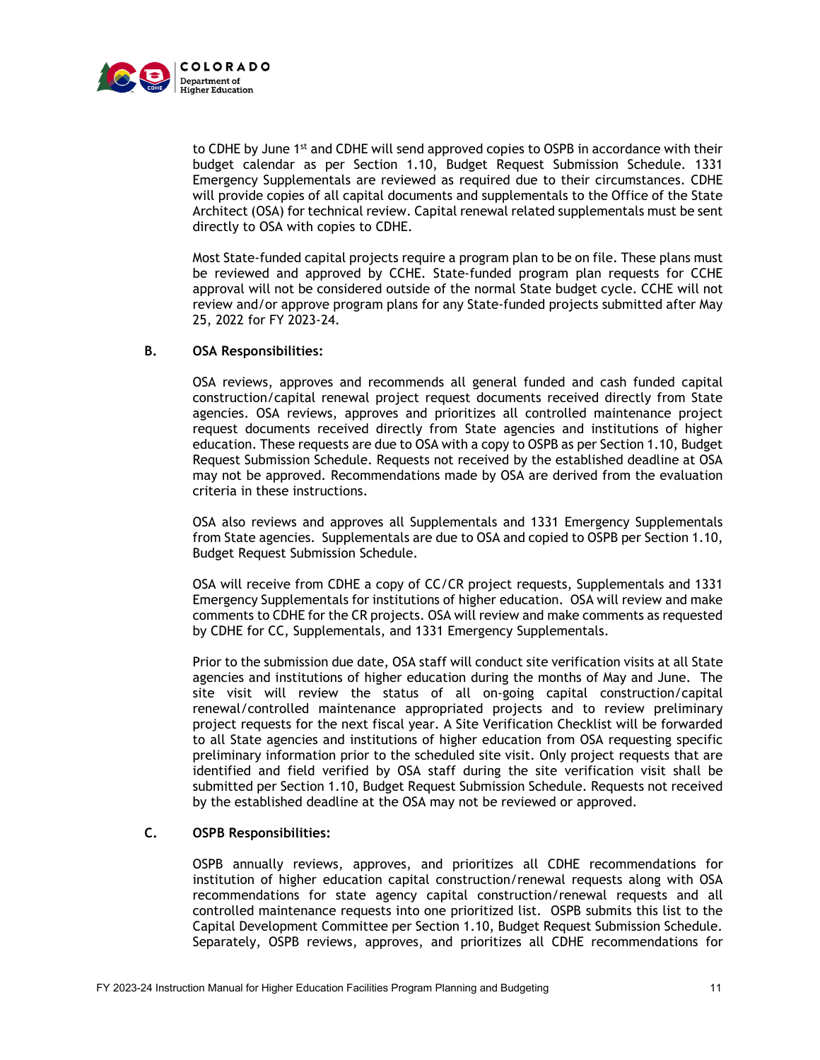to CDHE by June 1st and CDHE will send approved copies to OSPB in accordance with their budget calendar as per Section 1.10, Budget Request Submission Schedule. 1331 Emergency Supplementals are reviewed as required due to their circumstances. CDHE will provide copies of all capital documents and supplementals to the Office of the State Architect (OSA) for technical review. Capital renewal related supplementals must be sent directly to OSA with copies to CDHE.

Most State-funded capital projects require a program plan to be on file. These plans must be reviewed and approved by CCHE. State-funded program plan requests for CCHE approval will not be considered outside of the normal State budget cycle. CCHE will not review and/or approve program plans for any State-funded projects submitted after May 25, 2022 for FY 2023-24.

**B. OSA Responsibilities:**

OSA reviews, approves and recommends all general funded and cash funded capital construction/capital renewal project request documents received directly from State agencies. OSA reviews, approves and prioritizes all controlled maintenance project request documents received directly from State agencies and institutions of higher education. These requests are due to OSA with a copy to OSPB as per Section 1.10, Budget Request Submission Schedule. Requests not received by the established deadline at OSA may not be approved. Recommendations made by OSA are derived from the evaluation criteria in these instructions.

OSA also reviews and approves all Supplementals and 1331 Emergency Supplementals from State agencies. Supplementals are due to OSA and copied to OSPB per Section 1.10, Budget Request Submission Schedule.

OSA will receive from CDHE a copy of CC/CR project requests, Supplementals and 1331 Emergency Supplementals for institutions of higher education. OSA will review and make comments to CDHE for the CR projects. OSA will review and make comments as requested by CDHE for CC, Supplementals, and 1331 Emergency Supplementals.

Prior to the submission due date, OSA staff will conduct site verification visits at all State agencies and institutions of higher education during the months of May and June. The site visit will review the status of all on-going capital construction/capital renewal/controlled maintenance appropriated projects and to review preliminary project requests for the next fiscal year. A Site Verification Checklist will be forwarded to all State agencies and institutions of higher education from OSA requesting specific preliminary information prior to the scheduled site visit. Only project requests that are identified and field verified by OSA staff during the site verification visit shall be submitted per Section 1.10, Budget Request Submission Schedule. Requests not received by the established deadline at the OSA may not be reviewed or approved.

**C. OSPB Responsibilities:**

OSPB annually reviews, approves, and prioritizes all CDHE recommendations for institution of higher education capital construction/renewal requests along with OSA recommendations for state agency capital construction/renewal requests and all controlled maintenance requests into one prioritized list. OSPB submits this list to the Capital Development Committee per Section 1.10, Budget Request Submission Schedule. Separately, OSPB reviews, approves, and prioritizes all CDHE recommendations for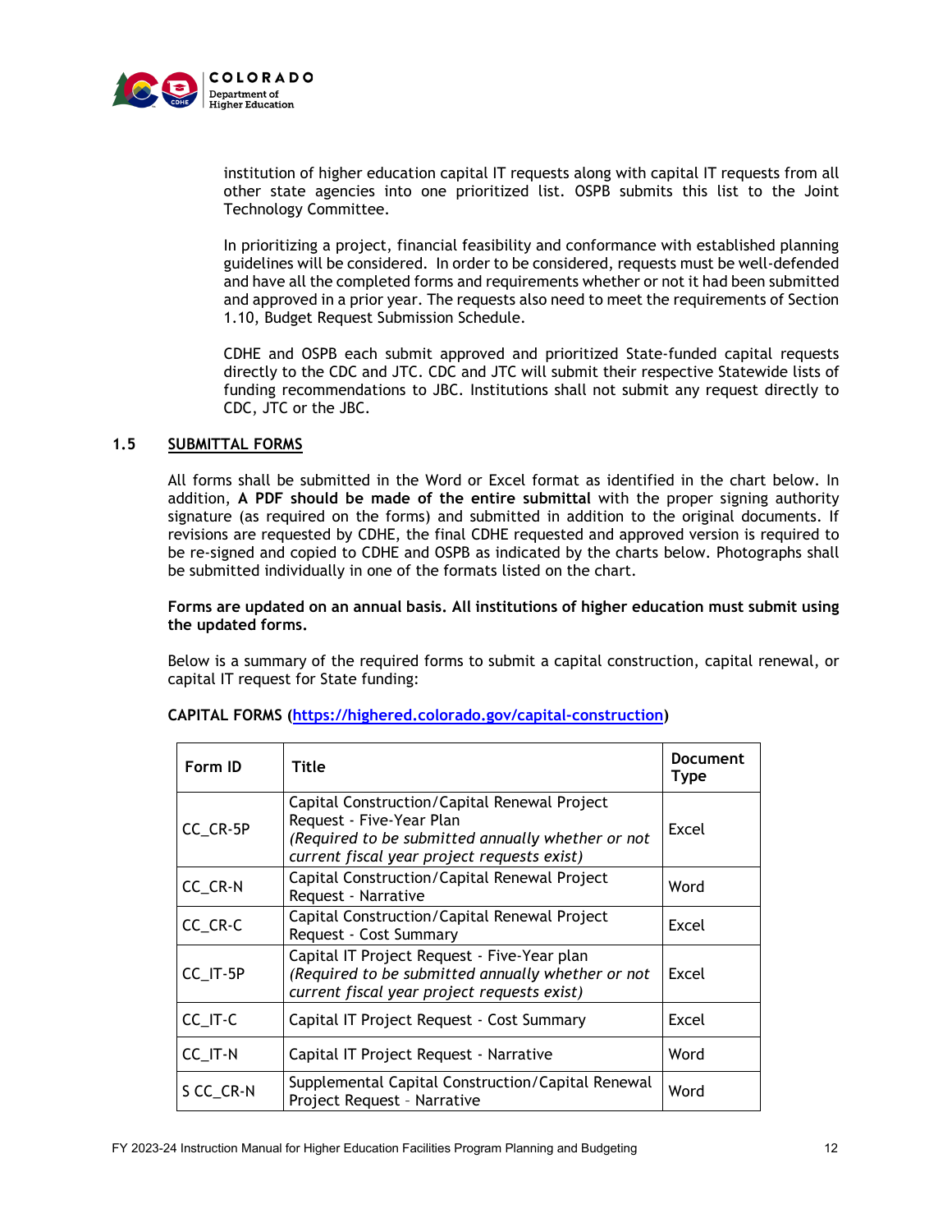institution of higher education capital IT requests along with capital IT requests from all other state agencies into one prioritized list. OSPB submits this list to the Joint Technology Committee.

In prioritizing a project, financial feasibility and conformance with established planning guidelines will be considered. In order to be considered, requests must be well-defended and have all the completed forms and requirements whether or not it had been submitted and approved in a prior year. The requests also need to meet the requirements of Section 1.10, Budget Request Submission Schedule.

CDHE and OSPB each submit approved and prioritized State-funded capital requests directly to the CDC and JTC. CDC and JTC will submit their respective Statewide lists of funding recommendations to JBC. Institutions shall not submit any request directly to CDC, JTC or the JBC.

## 1.5 SUBMITTAL FORMS

All forms shall be submitted in the Word or Excel format as identified in the chart below. In addition, **A PDF should be made of the entire submittal** with the proper signing authority signature (as required on the forms) and submitted in addition to the original documents. If revisions are requested by CDHE, the final CDHE requested and approved version is required to be re-signed and copied to CDHE and OSPB as indicated by the charts below. Photographs shall be submitted individually in one of the formats listed on the chart.

**Forms are updated on an annual basis. All institutions of higher education must submit using the updated forms.**

Below is a summary of the required forms to submit a capital construction, capital renewal, or capital IT request for State funding:

**CAPITAL FORMS ([https://highered.colorado.gov/capital-construction](https://highered.colorado.gov/capital-construction))**

| Form ID | Title | Document Type |
|---|---|---|
| CC_CR-5P | Capital Construction/Capital Renewal Project Request - Five-Year Plan *(Required to be submitted annually whether or not current fiscal year project requests exist)* | Excel |
| CC_CR-N | Capital Construction/Capital Renewal Project Request - Narrative | Word |
| CC_CR-C | Capital Construction/Capital Renewal Project Request - Cost Summary | Excel |
| CC_IT-5P | Capital IT Project Request - Five-Year plan *(Required to be submitted annually whether or not current fiscal year project requests exist)* | Excel |
| CC_IT-C | Capital IT Project Request - Cost Summary | Excel |
| CC_IT-N | Capital IT Project Request - Narrative | Word |
| S CC_CR-N | Supplemental Capital Construction/Capital Renewal Project Request – Narrative | Word |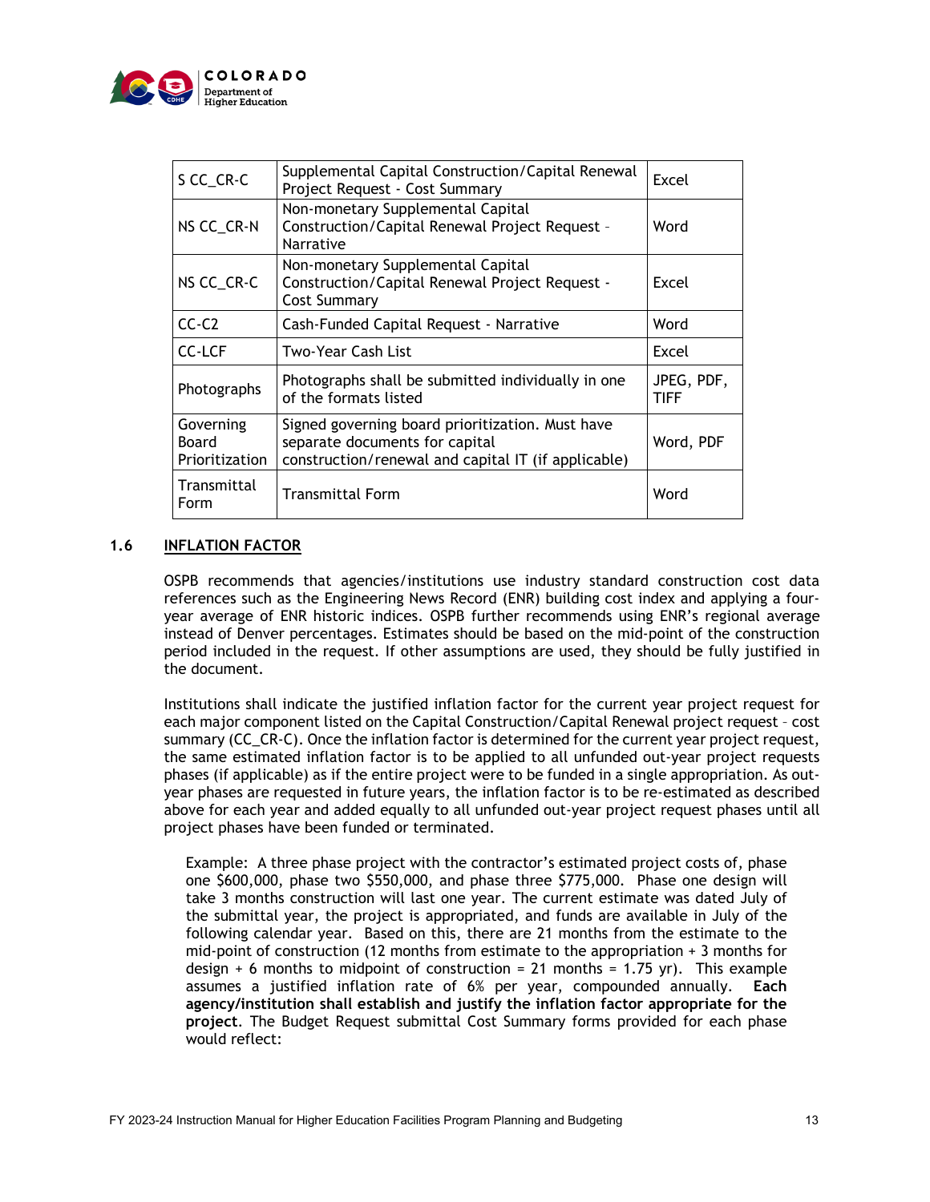| S CC_CR-C | Supplemental Capital Construction/Capital Renewal Project Request - Cost Summary | Excel |
|---|---|---|
| NS CC_CR-N | Non-monetary Supplemental Capital Construction/Capital Renewal Project Request – Narrative | Word |
| NS CC_CR-C | Non-monetary Supplemental Capital Construction/Capital Renewal Project Request - Cost Summary | Excel |
| CC-C2 | Cash-Funded Capital Request - Narrative | Word |
| CC-LCF | Two-Year Cash List | Excel |
| Photographs | Photographs shall be submitted individually in one of the formats listed | JPEG, PDF, TIFF |
| Governing Board Prioritization | Signed governing board prioritization. Must have separate documents for capital construction/renewal and capital IT (if applicable) | Word, PDF |
| Transmittal Form | Transmittal Form | Word |

## 1.6 INFLATION FACTOR

OSPB recommends that agencies/institutions use industry standard construction cost data references such as the Engineering News Record (ENR) building cost index and applying a four-year average of ENR historic indices. OSPB further recommends using ENR's regional average instead of Denver percentages. Estimates should be based on the mid-point of the construction period included in the request. If other assumptions are used, they should be fully justified in the document.

Institutions shall indicate the justified inflation factor for the current year project request for each major component listed on the Capital Construction/Capital Renewal project request – cost summary (CC_CR-C). Once the inflation factor is determined for the current year project request, the same estimated inflation factor is to be applied to all unfunded out-year project requests phases (if applicable) as if the entire project were to be funded in a single appropriation. As out-year phases are requested in future years, the inflation factor is to be re-estimated as described above for each year and added equally to all unfunded out-year project request phases until all project phases have been funded or terminated.

Example: A three phase project with the contractor's estimated project costs of, phase one $600,000, phase two $550,000, and phase three $775,000. Phase one design will take 3 months construction will last one year. The current estimate was dated July of the submittal year, the project is appropriated, and funds are available in July of the following calendar year. Based on this, there are 21 months from the estimate to the mid-point of construction (12 months from estimate to the appropriation + 3 months for design + 6 months to midpoint of construction = 21 months = 1.75 yr). This example assumes a justified inflation rate of 6% per year, compounded annually. **Each agency/institution shall establish and justify the inflation factor appropriate for the project**. The Budget Request submittal Cost Summary forms provided for each phase would reflect: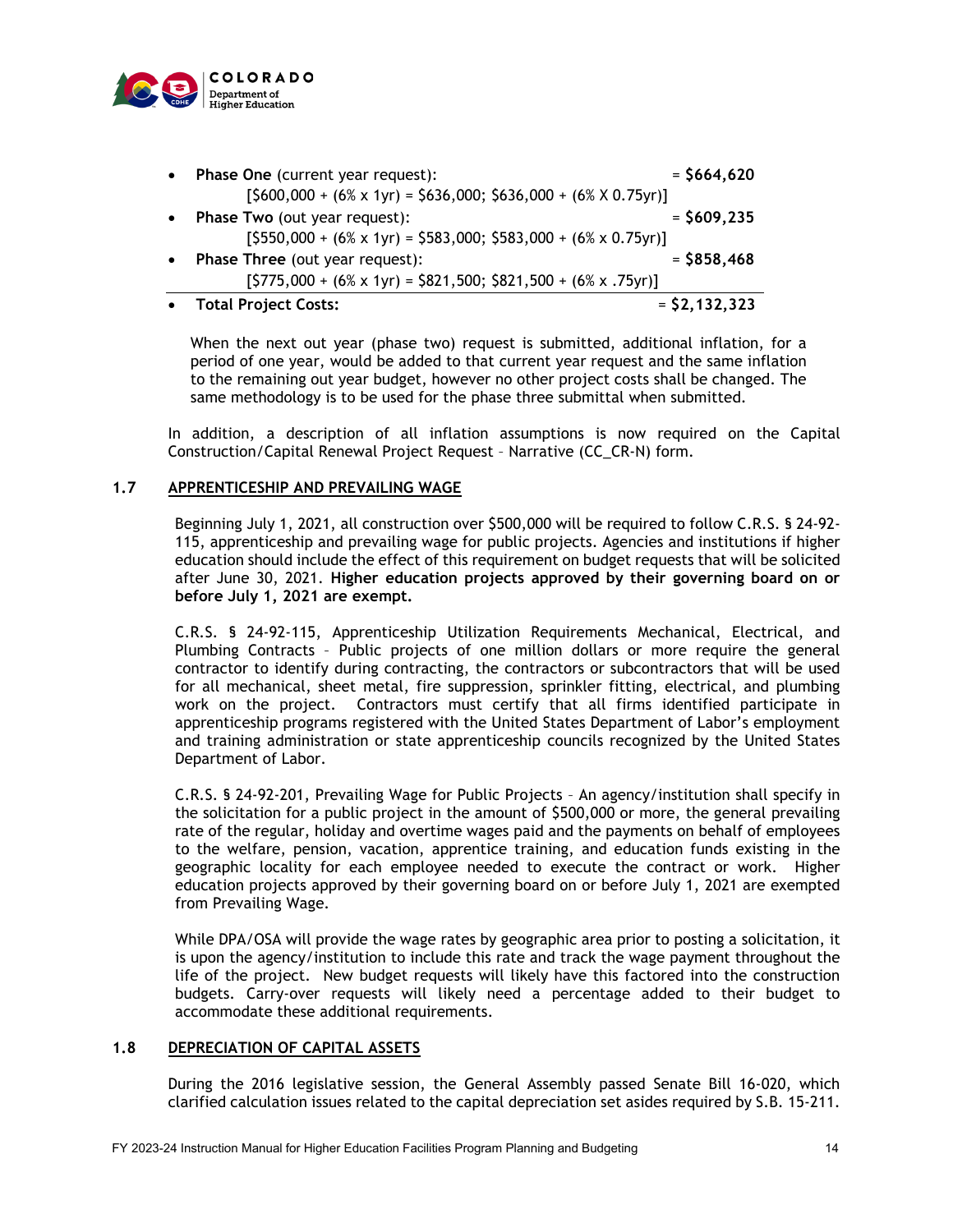- **Phase One** (current year request): = **$664,620**
  [$600,000 + (6% x 1yr) = $636,000; $636,000 + (6% X 0.75yr)]
- **Phase Two** (out year request): = **$609,235**
  [$550,000 + (6% x 1yr) = $583,000; $583,000 + (6% x 0.75yr)]
- **Phase Three** (out year request): = **$858,468**
  [$775,000 + (6% x 1yr) = $821,500; $821,500 + (6% x .75yr)]

---

- **Total Project Costs:** = **$2,132,323**

When the next out year (phase two) request is submitted, additional inflation, for a period of one year, would be added to that current year request and the same inflation to the remaining out year budget, however no other project costs shall be changed. The same methodology is to be used for the phase three submittal when submitted.

In addition, a description of all inflation assumptions is now required on the Capital Construction/Capital Renewal Project Request – Narrative (CC_CR-N) form.

## 1.7 APPRENTICESHIP AND PREVAILING WAGE

Beginning July 1, 2021, all construction over $500,000 will be required to follow C.R.S. § 24-92-115, apprenticeship and prevailing wage for public projects. Agencies and institutions if higher education should include the effect of this requirement on budget requests that will be solicited after June 30, 2021. **Higher education projects approved by their governing board on or before July 1, 2021 are exempt.**

C.R.S. § 24-92-115, Apprenticeship Utilization Requirements Mechanical, Electrical, and Plumbing Contracts – Public projects of one million dollars or more require the general contractor to identify during contracting, the contractors or subcontractors that will be used for all mechanical, sheet metal, fire suppression, sprinkler fitting, electrical, and plumbing work on the project. Contractors must certify that all firms identified participate in apprenticeship programs registered with the United States Department of Labor's employment and training administration or state apprenticeship councils recognized by the United States Department of Labor.

C.R.S. § 24-92-201, Prevailing Wage for Public Projects – An agency/institution shall specify in the solicitation for a public project in the amount of $500,000 or more, the general prevailing rate of the regular, holiday and overtime wages paid and the payments on behalf of employees to the welfare, pension, vacation, apprentice training, and education funds existing in the geographic locality for each employee needed to execute the contract or work. Higher education projects approved by their governing board on or before July 1, 2021 are exempted from Prevailing Wage.

While DPA/OSA will provide the wage rates by geographic area prior to posting a solicitation, it is upon the agency/institution to include this rate and track the wage payment throughout the life of the project. New budget requests will likely have this factored into the construction budgets. Carry-over requests will likely need a percentage added to their budget to accommodate these additional requirements.

## 1.8 DEPRECIATION OF CAPITAL ASSETS

During the 2016 legislative session, the General Assembly passed Senate Bill 16-020, which clarified calculation issues related to the capital depreciation set asides required by S.B. 15-211.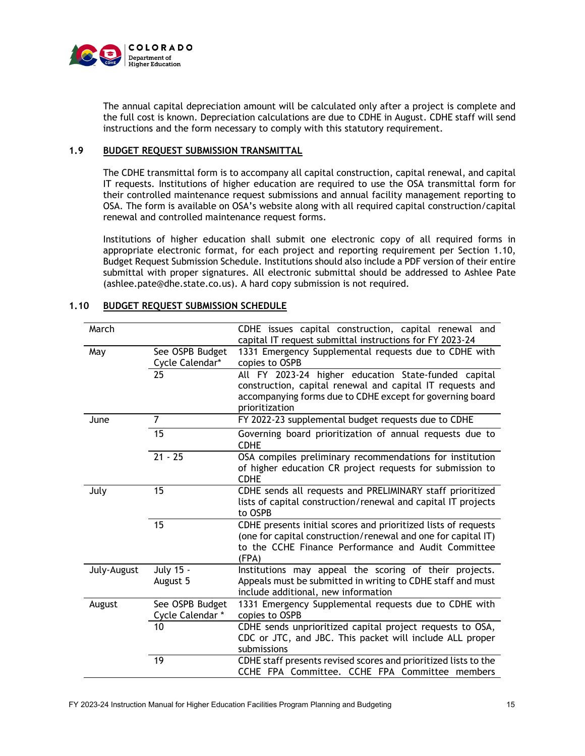The annual capital depreciation amount will be calculated only after a project is complete and the full cost is known. Depreciation calculations are due to CDHE in August. CDHE staff will send instructions and the form necessary to comply with this statutory requirement.

## 1.9 BUDGET REQUEST SUBMISSION TRANSMITTAL

The CDHE transmittal form is to accompany all capital construction, capital renewal, and capital IT requests. Institutions of higher education are required to use the OSA transmittal form for their controlled maintenance request submissions and annual facility management reporting to OSA. The form is available on OSA's website along with all required capital construction/capital renewal and controlled maintenance request forms.

Institutions of higher education shall submit one electronic copy of all required forms in appropriate electronic format, for each project and reporting requirement per Section 1.10, Budget Request Submission Schedule. Institutions should also include a PDF version of their entire submittal with proper signatures. All electronic submittal should be addressed to Ashlee Pate (ashlee.pate@dhe.state.co.us). A hard copy submission is not required.

## 1.10 BUDGET REQUEST SUBMISSION SCHEDULE

| Month | Date | Activity |
|---|---|---|
| March | | CDHE issues capital construction, capital renewal and capital IT request submittal instructions for FY 2023-24 |
| May | See OSPB Budget Cycle Calendar* | 1331 Emergency Supplemental requests due to CDHE with copies to OSPB |
| | 25 | All FY 2023-24 higher education State-funded capital construction, capital renewal and capital IT requests and accompanying forms due to CDHE except for governing board prioritization |
| June | 7 | FY 2022-23 supplemental budget requests due to CDHE |
| | 15 | Governing board prioritization of annual requests due to CDHE |
| | 21 - 25 | OSA compiles preliminary recommendations for institution of higher education CR project requests for submission to CDHE |
| July | 15 | CDHE sends all requests and PRELIMINARY staff prioritized lists of capital construction/renewal and capital IT projects to OSPB |
| | 15 | CDHE presents initial scores and prioritized lists of requests (one for capital construction/renewal and one for capital IT) to the CCHE Finance Performance and Audit Committee (FPA) |
| July-August | July 15 - August 5 | Institutions may appeal the scoring of their projects. Appeals must be submitted in writing to CDHE staff and must include additional, new information |
| August | See OSPB Budget Cycle Calendar * | 1331 Emergency Supplemental requests due to CDHE with copies to OSPB |
| | 10 | CDHE sends unprioritized capital project requests to OSA, CDC or JTC, and JBC. This packet will include ALL proper submissions |
| | 19 | CDHE staff presents revised scores and prioritized lists to the CCHE FPA Committee. CCHE FPA Committee members |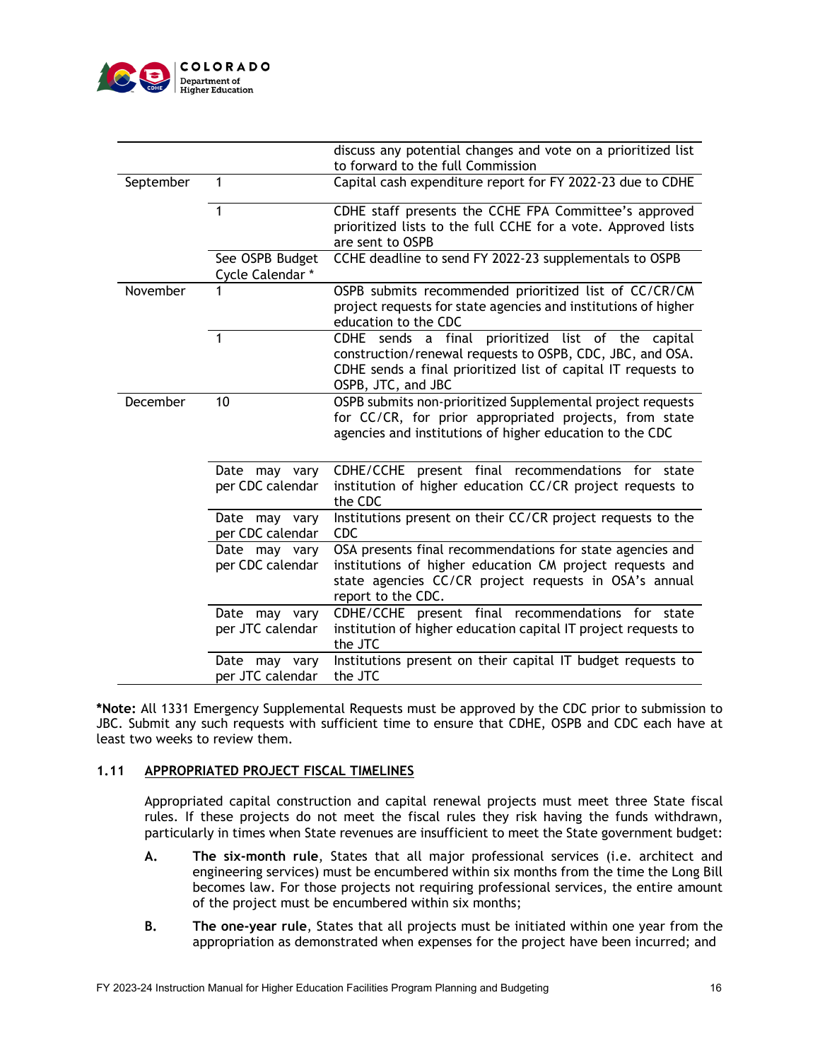| | | |
|---|---|---|
| | | discuss any potential changes and vote on a prioritized list to forward to the full Commission |
| September | 1 | Capital cash expenditure report for FY 2022-23 due to CDHE |
| | 1 | CDHE staff presents the CCHE FPA Committee's approved prioritized lists to the full CCHE for a vote. Approved lists are sent to OSPB |
| | See OSPB Budget Cycle Calendar * | CCHE deadline to send FY 2022-23 supplementals to OSPB |
| November | 1 | OSPB submits recommended prioritized list of CC/CR/CM project requests for state agencies and institutions of higher education to the CDC |
| | 1 | CDHE sends a final prioritized list of the capital construction/renewal requests to OSPB, CDC, JBC, and OSA. CDHE sends a final prioritized list of capital IT requests to OSPB, JTC, and JBC |
| December | 10 | OSPB submits non-prioritized Supplemental project requests for CC/CR, for prior appropriated projects, from state agencies and institutions of higher education to the CDC |
| | Date may vary per CDC calendar | CDHE/CCHE present final recommendations for state institution of higher education CC/CR project requests to the CDC |
| | Date may vary per CDC calendar | Institutions present on their CC/CR project requests to the CDC |
| | Date may vary per CDC calendar | OSA presents final recommendations for state agencies and institutions of higher education CM project requests and state agencies CC/CR project requests in OSA's annual report to the CDC. |
| | Date may vary per JTC calendar | CDHE/CCHE present final recommendations for state institution of higher education capital IT project requests to the JTC |
| | Date may vary per JTC calendar | Institutions present on their capital IT budget requests to the JTC |

***Note:** All 1331 Emergency Supplemental Requests must be approved by the CDC prior to submission to JBC. Submit any such requests with sufficient time to ensure that CDHE, OSPB and CDC each have at least two weeks to review them.

### 1.11 APPROPRIATED PROJECT FISCAL TIMELINES

Appropriated capital construction and capital renewal projects must meet three State fiscal rules. If these projects do not meet the fiscal rules they risk having the funds withdrawn, particularly in times when State revenues are insufficient to meet the State government budget:

**A.** **The six-month rule**, States that all major professional services (i.e. architect and engineering services) must be encumbered within six months from the time the Long Bill becomes law. For those projects not requiring professional services, the entire amount of the project must be encumbered within six months;

**B.** **The one-year rule**, States that all projects must be initiated within one year from the appropriation as demonstrated when expenses for the project have been incurred; and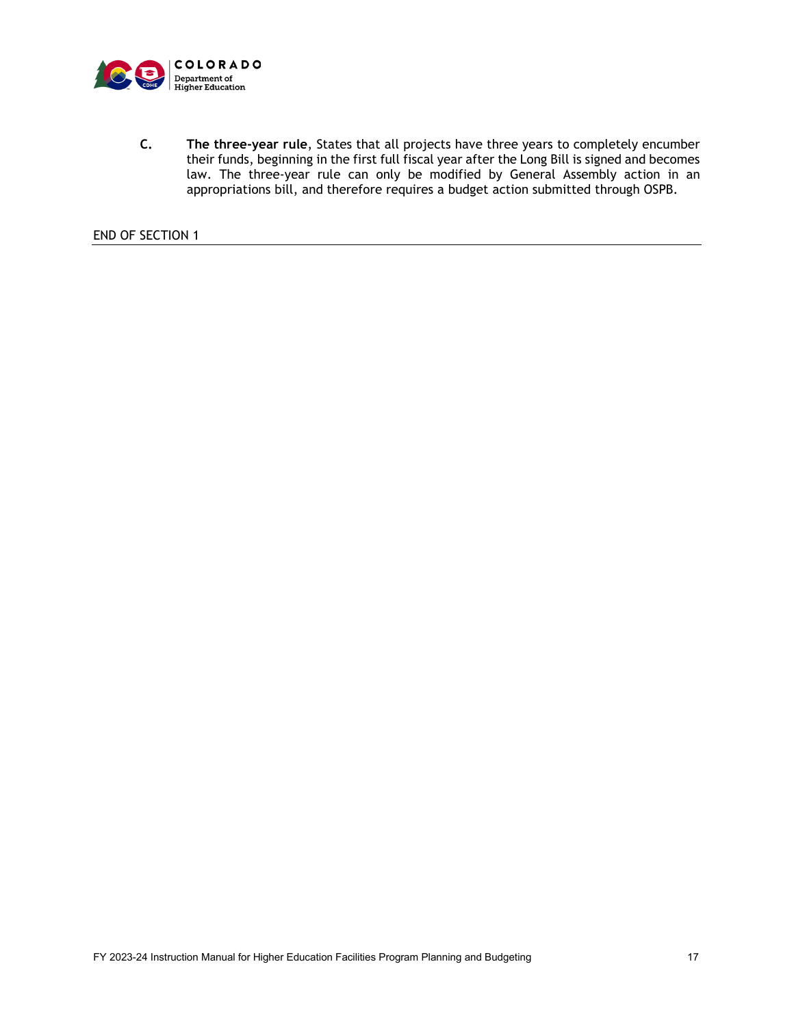C. **The three-year rule**, States that all projects have three years to completely encumber their funds, beginning in the first full fiscal year after the Long Bill is signed and becomes law. The three-year rule can only be modified by General Assembly action in an appropriations bill, and therefore requires a budget action submitted through OSPB.

END OF SECTION 1

---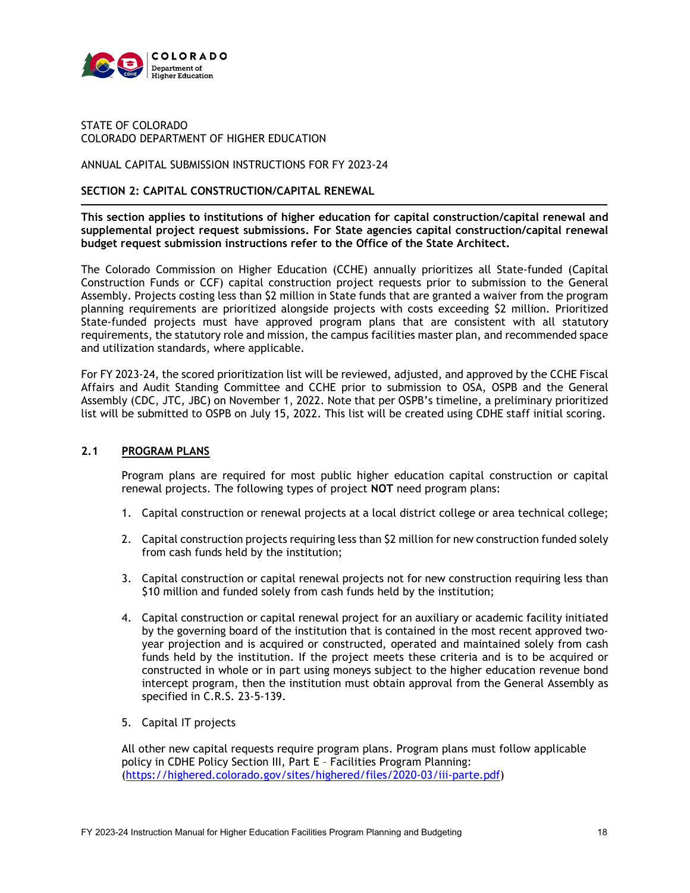STATE OF COLORADO
COLORADO DEPARTMENT OF HIGHER EDUCATION

ANNUAL CAPITAL SUBMISSION INSTRUCTIONS FOR FY 2023-24

## SECTION 2: CAPITAL CONSTRUCTION/CAPITAL RENEWAL

**This section applies to institutions of higher education for capital construction/capital renewal and supplemental project request submissions. For State agencies capital construction/capital renewal budget request submission instructions refer to the Office of the State Architect.**

The Colorado Commission on Higher Education (CCHE) annually prioritizes all State-funded (Capital Construction Funds or CCF) capital construction project requests prior to submission to the General Assembly. Projects costing less than $2 million in State funds that are granted a waiver from the program planning requirements are prioritized alongside projects with costs exceeding $2 million. Prioritized State-funded projects must have approved program plans that are consistent with all statutory requirements, the statutory role and mission, the campus facilities master plan, and recommended space and utilization standards, where applicable.

For FY 2023-24, the scored prioritization list will be reviewed, adjusted, and approved by the CCHE Fiscal Affairs and Audit Standing Committee and CCHE prior to submission to OSA, OSPB and the General Assembly (CDC, JTC, JBC) on November 1, 2022. Note that per OSPB's timeline, a preliminary prioritized list will be submitted to OSPB on July 15, 2022. This list will be created using CDHE staff initial scoring.

### 2.1 PROGRAM PLANS

Program plans are required for most public higher education capital construction or capital renewal projects. The following types of project **NOT** need program plans:

1. Capital construction or renewal projects at a local district college or area technical college;
2. Capital construction projects requiring less than $2 million for new construction funded solely from cash funds held by the institution;
3. Capital construction or capital renewal projects not for new construction requiring less than $10 million and funded solely from cash funds held by the institution;
4. Capital construction or capital renewal project for an auxiliary or academic facility initiated by the governing board of the institution that is contained in the most recent approved two-year projection and is acquired or constructed, operated and maintained solely from cash funds held by the institution. If the project meets these criteria and is to be acquired or constructed in whole or in part using moneys subject to the higher education revenue bond intercept program, then the institution must obtain approval from the General Assembly as specified in C.R.S. 23-5-139.
5. Capital IT projects

All other new capital requests require program plans. Program plans must follow applicable policy in CDHE Policy Section III, Part E – Facilities Program Planning: (https://highered.colorado.gov/sites/highered/files/2020-03/iii-parte.pdf)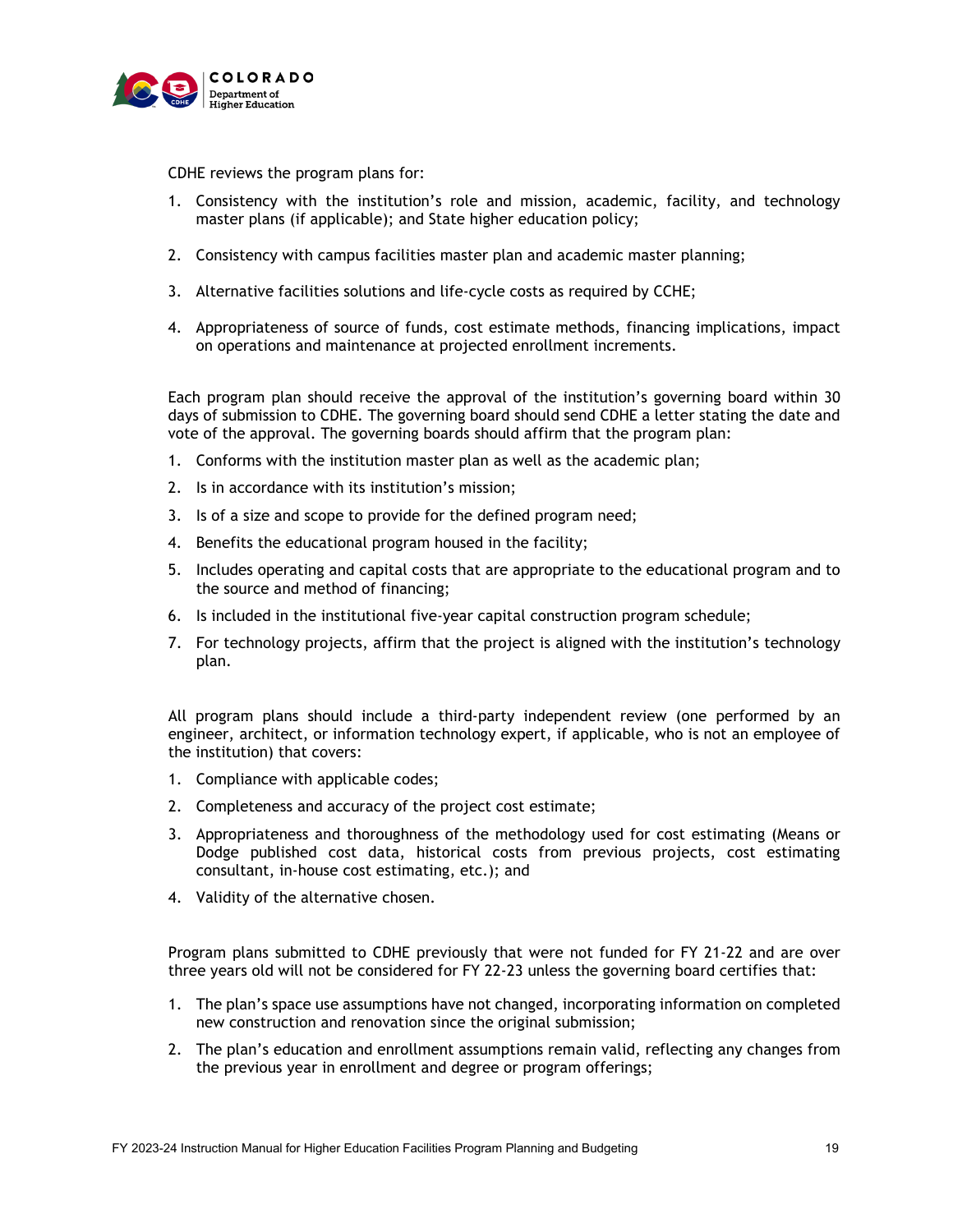CDHE reviews the program plans for:

1. Consistency with the institution's role and mission, academic, facility, and technology master plans (if applicable); and State higher education policy;

2. Consistency with campus facilities master plan and academic master planning;

3. Alternative facilities solutions and life-cycle costs as required by CCHE;

4. Appropriateness of source of funds, cost estimate methods, financing implications, impact on operations and maintenance at projected enrollment increments.

Each program plan should receive the approval of the institution's governing board within 30 days of submission to CDHE. The governing board should send CDHE a letter stating the date and vote of the approval. The governing boards should affirm that the program plan:

1. Conforms with the institution master plan as well as the academic plan;
2. Is in accordance with its institution's mission;
3. Is of a size and scope to provide for the defined program need;
4. Benefits the educational program housed in the facility;
5. Includes operating and capital costs that are appropriate to the educational program and to the source and method of financing;
6. Is included in the institutional five-year capital construction program schedule;
7. For technology projects, affirm that the project is aligned with the institution's technology plan.

All program plans should include a third-party independent review (one performed by an engineer, architect, or information technology expert, if applicable, who is not an employee of the institution) that covers:

1. Compliance with applicable codes;
2. Completeness and accuracy of the project cost estimate;
3. Appropriateness and thoroughness of the methodology used for cost estimating (Means or Dodge published cost data, historical costs from previous projects, cost estimating consultant, in-house cost estimating, etc.); and
4. Validity of the alternative chosen.

Program plans submitted to CDHE previously that were not funded for FY 21-22 and are over three years old will not be considered for FY 22-23 unless the governing board certifies that:

1. The plan's space use assumptions have not changed, incorporating information on completed new construction and renovation since the original submission;
2. The plan's education and enrollment assumptions remain valid, reflecting any changes from the previous year in enrollment and degree or program offerings;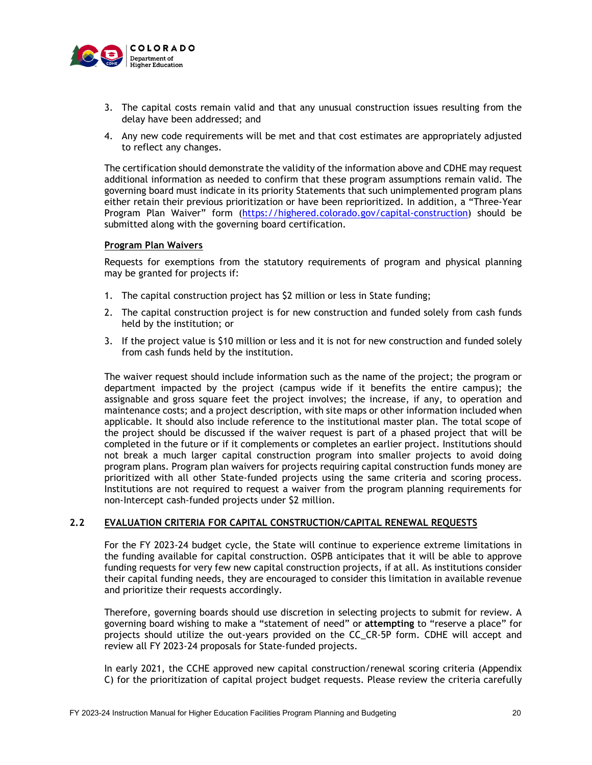3. The capital costs remain valid and that any unusual construction issues resulting from the delay have been addressed; and
4. Any new code requirements will be met and that cost estimates are appropriately adjusted to reflect any changes.

The certification should demonstrate the validity of the information above and CDHE may request additional information as needed to confirm that these program assumptions remain valid. The governing board must indicate in its priority Statements that such unimplemented program plans either retain their previous prioritization or have been reprioritized. In addition, a "Three-Year Program Plan Waiver" form (https://highered.colorado.gov/capital-construction) should be submitted along with the governing board certification.

**Program Plan Waivers**

Requests for exemptions from the statutory requirements of program and physical planning may be granted for projects if:

1. The capital construction project has $2 million or less in State funding;
2. The capital construction project is for new construction and funded solely from cash funds held by the institution; or
3. If the project value is $10 million or less and it is not for new construction and funded solely from cash funds held by the institution.

The waiver request should include information such as the name of the project; the program or department impacted by the project (campus wide if it benefits the entire campus); the assignable and gross square feet the project involves; the increase, if any, to operation and maintenance costs; and a project description, with site maps or other information included when applicable. It should also include reference to the institutional master plan. The total scope of the project should be discussed if the waiver request is part of a phased project that will be completed in the future or if it complements or completes an earlier project. Institutions should not break a much larger capital construction program into smaller projects to avoid doing program plans. Program plan waivers for projects requiring capital construction funds money are prioritized with all other State-funded projects using the same criteria and scoring process. Institutions are not required to request a waiver from the program planning requirements for non-Intercept cash-funded projects under $2 million.

## 2.2 EVALUATION CRITERIA FOR CAPITAL CONSTRUCTION/CAPITAL RENEWAL REQUESTS

For the FY 2023-24 budget cycle, the State will continue to experience extreme limitations in the funding available for capital construction. OSPB anticipates that it will be able to approve funding requests for very few new capital construction projects, if at all. As institutions consider their capital funding needs, they are encouraged to consider this limitation in available revenue and prioritize their requests accordingly.

Therefore, governing boards should use discretion in selecting projects to submit for review. A governing board wishing to make a "statement of need" or **attempting** to "reserve a place" for projects should utilize the out-years provided on the CC_CR-5P form. CDHE will accept and review all FY 2023-24 proposals for State-funded projects.

In early 2021, the CCHE approved new capital construction/renewal scoring criteria (Appendix C) for the prioritization of capital project budget requests. Please review the criteria carefully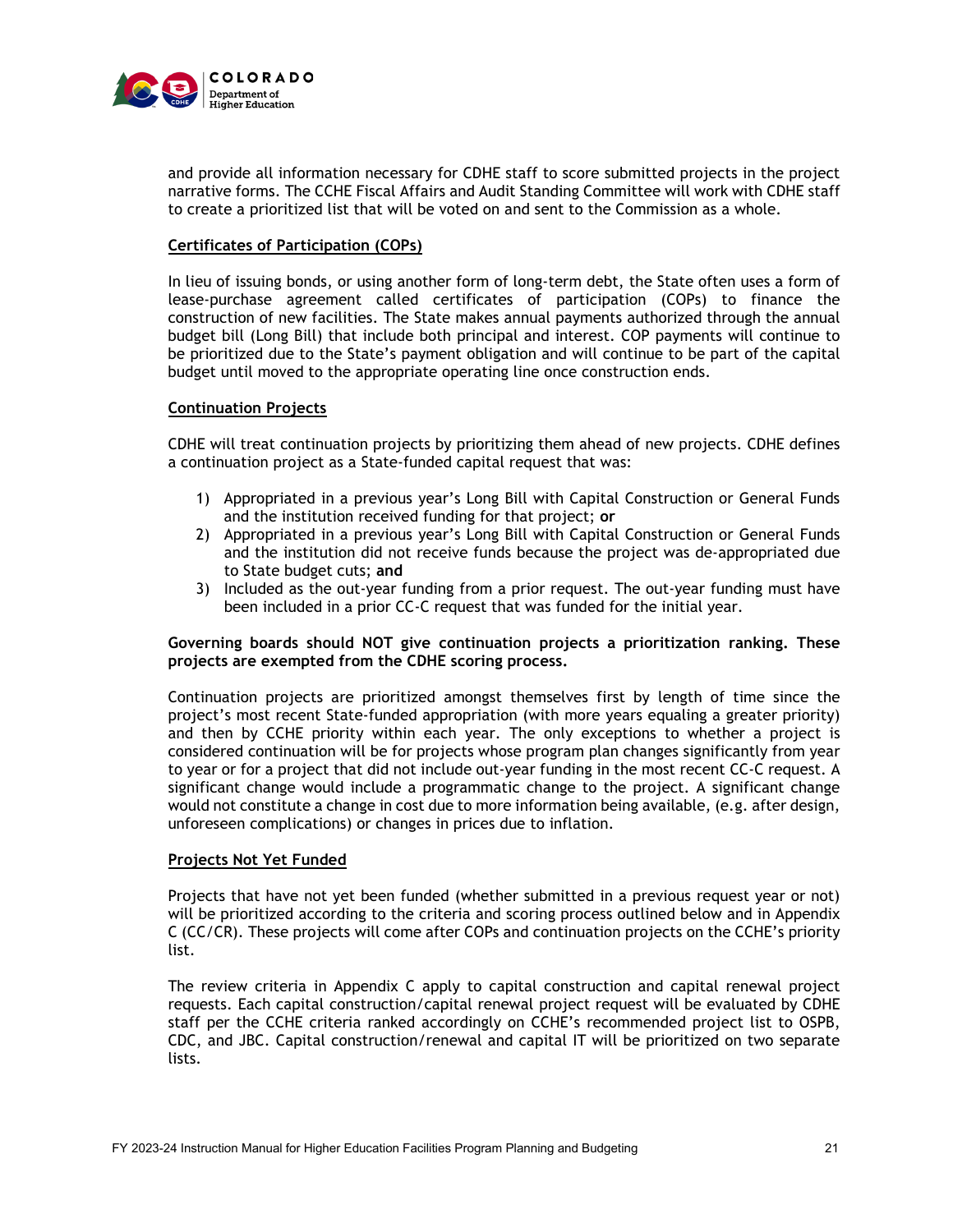and provide all information necessary for CDHE staff to score submitted projects in the project narrative forms. The CCHE Fiscal Affairs and Audit Standing Committee will work with CDHE staff to create a prioritized list that will be voted on and sent to the Commission as a whole.

### Certificates of Participation (COPs)

In lieu of issuing bonds, or using another form of long-term debt, the State often uses a form of lease-purchase agreement called certificates of participation (COPs) to finance the construction of new facilities. The State makes annual payments authorized through the annual budget bill (Long Bill) that include both principal and interest. COP payments will continue to be prioritized due to the State's payment obligation and will continue to be part of the capital budget until moved to the appropriate operating line once construction ends.

### Continuation Projects

CDHE will treat continuation projects by prioritizing them ahead of new projects. CDHE defines a continuation project as a State-funded capital request that was:

1) Appropriated in a previous year's Long Bill with Capital Construction or General Funds and the institution received funding for that project; **or**
2) Appropriated in a previous year's Long Bill with Capital Construction or General Funds and the institution did not receive funds because the project was de-appropriated due to State budget cuts; **and**
3) Included as the out-year funding from a prior request. The out-year funding must have been included in a prior CC-C request that was funded for the initial year.

**Governing boards should NOT give continuation projects a prioritization ranking. These projects are exempted from the CDHE scoring process.**

Continuation projects are prioritized amongst themselves first by length of time since the project's most recent State-funded appropriation (with more years equaling a greater priority) and then by CCHE priority within each year. The only exceptions to whether a project is considered continuation will be for projects whose program plan changes significantly from year to year or for a project that did not include out-year funding in the most recent CC-C request. A significant change would include a programmatic change to the project. A significant change would not constitute a change in cost due to more information being available, (e.g. after design, unforeseen complications) or changes in prices due to inflation.

### Projects Not Yet Funded

Projects that have not yet been funded (whether submitted in a previous request year or not) will be prioritized according to the criteria and scoring process outlined below and in Appendix C (CC/CR). These projects will come after COPs and continuation projects on the CCHE's priority list.

The review criteria in Appendix C apply to capital construction and capital renewal project requests. Each capital construction/capital renewal project request will be evaluated by CDHE staff per the CCHE criteria ranked accordingly on CCHE's recommended project list to OSPB, CDC, and JBC. Capital construction/renewal and capital IT will be prioritized on two separate lists.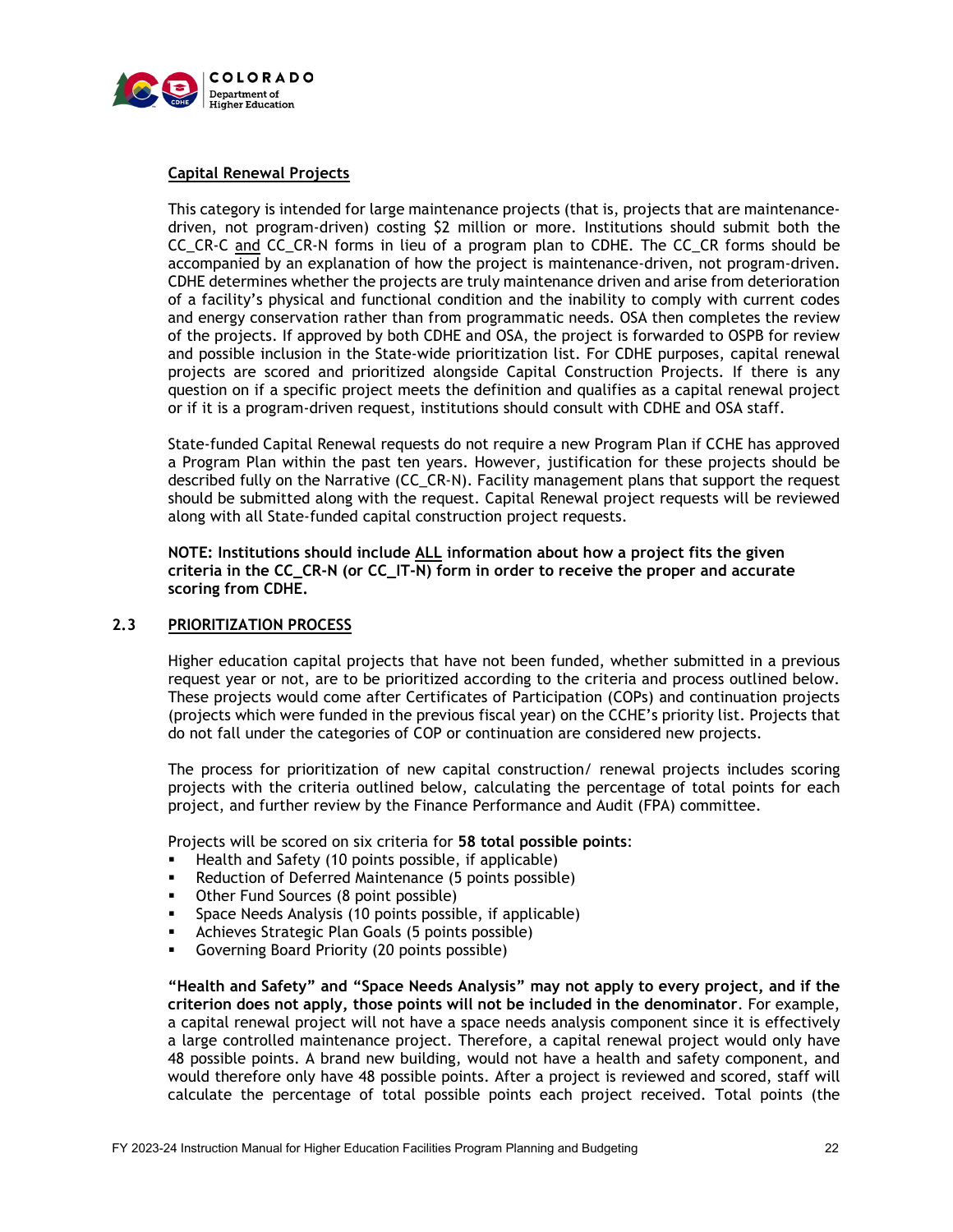### Capital Renewal Projects

This category is intended for large maintenance projects (that is, projects that are maintenance-driven, not program-driven) costing $2 million or more. Institutions should submit both the CC_CR-C and CC_CR-N forms in lieu of a program plan to CDHE. The CC_CR forms should be accompanied by an explanation of how the project is maintenance-driven, not program-driven. CDHE determines whether the projects are truly maintenance driven and arise from deterioration of a facility's physical and functional condition and the inability to comply with current codes and energy conservation rather than from programmatic needs. OSA then completes the review of the projects. If approved by both CDHE and OSA, the project is forwarded to OSPB for review and possible inclusion in the State-wide prioritization list. For CDHE purposes, capital renewal projects are scored and prioritized alongside Capital Construction Projects. If there is any question on if a specific project meets the definition and qualifies as a capital renewal project or if it is a program-driven request, institutions should consult with CDHE and OSA staff.

State-funded Capital Renewal requests do not require a new Program Plan if CCHE has approved a Program Plan within the past ten years. However, justification for these projects should be described fully on the Narrative (CC_CR-N). Facility management plans that support the request should be submitted along with the request. Capital Renewal project requests will be reviewed along with all State-funded capital construction project requests.

**NOTE: Institutions should include ALL information about how a project fits the given criteria in the CC_CR-N (or CC_IT-N) form in order to receive the proper and accurate scoring from CDHE.**

## 2.3 PRIORITIZATION PROCESS

Higher education capital projects that have not been funded, whether submitted in a previous request year or not, are to be prioritized according to the criteria and process outlined below. These projects would come after Certificates of Participation (COPs) and continuation projects (projects which were funded in the previous fiscal year) on the CCHE's priority list. Projects that do not fall under the categories of COP or continuation are considered new projects.

The process for prioritization of new capital construction/ renewal projects includes scoring projects with the criteria outlined below, calculating the percentage of total points for each project, and further review by the Finance Performance and Audit (FPA) committee.

Projects will be scored on six criteria for **58 total possible points**:

- Health and Safety (10 points possible, if applicable)
- Reduction of Deferred Maintenance (5 points possible)
- Other Fund Sources (8 point possible)
- Space Needs Analysis (10 points possible, if applicable)
- Achieves Strategic Plan Goals (5 points possible)
- Governing Board Priority (20 points possible)

**"Health and Safety" and "Space Needs Analysis" may not apply to every project, and if the criterion does not apply, those points will not be included in the denominator**. For example, a capital renewal project will not have a space needs analysis component since it is effectively a large controlled maintenance project. Therefore, a capital renewal project would only have 48 possible points. A brand new building, would not have a health and safety component, and would therefore only have 48 possible points. After a project is reviewed and scored, staff will calculate the percentage of total possible points each project received. Total points (the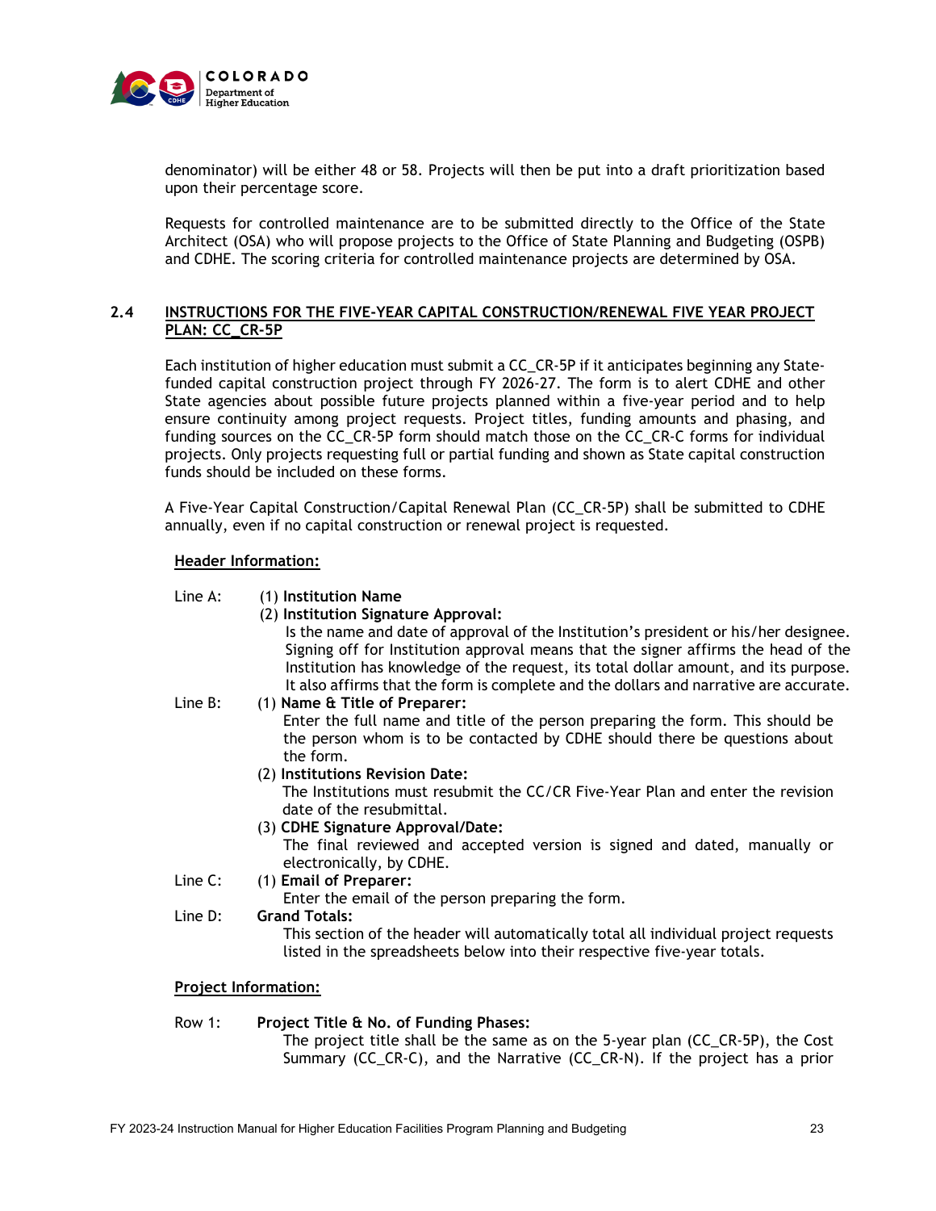denominator) will be either 48 or 58. Projects will then be put into a draft prioritization based upon their percentage score.

Requests for controlled maintenance are to be submitted directly to the Office of the State Architect (OSA) who will propose projects to the Office of State Planning and Budgeting (OSPB) and CDHE. The scoring criteria for controlled maintenance projects are determined by OSA.

## 2.4 INSTRUCTIONS FOR THE FIVE-YEAR CAPITAL CONSTRUCTION/RENEWAL FIVE YEAR PROJECT PLAN: CC_CR-5P

Each institution of higher education must submit a CC_CR-5P if it anticipates beginning any State-funded capital construction project through FY 2026-27. The form is to alert CDHE and other State agencies about possible future projects planned within a five-year period and to help ensure continuity among project requests. Project titles, funding amounts and phasing, and funding sources on the CC_CR-5P form should match those on the CC_CR-C forms for individual projects. Only projects requesting full or partial funding and shown as State capital construction funds should be included on these forms.

A Five-Year Capital Construction/Capital Renewal Plan (CC_CR-5P) shall be submitted to CDHE annually, even if no capital construction or renewal project is requested.

**Header Information:**

Line A: (1) **Institution Name**

(2) **Institution Signature Approval:**
Is the name and date of approval of the Institution's president or his/her designee. Signing off for Institution approval means that the signer affirms the head of the Institution has knowledge of the request, its total dollar amount, and its purpose. It also affirms that the form is complete and the dollars and narrative are accurate.

Line B: (1) **Name & Title of Preparer:**
Enter the full name and title of the person preparing the form. This should be the person whom is to be contacted by CDHE should there be questions about the form.

(2) **Institutions Revision Date:**
The Institutions must resubmit the CC/CR Five-Year Plan and enter the revision date of the resubmittal.

(3) **CDHE Signature Approval/Date:**
The final reviewed and accepted version is signed and dated, manually or electronically, by CDHE.

Line C: (1) **Email of Preparer:**
Enter the email of the person preparing the form.

Line D: **Grand Totals:**
This section of the header will automatically total all individual project requests listed in the spreadsheets below into their respective five-year totals.

**Project Information:**

Row 1: **Project Title & No. of Funding Phases:**
The project title shall be the same as on the 5-year plan (CC_CR-5P), the Cost Summary (CC_CR-C), and the Narrative (CC_CR-N). If the project has a prior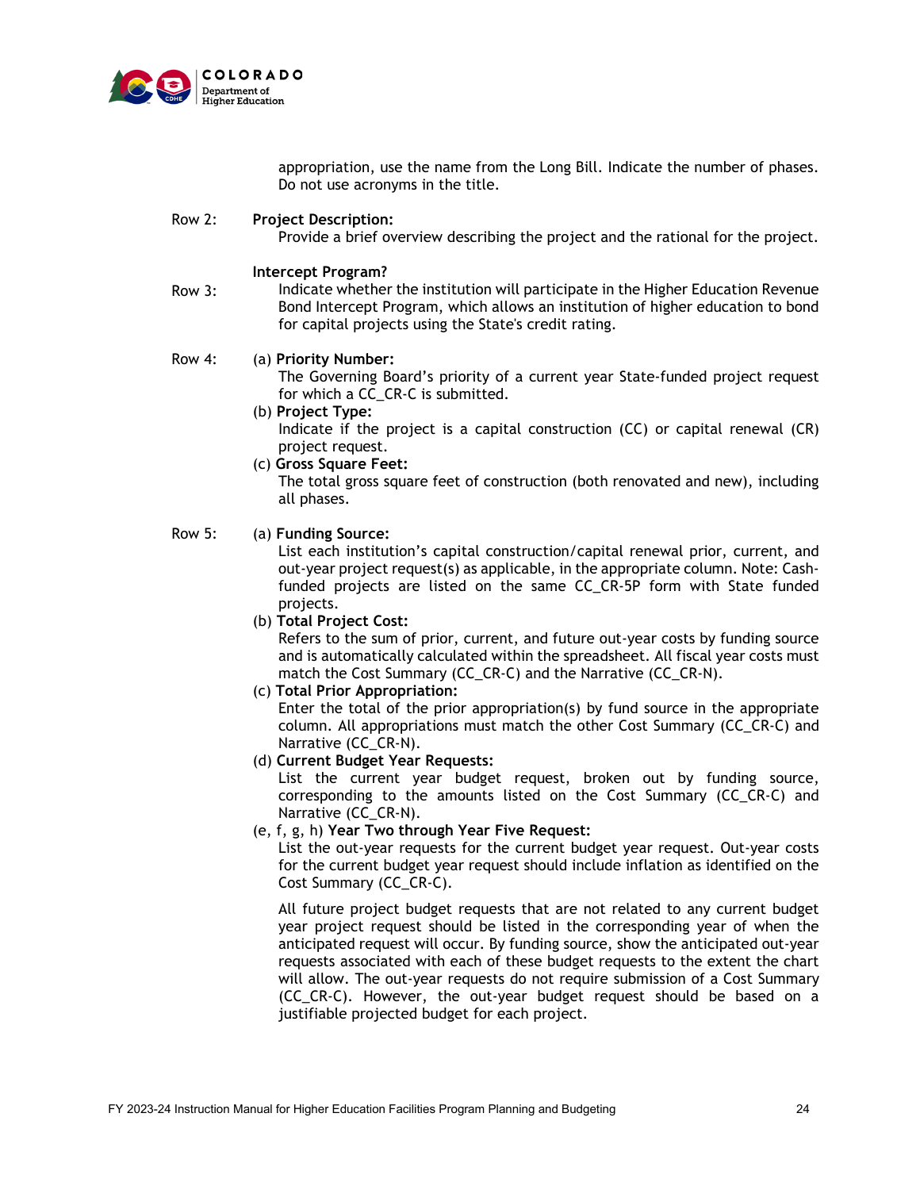appropriation, use the name from the Long Bill. Indicate the number of phases. Do not use acronyms in the title.

Row 2: **Project Description:**

Provide a brief overview describing the project and the rational for the project.

Row 3: **Intercept Program?**

Indicate whether the institution will participate in the Higher Education Revenue Bond Intercept Program, which allows an institution of higher education to bond for capital projects using the State's credit rating.

Row 4: (a) **Priority Number:**

The Governing Board's priority of a current year State-funded project request for which a CC_CR-C is submitted.

(b) **Project Type:**

Indicate if the project is a capital construction (CC) or capital renewal (CR) project request.

(c) **Gross Square Feet:**

The total gross square feet of construction (both renovated and new), including all phases.

Row 5: (a) **Funding Source:**

List each institution's capital construction/capital renewal prior, current, and out-year project request(s) as applicable, in the appropriate column. Note: Cash-funded projects are listed on the same CC_CR-5P form with State funded projects.

(b) **Total Project Cost:**

Refers to the sum of prior, current, and future out-year costs by funding source and is automatically calculated within the spreadsheet. All fiscal year costs must match the Cost Summary (CC_CR-C) and the Narrative (CC_CR-N).

(c) **Total Prior Appropriation:**

Enter the total of the prior appropriation(s) by fund source in the appropriate column. All appropriations must match the other Cost Summary (CC_CR-C) and Narrative (CC_CR-N).

(d) **Current Budget Year Requests:**

List the current year budget request, broken out by funding source, corresponding to the amounts listed on the Cost Summary (CC_CR-C) and Narrative (CC_CR-N).

(e, f, g, h) **Year Two through Year Five Request:**

List the out-year requests for the current budget year request. Out-year costs for the current budget year request should include inflation as identified on the Cost Summary (CC_CR-C).

All future project budget requests that are not related to any current budget year project request should be listed in the corresponding year of when the anticipated request will occur. By funding source, show the anticipated out-year requests associated with each of these budget requests to the extent the chart will allow. The out-year requests do not require submission of a Cost Summary (CC_CR-C). However, the out-year budget request should be based on a justifiable projected budget for each project.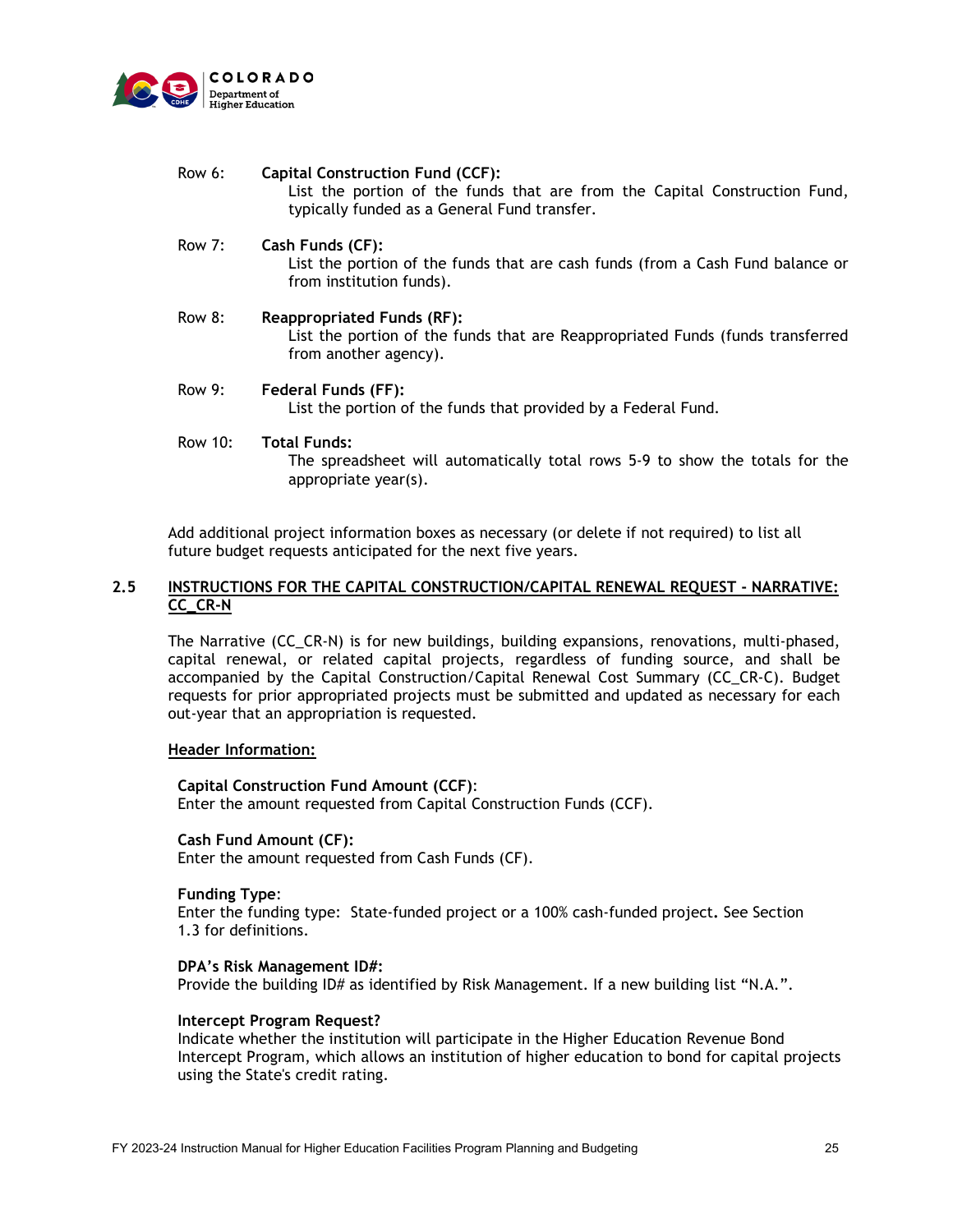Row 6: **Capital Construction Fund (CCF):**
List the portion of the funds that are from the Capital Construction Fund, typically funded as a General Fund transfer.

Row 7: **Cash Funds (CF):**
List the portion of the funds that are cash funds (from a Cash Fund balance or from institution funds).

Row 8: **Reappropriated Funds (RF):**
List the portion of the funds that are Reappropriated Funds (funds transferred from another agency).

Row 9: **Federal Funds (FF):**
List the portion of the funds that provided by a Federal Fund.

Row 10: **Total Funds:**
The spreadsheet will automatically total rows 5-9 to show the totals for the appropriate year(s).

Add additional project information boxes as necessary (or delete if not required) to list all future budget requests anticipated for the next five years.

## 2.5 INSTRUCTIONS FOR THE CAPITAL CONSTRUCTION/CAPITAL RENEWAL REQUEST - NARRATIVE: CC_CR-N

The Narrative (CC_CR-N) is for new buildings, building expansions, renovations, multi-phased, capital renewal, or related capital projects, regardless of funding source, and shall be accompanied by the Capital Construction/Capital Renewal Cost Summary (CC_CR-C). Budget requests for prior appropriated projects must be submitted and updated as necessary for each out-year that an appropriation is requested.

**Header Information:**

**Capital Construction Fund Amount (CCF)**:
Enter the amount requested from Capital Construction Funds (CCF).

**Cash Fund Amount (CF):**
Enter the amount requested from Cash Funds (CF).

**Funding Type**:
Enter the funding type: State-funded project or a 100% cash-funded project**.** See Section 1.3 for definitions.

**DPA's Risk Management ID#:**
Provide the building ID# as identified by Risk Management. If a new building list "N.A.".

**Intercept Program Request?**
Indicate whether the institution will participate in the Higher Education Revenue Bond Intercept Program, which allows an institution of higher education to bond for capital projects using the State's credit rating.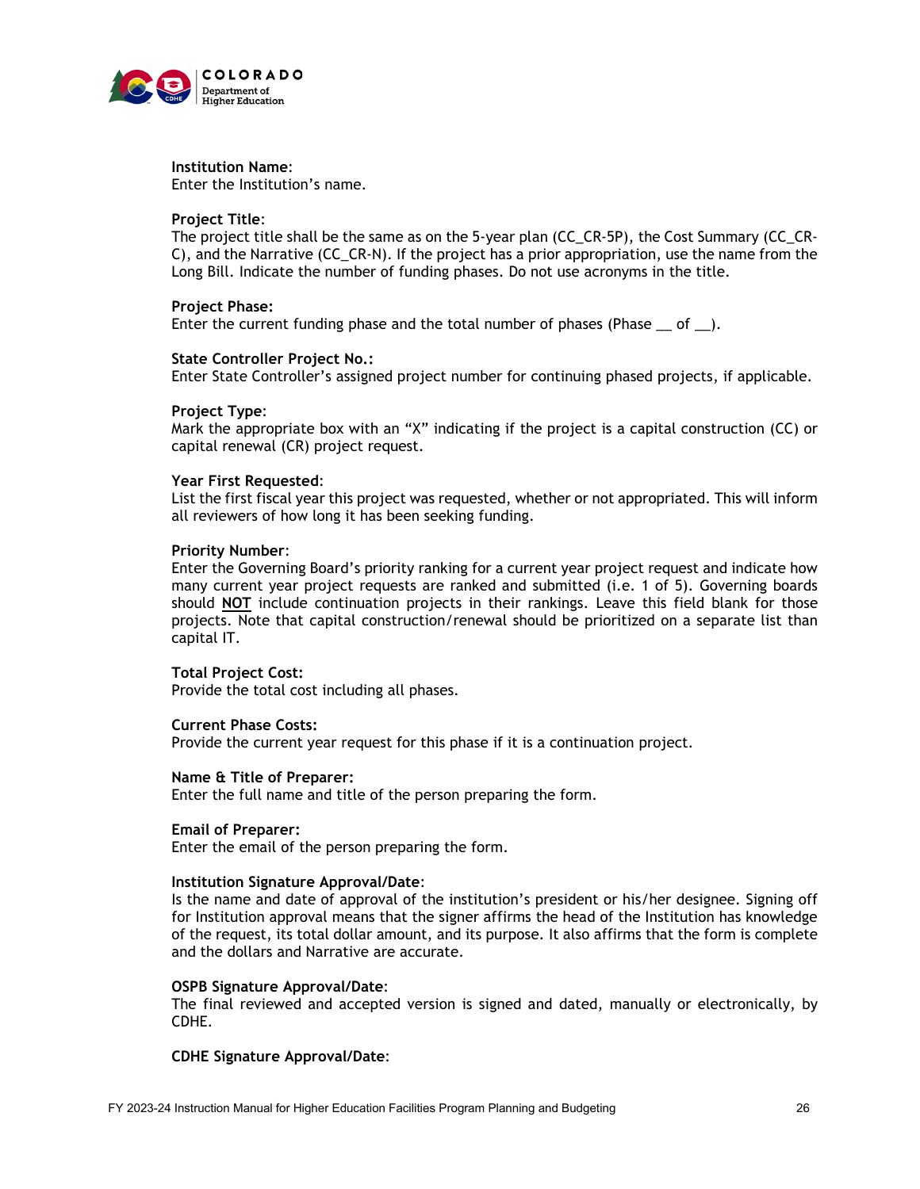**Institution Name**:
Enter the Institution's name.

**Project Title**:
The project title shall be the same as on the 5-year plan (CC_CR-5P), the Cost Summary (CC_CR-C), and the Narrative (CC_CR-N). If the project has a prior appropriation, use the name from the Long Bill. Indicate the number of funding phases. Do not use acronyms in the title.

**Project Phase:**
Enter the current funding phase and the total number of phases (Phase __ of __).

**State Controller Project No.:**
Enter State Controller's assigned project number for continuing phased projects, if applicable.

**Project Type**:
Mark the appropriate box with an "X" indicating if the project is a capital construction (CC) or capital renewal (CR) project request.

**Year First Requested**:
List the first fiscal year this project was requested, whether or not appropriated. This will inform all reviewers of how long it has been seeking funding.

**Priority Number**:
Enter the Governing Board's priority ranking for a current year project request and indicate how many current year project requests are ranked and submitted (i.e. 1 of 5). Governing boards should **NOT** include continuation projects in their rankings. Leave this field blank for those projects. Note that capital construction/renewal should be prioritized on a separate list than capital IT.

**Total Project Cost:**
Provide the total cost including all phases.

**Current Phase Costs:**
Provide the current year request for this phase if it is a continuation project.

**Name & Title of Preparer:**
Enter the full name and title of the person preparing the form.

**Email of Preparer:**
Enter the email of the person preparing the form.

**Institution Signature Approval/Date**:
Is the name and date of approval of the institution's president or his/her designee. Signing off for Institution approval means that the signer affirms the head of the Institution has knowledge of the request, its total dollar amount, and its purpose. It also affirms that the form is complete and the dollars and Narrative are accurate.

**OSPB Signature Approval/Date**:
The final reviewed and accepted version is signed and dated, manually or electronically, by CDHE.

**CDHE Signature Approval/Date**: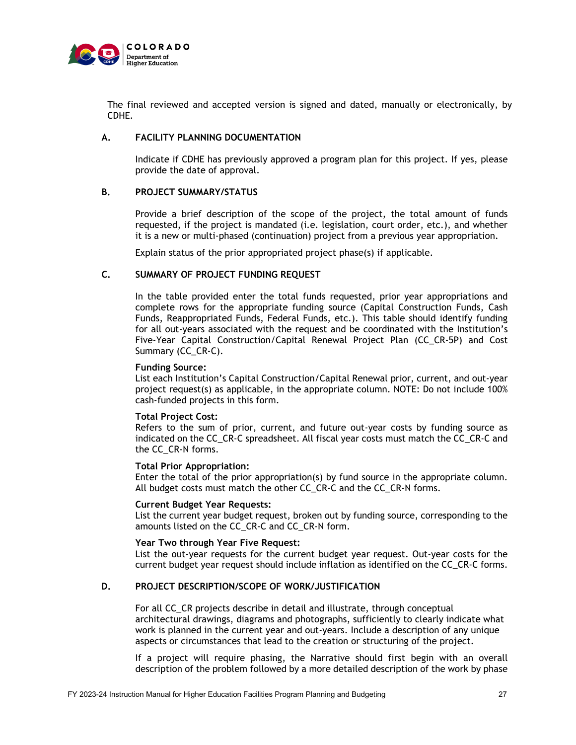The final reviewed and accepted version is signed and dated, manually or electronically, by CDHE.

### A. FACILITY PLANNING DOCUMENTATION

Indicate if CDHE has previously approved a program plan for this project. If yes, please provide the date of approval.

### B. PROJECT SUMMARY/STATUS

Provide a brief description of the scope of the project, the total amount of funds requested, if the project is mandated (i.e. legislation, court order, etc.), and whether it is a new or multi-phased (continuation) project from a previous year appropriation.

Explain status of the prior appropriated project phase(s) if applicable.

### C. SUMMARY OF PROJECT FUNDING REQUEST

In the table provided enter the total funds requested, prior year appropriations and complete rows for the appropriate funding source (Capital Construction Funds, Cash Funds, Reappropriated Funds, Federal Funds, etc.). This table should identify funding for all out-years associated with the request and be coordinated with the Institution's Five-Year Capital Construction/Capital Renewal Project Plan (CC_CR-5P) and Cost Summary (CC_CR-C).

**Funding Source:**
List each Institution's Capital Construction/Capital Renewal prior, current, and out-year project request(s) as applicable, in the appropriate column. NOTE: Do not include 100% cash-funded projects in this form.

**Total Project Cost:**
Refers to the sum of prior, current, and future out-year costs by funding source as indicated on the CC_CR-C spreadsheet. All fiscal year costs must match the CC_CR-C and the CC_CR-N forms.

**Total Prior Appropriation:**
Enter the total of the prior appropriation(s) by fund source in the appropriate column. All budget costs must match the other CC_CR-C and the CC_CR-N forms.

**Current Budget Year Requests:**
List the current year budget request, broken out by funding source, corresponding to the amounts listed on the CC_CR-C and CC_CR-N form.

**Year Two through Year Five Request:**
List the out-year requests for the current budget year request. Out-year costs for the current budget year request should include inflation as identified on the CC_CR-C forms.

### D. PROJECT DESCRIPTION/SCOPE OF WORK/JUSTIFICATION

For all CC_CR projects describe in detail and illustrate, through conceptual architectural drawings, diagrams and photographs, sufficiently to clearly indicate what work is planned in the current year and out-years. Include a description of any unique aspects or circumstances that lead to the creation or structuring of the project.

If a project will require phasing, the Narrative should first begin with an overall description of the problem followed by a more detailed description of the work by phase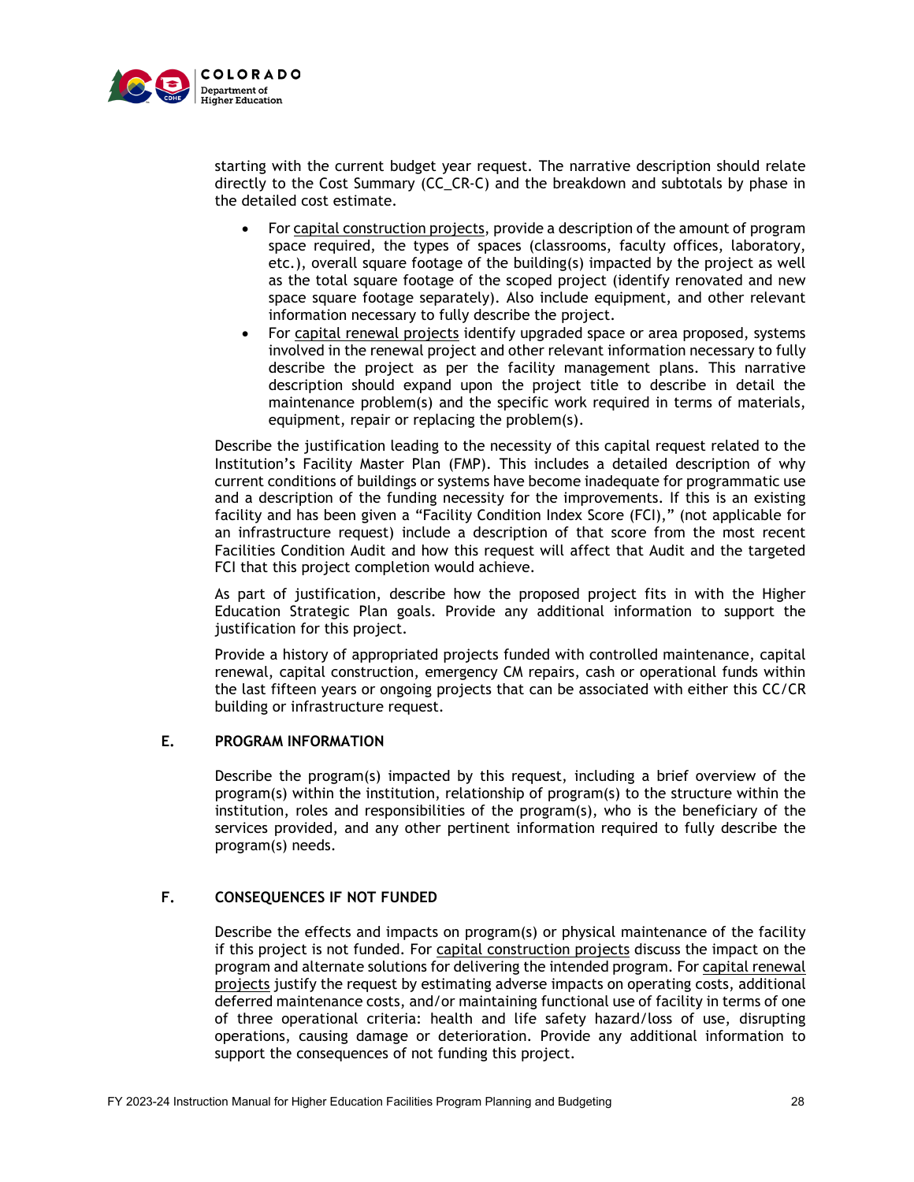starting with the current budget year request. The narrative description should relate directly to the Cost Summary (CC_CR-C) and the breakdown and subtotals by phase in the detailed cost estimate.

- For capital construction projects, provide a description of the amount of program space required, the types of spaces (classrooms, faculty offices, laboratory, etc.), overall square footage of the building(s) impacted by the project as well as the total square footage of the scoped project (identify renovated and new space square footage separately). Also include equipment, and other relevant information necessary to fully describe the project.
- For capital renewal projects identify upgraded space or area proposed, systems involved in the renewal project and other relevant information necessary to fully describe the project as per the facility management plans. This narrative description should expand upon the project title to describe in detail the maintenance problem(s) and the specific work required in terms of materials, equipment, repair or replacing the problem(s).

Describe the justification leading to the necessity of this capital request related to the Institution's Facility Master Plan (FMP). This includes a detailed description of why current conditions of buildings or systems have become inadequate for programmatic use and a description of the funding necessity for the improvements. If this is an existing facility and has been given a "Facility Condition Index Score (FCI)," (not applicable for an infrastructure request) include a description of that score from the most recent Facilities Condition Audit and how this request will affect that Audit and the targeted FCI that this project completion would achieve.

As part of justification, describe how the proposed project fits in with the Higher Education Strategic Plan goals. Provide any additional information to support the justification for this project.

Provide a history of appropriated projects funded with controlled maintenance, capital renewal, capital construction, emergency CM repairs, cash or operational funds within the last fifteen years or ongoing projects that can be associated with either this CC/CR building or infrastructure request.

## E. PROGRAM INFORMATION

Describe the program(s) impacted by this request, including a brief overview of the program(s) within the institution, relationship of program(s) to the structure within the institution, roles and responsibilities of the program(s), who is the beneficiary of the services provided, and any other pertinent information required to fully describe the program(s) needs.

## F. CONSEQUENCES IF NOT FUNDED

Describe the effects and impacts on program(s) or physical maintenance of the facility if this project is not funded. For capital construction projects discuss the impact on the program and alternate solutions for delivering the intended program. For capital renewal projects justify the request by estimating adverse impacts on operating costs, additional deferred maintenance costs, and/or maintaining functional use of facility in terms of one of three operational criteria: health and life safety hazard/loss of use, disrupting operations, causing damage or deterioration. Provide any additional information to support the consequences of not funding this project.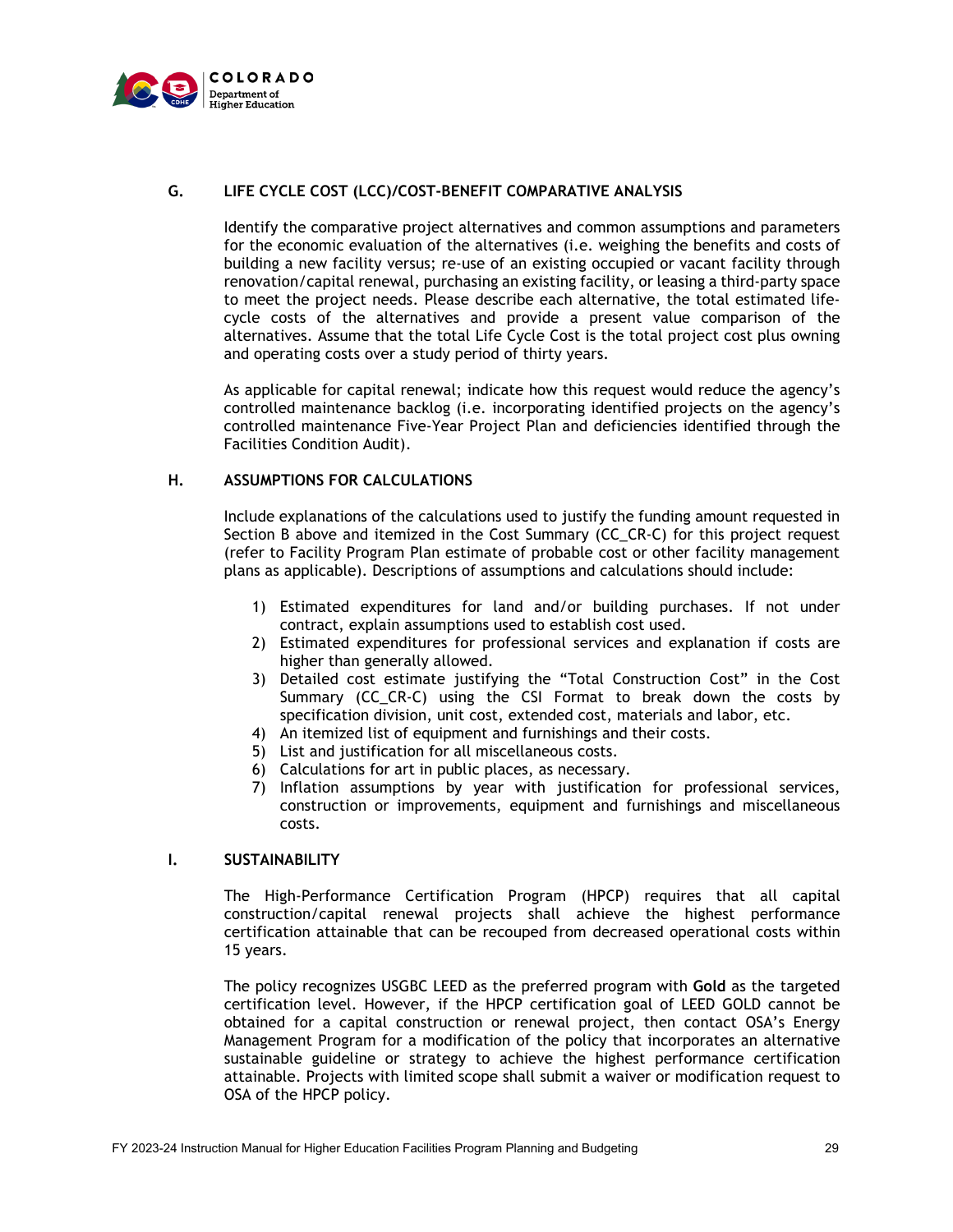### G. LIFE CYCLE COST (LCC)/COST-BENEFIT COMPARATIVE ANALYSIS

Identify the comparative project alternatives and common assumptions and parameters for the economic evaluation of the alternatives (i.e. weighing the benefits and costs of building a new facility versus; re-use of an existing occupied or vacant facility through renovation/capital renewal, purchasing an existing facility, or leasing a third-party space to meet the project needs. Please describe each alternative, the total estimated life-cycle costs of the alternatives and provide a present value comparison of the alternatives. Assume that the total Life Cycle Cost is the total project cost plus owning and operating costs over a study period of thirty years.

As applicable for capital renewal; indicate how this request would reduce the agency's controlled maintenance backlog (i.e. incorporating identified projects on the agency's controlled maintenance Five-Year Project Plan and deficiencies identified through the Facilities Condition Audit).

### H. ASSUMPTIONS FOR CALCULATIONS

Include explanations of the calculations used to justify the funding amount requested in Section B above and itemized in the Cost Summary (CC_CR-C) for this project request (refer to Facility Program Plan estimate of probable cost or other facility management plans as applicable). Descriptions of assumptions and calculations should include:

1) Estimated expenditures for land and/or building purchases. If not under contract, explain assumptions used to establish cost used.
2) Estimated expenditures for professional services and explanation if costs are higher than generally allowed.
3) Detailed cost estimate justifying the "Total Construction Cost" in the Cost Summary (CC_CR-C) using the CSI Format to break down the costs by specification division, unit cost, extended cost, materials and labor, etc.
4) An itemized list of equipment and furnishings and their costs.
5) List and justification for all miscellaneous costs.
6) Calculations for art in public places, as necessary.
7) Inflation assumptions by year with justification for professional services, construction or improvements, equipment and furnishings and miscellaneous costs.

### I. SUSTAINABILITY

The High-Performance Certification Program (HPCP) requires that all capital construction/capital renewal projects shall achieve the highest performance certification attainable that can be recouped from decreased operational costs within 15 years.

The policy recognizes USGBC LEED as the preferred program with **Gold** as the targeted certification level. However, if the HPCP certification goal of LEED GOLD cannot be obtained for a capital construction or renewal project, then contact OSA's Energy Management Program for a modification of the policy that incorporates an alternative sustainable guideline or strategy to achieve the highest performance certification attainable. Projects with limited scope shall submit a waiver or modification request to OSA of the HPCP policy.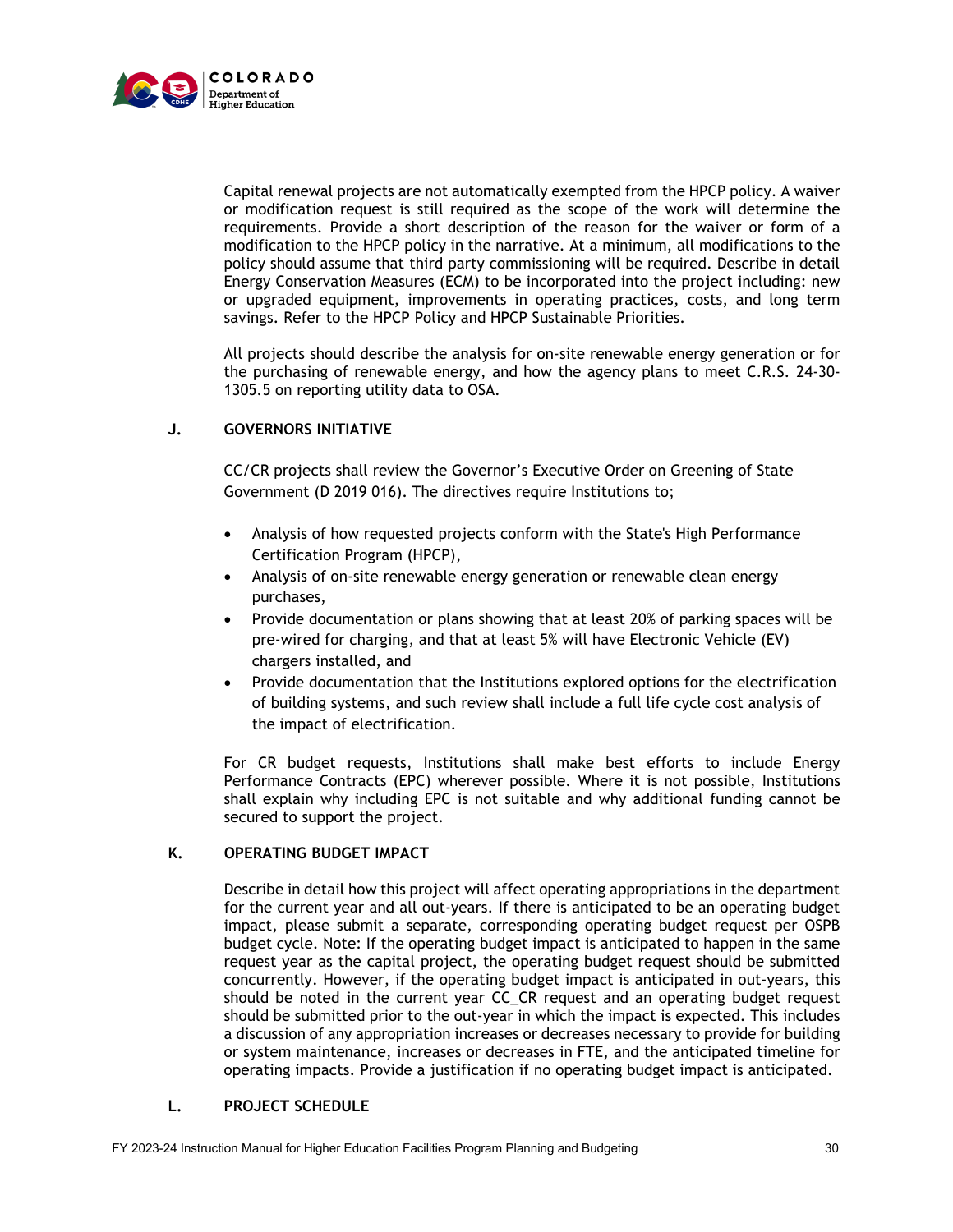Capital renewal projects are not automatically exempted from the HPCP policy. A waiver or modification request is still required as the scope of the work will determine the requirements. Provide a short description of the reason for the waiver or form of a modification to the HPCP policy in the narrative. At a minimum, all modifications to the policy should assume that third party commissioning will be required. Describe in detail Energy Conservation Measures (ECM) to be incorporated into the project including: new or upgraded equipment, improvements in operating practices, costs, and long term savings. Refer to the HPCP Policy and HPCP Sustainable Priorities.

All projects should describe the analysis for on-site renewable energy generation or for the purchasing of renewable energy, and how the agency plans to meet C.R.S. 24-30-1305.5 on reporting utility data to OSA.

## J. GOVERNORS INITIATIVE

CC/CR projects shall review the Governor's Executive Order on Greening of State Government (D 2019 016). The directives require Institutions to;

- Analysis of how requested projects conform with the State's High Performance Certification Program (HPCP),
- Analysis of on-site renewable energy generation or renewable clean energy purchases,
- Provide documentation or plans showing that at least 20% of parking spaces will be pre-wired for charging, and that at least 5% will have Electronic Vehicle (EV) chargers installed, and
- Provide documentation that the Institutions explored options for the electrification of building systems, and such review shall include a full life cycle cost analysis of the impact of electrification.

For CR budget requests, Institutions shall make best efforts to include Energy Performance Contracts (EPC) wherever possible. Where it is not possible, Institutions shall explain why including EPC is not suitable and why additional funding cannot be secured to support the project.

## K. OPERATING BUDGET IMPACT

Describe in detail how this project will affect operating appropriations in the department for the current year and all out-years. If there is anticipated to be an operating budget impact, please submit a separate, corresponding operating budget request per OSPB budget cycle. Note: If the operating budget impact is anticipated to happen in the same request year as the capital project, the operating budget request should be submitted concurrently. However, if the operating budget impact is anticipated in out-years, this should be noted in the current year CC_CR request and an operating budget request should be submitted prior to the out-year in which the impact is expected. This includes a discussion of any appropriation increases or decreases necessary to provide for building or system maintenance, increases or decreases in FTE, and the anticipated timeline for operating impacts. Provide a justification if no operating budget impact is anticipated.

## L. PROJECT SCHEDULE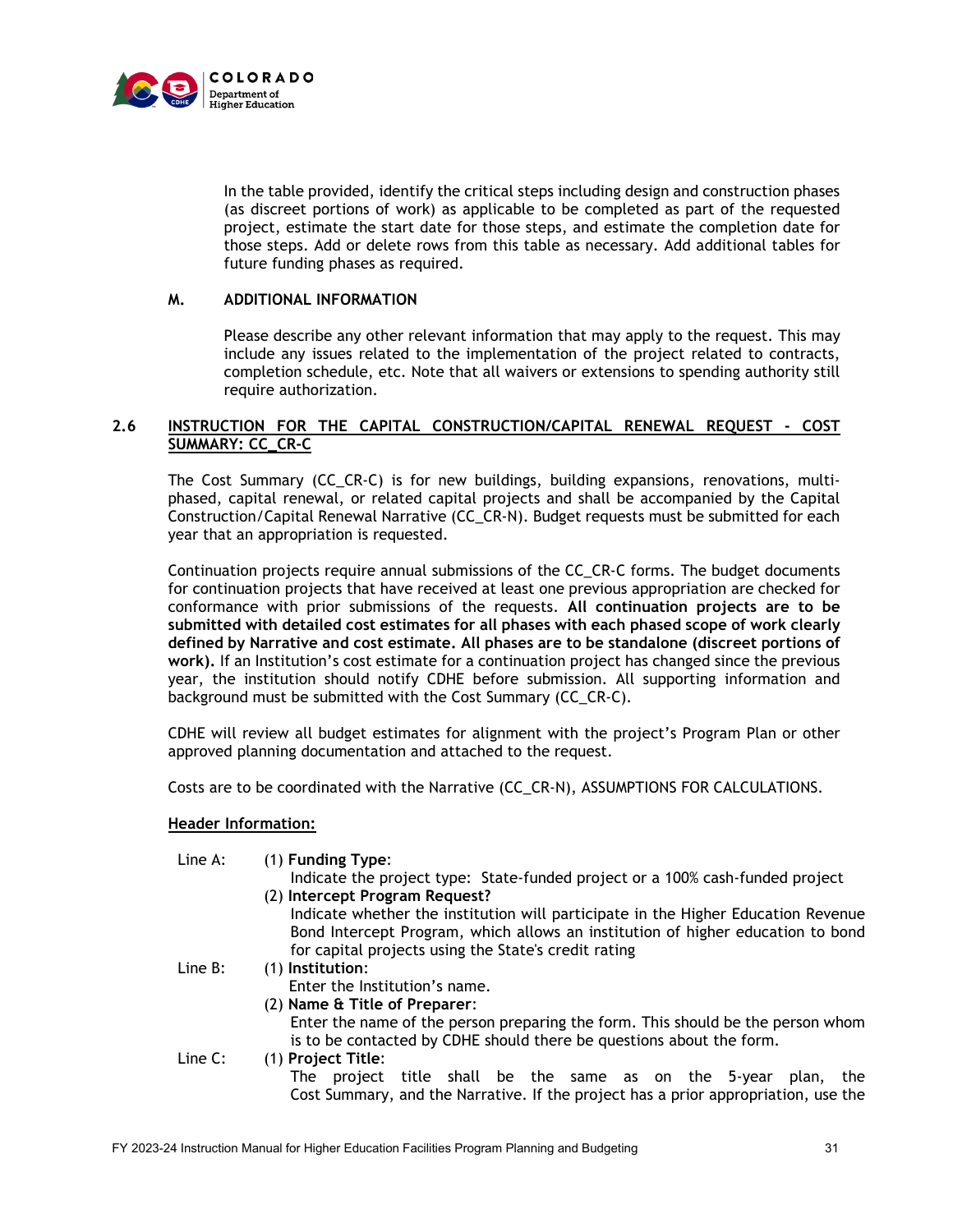In the table provided, identify the critical steps including design and construction phases (as discreet portions of work) as applicable to be completed as part of the requested project, estimate the start date for those steps, and estimate the completion date for those steps. Add or delete rows from this table as necessary. Add additional tables for future funding phases as required.

### M. ADDITIONAL INFORMATION

Please describe any other relevant information that may apply to the request. This may include any issues related to the implementation of the project related to contracts, completion schedule, etc. Note that all waivers or extensions to spending authority still require authorization.

## 2.6 INSTRUCTION FOR THE CAPITAL CONSTRUCTION/CAPITAL RENEWAL REQUEST - COST SUMMARY: CC_CR-C

The Cost Summary (CC_CR-C) is for new buildings, building expansions, renovations, multi-phased, capital renewal, or related capital projects and shall be accompanied by the Capital Construction/Capital Renewal Narrative (CC_CR-N). Budget requests must be submitted for each year that an appropriation is requested.

Continuation projects require annual submissions of the CC_CR-C forms. The budget documents for continuation projects that have received at least one previous appropriation are checked for conformance with prior submissions of the requests. **All continuation projects are to be submitted with detailed cost estimates for all phases with each phased scope of work clearly defined by Narrative and cost estimate. All phases are to be standalone (discreet portions of work).** If an Institution's cost estimate for a continuation project has changed since the previous year, the institution should notify CDHE before submission. All supporting information and background must be submitted with the Cost Summary (CC_CR-C).

CDHE will review all budget estimates for alignment with the project's Program Plan or other approved planning documentation and attached to the request.

Costs are to be coordinated with the Narrative (CC_CR-N), ASSUMPTIONS FOR CALCULATIONS.

**Header Information:**

Line A:
- (1) **Funding Type**:
  Indicate the project type: State-funded project or a 100% cash-funded project
- (2) **Intercept Program Request?**
  Indicate whether the institution will participate in the Higher Education Revenue Bond Intercept Program, which allows an institution of higher education to bond for capital projects using the State's credit rating

Line B:
- (1) **Institution**:
  Enter the Institution's name.
- (2) **Name & Title of Preparer**:
  Enter the name of the person preparing the form. This should be the person whom is to be contacted by CDHE should there be questions about the form.

Line C:
- (1) **Project Title**:
  The project title shall be the same as on the 5-year plan, the Cost Summary, and the Narrative. If the project has a prior appropriation, use the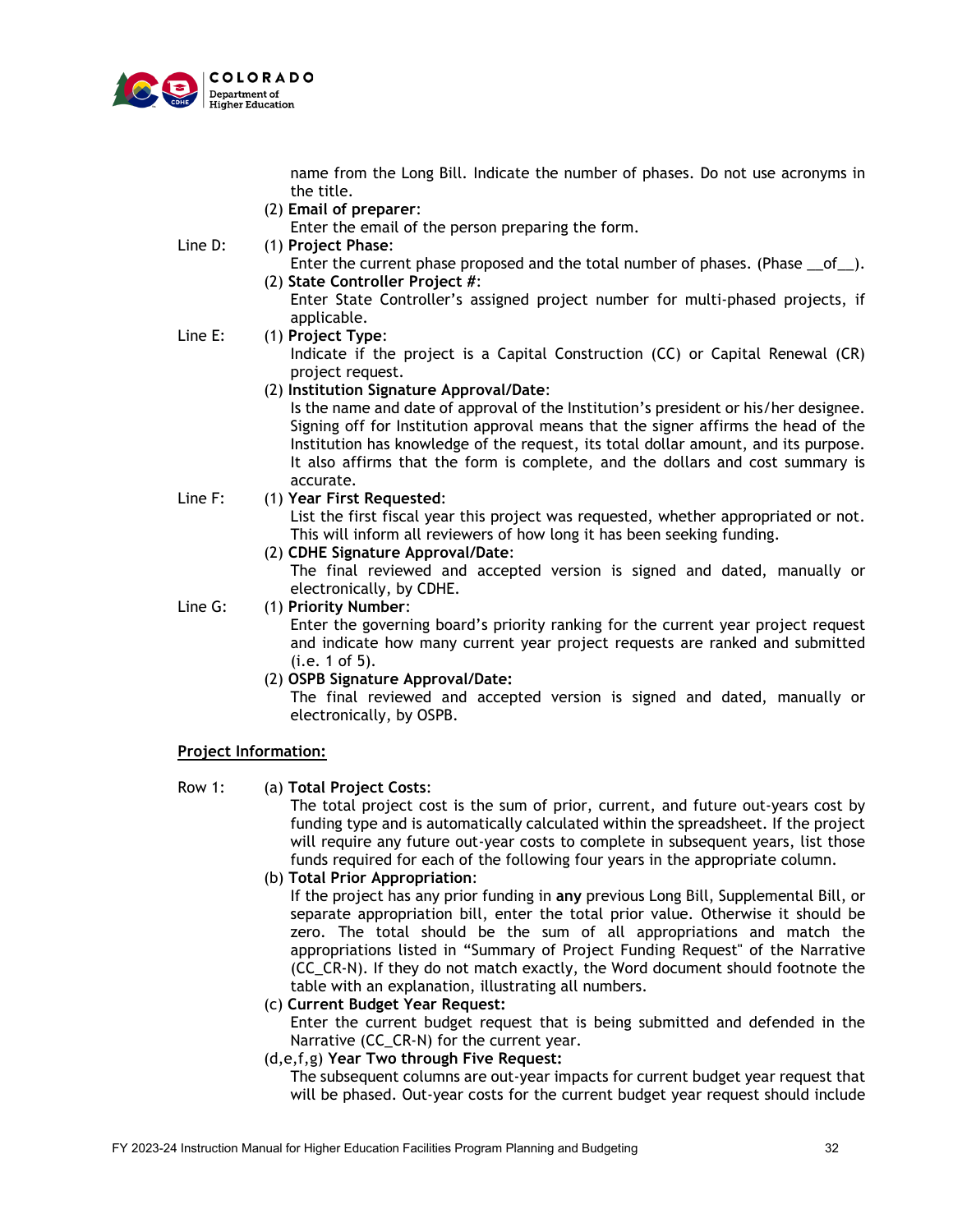name from the Long Bill. Indicate the number of phases. Do not use acronyms in the title.

(2) **Email of preparer**:
Enter the email of the person preparing the form.

Line D: (1) **Project Phase**:
Enter the current phase proposed and the total number of phases. (Phase __of__).

(2) **State Controller Project #**:
Enter State Controller's assigned project number for multi-phased projects, if applicable.

Line E: (1) **Project Type**:
Indicate if the project is a Capital Construction (CC) or Capital Renewal (CR) project request.

(2) **Institution Signature Approval/Date**:
Is the name and date of approval of the Institution's president or his/her designee. Signing off for Institution approval means that the signer affirms the head of the Institution has knowledge of the request, its total dollar amount, and its purpose. It also affirms that the form is complete, and the dollars and cost summary is accurate.

Line F: (1) **Year First Requested**:
List the first fiscal year this project was requested, whether appropriated or not. This will inform all reviewers of how long it has been seeking funding.

(2) **CDHE Signature Approval/Date**:
The final reviewed and accepted version is signed and dated, manually or electronically, by CDHE.

Line G: (1) **Priority Number**:
Enter the governing board's priority ranking for the current year project request and indicate how many current year project requests are ranked and submitted (i.e. 1 of 5).

(2) **OSPB Signature Approval/Date:**
The final reviewed and accepted version is signed and dated, manually or electronically, by OSPB.

**Project Information:**

Row 1: (a) **Total Project Costs**:
The total project cost is the sum of prior, current, and future out-years cost by funding type and is automatically calculated within the spreadsheet. If the project will require any future out-year costs to complete in subsequent years, list those funds required for each of the following four years in the appropriate column.

(b) **Total Prior Appropriation**:
If the project has any prior funding in **any** previous Long Bill, Supplemental Bill, or separate appropriation bill, enter the total prior value. Otherwise it should be zero. The total should be the sum of all appropriations and match the appropriations listed in "Summary of Project Funding Request" of the Narrative (CC_CR-N). If they do not match exactly, the Word document should footnote the table with an explanation, illustrating all numbers.

(c) **Current Budget Year Request:**
Enter the current budget request that is being submitted and defended in the Narrative (CC_CR-N) for the current year.

(d,e,f,g) **Year Two through Five Request:**
The subsequent columns are out-year impacts for current budget year request that will be phased. Out-year costs for the current budget year request should include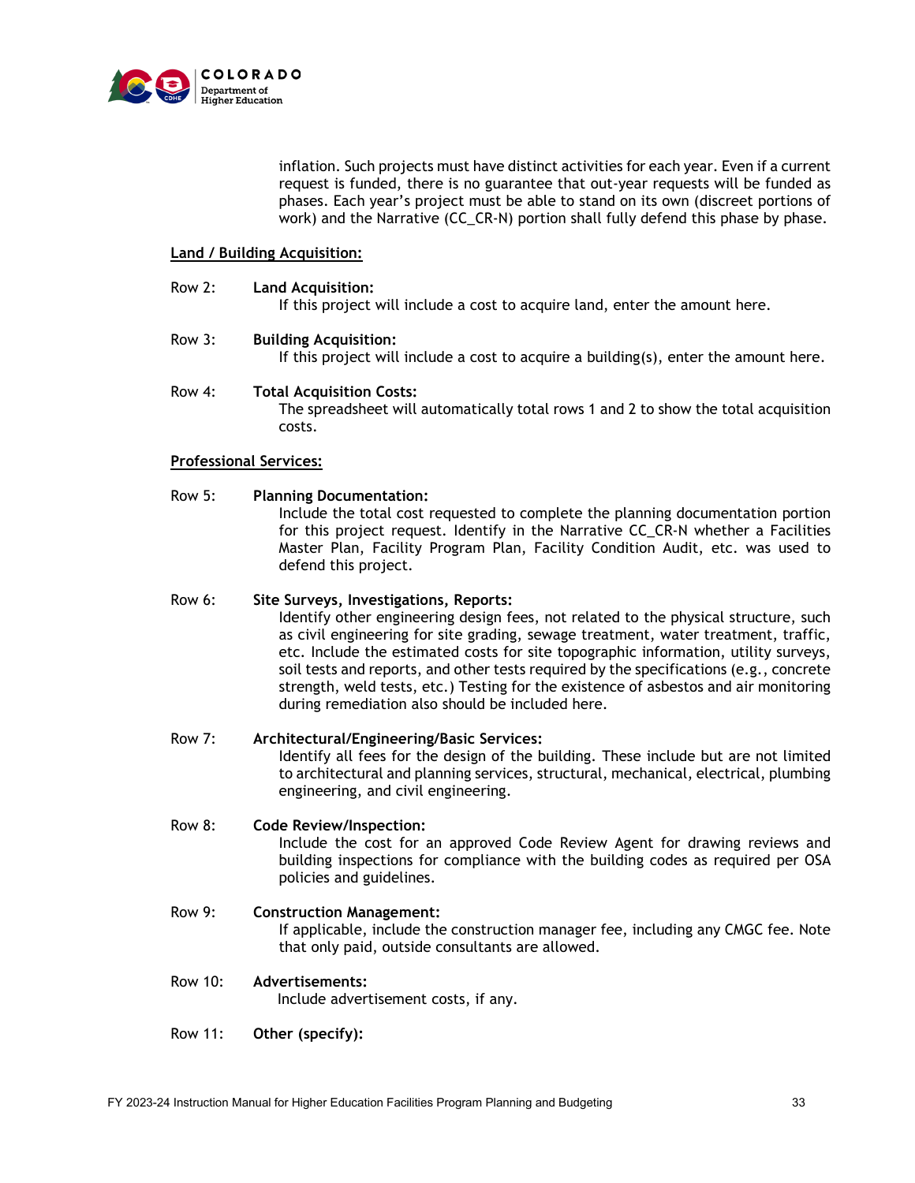inflation. Such projects must have distinct activities for each year. Even if a current request is funded, there is no guarantee that out-year requests will be funded as phases. Each year's project must be able to stand on its own (discreet portions of work) and the Narrative (CC_CR-N) portion shall fully defend this phase by phase.

**Land / Building Acquisition:**

Row 2: **Land Acquisition:**
If this project will include a cost to acquire land, enter the amount here.

Row 3: **Building Acquisition:**
If this project will include a cost to acquire a building(s), enter the amount here.

Row 4: **Total Acquisition Costs:**
The spreadsheet will automatically total rows 1 and 2 to show the total acquisition costs.

**Professional Services:**

Row 5: **Planning Documentation:**
Include the total cost requested to complete the planning documentation portion for this project request. Identify in the Narrative CC_CR-N whether a Facilities Master Plan, Facility Program Plan, Facility Condition Audit, etc. was used to defend this project.

Row 6: **Site Surveys, Investigations, Reports:**
Identify other engineering design fees, not related to the physical structure, such as civil engineering for site grading, sewage treatment, water treatment, traffic, etc. Include the estimated costs for site topographic information, utility surveys, soil tests and reports, and other tests required by the specifications (e.g., concrete strength, weld tests, etc.) Testing for the existence of asbestos and air monitoring during remediation also should be included here.

Row 7: **Architectural/Engineering/Basic Services:**
Identify all fees for the design of the building. These include but are not limited to architectural and planning services, structural, mechanical, electrical, plumbing engineering, and civil engineering.

Row 8: **Code Review/Inspection:**
Include the cost for an approved Code Review Agent for drawing reviews and building inspections for compliance with the building codes as required per OSA policies and guidelines.

Row 9: **Construction Management:**
If applicable, include the construction manager fee, including any CMGC fee. Note that only paid, outside consultants are allowed.

Row 10: **Advertisements:**
Include advertisement costs, if any.

Row 11: **Other (specify):**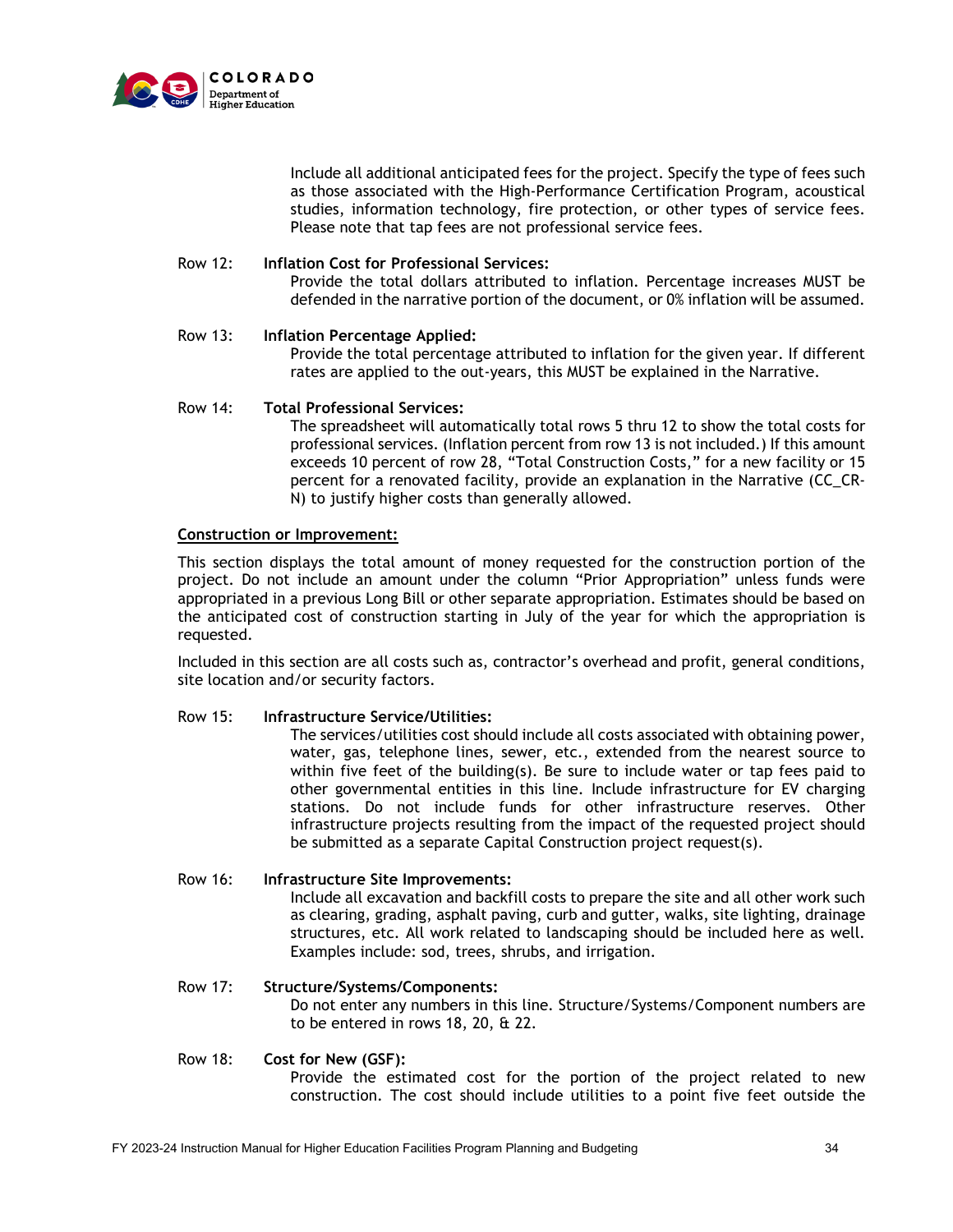Include all additional anticipated fees for the project. Specify the type of fees such as those associated with the High-Performance Certification Program, acoustical studies, information technology, fire protection, or other types of service fees. Please note that tap fees are not professional service fees.

Row 12: **Inflation Cost for Professional Services:**
Provide the total dollars attributed to inflation. Percentage increases MUST be defended in the narrative portion of the document, or 0% inflation will be assumed.

Row 13: **Inflation Percentage Applied:**
Provide the total percentage attributed to inflation for the given year. If different rates are applied to the out-years, this MUST be explained in the Narrative.

Row 14: **Total Professional Services:**
The spreadsheet will automatically total rows 5 thru 12 to show the total costs for professional services. (Inflation percent from row 13 is not included.) If this amount exceeds 10 percent of row 28, "Total Construction Costs," for a new facility or 15 percent for a renovated facility, provide an explanation in the Narrative (CC_CR-N) to justify higher costs than generally allowed.

<u>**Construction or Improvement:**</u>

This section displays the total amount of money requested for the construction portion of the project. Do not include an amount under the column "Prior Appropriation" unless funds were appropriated in a previous Long Bill or other separate appropriation. Estimates should be based on the anticipated cost of construction starting in July of the year for which the appropriation is requested.

Included in this section are all costs such as, contractor's overhead and profit, general conditions, site location and/or security factors.

Row 15: **Infrastructure Service/Utilities:**
The services/utilities cost should include all costs associated with obtaining power, water, gas, telephone lines, sewer, etc., extended from the nearest source to within five feet of the building(s). Be sure to include water or tap fees paid to other governmental entities in this line. Include infrastructure for EV charging stations. Do not include funds for other infrastructure reserves. Other infrastructure projects resulting from the impact of the requested project should be submitted as a separate Capital Construction project request(s).

Row 16: **Infrastructure Site Improvements:**
Include all excavation and backfill costs to prepare the site and all other work such as clearing, grading, asphalt paving, curb and gutter, walks, site lighting, drainage structures, etc. All work related to landscaping should be included here as well. Examples include: sod, trees, shrubs, and irrigation.

Row 17: **Structure/Systems/Components:**
Do not enter any numbers in this line. Structure/Systems/Component numbers are to be entered in rows 18, 20, & 22.

Row 18: **Cost for New (GSF):**
Provide the estimated cost for the portion of the project related to new construction. The cost should include utilities to a point five feet outside the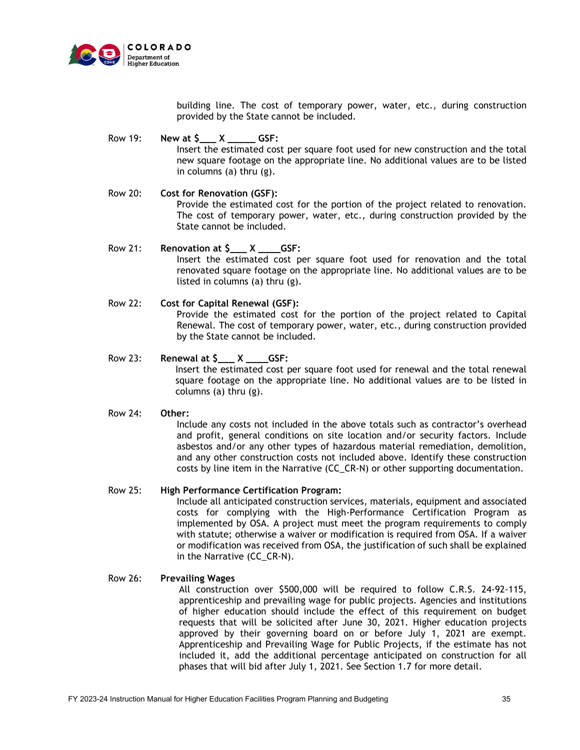building line. The cost of temporary power, water, etc., during construction provided by the State cannot be included.

Row 19: **New at $___ X _____ GSF:**
Insert the estimated cost per square foot used for new construction and the total new square footage on the appropriate line. No additional values are to be listed in columns (a) thru (g).

Row 20: **Cost for Renovation (GSF):**
Provide the estimated cost for the portion of the project related to renovation. The cost of temporary power, water, etc., during construction provided by the State cannot be included.

Row 21: **Renovation at $___ X ____GSF:**
Insert the estimated cost per square foot used for renovation and the total renovated square footage on the appropriate line. No additional values are to be listed in columns (a) thru (g).

Row 22: **Cost for Capital Renewal (GSF):**
Provide the estimated cost for the portion of the project related to Capital Renewal. The cost of temporary power, water, etc., during construction provided by the State cannot be included.

Row 23: **Renewal at $___ X ____GSF:**
Insert the estimated cost per square foot used for renewal and the total renewal square footage on the appropriate line. No additional values are to be listed in columns (a) thru (g).

Row 24: **Other:**
Include any costs not included in the above totals such as contractor's overhead and profit, general conditions on site location and/or security factors. Include asbestos and/or any other types of hazardous material remediation, demolition, and any other construction costs not included above. Identify these construction costs by line item in the Narrative (CC_CR-N) or other supporting documentation.

Row 25: **High Performance Certification Program:**
Include all anticipated construction services, materials, equipment and associated costs for complying with the High-Performance Certification Program as implemented by OSA. A project must meet the program requirements to comply with statute; otherwise a waiver or modification is required from OSA. If a waiver or modification was received from OSA, the justification of such shall be explained in the Narrative (CC_CR-N).

Row 26: **Prevailing Wages**
All construction over $500,000 will be required to follow C.R.S. 24-92-115, apprenticeship and prevailing wage for public projects. Agencies and institutions of higher education should include the effect of this requirement on budget requests that will be solicited after June 30, 2021. Higher education projects approved by their governing board on or before July 1, 2021 are exempt. Apprenticeship and Prevailing Wage for Public Projects, if the estimate has not included it, add the additional percentage anticipated on construction for all phases that will bid after July 1, 2021. See Section 1.7 for more detail.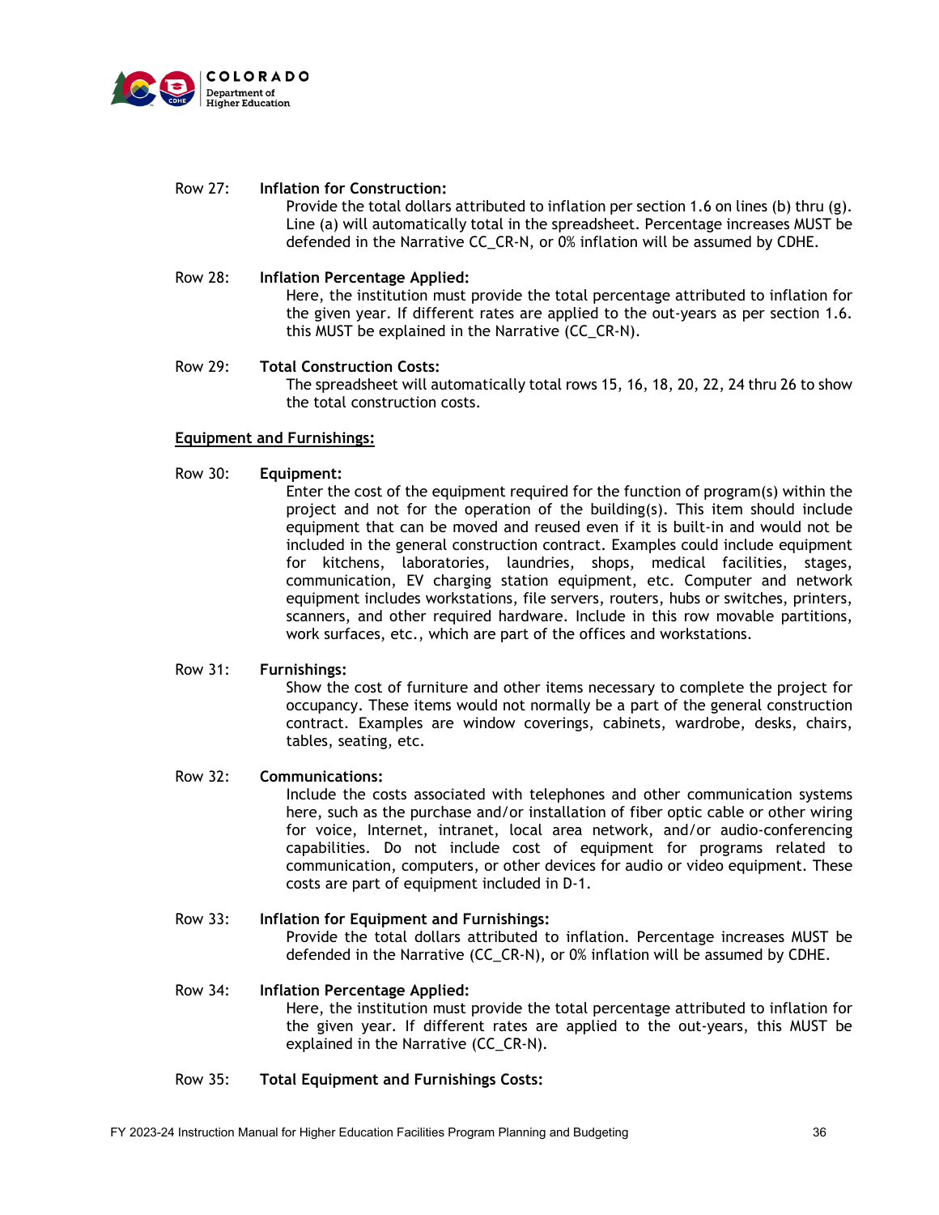Row 27: **Inflation for Construction:**
Provide the total dollars attributed to inflation per section 1.6 on lines (b) thru (g). Line (a) will automatically total in the spreadsheet. Percentage increases MUST be defended in the Narrative CC_CR-N, or 0% inflation will be assumed by CDHE.

Row 28: **Inflation Percentage Applied:**
Here, the institution must provide the total percentage attributed to inflation for the given year. If different rates are applied to the out-years as per section 1.6. this MUST be explained in the Narrative (CC_CR-N).

Row 29: **Total Construction Costs:**
The spreadsheet will automatically total rows 15, 16, 18, 20, 22, 24 thru 26 to show the total construction costs.

<u>**Equipment and Furnishings:**</u>

Row 30: **Equipment:**
Enter the cost of the equipment required for the function of program(s) within the project and not for the operation of the building(s). This item should include equipment that can be moved and reused even if it is built-in and would not be included in the general construction contract. Examples could include equipment for kitchens, laboratories, laundries, shops, medical facilities, stages, communication, EV charging station equipment, etc. Computer and network equipment includes workstations, file servers, routers, hubs or switches, printers, scanners, and other required hardware. Include in this row movable partitions, work surfaces, etc., which are part of the offices and workstations.

Row 31: **Furnishings:**
Show the cost of furniture and other items necessary to complete the project for occupancy. These items would not normally be a part of the general construction contract. Examples are window coverings, cabinets, wardrobe, desks, chairs, tables, seating, etc.

Row 32: **Communications:**
Include the costs associated with telephones and other communication systems here, such as the purchase and/or installation of fiber optic cable or other wiring for voice, Internet, intranet, local area network, and/or audio-conferencing capabilities. Do not include cost of equipment for programs related to communication, computers, or other devices for audio or video equipment. These costs are part of equipment included in D-1.

Row 33: **Inflation for Equipment and Furnishings:**
Provide the total dollars attributed to inflation. Percentage increases MUST be defended in the Narrative (CC_CR-N), or 0% inflation will be assumed by CDHE.

Row 34: **Inflation Percentage Applied:**
Here, the institution must provide the total percentage attributed to inflation for the given year. If different rates are applied to the out-years, this MUST be explained in the Narrative (CC_CR-N).

Row 35: **Total Equipment and Furnishings Costs:**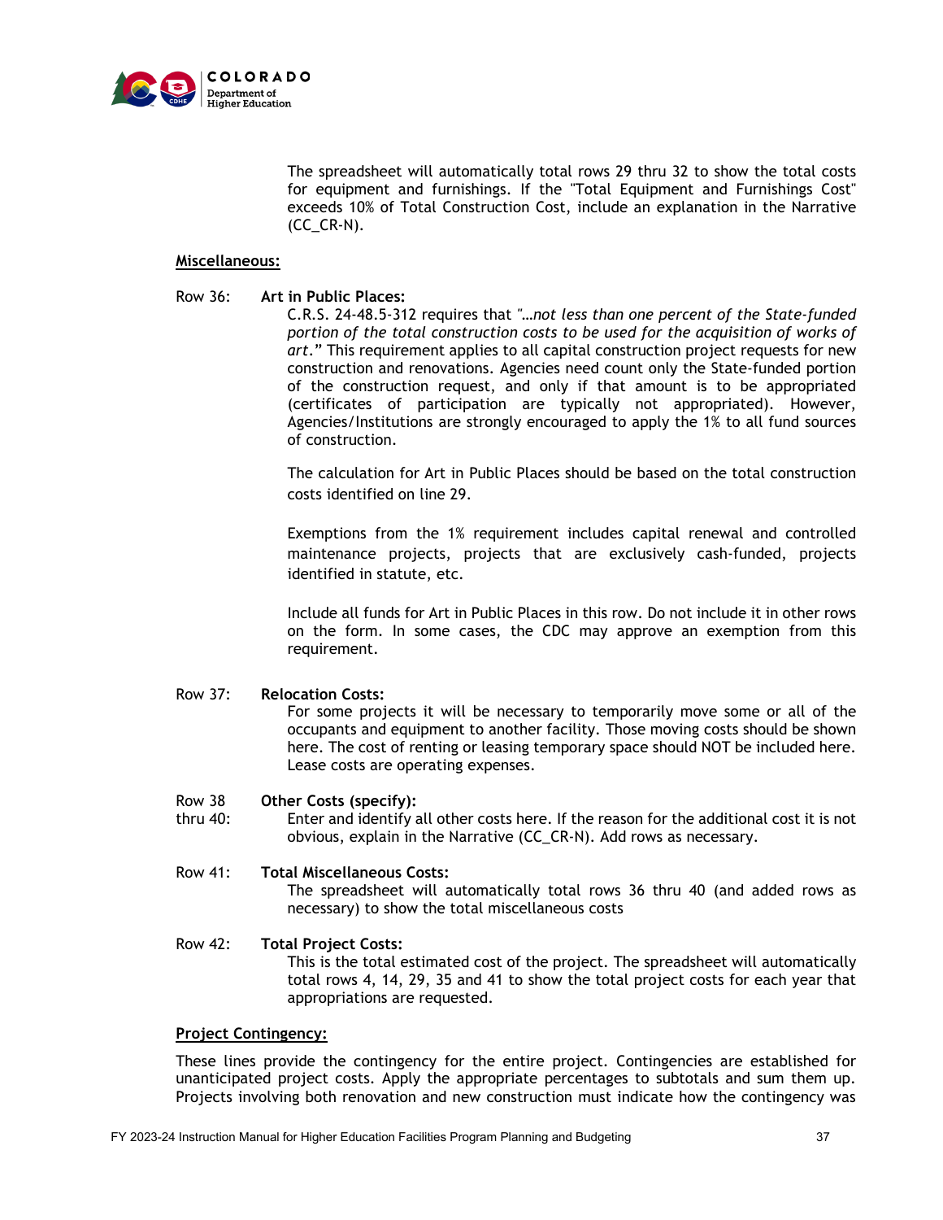The spreadsheet will automatically total rows 29 thru 32 to show the total costs for equipment and furnishings. If the "Total Equipment and Furnishings Cost" exceeds 10% of Total Construction Cost, include an explanation in the Narrative (CC_CR-N).

**Miscellaneous:**

Row 36: **Art in Public Places:**

C.R.S. 24-48.5-312 requires that *"…not less than one percent of the State-funded portion of the total construction costs to be used for the acquisition of works of art*." This requirement applies to all capital construction project requests for new construction and renovations. Agencies need count only the State-funded portion of the construction request, and only if that amount is to be appropriated (certificates of participation are typically not appropriated). However, Agencies/Institutions are strongly encouraged to apply the 1% to all fund sources of construction.

The calculation for Art in Public Places should be based on the total construction costs identified on line 29.

Exemptions from the 1% requirement includes capital renewal and controlled maintenance projects, projects that are exclusively cash-funded, projects identified in statute, etc.

Include all funds for Art in Public Places in this row. Do not include it in other rows on the form. In some cases, the CDC may approve an exemption from this requirement.

Row 37: **Relocation Costs:**

For some projects it will be necessary to temporarily move some or all of the occupants and equipment to another facility. Those moving costs should be shown here. The cost of renting or leasing temporary space should NOT be included here. Lease costs are operating expenses.

Row 38 thru 40: **Other Costs (specify):**

Enter and identify all other costs here. If the reason for the additional cost it is not obvious, explain in the Narrative (CC_CR-N). Add rows as necessary.

Row 41: **Total Miscellaneous Costs:**

The spreadsheet will automatically total rows 36 thru 40 (and added rows as necessary) to show the total miscellaneous costs

Row 42: **Total Project Costs:**

This is the total estimated cost of the project. The spreadsheet will automatically total rows 4, 14, 29, 35 and 41 to show the total project costs for each year that appropriations are requested.

**Project Contingency:**

These lines provide the contingency for the entire project. Contingencies are established for unanticipated project costs. Apply the appropriate percentages to subtotals and sum them up. Projects involving both renovation and new construction must indicate how the contingency was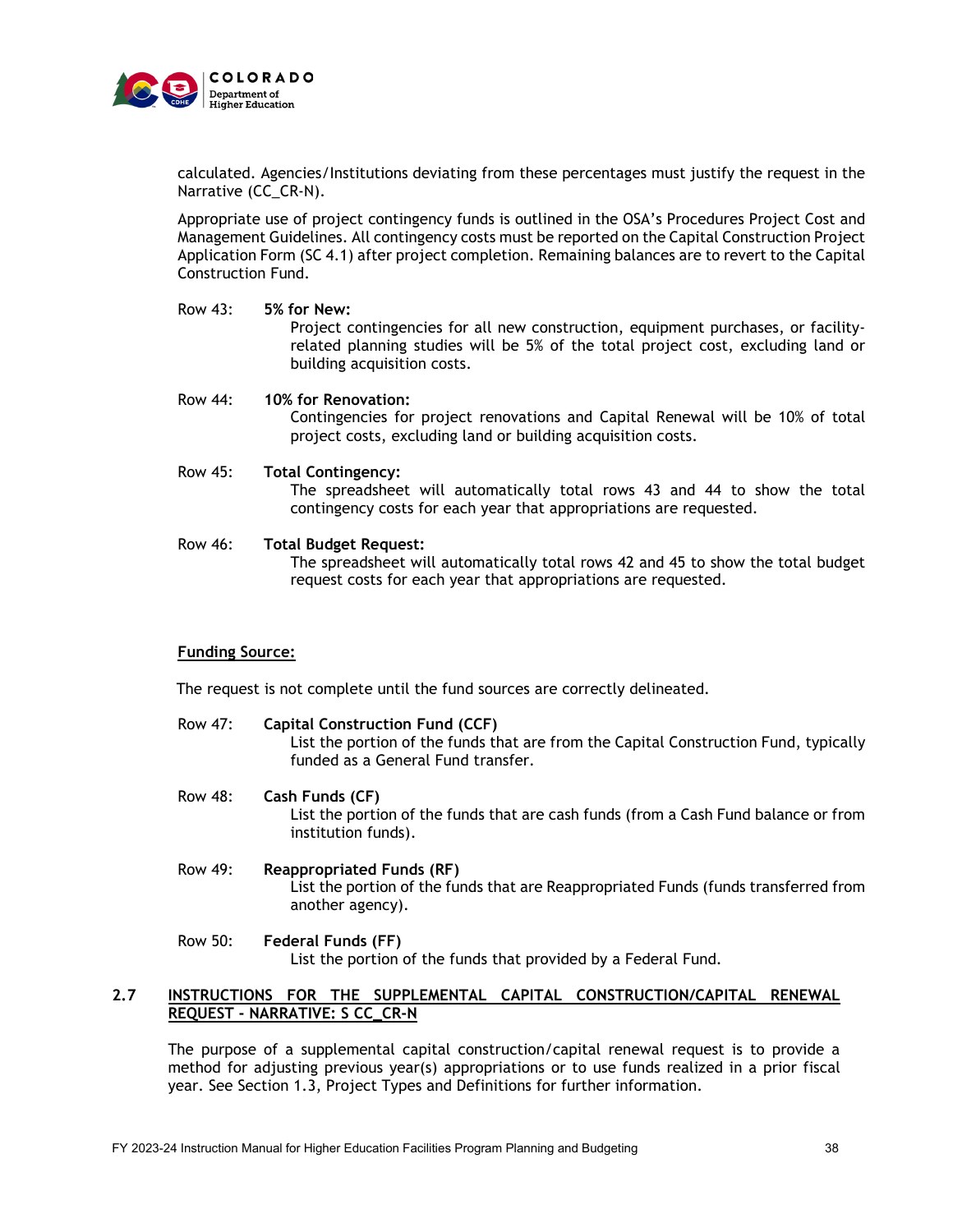calculated. Agencies/Institutions deviating from these percentages must justify the request in the Narrative (CC_CR-N).

Appropriate use of project contingency funds is outlined in the OSA's Procedures Project Cost and Management Guidelines. All contingency costs must be reported on the Capital Construction Project Application Form (SC 4.1) after project completion. Remaining balances are to revert to the Capital Construction Fund.

Row 43: **5% for New:**
Project contingencies for all new construction, equipment purchases, or facility-related planning studies will be 5% of the total project cost, excluding land or building acquisition costs.

Row 44: **10% for Renovation:**
Contingencies for project renovations and Capital Renewal will be 10% of total project costs, excluding land or building acquisition costs.

Row 45: **Total Contingency:**
The spreadsheet will automatically total rows 43 and 44 to show the total contingency costs for each year that appropriations are requested.

Row 46: **Total Budget Request:**
The spreadsheet will automatically total rows 42 and 45 to show the total budget request costs for each year that appropriations are requested.

**Funding Source:**

The request is not complete until the fund sources are correctly delineated.

Row 47: **Capital Construction Fund (CCF)**
List the portion of the funds that are from the Capital Construction Fund, typically funded as a General Fund transfer.

Row 48: **Cash Funds (CF)**
List the portion of the funds that are cash funds (from a Cash Fund balance or from institution funds).

Row 49: **Reappropriated Funds (RF)**
List the portion of the funds that are Reappropriated Funds (funds transferred from another agency).

Row 50: **Federal Funds (FF)**
List the portion of the funds that provided by a Federal Fund.

## 2.7 INSTRUCTIONS FOR THE SUPPLEMENTAL CAPITAL CONSTRUCTION/CAPITAL RENEWAL REQUEST - NARRATIVE: S CC_CR-N

The purpose of a supplemental capital construction/capital renewal request is to provide a method for adjusting previous year(s) appropriations or to use funds realized in a prior fiscal year. See Section 1.3, Project Types and Definitions for further information.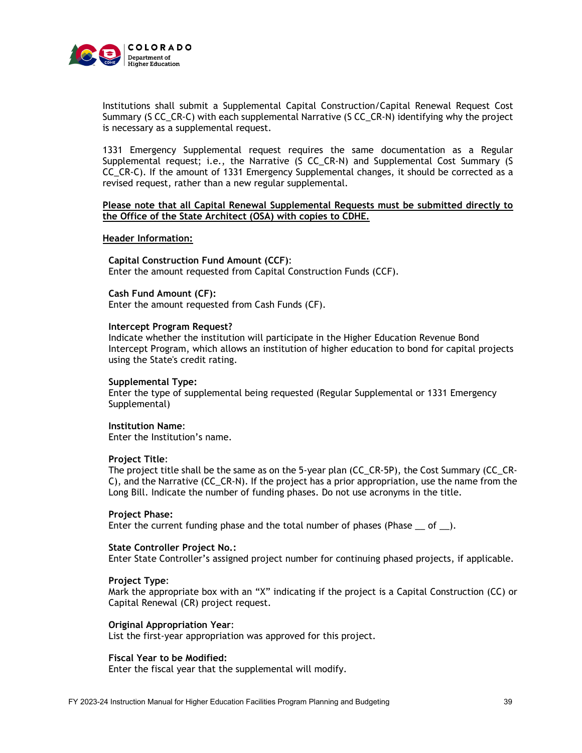Institutions shall submit a Supplemental Capital Construction/Capital Renewal Request Cost Summary (S CC_CR-C) with each supplemental Narrative (S CC_CR-N) identifying why the project is necessary as a supplemental request.

1331 Emergency Supplemental request requires the same documentation as a Regular Supplemental request; i.e., the Narrative (S CC_CR-N) and Supplemental Cost Summary (S CC_CR-C). If the amount of 1331 Emergency Supplemental changes, it should be corrected as a revised request, rather than a new regular supplemental.

**<u>Please note that all Capital Renewal Supplemental Requests must be submitted directly to the Office of the State Architect (OSA) with copies to CDHE.</u>**

**<u>Header Information:</u>**

**Capital Construction Fund Amount (CCF)**:
Enter the amount requested from Capital Construction Funds (CCF).

**Cash Fund Amount (CF):**
Enter the amount requested from Cash Funds (CF).

**Intercept Program Request?**
Indicate whether the institution will participate in the Higher Education Revenue Bond Intercept Program, which allows an institution of higher education to bond for capital projects using the State's credit rating.

**Supplemental Type:**
Enter the type of supplemental being requested (Regular Supplemental or 1331 Emergency Supplemental)

**Institution Name**:
Enter the Institution's name.

**Project Title**:
The project title shall be the same as on the 5-year plan (CC_CR-5P), the Cost Summary (CC_CR-C), and the Narrative (CC_CR-N). If the project has a prior appropriation, use the name from the Long Bill. Indicate the number of funding phases. Do not use acronyms in the title.

**Project Phase:**
Enter the current funding phase and the total number of phases (Phase __ of __).

**State Controller Project No.:**
Enter State Controller's assigned project number for continuing phased projects, if applicable.

**Project Type**:
Mark the appropriate box with an "X" indicating if the project is a Capital Construction (CC) or Capital Renewal (CR) project request.

**Original Appropriation Year**:
List the first-year appropriation was approved for this project.

**Fiscal Year to be Modified:**
Enter the fiscal year that the supplemental will modify.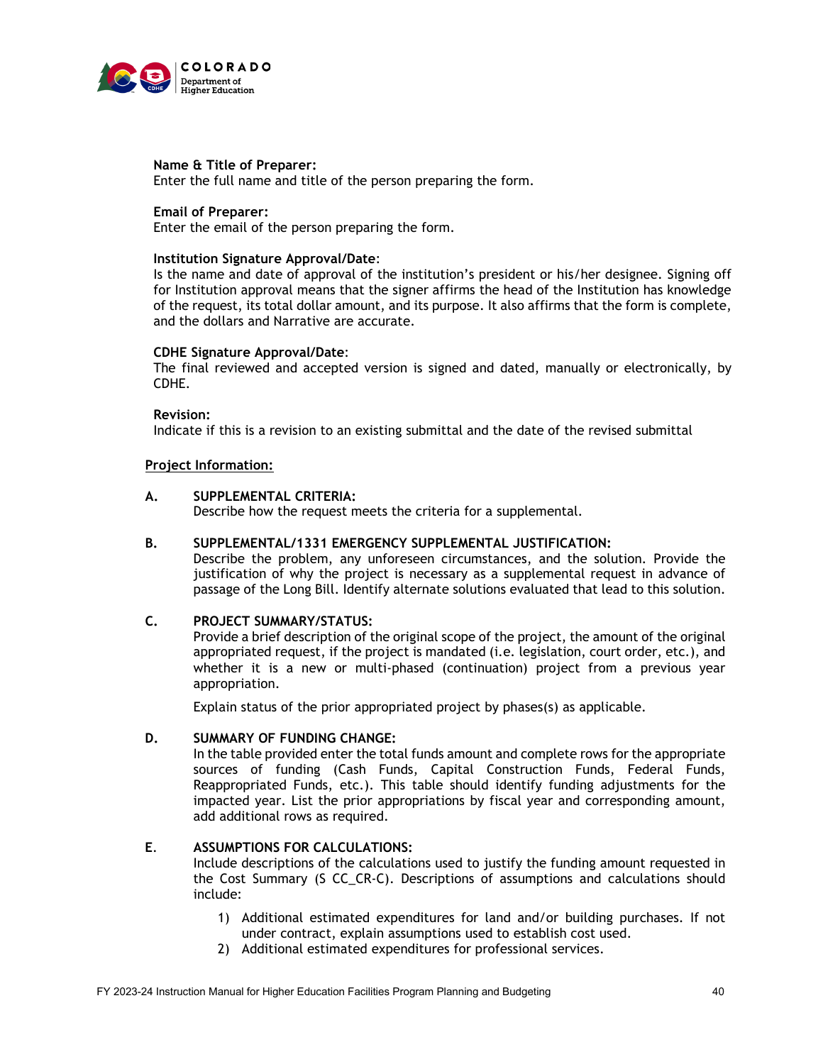**Name & Title of Preparer:**
Enter the full name and title of the person preparing the form.

**Email of Preparer:**
Enter the email of the person preparing the form.

**Institution Signature Approval/Date**:
Is the name and date of approval of the institution's president or his/her designee. Signing off for Institution approval means that the signer affirms the head of the Institution has knowledge of the request, its total dollar amount, and its purpose. It also affirms that the form is complete, and the dollars and Narrative are accurate.

**CDHE Signature Approval/Date**:
The final reviewed and accepted version is signed and dated, manually or electronically, by CDHE.

**Revision:**
Indicate if this is a revision to an existing submittal and the date of the revised submittal

**Project Information:**

**A. SUPPLEMENTAL CRITERIA:**
Describe how the request meets the criteria for a supplemental.

**B. SUPPLEMENTAL/1331 EMERGENCY SUPPLEMENTAL JUSTIFICATION:**
Describe the problem, any unforeseen circumstances, and the solution. Provide the justification of why the project is necessary as a supplemental request in advance of passage of the Long Bill. Identify alternate solutions evaluated that lead to this solution.

**C. PROJECT SUMMARY/STATUS:**
Provide a brief description of the original scope of the project, the amount of the original appropriated request, if the project is mandated (i.e. legislation, court order, etc.), and whether it is a new or multi-phased (continuation) project from a previous year appropriation.

Explain status of the prior appropriated project by phases(s) as applicable.

**D. SUMMARY OF FUNDING CHANGE:**
In the table provided enter the total funds amount and complete rows for the appropriate sources of funding (Cash Funds, Capital Construction Funds, Federal Funds, Reappropriated Funds, etc.). This table should identify funding adjustments for the impacted year. List the prior appropriations by fiscal year and corresponding amount, add additional rows as required.

**E. ASSUMPTIONS FOR CALCULATIONS:**
Include descriptions of the calculations used to justify the funding amount requested in the Cost Summary (S CC_CR-C). Descriptions of assumptions and calculations should include:

1) Additional estimated expenditures for land and/or building purchases. If not under contract, explain assumptions used to establish cost used.
2) Additional estimated expenditures for professional services.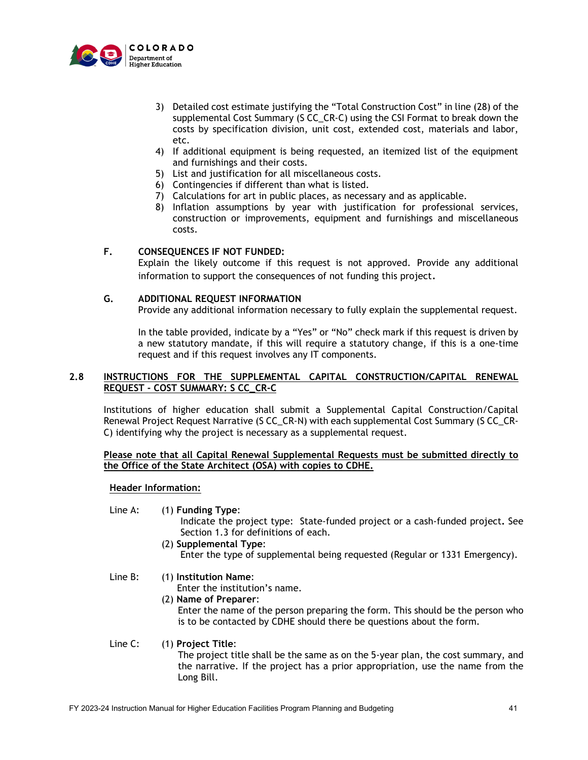3) Detailed cost estimate justifying the "Total Construction Cost" in line (28) of the supplemental Cost Summary (S CC_CR-C) using the CSI Format to break down the costs by specification division, unit cost, extended cost, materials and labor, etc.
4) If additional equipment is being requested, an itemized list of the equipment and furnishings and their costs.
5) List and justification for all miscellaneous costs.
6) Contingencies if different than what is listed.
7) Calculations for art in public places, as necessary and as applicable.
8) Inflation assumptions by year with justification for professional services, construction or improvements, equipment and furnishings and miscellaneous costs.

**F. CONSEQUENCES IF NOT FUNDED:**

Explain the likely outcome if this request is not approved. Provide any additional information to support the consequences of not funding this project.

**G. ADDITIONAL REQUEST INFORMATION**

Provide any additional information necessary to fully explain the supplemental request.

In the table provided, indicate by a "Yes" or "No" check mark if this request is driven by a new statutory mandate, if this will require a statutory change, if this is a one-time request and if this request involves any IT components.

## 2.8 INSTRUCTIONS FOR THE SUPPLEMENTAL CAPITAL CONSTRUCTION/CAPITAL RENEWAL REQUEST - COST SUMMARY: S CC_CR-C

Institutions of higher education shall submit a Supplemental Capital Construction/Capital Renewal Project Request Narrative (S CC_CR-N) with each supplemental Cost Summary (S CC_CR-C) identifying why the project is necessary as a supplemental request.

**Please note that all Capital Renewal Supplemental Requests must be submitted directly to the Office of the State Architect (OSA) with copies to CDHE.**

**Header Information:**

Line A:

(1) **Funding Type**:
Indicate the project type: State-funded project or a cash-funded project. See Section 1.3 for definitions of each.

(2) **Supplemental Type**:
Enter the type of supplemental being requested (Regular or 1331 Emergency).

Line B:

(1) **Institution Name**:
Enter the institution's name.

(2) **Name of Preparer**:
Enter the name of the person preparing the form. This should be the person who is to be contacted by CDHE should there be questions about the form.

Line C:

(1) **Project Title**:
The project title shall be the same as on the 5-year plan, the cost summary, and the narrative. If the project has a prior appropriation, use the name from the Long Bill.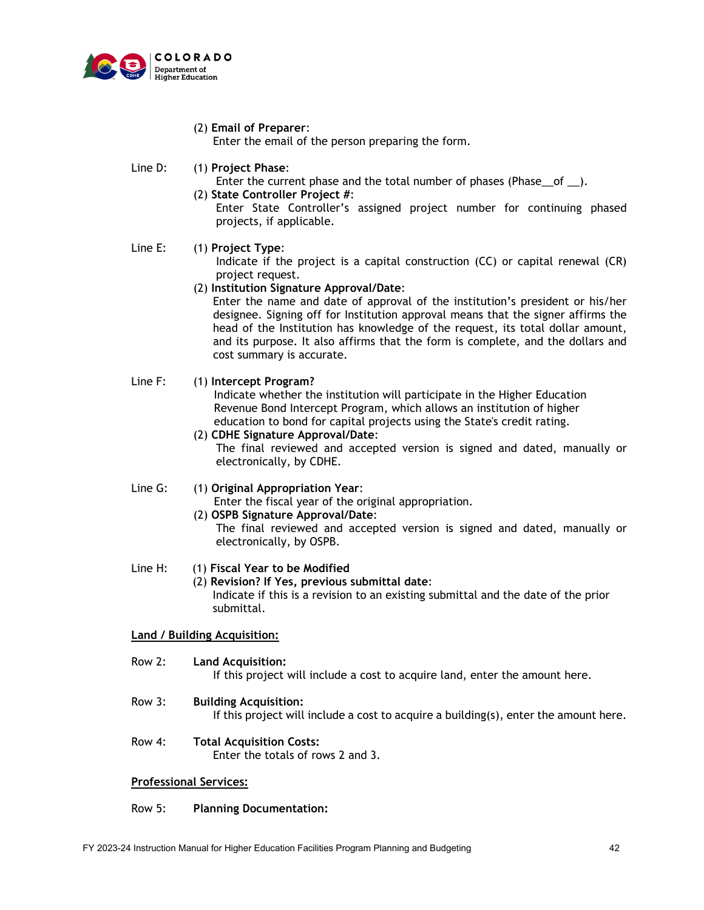(2) **Email of Preparer**:
Enter the email of the person preparing the form.

Line D:

(1) **Project Phase**:
Enter the current phase and the total number of phases (Phase__of __).

(2) **State Controller Project #**:
Enter State Controller's assigned project number for continuing phased projects, if applicable.

Line E:

(1) **Project Type**:
Indicate if the project is a capital construction (CC) or capital renewal (CR) project request.

(2) **Institution Signature Approval/Date**:
Enter the name and date of approval of the institution's president or his/her designee. Signing off for Institution approval means that the signer affirms the head of the Institution has knowledge of the request, its total dollar amount, and its purpose. It also affirms that the form is complete, and the dollars and cost summary is accurate.

Line F:

(1) **Intercept Program?**
Indicate whether the institution will participate in the Higher Education Revenue Bond Intercept Program, which allows an institution of higher education to bond for capital projects using the State's credit rating.

(2) **CDHE Signature Approval/Date**:
The final reviewed and accepted version is signed and dated, manually or electronically, by CDHE.

Line G:

(1) **Original Appropriation Year**:
Enter the fiscal year of the original appropriation.

(2) **OSPB Signature Approval/Date**:
The final reviewed and accepted version is signed and dated, manually or electronically, by OSPB.

Line H:

(1) **Fiscal Year to be Modified**

(2) **Revision? If Yes, previous submittal date**:
Indicate if this is a revision to an existing submittal and the date of the prior submittal.

<u>**Land / Building Acquisition:**</u>

Row 2: **Land Acquisition:**
If this project will include a cost to acquire land, enter the amount here.

Row 3: **Building Acquisition:**
If this project will include a cost to acquire a building(s), enter the amount here.

Row 4: **Total Acquisition Costs:**
Enter the totals of rows 2 and 3.

<u>**Professional Services:**</u>

Row 5: **Planning Documentation:**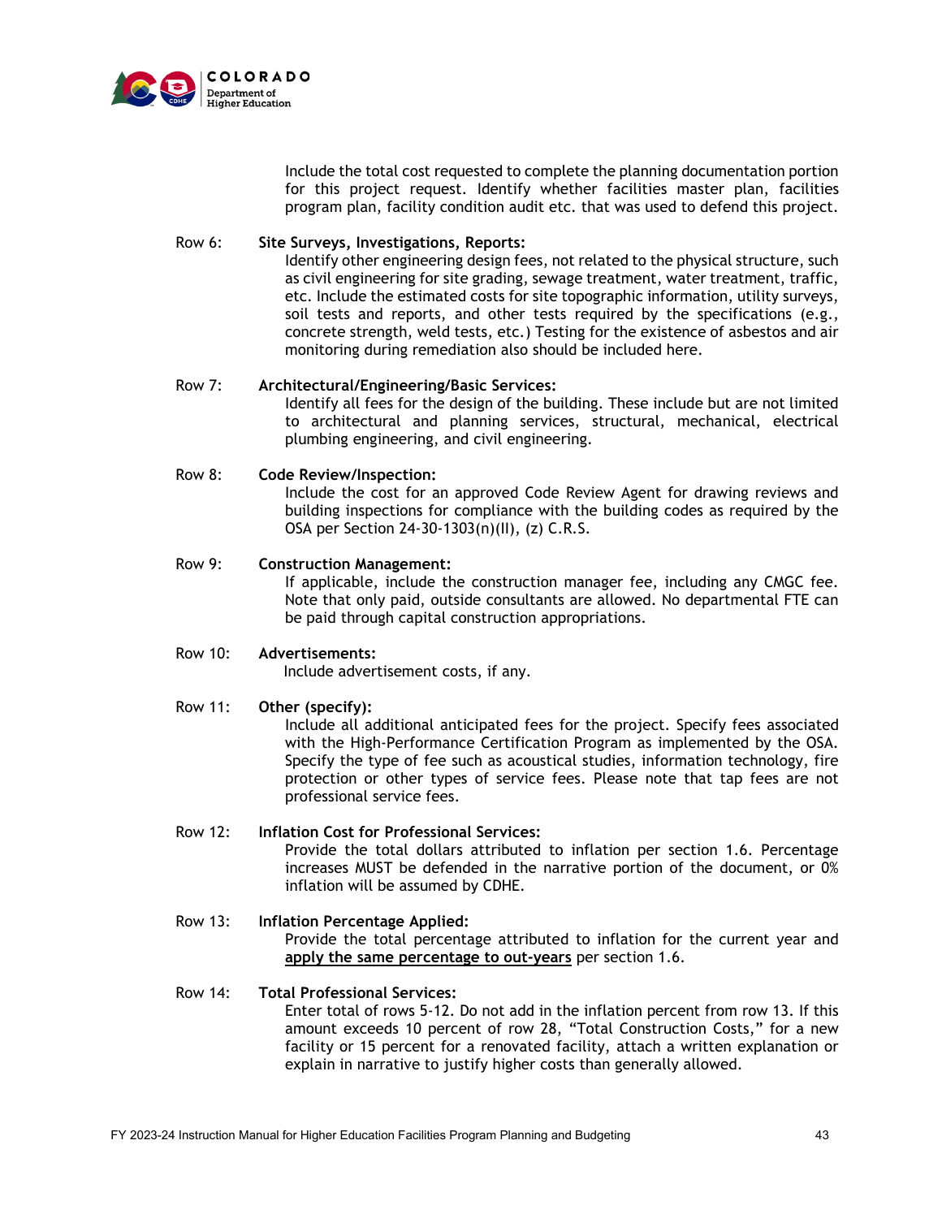Include the total cost requested to complete the planning documentation portion for this project request. Identify whether facilities master plan, facilities program plan, facility condition audit etc. that was used to defend this project.

Row 6: **Site Surveys, Investigations, Reports:**
Identify other engineering design fees, not related to the physical structure, such as civil engineering for site grading, sewage treatment, water treatment, traffic, etc. Include the estimated costs for site topographic information, utility surveys, soil tests and reports, and other tests required by the specifications (e.g., concrete strength, weld tests, etc.) Testing for the existence of asbestos and air monitoring during remediation also should be included here.

Row 7: **Architectural/Engineering/Basic Services:**
Identify all fees for the design of the building. These include but are not limited to architectural and planning services, structural, mechanical, electrical plumbing engineering, and civil engineering.

Row 8: **Code Review/Inspection:**
Include the cost for an approved Code Review Agent for drawing reviews and building inspections for compliance with the building codes as required by the OSA per Section 24-30-1303(n)(II), (z) C.R.S.

Row 9: **Construction Management:**
If applicable, include the construction manager fee, including any CMGC fee. Note that only paid, outside consultants are allowed. No departmental FTE can be paid through capital construction appropriations.

Row 10: **Advertisements:**
Include advertisement costs, if any.

Row 11: **Other (specify):**
Include all additional anticipated fees for the project. Specify fees associated with the High-Performance Certification Program as implemented by the OSA. Specify the type of fee such as acoustical studies, information technology, fire protection or other types of service fees. Please note that tap fees are not professional service fees.

Row 12: **Inflation Cost for Professional Services:**
Provide the total dollars attributed to inflation per section 1.6. Percentage increases MUST be defended in the narrative portion of the document, or 0% inflation will be assumed by CDHE.

Row 13: **Inflation Percentage Applied:**
Provide the total percentage attributed to inflation for the current year and **apply the same percentage to out-years** per section 1.6.

Row 14: **Total Professional Services:**
Enter total of rows 5-12. Do not add in the inflation percent from row 13. If this amount exceeds 10 percent of row 28, "Total Construction Costs," for a new facility or 15 percent for a renovated facility, attach a written explanation or explain in narrative to justify higher costs than generally allowed.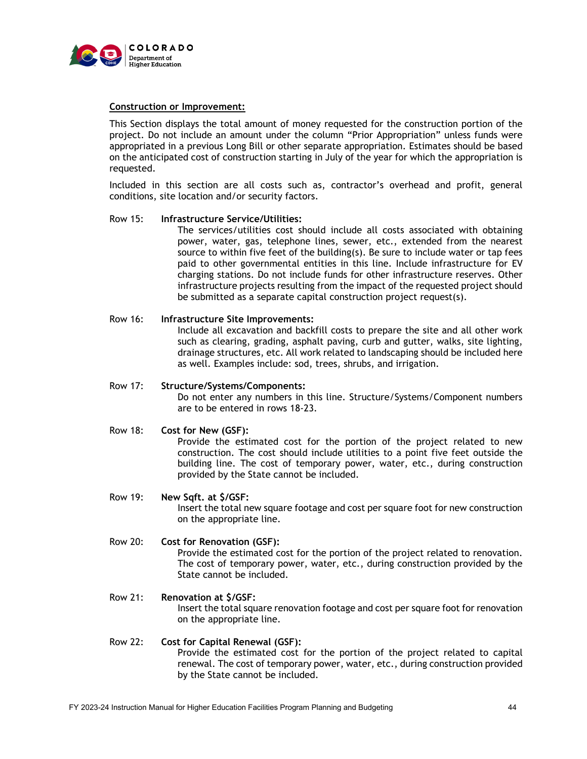**Construction or Improvement:**

This Section displays the total amount of money requested for the construction portion of the project. Do not include an amount under the column "Prior Appropriation" unless funds were appropriated in a previous Long Bill or other separate appropriation. Estimates should be based on the anticipated cost of construction starting in July of the year for which the appropriation is requested.

Included in this section are all costs such as, contractor's overhead and profit, general conditions, site location and/or security factors.

Row 15: **Infrastructure Service/Utilities:**
The services/utilities cost should include all costs associated with obtaining power, water, gas, telephone lines, sewer, etc., extended from the nearest source to within five feet of the building(s). Be sure to include water or tap fees paid to other governmental entities in this line. Include infrastructure for EV charging stations. Do not include funds for other infrastructure reserves. Other infrastructure projects resulting from the impact of the requested project should be submitted as a separate capital construction project request(s).

Row 16: **Infrastructure Site Improvements:**
Include all excavation and backfill costs to prepare the site and all other work such as clearing, grading, asphalt paving, curb and gutter, walks, site lighting, drainage structures, etc. All work related to landscaping should be included here as well. Examples include: sod, trees, shrubs, and irrigation.

Row 17: **Structure/Systems/Components:**
Do not enter any numbers in this line. Structure/Systems/Component numbers are to be entered in rows 18-23.

Row 18: **Cost for New (GSF):**
Provide the estimated cost for the portion of the project related to new construction. The cost should include utilities to a point five feet outside the building line. The cost of temporary power, water, etc., during construction provided by the State cannot be included.

Row 19: **New Sqft. at $/GSF:**
Insert the total new square footage and cost per square foot for new construction on the appropriate line.

Row 20: **Cost for Renovation (GSF):**
Provide the estimated cost for the portion of the project related to renovation. The cost of temporary power, water, etc., during construction provided by the State cannot be included.

Row 21: **Renovation at $/GSF:**
Insert the total square renovation footage and cost per square foot for renovation on the appropriate line.

Row 22: **Cost for Capital Renewal (GSF):**
Provide the estimated cost for the portion of the project related to capital renewal. The cost of temporary power, water, etc., during construction provided by the State cannot be included.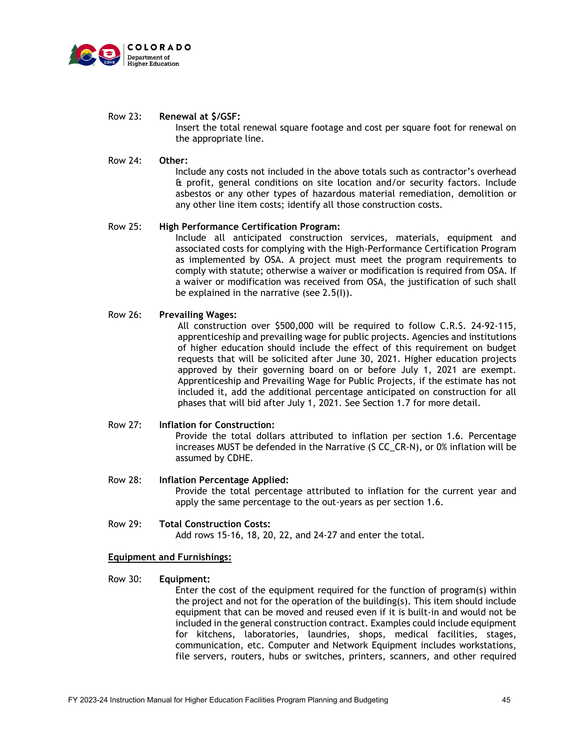Row 23: **Renewal at $/GSF:**

Insert the total renewal square footage and cost per square foot for renewal on the appropriate line.

Row 24: **Other:**

Include any costs not included in the above totals such as contractor's overhead & profit, general conditions on site location and/or security factors. Include asbestos or any other types of hazardous material remediation, demolition or any other line item costs; identify all those construction costs.

Row 25: **High Performance Certification Program:**

Include all anticipated construction services, materials, equipment and associated costs for complying with the High-Performance Certification Program as implemented by OSA. A project must meet the program requirements to comply with statute; otherwise a waiver or modification is required from OSA. If a waiver or modification was received from OSA, the justification of such shall be explained in the narrative (see 2.5(l)).

Row 26: **Prevailing Wages:**

All construction over $500,000 will be required to follow C.R.S. 24-92-115, apprenticeship and prevailing wage for public projects. Agencies and institutions of higher education should include the effect of this requirement on budget requests that will be solicited after June 30, 2021. Higher education projects approved by their governing board on or before July 1, 2021 are exempt. Apprenticeship and Prevailing Wage for Public Projects, if the estimate has not included it, add the additional percentage anticipated on construction for all phases that will bid after July 1, 2021. See Section 1.7 for more detail.

Row 27: **Inflation for Construction:**

Provide the total dollars attributed to inflation per section 1.6. Percentage increases MUST be defended in the Narrative (S CC_CR-N), or 0% inflation will be assumed by CDHE.

Row 28: **Inflation Percentage Applied:**

Provide the total percentage attributed to inflation for the current year and apply the same percentage to the out-years as per section 1.6.

Row 29: **Total Construction Costs:**

Add rows 15-16, 18, 20, 22, and 24-27 and enter the total.

<u>**Equipment and Furnishings:**</u>

Row 30: **Equipment:**

Enter the cost of the equipment required for the function of program(s) within the project and not for the operation of the building(s). This item should include equipment that can be moved and reused even if it is built-in and would not be included in the general construction contract. Examples could include equipment for kitchens, laboratories, laundries, shops, medical facilities, stages, communication, etc. Computer and Network Equipment includes workstations, file servers, routers, hubs or switches, printers, scanners, and other required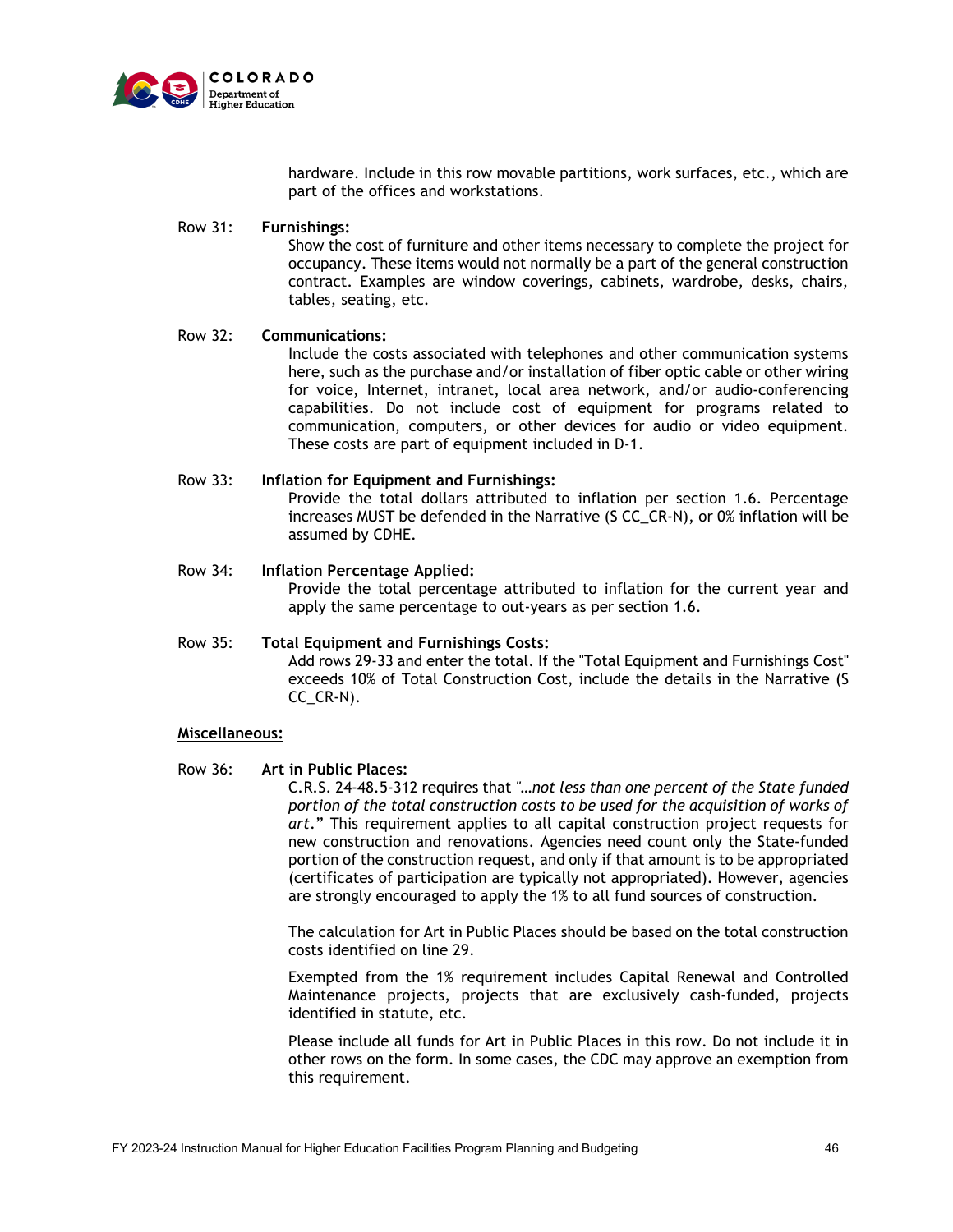hardware. Include in this row movable partitions, work surfaces, etc., which are part of the offices and workstations.

Row 31: **Furnishings:**
Show the cost of furniture and other items necessary to complete the project for occupancy. These items would not normally be a part of the general construction contract. Examples are window coverings, cabinets, wardrobe, desks, chairs, tables, seating, etc.

Row 32: **Communications:**
Include the costs associated with telephones and other communication systems here, such as the purchase and/or installation of fiber optic cable or other wiring for voice, Internet, intranet, local area network, and/or audio-conferencing capabilities. Do not include cost of equipment for programs related to communication, computers, or other devices for audio or video equipment. These costs are part of equipment included in D-1.

Row 33: **Inflation for Equipment and Furnishings:**
Provide the total dollars attributed to inflation per section 1.6. Percentage increases MUST be defended in the Narrative (S CC_CR-N), or 0% inflation will be assumed by CDHE.

Row 34: **Inflation Percentage Applied:**
Provide the total percentage attributed to inflation for the current year and apply the same percentage to out-years as per section 1.6.

Row 35: **Total Equipment and Furnishings Costs:**
Add rows 29-33 and enter the total. If the "Total Equipment and Furnishings Cost" exceeds 10% of Total Construction Cost, include the details in the Narrative (S CC_CR-N).

<u>**Miscellaneous:**</u>

Row 36: **Art in Public Places:**
C.R.S. 24-48.5-312 requires that *"…not less than one percent of the State funded portion of the total construction costs to be used for the acquisition of works of art."* This requirement applies to all capital construction project requests for new construction and renovations. Agencies need count only the State-funded portion of the construction request, and only if that amount is to be appropriated (certificates of participation are typically not appropriated). However, agencies are strongly encouraged to apply the 1% to all fund sources of construction.

The calculation for Art in Public Places should be based on the total construction costs identified on line 29.

Exempted from the 1% requirement includes Capital Renewal and Controlled Maintenance projects, projects that are exclusively cash-funded, projects identified in statute, etc.

Please include all funds for Art in Public Places in this row. Do not include it in other rows on the form. In some cases, the CDC may approve an exemption from this requirement.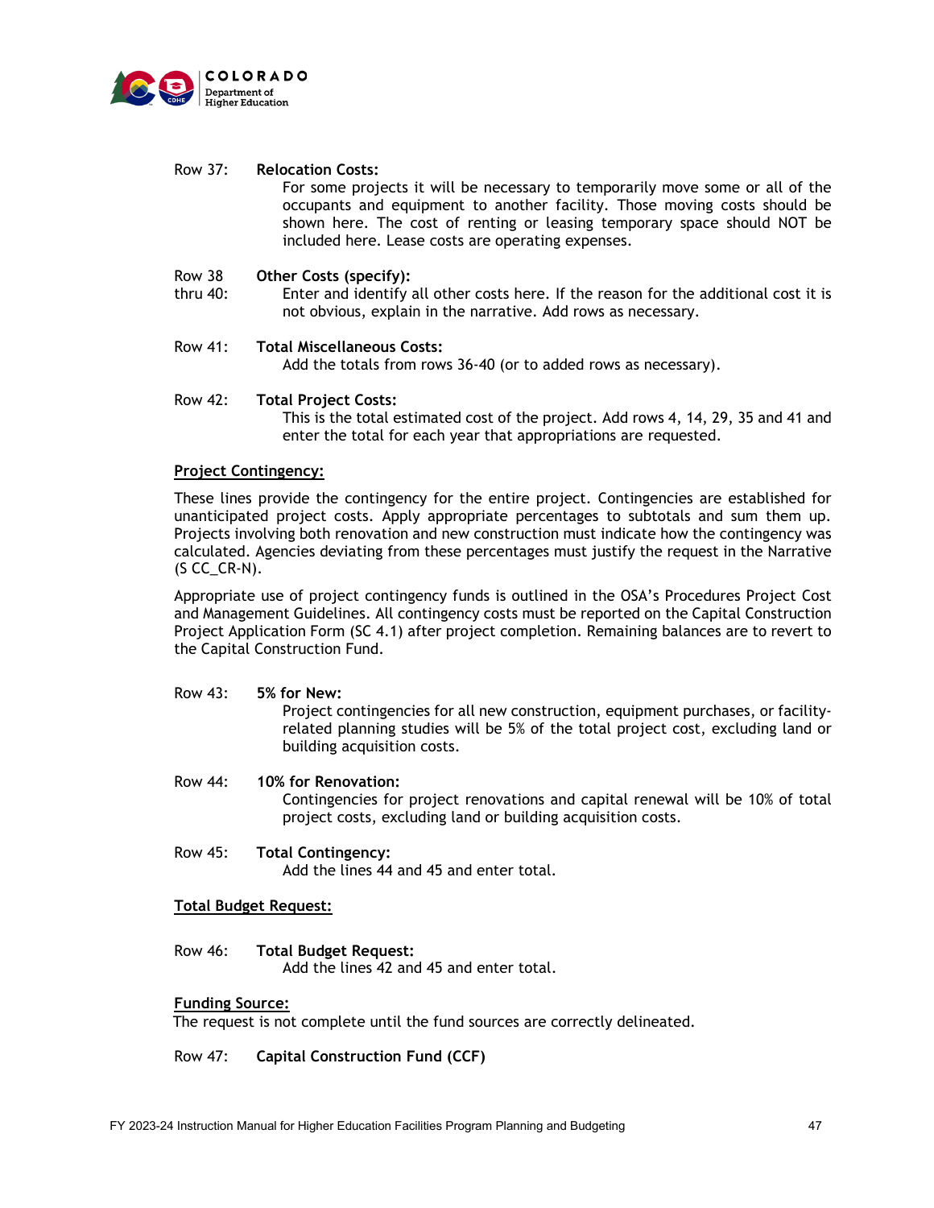Row 37: **Relocation Costs:**
For some projects it will be necessary to temporarily move some or all of the occupants and equipment to another facility. Those moving costs should be shown here. The cost of renting or leasing temporary space should NOT be included here. Lease costs are operating expenses.

Row 38 thru 40: **Other Costs (specify):**
Enter and identify all other costs here. If the reason for the additional cost it is not obvious, explain in the narrative. Add rows as necessary.

Row 41: **Total Miscellaneous Costs:**
Add the totals from rows 36-40 (or to added rows as necessary).

Row 42: **Total Project Costs:**
This is the total estimated cost of the project. Add rows 4, 14, 29, 35 and 41 and enter the total for each year that appropriations are requested.

**Project Contingency:**

These lines provide the contingency for the entire project. Contingencies are established for unanticipated project costs. Apply appropriate percentages to subtotals and sum them up. Projects involving both renovation and new construction must indicate how the contingency was calculated. Agencies deviating from these percentages must justify the request in the Narrative (S CC_CR-N).

Appropriate use of project contingency funds is outlined in the OSA's Procedures Project Cost and Management Guidelines. All contingency costs must be reported on the Capital Construction Project Application Form (SC 4.1) after project completion. Remaining balances are to revert to the Capital Construction Fund.

Row 43: **5% for New:**
Project contingencies for all new construction, equipment purchases, or facility-related planning studies will be 5% of the total project cost, excluding land or building acquisition costs.

Row 44: **10% for Renovation:**
Contingencies for project renovations and capital renewal will be 10% of total project costs, excluding land or building acquisition costs.

Row 45: **Total Contingency:**
Add the lines 44 and 45 and enter total.

**Total Budget Request:**

Row 46: **Total Budget Request:**
Add the lines 42 and 45 and enter total.

**Funding Source:**

The request is not complete until the fund sources are correctly delineated.

Row 47: **Capital Construction Fund (CCF)**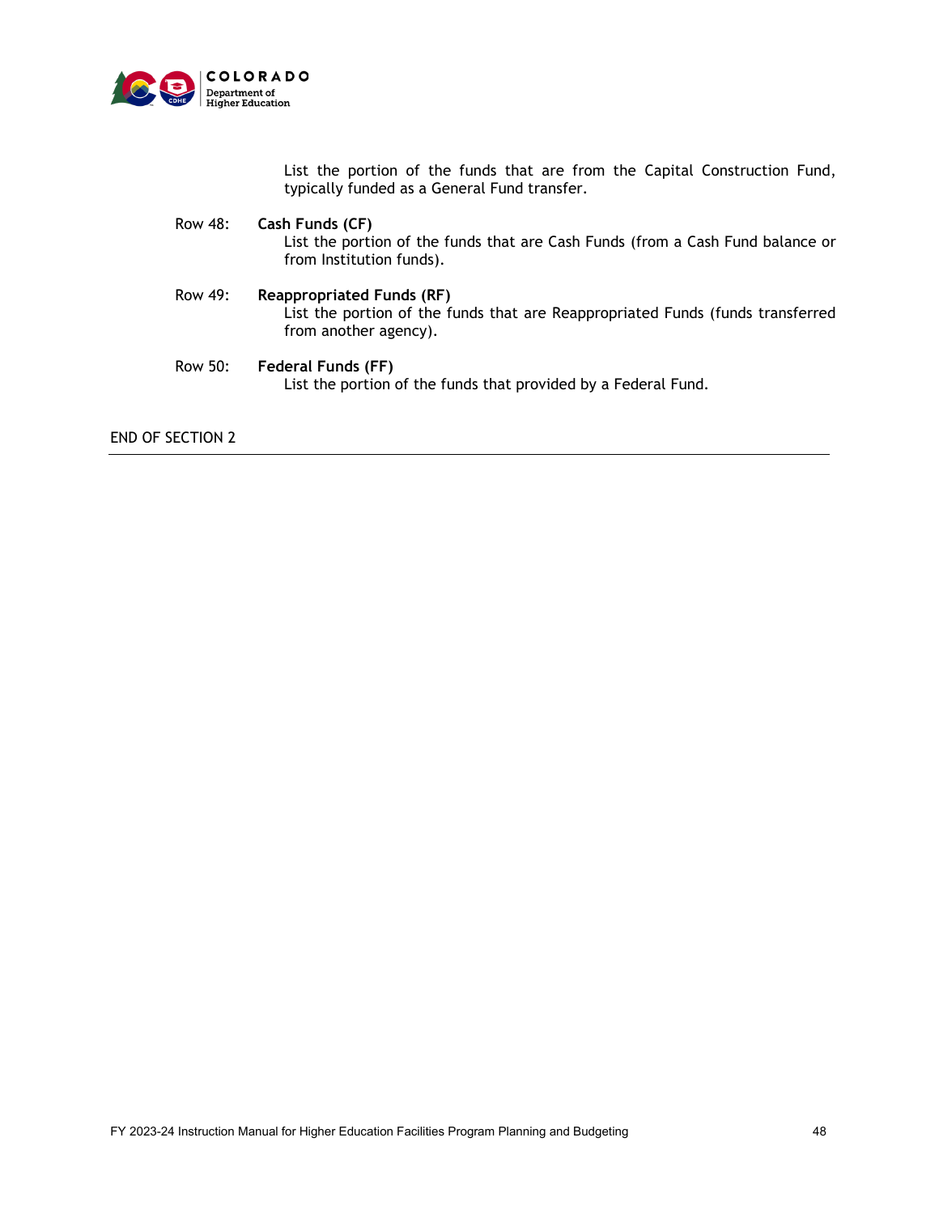List the portion of the funds that are from the Capital Construction Fund, typically funded as a General Fund transfer.

Row 48: **Cash Funds (CF)**
List the portion of the funds that are Cash Funds (from a Cash Fund balance or from Institution funds).

Row 49: **Reappropriated Funds (RF)**
List the portion of the funds that are Reappropriated Funds (funds transferred from another agency).

Row 50: **Federal Funds (FF)**
List the portion of the funds that provided by a Federal Fund.

END OF SECTION 2

---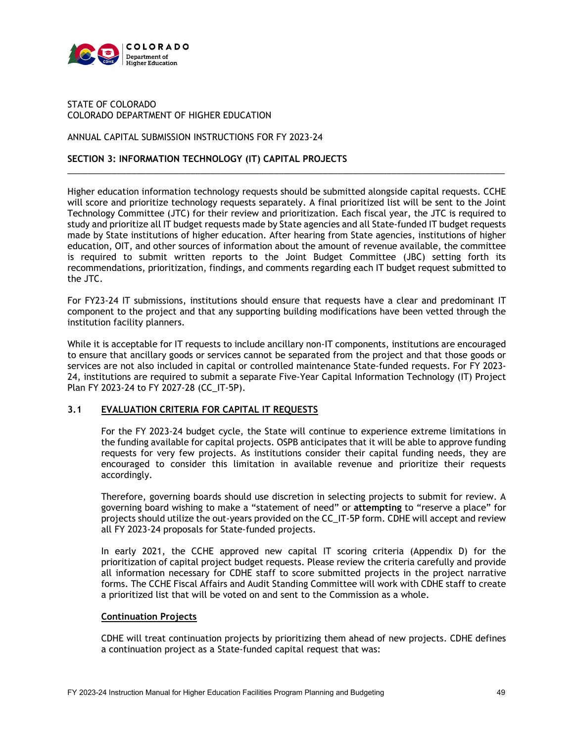STATE OF COLORADO
COLORADO DEPARTMENT OF HIGHER EDUCATION

ANNUAL CAPITAL SUBMISSION INSTRUCTIONS FOR FY 2023-24

## SECTION 3: INFORMATION TECHNOLOGY (IT) CAPITAL PROJECTS

---

Higher education information technology requests should be submitted alongside capital requests. CCHE will score and prioritize technology requests separately. A final prioritized list will be sent to the Joint Technology Committee (JTC) for their review and prioritization. Each fiscal year, the JTC is required to study and prioritize all IT budget requests made by State agencies and all State-funded IT budget requests made by State institutions of higher education. After hearing from State agencies, institutions of higher education, OIT, and other sources of information about the amount of revenue available, the committee is required to submit written reports to the Joint Budget Committee (JBC) setting forth its recommendations, prioritization, findings, and comments regarding each IT budget request submitted to the JTC.

For FY23-24 IT submissions, institutions should ensure that requests have a clear and predominant IT component to the project and that any supporting building modifications have been vetted through the institution facility planners.

While it is acceptable for IT requests to include ancillary non-IT components, institutions are encouraged to ensure that ancillary goods or services cannot be separated from the project and that those goods or services are not also included in capital or controlled maintenance State-funded requests. For FY 2023-24, institutions are required to submit a separate Five-Year Capital Information Technology (IT) Project Plan FY 2023-24 to FY 2027-28 (CC_IT-5P).

### 3.1 <u>EVALUATION CRITERIA FOR CAPITAL IT REQUESTS</u>

For the FY 2023-24 budget cycle, the State will continue to experience extreme limitations in the funding available for capital projects. OSPB anticipates that it will be able to approve funding requests for very few projects. As institutions consider their capital funding needs, they are encouraged to consider this limitation in available revenue and prioritize their requests accordingly.

Therefore, governing boards should use discretion in selecting projects to submit for review. A governing board wishing to make a “statement of need” or **attempting** to “reserve a place” for projects should utilize the out-years provided on the CC_IT-5P form. CDHE will accept and review all FY 2023-24 proposals for State-funded projects.

In early 2021, the CCHE approved new capital IT scoring criteria (Appendix D) for the prioritization of capital project budget requests. Please review the criteria carefully and provide all information necessary for CDHE staff to score submitted projects in the project narrative forms. The CCHE Fiscal Affairs and Audit Standing Committee will work with CDHE staff to create a prioritized list that will be voted on and sent to the Commission as a whole.

<u>**Continuation Projects**</u>

CDHE will treat continuation projects by prioritizing them ahead of new projects. CDHE defines a continuation project as a State-funded capital request that was: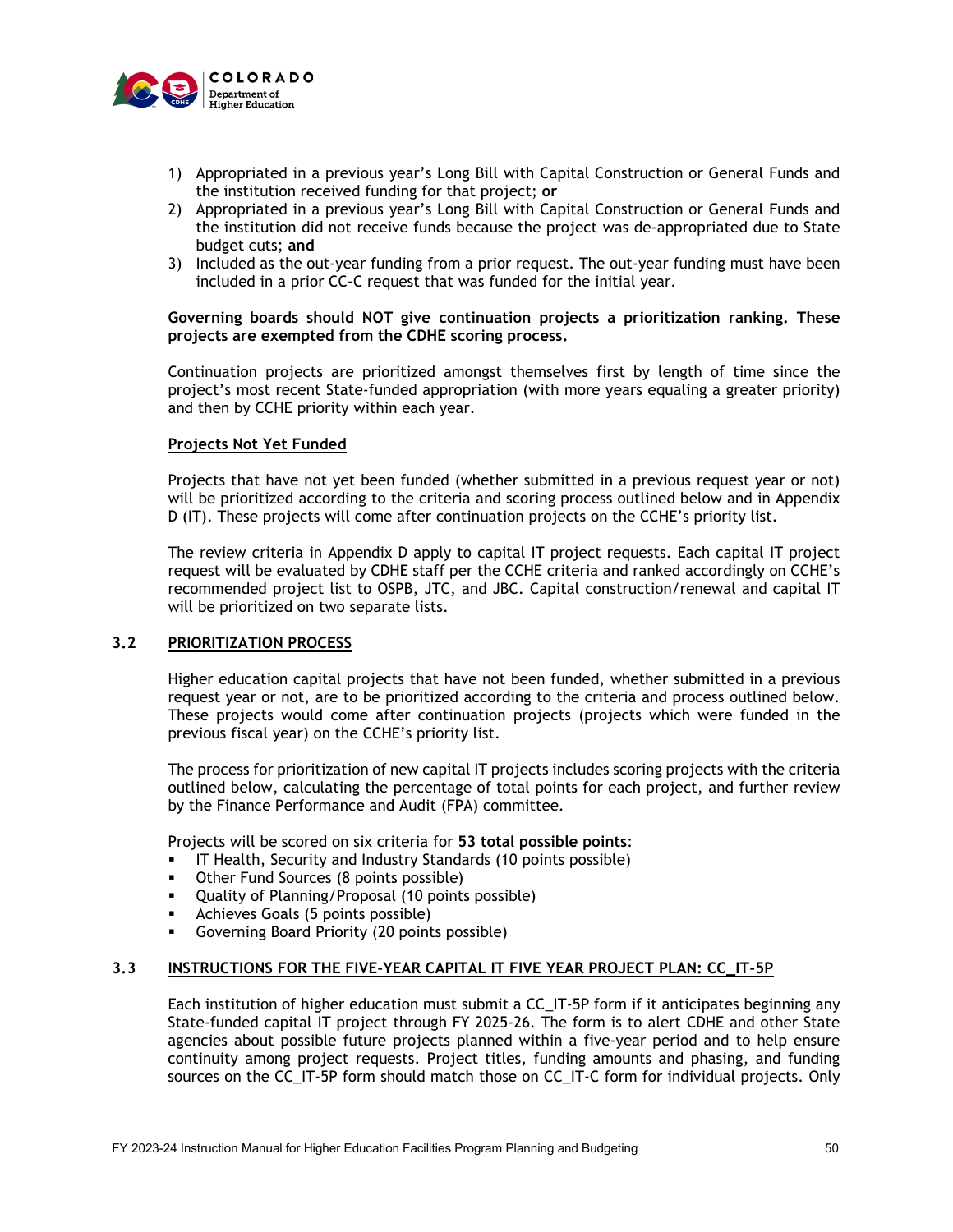1) Appropriated in a previous year's Long Bill with Capital Construction or General Funds and the institution received funding for that project; **or**
2) Appropriated in a previous year's Long Bill with Capital Construction or General Funds and the institution did not receive funds because the project was de-appropriated due to State budget cuts; **and**
3) Included as the out-year funding from a prior request. The out-year funding must have been included in a prior CC-C request that was funded for the initial year.

**Governing boards should NOT give continuation projects a prioritization ranking. These projects are exempted from the CDHE scoring process.**

Continuation projects are prioritized amongst themselves first by length of time since the project's most recent State-funded appropriation (with more years equaling a greater priority) and then by CCHE priority within each year.

**Projects Not Yet Funded**

Projects that have not yet been funded (whether submitted in a previous request year or not) will be prioritized according to the criteria and scoring process outlined below and in Appendix D (IT). These projects will come after continuation projects on the CCHE's priority list.

The review criteria in Appendix D apply to capital IT project requests. Each capital IT project request will be evaluated by CDHE staff per the CCHE criteria and ranked accordingly on CCHE's recommended project list to OSPB, JTC, and JBC. Capital construction/renewal and capital IT will be prioritized on two separate lists.

### 3.2 PRIORITIZATION PROCESS

Higher education capital projects that have not been funded, whether submitted in a previous request year or not, are to be prioritized according to the criteria and process outlined below. These projects would come after continuation projects (projects which were funded in the previous fiscal year) on the CCHE's priority list.

The process for prioritization of new capital IT projects includes scoring projects with the criteria outlined below, calculating the percentage of total points for each project, and further review by the Finance Performance and Audit (FPA) committee.

Projects will be scored on six criteria for **53 total possible points**:

- IT Health, Security and Industry Standards (10 points possible)
- Other Fund Sources (8 points possible)
- Quality of Planning/Proposal (10 points possible)
- Achieves Goals (5 points possible)
- Governing Board Priority (20 points possible)

### 3.3 INSTRUCTIONS FOR THE FIVE-YEAR CAPITAL IT FIVE YEAR PROJECT PLAN: CC_IT-5P

Each institution of higher education must submit a CC_IT-5P form if it anticipates beginning any State-funded capital IT project through FY 2025-26. The form is to alert CDHE and other State agencies about possible future projects planned within a five-year period and to help ensure continuity among project requests. Project titles, funding amounts and phasing, and funding sources on the CC_IT-5P form should match those on CC_IT-C form for individual projects. Only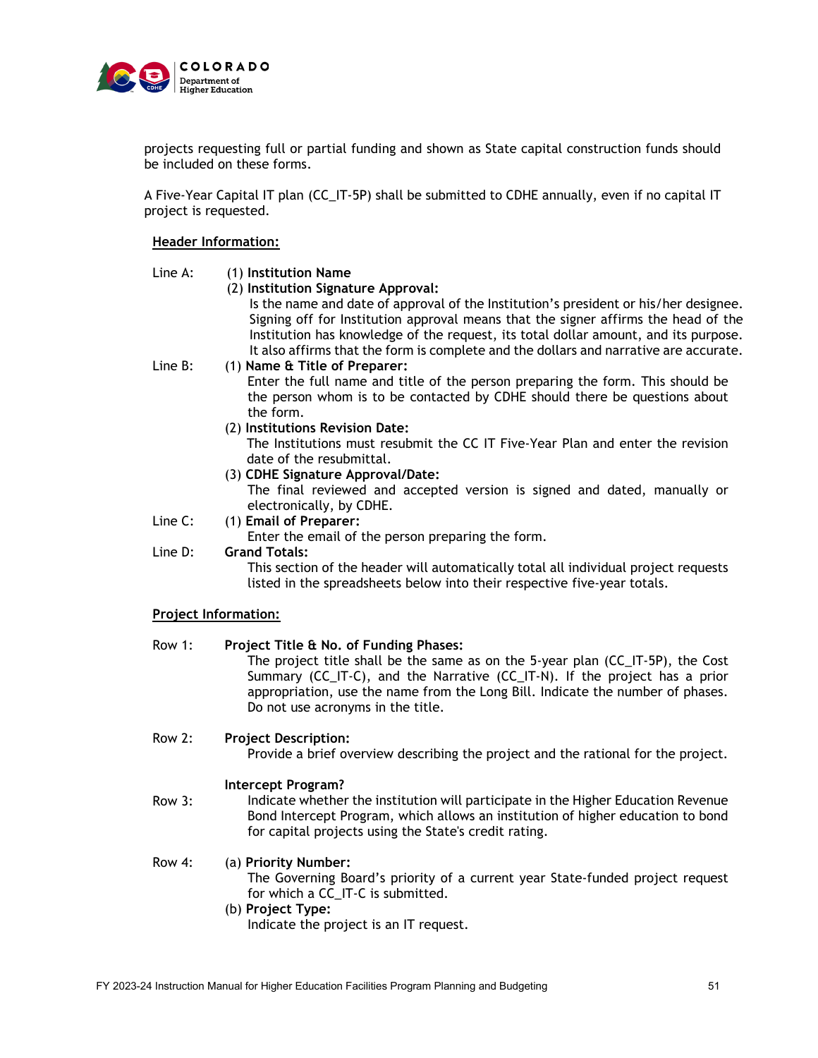projects requesting full or partial funding and shown as State capital construction funds should be included on these forms.

A Five-Year Capital IT plan (CC_IT-5P) shall be submitted to CDHE annually, even if no capital IT project is requested.

**Header Information:**

Line A:
(1) **Institution Name**
(2) **Institution Signature Approval:**
Is the name and date of approval of the Institution's president or his/her designee. Signing off for Institution approval means that the signer affirms the head of the Institution has knowledge of the request, its total dollar amount, and its purpose. It also affirms that the form is complete and the dollars and narrative are accurate.

Line B:
(1) **Name & Title of Preparer:**
Enter the full name and title of the person preparing the form. This should be the person whom is to be contacted by CDHE should there be questions about the form.
(2) **Institutions Revision Date:**
The Institutions must resubmit the CC IT Five-Year Plan and enter the revision date of the resubmittal.
(3) **CDHE Signature Approval/Date:**
The final reviewed and accepted version is signed and dated, manually or electronically, by CDHE.

Line C:
(1) **Email of Preparer:**
Enter the email of the person preparing the form.

Line D:
**Grand Totals:**
This section of the header will automatically total all individual project requests listed in the spreadsheets below into their respective five-year totals.

**Project Information:**

Row 1:
**Project Title & No. of Funding Phases:**
The project title shall be the same as on the 5-year plan (CC_IT-5P), the Cost Summary (CC_IT-C), and the Narrative (CC_IT-N). If the project has a prior appropriation, use the name from the Long Bill. Indicate the number of phases. Do not use acronyms in the title.

Row 2:
**Project Description:**
Provide a brief overview describing the project and the rational for the project.

Row 3:
**Intercept Program?**
Indicate whether the institution will participate in the Higher Education Revenue Bond Intercept Program, which allows an institution of higher education to bond for capital projects using the State's credit rating.

Row 4:
(a) **Priority Number:**
The Governing Board's priority of a current year State-funded project request for which a CC_IT-C is submitted.
(b) **Project Type:**
Indicate the project is an IT request.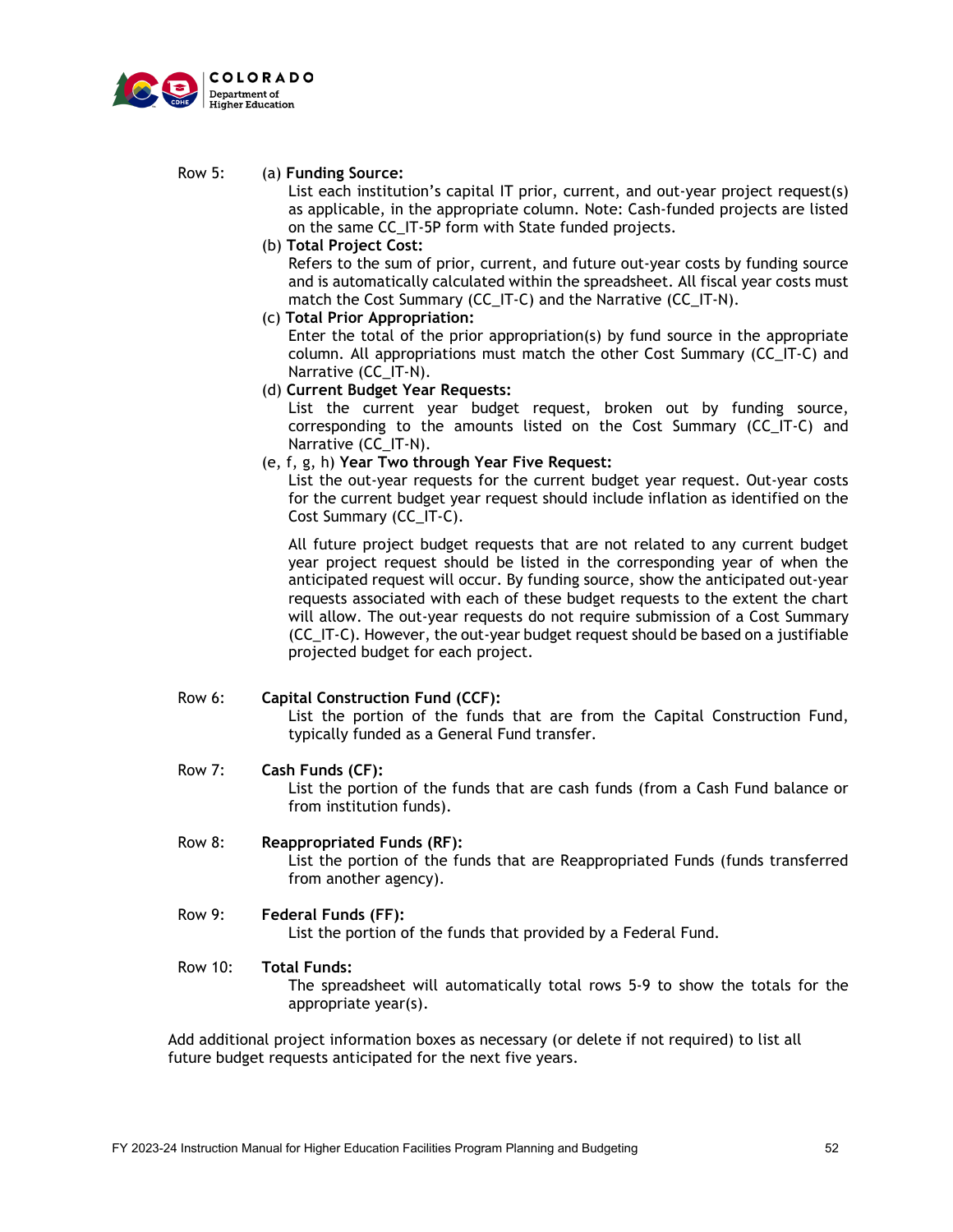Row 5: (a) **Funding Source:**

List each institution's capital IT prior, current, and out-year project request(s) as applicable, in the appropriate column. Note: Cash-funded projects are listed on the same CC_IT-5P form with State funded projects.

(b) **Total Project Cost:**

Refers to the sum of prior, current, and future out-year costs by funding source and is automatically calculated within the spreadsheet. All fiscal year costs must match the Cost Summary (CC_IT-C) and the Narrative (CC_IT-N).

(c) **Total Prior Appropriation:**

Enter the total of the prior appropriation(s) by fund source in the appropriate column. All appropriations must match the other Cost Summary (CC_IT-C) and Narrative (CC_IT-N).

(d) **Current Budget Year Requests:**

List the current year budget request, broken out by funding source, corresponding to the amounts listed on the Cost Summary (CC_IT-C) and Narrative (CC_IT-N).

(e, f, g, h) **Year Two through Year Five Request:**

List the out-year requests for the current budget year request. Out-year costs for the current budget year request should include inflation as identified on the Cost Summary (CC_IT-C).

All future project budget requests that are not related to any current budget year project request should be listed in the corresponding year of when the anticipated request will occur. By funding source, show the anticipated out-year requests associated with each of these budget requests to the extent the chart will allow. The out-year requests do not require submission of a Cost Summary (CC_IT-C). However, the out-year budget request should be based on a justifiable projected budget for each project.

Row 6: **Capital Construction Fund (CCF):**

List the portion of the funds that are from the Capital Construction Fund, typically funded as a General Fund transfer.

Row 7: **Cash Funds (CF):**

List the portion of the funds that are cash funds (from a Cash Fund balance or from institution funds).

Row 8: **Reappropriated Funds (RF):**

List the portion of the funds that are Reappropriated Funds (funds transferred from another agency).

Row 9: **Federal Funds (FF):**

List the portion of the funds that provided by a Federal Fund.

Row 10: **Total Funds:**

The spreadsheet will automatically total rows 5-9 to show the totals for the appropriate year(s).

Add additional project information boxes as necessary (or delete if not required) to list all future budget requests anticipated for the next five years.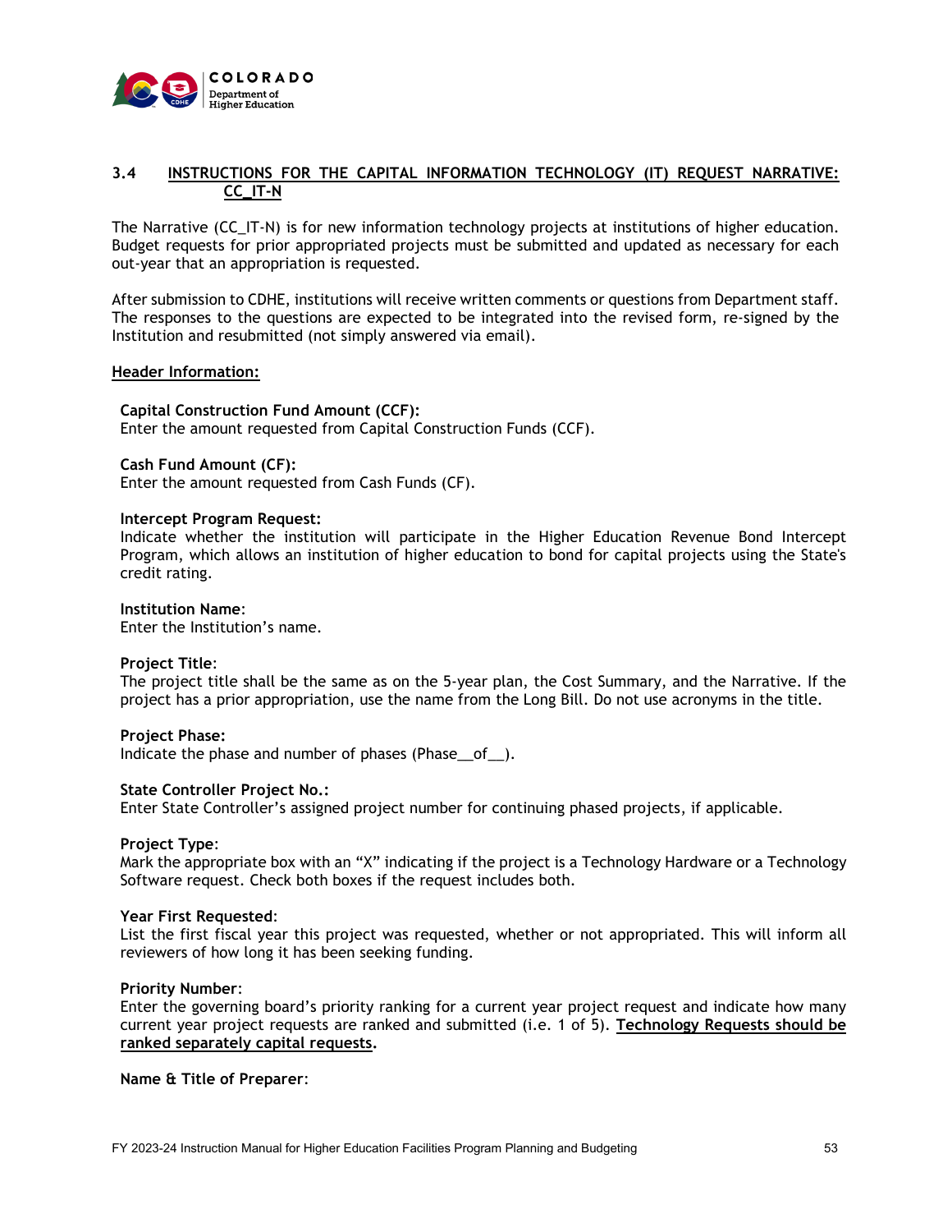## 3.4 INSTRUCTIONS FOR THE CAPITAL INFORMATION TECHNOLOGY (IT) REQUEST NARRATIVE: CC_IT-N

The Narrative (CC_IT-N) is for new information technology projects at institutions of higher education. Budget requests for prior appropriated projects must be submitted and updated as necessary for each out-year that an appropriation is requested.

After submission to CDHE, institutions will receive written comments or questions from Department staff. The responses to the questions are expected to be integrated into the revised form, re-signed by the Institution and resubmitted (not simply answered via email).

**Header Information:**

**Capital Construction Fund Amount (CCF):**
Enter the amount requested from Capital Construction Funds (CCF).

**Cash Fund Amount (CF):**
Enter the amount requested from Cash Funds (CF).

**Intercept Program Request:**
Indicate whether the institution will participate in the Higher Education Revenue Bond Intercept Program, which allows an institution of higher education to bond for capital projects using the State's credit rating.

**Institution Name**:
Enter the Institution's name.

**Project Title**:
The project title shall be the same as on the 5-year plan, the Cost Summary, and the Narrative. If the project has a prior appropriation, use the name from the Long Bill. Do not use acronyms in the title.

**Project Phase:**
Indicate the phase and number of phases (Phase__of__).

**State Controller Project No.:**
Enter State Controller's assigned project number for continuing phased projects, if applicable.

**Project Type**:
Mark the appropriate box with an "X" indicating if the project is a Technology Hardware or a Technology Software request. Check both boxes if the request includes both.

**Year First Requested**:
List the first fiscal year this project was requested, whether or not appropriated. This will inform all reviewers of how long it has been seeking funding.

**Priority Number**:
Enter the governing board's priority ranking for a current year project request and indicate how many current year project requests are ranked and submitted (i.e. 1 of 5). **Technology Requests should be ranked separately capital requests.**

**Name & Title of Preparer**: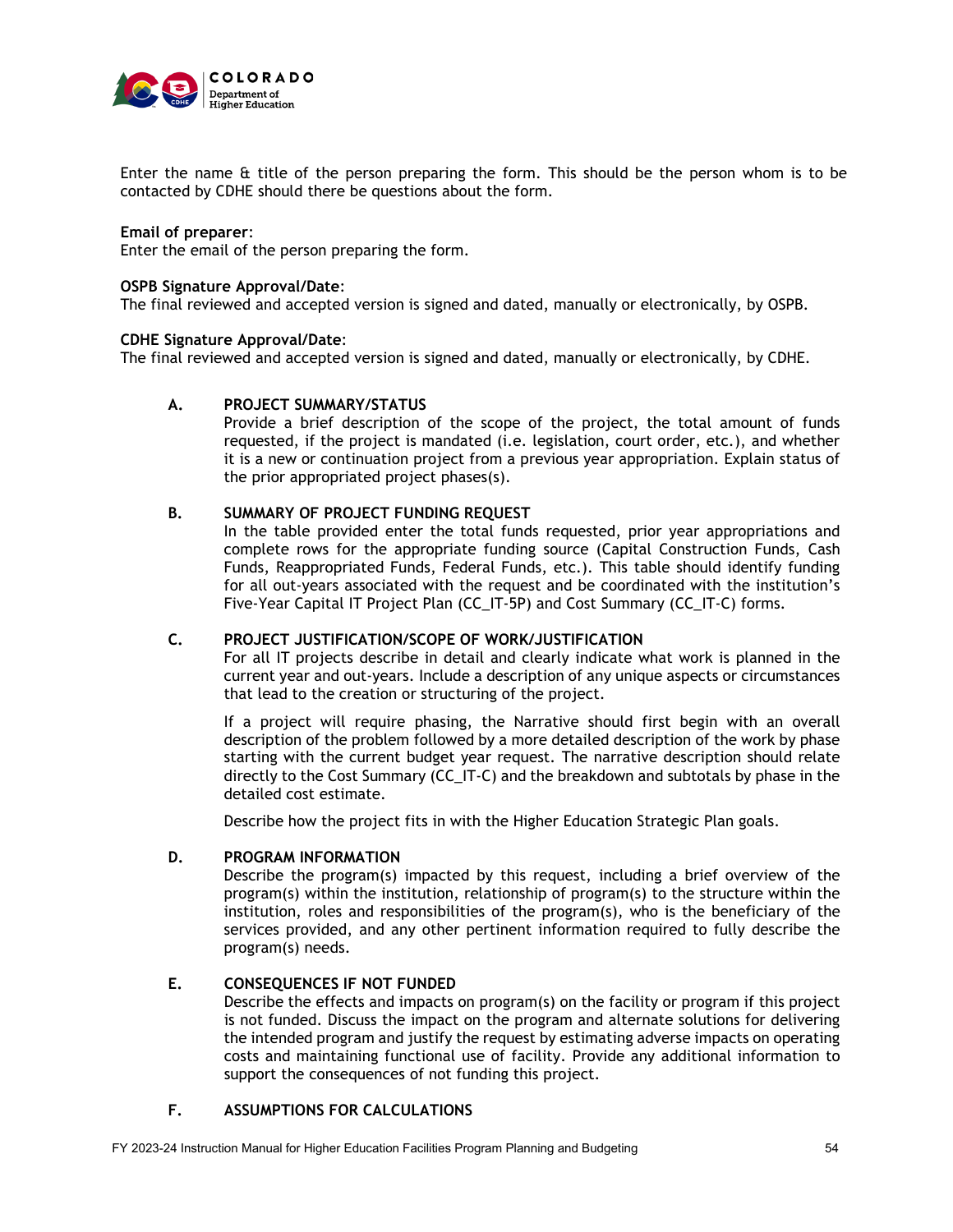Enter the name & title of the person preparing the form. This should be the person whom is to be contacted by CDHE should there be questions about the form.

**Email of preparer**:
Enter the email of the person preparing the form.

**OSPB Signature Approval/Date**:
The final reviewed and accepted version is signed and dated, manually or electronically, by OSPB.

**CDHE Signature Approval/Date**:
The final reviewed and accepted version is signed and dated, manually or electronically, by CDHE.

**A. PROJECT SUMMARY/STATUS**

Provide a brief description of the scope of the project, the total amount of funds requested, if the project is mandated (i.e. legislation, court order, etc.), and whether it is a new or continuation project from a previous year appropriation. Explain status of the prior appropriated project phases(s).

**B. SUMMARY OF PROJECT FUNDING REQUEST**

In the table provided enter the total funds requested, prior year appropriations and complete rows for the appropriate funding source (Capital Construction Funds, Cash Funds, Reappropriated Funds, Federal Funds, etc.). This table should identify funding for all out-years associated with the request and be coordinated with the institution's Five-Year Capital IT Project Plan (CC_IT-5P) and Cost Summary (CC_IT-C) forms.

**C. PROJECT JUSTIFICATION/SCOPE OF WORK/JUSTIFICATION**

For all IT projects describe in detail and clearly indicate what work is planned in the current year and out-years. Include a description of any unique aspects or circumstances that lead to the creation or structuring of the project.

If a project will require phasing, the Narrative should first begin with an overall description of the problem followed by a more detailed description of the work by phase starting with the current budget year request. The narrative description should relate directly to the Cost Summary (CC_IT-C) and the breakdown and subtotals by phase in the detailed cost estimate.

Describe how the project fits in with the Higher Education Strategic Plan goals.

**D. PROGRAM INFORMATION**

Describe the program(s) impacted by this request, including a brief overview of the program(s) within the institution, relationship of program(s) to the structure within the institution, roles and responsibilities of the program(s), who is the beneficiary of the services provided, and any other pertinent information required to fully describe the program(s) needs.

**E. CONSEQUENCES IF NOT FUNDED**

Describe the effects and impacts on program(s) on the facility or program if this project is not funded. Discuss the impact on the program and alternate solutions for delivering the intended program and justify the request by estimating adverse impacts on operating costs and maintaining functional use of facility. Provide any additional information to support the consequences of not funding this project.

**F. ASSUMPTIONS FOR CALCULATIONS**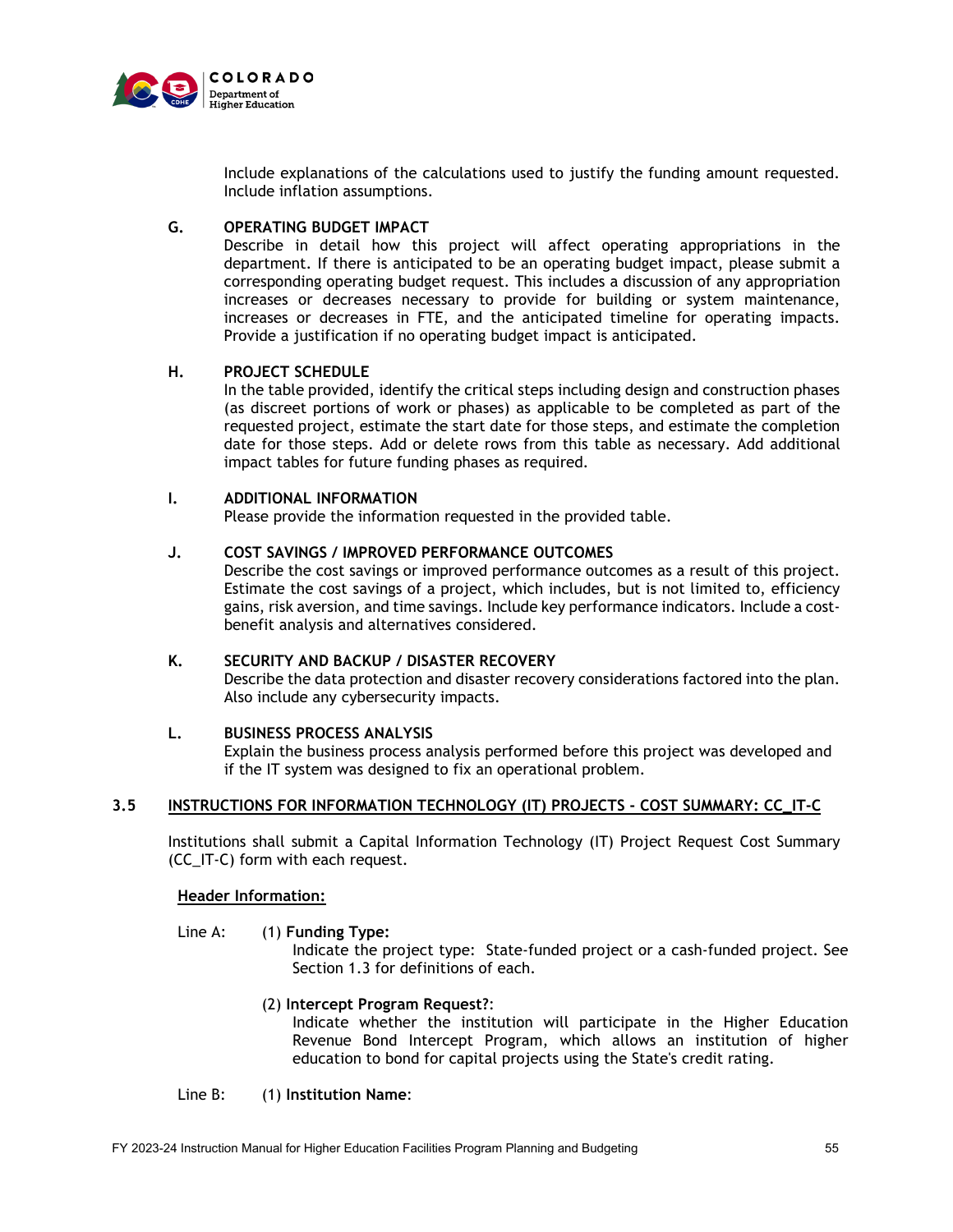Include explanations of the calculations used to justify the funding amount requested. Include inflation assumptions.

**G. OPERATING BUDGET IMPACT**
Describe in detail how this project will affect operating appropriations in the department. If there is anticipated to be an operating budget impact, please submit a corresponding operating budget request. This includes a discussion of any appropriation increases or decreases necessary to provide for building or system maintenance, increases or decreases in FTE, and the anticipated timeline for operating impacts. Provide a justification if no operating budget impact is anticipated.

**H. PROJECT SCHEDULE**
In the table provided, identify the critical steps including design and construction phases (as discreet portions of work or phases) as applicable to be completed as part of the requested project, estimate the start date for those steps, and estimate the completion date for those steps. Add or delete rows from this table as necessary. Add additional impact tables for future funding phases as required.

**I. ADDITIONAL INFORMATION**
Please provide the information requested in the provided table.

**J. COST SAVINGS / IMPROVED PERFORMANCE OUTCOMES**
Describe the cost savings or improved performance outcomes as a result of this project. Estimate the cost savings of a project, which includes, but is not limited to, efficiency gains, risk aversion, and time savings. Include key performance indicators. Include a cost-benefit analysis and alternatives considered.

**K. SECURITY AND BACKUP / DISASTER RECOVERY**
Describe the data protection and disaster recovery considerations factored into the plan. Also include any cybersecurity impacts.

**L. BUSINESS PROCESS ANALYSIS**
Explain the business process analysis performed before this project was developed and if the IT system was designed to fix an operational problem.

## 3.5 INSTRUCTIONS FOR INFORMATION TECHNOLOGY (IT) PROJECTS - COST SUMMARY: CC_IT-C

Institutions shall submit a Capital Information Technology (IT) Project Request Cost Summary (CC_IT-C) form with each request.

**Header Information:**

Line A: (1) **Funding Type:**
Indicate the project type: State-funded project or a cash-funded project. See Section 1.3 for definitions of each.

(2) **Intercept Program Request?**:
Indicate whether the institution will participate in the Higher Education Revenue Bond Intercept Program, which allows an institution of higher education to bond for capital projects using the State's credit rating.

Line B: (1) **Institution Name**: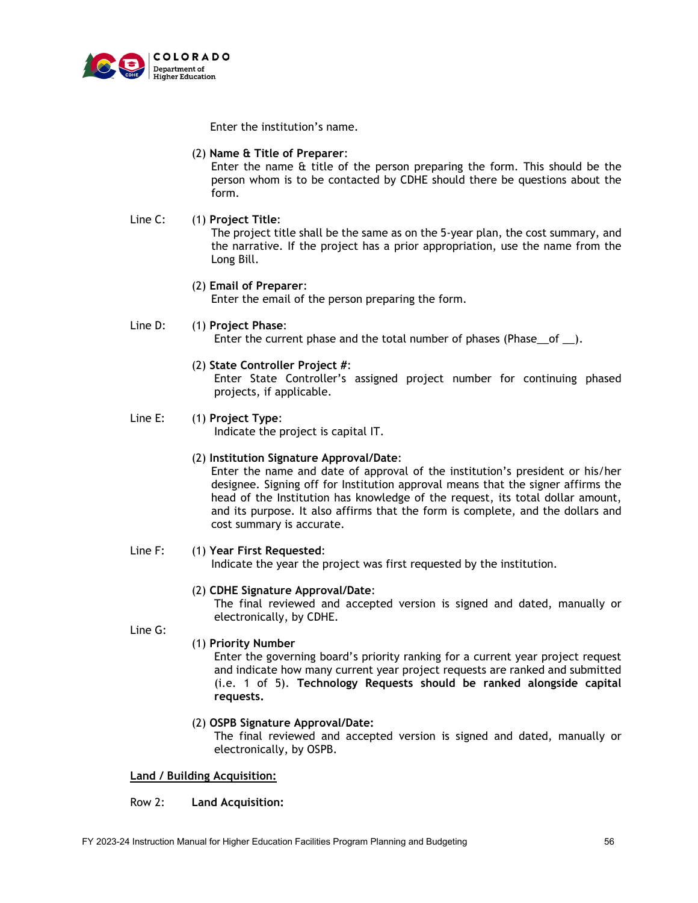Enter the institution's name.

(2) **Name & Title of Preparer**:
Enter the name & title of the person preparing the form. This should be the person whom is to be contacted by CDHE should there be questions about the form.

Line C: (1) **Project Title**:
The project title shall be the same as on the 5-year plan, the cost summary, and the narrative. If the project has a prior appropriation, use the name from the Long Bill.

(2) **Email of Preparer**:
Enter the email of the person preparing the form.

Line D: (1) **Project Phase**:
Enter the current phase and the total number of phases (Phase__of __).

(2) **State Controller Project #**:
Enter State Controller's assigned project number for continuing phased projects, if applicable.

Line E: (1) **Project Type**:
Indicate the project is capital IT.

(2) **Institution Signature Approval/Date**:
Enter the name and date of approval of the institution's president or his/her designee. Signing off for Institution approval means that the signer affirms the head of the Institution has knowledge of the request, its total dollar amount, and its purpose. It also affirms that the form is complete, and the dollars and cost summary is accurate.

Line F: (1) **Year First Requested**:
Indicate the year the project was first requested by the institution.

(2) **CDHE Signature Approval/Date**:
The final reviewed and accepted version is signed and dated, manually or electronically, by CDHE.

Line G: (1) **Priority Number**
Enter the governing board's priority ranking for a current year project request and indicate how many current year project requests are ranked and submitted (i.e. 1 of 5). **Technology Requests should be ranked alongside capital requests.**

(2) **OSPB Signature Approval/Date:**
The final reviewed and accepted version is signed and dated, manually or electronically, by OSPB.

<u>**Land / Building Acquisition:**</u>

Row 2: **Land Acquisition:**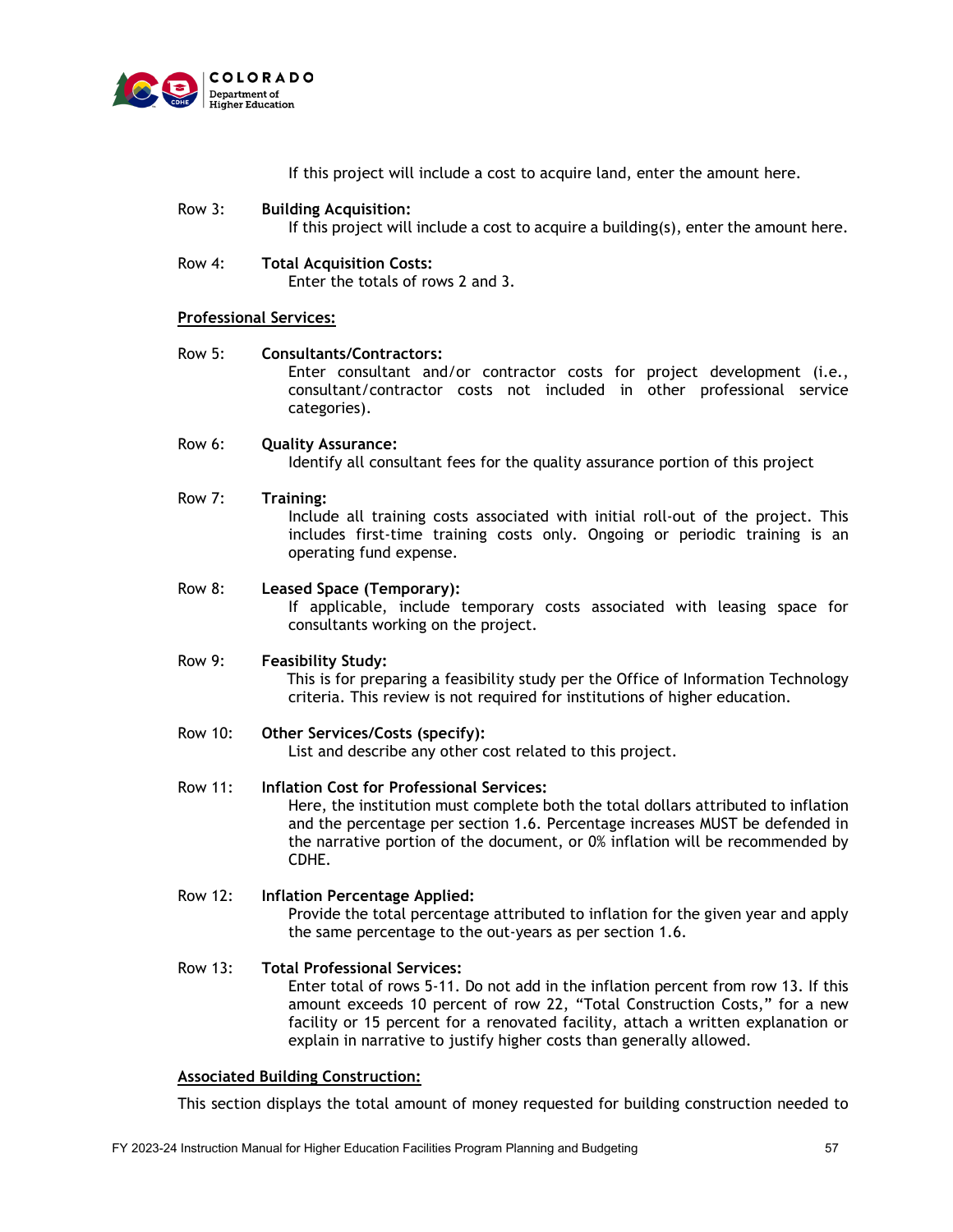If this project will include a cost to acquire land, enter the amount here.

Row 3: **Building Acquisition:**
If this project will include a cost to acquire a building(s), enter the amount here.

Row 4: **Total Acquisition Costs:**
Enter the totals of rows 2 and 3.

**Professional Services:**

Row 5: **Consultants/Contractors:**
Enter consultant and/or contractor costs for project development (i.e., consultant/contractor costs not included in other professional service categories).

Row 6: **Quality Assurance:**
Identify all consultant fees for the quality assurance portion of this project

Row 7: **Training:**
Include all training costs associated with initial roll-out of the project. This includes first-time training costs only. Ongoing or periodic training is an operating fund expense.

Row 8: **Leased Space (Temporary):**
If applicable, include temporary costs associated with leasing space for consultants working on the project.

Row 9: **Feasibility Study:**
This is for preparing a feasibility study per the Office of Information Technology criteria. This review is not required for institutions of higher education.

Row 10: **Other Services/Costs (specify):**
List and describe any other cost related to this project.

Row 11: **Inflation Cost for Professional Services:**
Here, the institution must complete both the total dollars attributed to inflation and the percentage per section 1.6. Percentage increases MUST be defended in the narrative portion of the document, or 0% inflation will be recommended by CDHE.

Row 12: **Inflation Percentage Applied:**
Provide the total percentage attributed to inflation for the given year and apply the same percentage to the out-years as per section 1.6.

Row 13: **Total Professional Services:**
Enter total of rows 5-11. Do not add in the inflation percent from row 13. If this amount exceeds 10 percent of row 22, "Total Construction Costs," for a new facility or 15 percent for a renovated facility, attach a written explanation or explain in narrative to justify higher costs than generally allowed.

**Associated Building Construction:**

This section displays the total amount of money requested for building construction needed to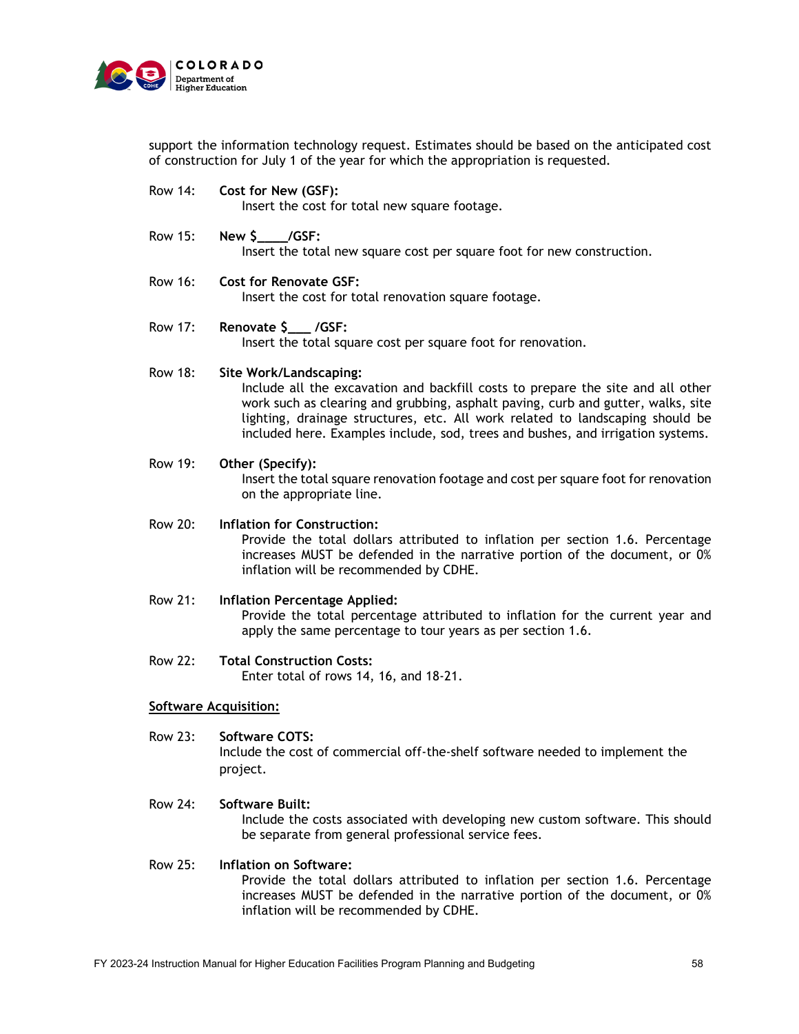support the information technology request. Estimates should be based on the anticipated cost of construction for July 1 of the year for which the appropriation is requested.

Row 14: **Cost for New (GSF):**
Insert the cost for total new square footage.

Row 15: **New $____/GSF:**
Insert the total new square cost per square foot for new construction.

Row 16: **Cost for Renovate GSF:**
Insert the cost for total renovation square footage.

Row 17: **Renovate $___ /GSF:**
Insert the total square cost per square foot for renovation.

Row 18: **Site Work/Landscaping:**
Include all the excavation and backfill costs to prepare the site and all other work such as clearing and grubbing, asphalt paving, curb and gutter, walks, site lighting, drainage structures, etc. All work related to landscaping should be included here. Examples include, sod, trees and bushes, and irrigation systems.

Row 19: **Other (Specify):**
Insert the total square renovation footage and cost per square foot for renovation on the appropriate line.

Row 20: **Inflation for Construction:**
Provide the total dollars attributed to inflation per section 1.6. Percentage increases MUST be defended in the narrative portion of the document, or 0% inflation will be recommended by CDHE.

Row 21: **Inflation Percentage Applied:**
Provide the total percentage attributed to inflation for the current year and apply the same percentage to tour years as per section 1.6.

Row 22: **Total Construction Costs:**
Enter total of rows 14, 16, and 18-21.

<u>**Software Acquisition:**</u>

Row 23: **Software COTS:**
Include the cost of commercial off-the-shelf software needed to implement the project.

Row 24: **Software Built:**
Include the costs associated with developing new custom software. This should be separate from general professional service fees.

Row 25: **Inflation on Software:**
Provide the total dollars attributed to inflation per section 1.6. Percentage increases MUST be defended in the narrative portion of the document, or 0% inflation will be recommended by CDHE.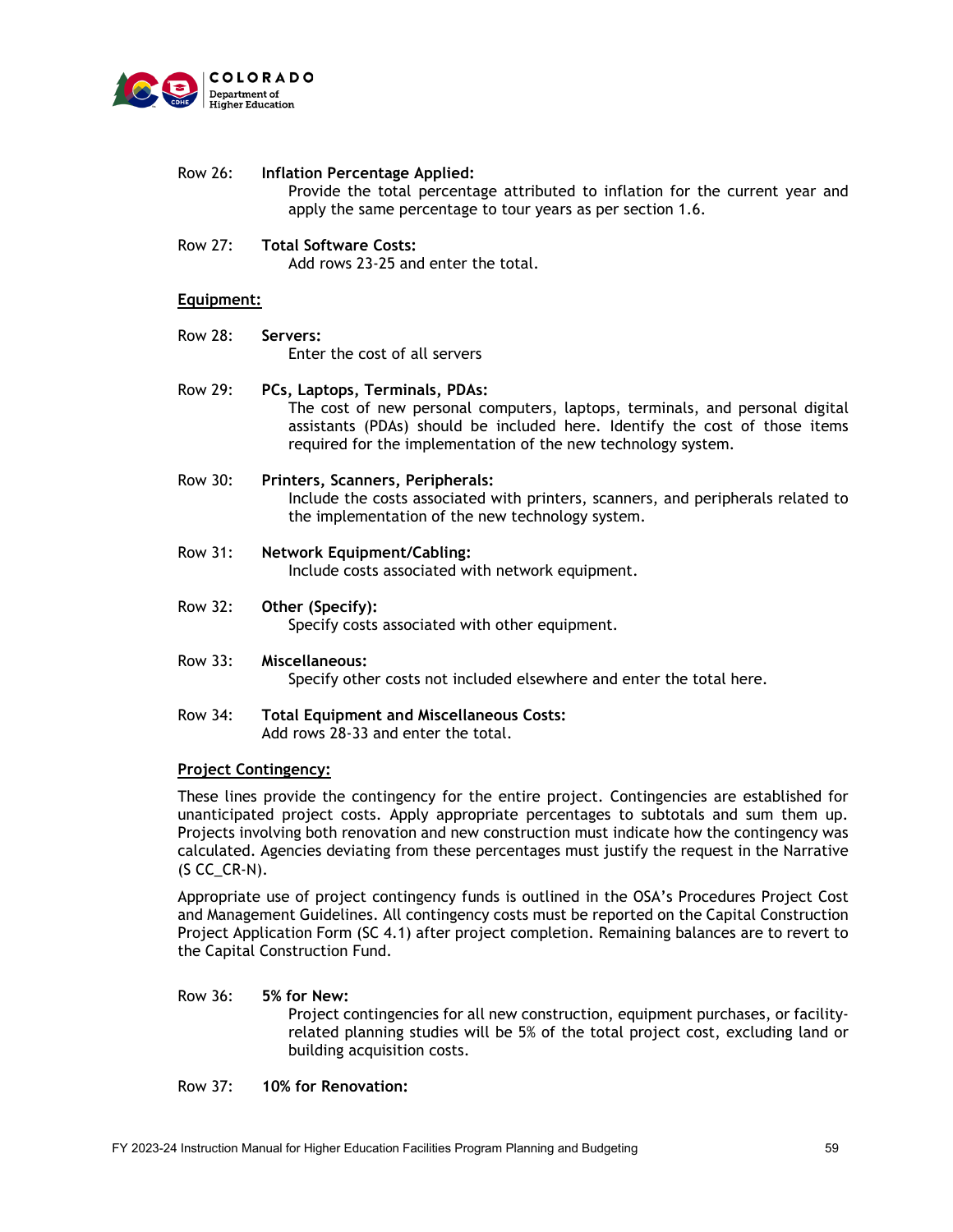Row 26: **Inflation Percentage Applied:**
Provide the total percentage attributed to inflation for the current year and apply the same percentage to tour years as per section 1.6.

Row 27: **Total Software Costs:**
Add rows 23-25 and enter the total.

**Equipment:**

Row 28: **Servers:**
Enter the cost of all servers

Row 29: **PCs, Laptops, Terminals, PDAs:**
The cost of new personal computers, laptops, terminals, and personal digital assistants (PDAs) should be included here. Identify the cost of those items required for the implementation of the new technology system.

Row 30: **Printers, Scanners, Peripherals:**
Include the costs associated with printers, scanners, and peripherals related to the implementation of the new technology system.

Row 31: **Network Equipment/Cabling:**
Include costs associated with network equipment.

Row 32: **Other (Specify):**
Specify costs associated with other equipment.

Row 33: **Miscellaneous:**
Specify other costs not included elsewhere and enter the total here.

Row 34: **Total Equipment and Miscellaneous Costs:**
Add rows 28-33 and enter the total.

**Project Contingency:**

These lines provide the contingency for the entire project. Contingencies are established for unanticipated project costs. Apply appropriate percentages to subtotals and sum them up. Projects involving both renovation and new construction must indicate how the contingency was calculated. Agencies deviating from these percentages must justify the request in the Narrative (S CC_CR-N).

Appropriate use of project contingency funds is outlined in the OSA's Procedures Project Cost and Management Guidelines. All contingency costs must be reported on the Capital Construction Project Application Form (SC 4.1) after project completion. Remaining balances are to revert to the Capital Construction Fund.

Row 36: **5% for New:**
Project contingencies for all new construction, equipment purchases, or facility-related planning studies will be 5% of the total project cost, excluding land or building acquisition costs.

Row 37: **10% for Renovation:**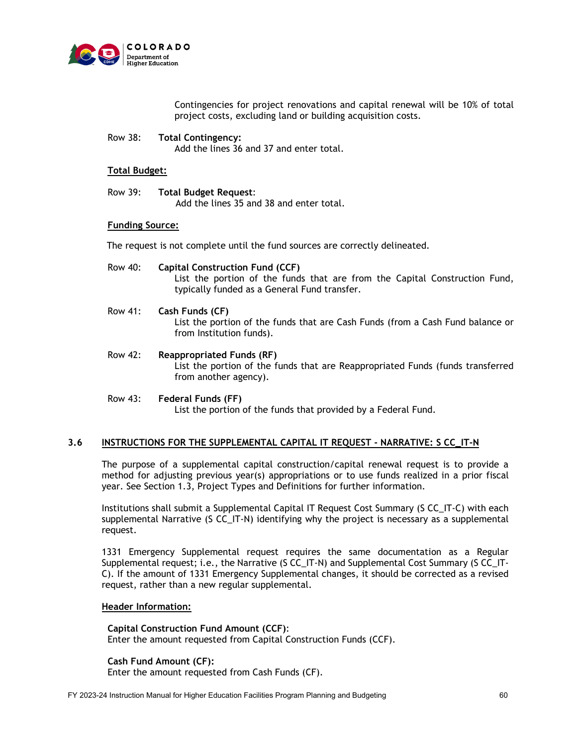Contingencies for project renovations and capital renewal will be 10% of total project costs, excluding land or building acquisition costs.

Row 38: **Total Contingency:**
Add the lines 36 and 37 and enter total.

**Total Budget:**

Row 39: **Total Budget Request**:
Add the lines 35 and 38 and enter total.

**Funding Source:**

The request is not complete until the fund sources are correctly delineated.

Row 40: **Capital Construction Fund (CCF)**
List the portion of the funds that are from the Capital Construction Fund, typically funded as a General Fund transfer.

Row 41: **Cash Funds (CF)**
List the portion of the funds that are Cash Funds (from a Cash Fund balance or from Institution funds).

Row 42: **Reappropriated Funds (RF)**
List the portion of the funds that are Reappropriated Funds (funds transferred from another agency).

Row 43: **Federal Funds (FF)**
List the portion of the funds that provided by a Federal Fund.

## 3.6 INSTRUCTIONS FOR THE SUPPLEMENTAL CAPITAL IT REQUEST - NARRATIVE: S CC_IT-N

The purpose of a supplemental capital construction/capital renewal request is to provide a method for adjusting previous year(s) appropriations or to use funds realized in a prior fiscal year. See Section 1.3, Project Types and Definitions for further information.

Institutions shall submit a Supplemental Capital IT Request Cost Summary (S CC_IT-C) with each supplemental Narrative (S CC_IT-N) identifying why the project is necessary as a supplemental request.

1331 Emergency Supplemental request requires the same documentation as a Regular Supplemental request; i.e., the Narrative (S CC_IT-N) and Supplemental Cost Summary (S CC_IT-C). If the amount of 1331 Emergency Supplemental changes, it should be corrected as a revised request, rather than a new regular supplemental.

**Header Information:**

**Capital Construction Fund Amount (CCF)**:
Enter the amount requested from Capital Construction Funds (CCF).

**Cash Fund Amount (CF):**
Enter the amount requested from Cash Funds (CF).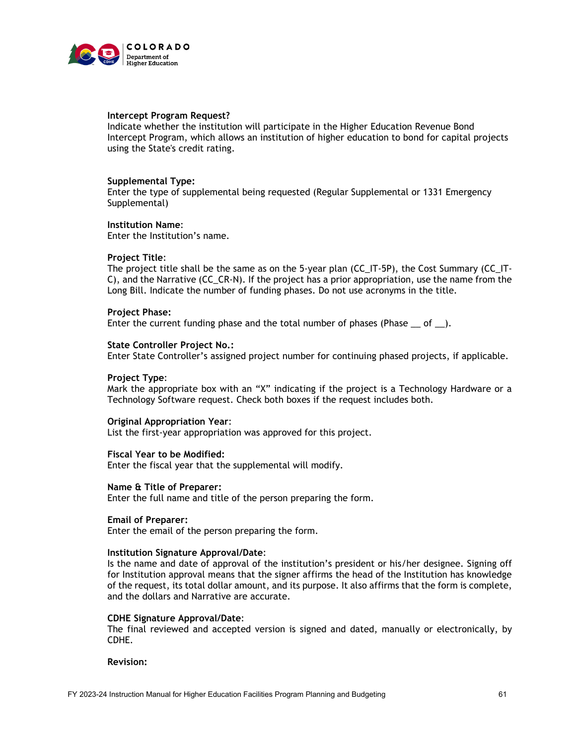**Intercept Program Request?**
Indicate whether the institution will participate in the Higher Education Revenue Bond Intercept Program, which allows an institution of higher education to bond for capital projects using the State's credit rating.

**Supplemental Type:**
Enter the type of supplemental being requested (Regular Supplemental or 1331 Emergency Supplemental)

**Institution Name**:
Enter the Institution's name.

**Project Title**:
The project title shall be the same as on the 5-year plan (CC_IT-5P), the Cost Summary (CC_IT-C), and the Narrative (CC_CR-N). If the project has a prior appropriation, use the name from the Long Bill. Indicate the number of funding phases. Do not use acronyms in the title.

**Project Phase:**
Enter the current funding phase and the total number of phases (Phase __ of __).

**State Controller Project No.:**
Enter State Controller's assigned project number for continuing phased projects, if applicable.

**Project Type**:
Mark the appropriate box with an "X" indicating if the project is a Technology Hardware or a Technology Software request. Check both boxes if the request includes both.

**Original Appropriation Year**:
List the first-year appropriation was approved for this project.

**Fiscal Year to be Modified:**
Enter the fiscal year that the supplemental will modify.

**Name & Title of Preparer:**
Enter the full name and title of the person preparing the form.

**Email of Preparer:**
Enter the email of the person preparing the form.

**Institution Signature Approval/Date**:
Is the name and date of approval of the institution's president or his/her designee. Signing off for Institution approval means that the signer affirms the head of the Institution has knowledge of the request, its total dollar amount, and its purpose. It also affirms that the form is complete, and the dollars and Narrative are accurate.

**CDHE Signature Approval/Date**:
The final reviewed and accepted version is signed and dated, manually or electronically, by CDHE.

**Revision:**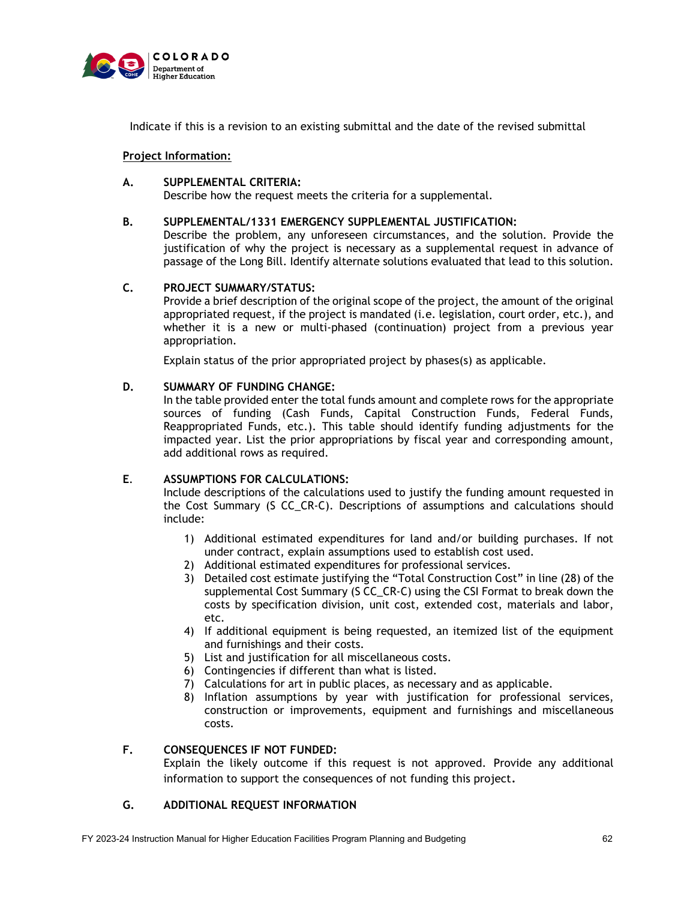Indicate if this is a revision to an existing submittal and the date of the revised submittal

**Project Information:**

**A. SUPPLEMENTAL CRITERIA:**
Describe how the request meets the criteria for a supplemental.

**B. SUPPLEMENTAL/1331 EMERGENCY SUPPLEMENTAL JUSTIFICATION:**
Describe the problem, any unforeseen circumstances, and the solution. Provide the justification of why the project is necessary as a supplemental request in advance of passage of the Long Bill. Identify alternate solutions evaluated that lead to this solution.

**C. PROJECT SUMMARY/STATUS:**
Provide a brief description of the original scope of the project, the amount of the original appropriated request, if the project is mandated (i.e. legislation, court order, etc.), and whether it is a new or multi-phased (continuation) project from a previous year appropriation.

Explain status of the prior appropriated project by phases(s) as applicable.

**D. SUMMARY OF FUNDING CHANGE:**
In the table provided enter the total funds amount and complete rows for the appropriate sources of funding (Cash Funds, Capital Construction Funds, Federal Funds, Reappropriated Funds, etc.). This table should identify funding adjustments for the impacted year. List the prior appropriations by fiscal year and corresponding amount, add additional rows as required.

**E. ASSUMPTIONS FOR CALCULATIONS:**
Include descriptions of the calculations used to justify the funding amount requested in the Cost Summary (S CC_CR-C). Descriptions of assumptions and calculations should include:

1) Additional estimated expenditures for land and/or building purchases. If not under contract, explain assumptions used to establish cost used.
2) Additional estimated expenditures for professional services.
3) Detailed cost estimate justifying the "Total Construction Cost" in line (28) of the supplemental Cost Summary (S CC_CR-C) using the CSI Format to break down the costs by specification division, unit cost, extended cost, materials and labor, etc.
4) If additional equipment is being requested, an itemized list of the equipment and furnishings and their costs.
5) List and justification for all miscellaneous costs.
6) Contingencies if different than what is listed.
7) Calculations for art in public places, as necessary and as applicable.
8) Inflation assumptions by year with justification for professional services, construction or improvements, equipment and furnishings and miscellaneous costs.

**F. CONSEQUENCES IF NOT FUNDED:**
Explain the likely outcome if this request is not approved. Provide any additional information to support the consequences of not funding this project.

**G. ADDITIONAL REQUEST INFORMATION**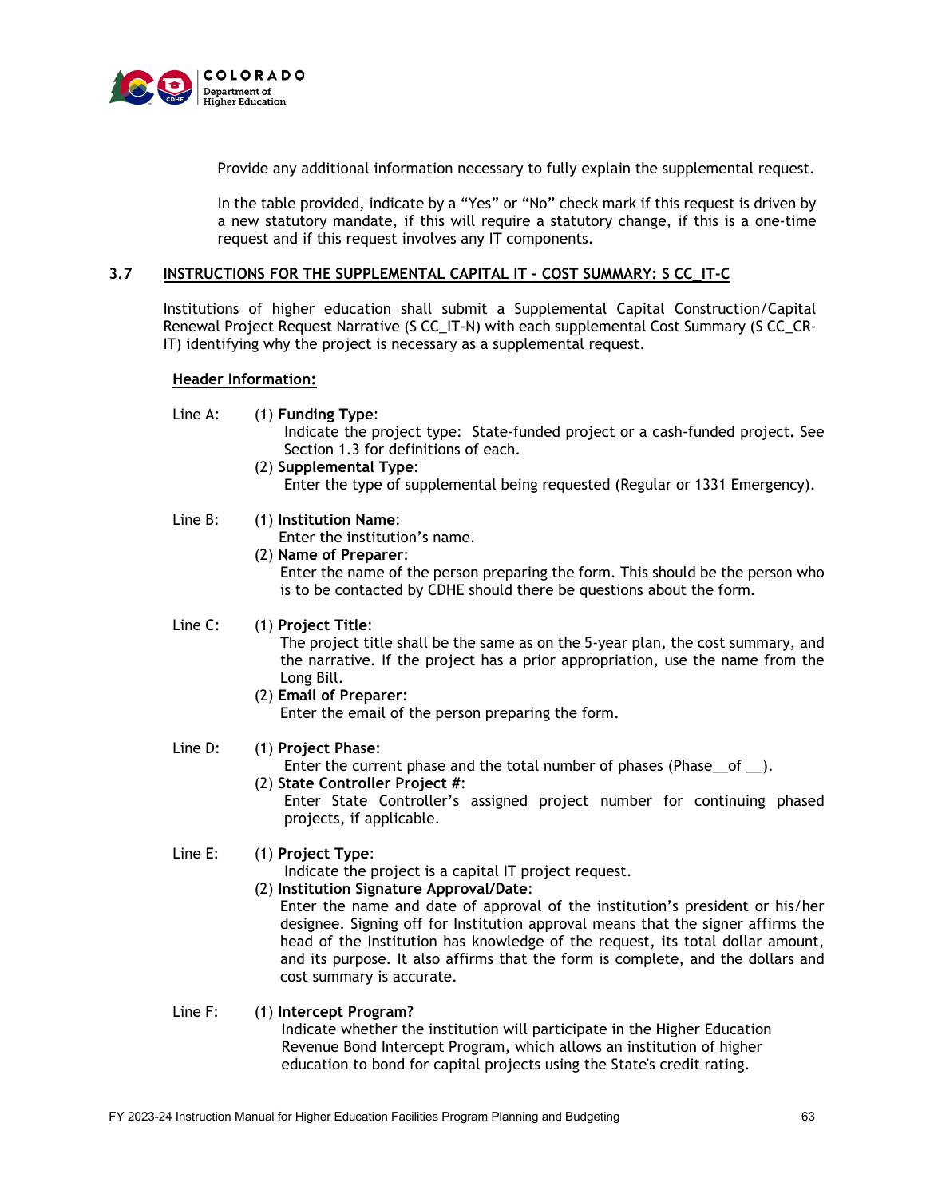Provide any additional information necessary to fully explain the supplemental request.

In the table provided, indicate by a "Yes" or "No" check mark if this request is driven by a new statutory mandate, if this will require a statutory change, if this is a one-time request and if this request involves any IT components.

### 3.7 INSTRUCTIONS FOR THE SUPPLEMENTAL CAPITAL IT - COST SUMMARY: S CC_IT-C

Institutions of higher education shall submit a Supplemental Capital Construction/Capital Renewal Project Request Narrative (S CC_IT-N) with each supplemental Cost Summary (S CC_CR-IT) identifying why the project is necessary as a supplemental request.

**Header Information:**

Line A:
(1) **Funding Type**:
Indicate the project type: State-funded project or a cash-funded project. See Section 1.3 for definitions of each.
(2) **Supplemental Type**:
Enter the type of supplemental being requested (Regular or 1331 Emergency).

Line B:
(1) **Institution Name**:
Enter the institution's name.
(2) **Name of Preparer**:
Enter the name of the person preparing the form. This should be the person who is to be contacted by CDHE should there be questions about the form.

Line C:
(1) **Project Title**:
The project title shall be the same as on the 5-year plan, the cost summary, and the narrative. If the project has a prior appropriation, use the name from the Long Bill.
(2) **Email of Preparer**:
Enter the email of the person preparing the form.

Line D:
(1) **Project Phase**:
Enter the current phase and the total number of phases (Phase__of __).
(2) **State Controller Project #**:
Enter State Controller's assigned project number for continuing phased projects, if applicable.

Line E:
(1) **Project Type**:
Indicate the project is a capital IT project request.
(2) **Institution Signature Approval/Date**:
Enter the name and date of approval of the institution's president or his/her designee. Signing off for Institution approval means that the signer affirms the head of the Institution has knowledge of the request, its total dollar amount, and its purpose. It also affirms that the form is complete, and the dollars and cost summary is accurate.

Line F:
(1) **Intercept Program?**
Indicate whether the institution will participate in the Higher Education Revenue Bond Intercept Program, which allows an institution of higher education to bond for capital projects using the State's credit rating.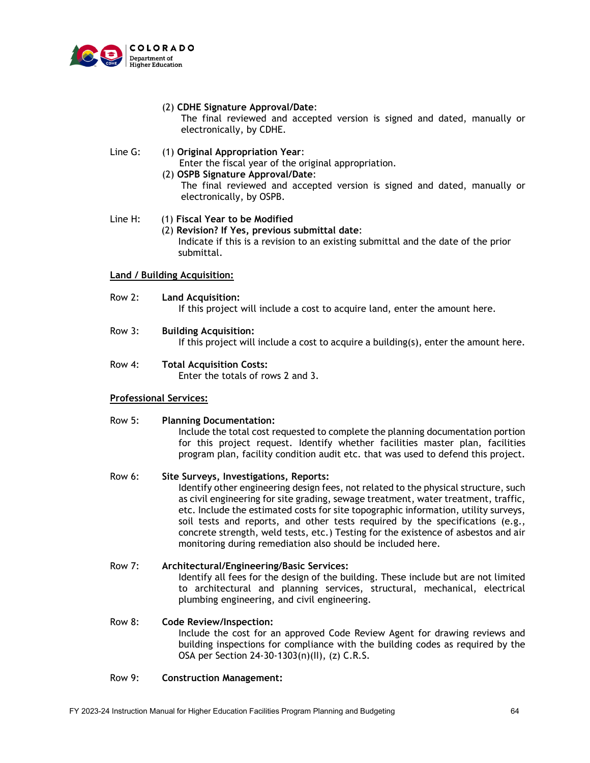(2) **CDHE Signature Approval/Date**:
The final reviewed and accepted version is signed and dated, manually or electronically, by CDHE.

Line G: (1) **Original Appropriation Year**:
Enter the fiscal year of the original appropriation.

(2) **OSPB Signature Approval/Date**:
The final reviewed and accepted version is signed and dated, manually or electronically, by OSPB.

Line H: (1) **Fiscal Year to be Modified**

(2) **Revision? If Yes, previous submittal date**:
Indicate if this is a revision to an existing submittal and the date of the prior submittal.

**Land / Building Acquisition:**

Row 2: **Land Acquisition:**
If this project will include a cost to acquire land, enter the amount here.

Row 3: **Building Acquisition:**
If this project will include a cost to acquire a building(s), enter the amount here.

Row 4: **Total Acquisition Costs:**
Enter the totals of rows 2 and 3.

**Professional Services:**

Row 5: **Planning Documentation:**
Include the total cost requested to complete the planning documentation portion for this project request. Identify whether facilities master plan, facilities program plan, facility condition audit etc. that was used to defend this project.

Row 6: **Site Surveys, Investigations, Reports:**
Identify other engineering design fees, not related to the physical structure, such as civil engineering for site grading, sewage treatment, water treatment, traffic, etc. Include the estimated costs for site topographic information, utility surveys, soil tests and reports, and other tests required by the specifications (e.g., concrete strength, weld tests, etc.) Testing for the existence of asbestos and air monitoring during remediation also should be included here.

Row 7: **Architectural/Engineering/Basic Services:**
Identify all fees for the design of the building. These include but are not limited to architectural and planning services, structural, mechanical, electrical plumbing engineering, and civil engineering.

Row 8: **Code Review/Inspection:**
Include the cost for an approved Code Review Agent for drawing reviews and building inspections for compliance with the building codes as required by the OSA per Section 24-30-1303(n)(II), (z) C.R.S.

Row 9: **Construction Management:**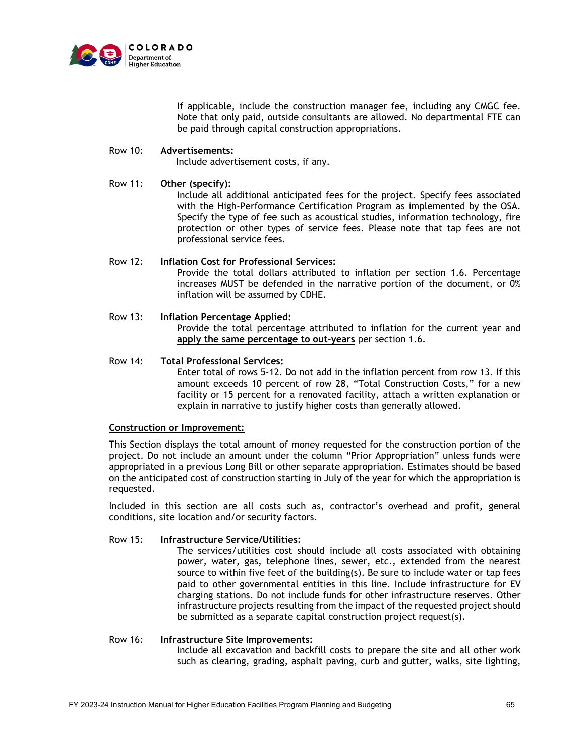If applicable, include the construction manager fee, including any CMGC fee. Note that only paid, outside consultants are allowed. No departmental FTE can be paid through capital construction appropriations.

Row 10: **Advertisements:**
Include advertisement costs, if any.

Row 11: **Other (specify):**
Include all additional anticipated fees for the project. Specify fees associated with the High-Performance Certification Program as implemented by the OSA. Specify the type of fee such as acoustical studies, information technology, fire protection or other types of service fees. Please note that tap fees are not professional service fees.

Row 12: **Inflation Cost for Professional Services:**
Provide the total dollars attributed to inflation per section 1.6. Percentage increases MUST be defended in the narrative portion of the document, or 0% inflation will be assumed by CDHE.

Row 13: **Inflation Percentage Applied:**
Provide the total percentage attributed to inflation for the current year and **apply the same percentage to out-years** per section 1.6.

Row 14: **Total Professional Services:**
Enter total of rows 5-12. Do not add in the inflation percent from row 13. If this amount exceeds 10 percent of row 28, "Total Construction Costs," for a new facility or 15 percent for a renovated facility, attach a written explanation or explain in narrative to justify higher costs than generally allowed.

**Construction or Improvement:**

This Section displays the total amount of money requested for the construction portion of the project. Do not include an amount under the column "Prior Appropriation" unless funds were appropriated in a previous Long Bill or other separate appropriation. Estimates should be based on the anticipated cost of construction starting in July of the year for which the appropriation is requested.

Included in this section are all costs such as, contractor's overhead and profit, general conditions, site location and/or security factors.

Row 15: **Infrastructure Service/Utilities:**
The services/utilities cost should include all costs associated with obtaining power, water, gas, telephone lines, sewer, etc., extended from the nearest source to within five feet of the building(s). Be sure to include water or tap fees paid to other governmental entities in this line. Include infrastructure for EV charging stations. Do not include funds for other infrastructure reserves. Other infrastructure projects resulting from the impact of the requested project should be submitted as a separate capital construction project request(s).

Row 16: **Infrastructure Site Improvements:**
Include all excavation and backfill costs to prepare the site and all other work such as clearing, grading, asphalt paving, curb and gutter, walks, site lighting,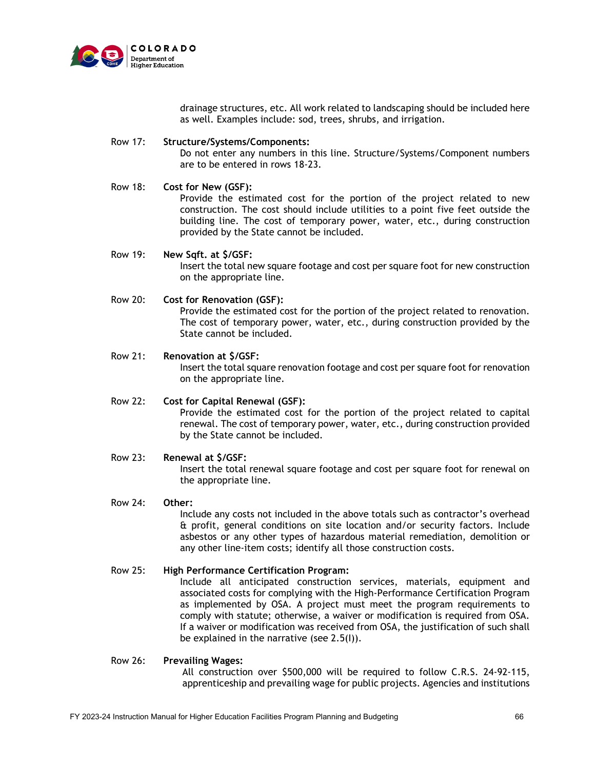drainage structures, etc. All work related to landscaping should be included here as well. Examples include: sod, trees, shrubs, and irrigation.

Row 17: **Structure/Systems/Components:**
Do not enter any numbers in this line. Structure/Systems/Component numbers are to be entered in rows 18-23.

Row 18: **Cost for New (GSF):**
Provide the estimated cost for the portion of the project related to new construction. The cost should include utilities to a point five feet outside the building line. The cost of temporary power, water, etc., during construction provided by the State cannot be included.

Row 19: **New Sqft. at $/GSF:**
Insert the total new square footage and cost per square foot for new construction on the appropriate line.

Row 20: **Cost for Renovation (GSF):**
Provide the estimated cost for the portion of the project related to renovation. The cost of temporary power, water, etc., during construction provided by the State cannot be included.

Row 21: **Renovation at $/GSF:**
Insert the total square renovation footage and cost per square foot for renovation on the appropriate line.

Row 22: **Cost for Capital Renewal (GSF):**
Provide the estimated cost for the portion of the project related to capital renewal. The cost of temporary power, water, etc., during construction provided by the State cannot be included.

Row 23: **Renewal at $/GSF:**
Insert the total renewal square footage and cost per square foot for renewal on the appropriate line.

Row 24: **Other:**
Include any costs not included in the above totals such as contractor's overhead & profit, general conditions on site location and/or security factors. Include asbestos or any other types of hazardous material remediation, demolition or any other line-item costs; identify all those construction costs.

Row 25: **High Performance Certification Program:**
Include all anticipated construction services, materials, equipment and associated costs for complying with the High-Performance Certification Program as implemented by OSA. A project must meet the program requirements to comply with statute; otherwise, a waiver or modification is required from OSA. If a waiver or modification was received from OSA, the justification of such shall be explained in the narrative (see 2.5(I)).

Row 26: **Prevailing Wages:**
All construction over $500,000 will be required to follow C.R.S. 24-92-115, apprenticeship and prevailing wage for public projects. Agencies and institutions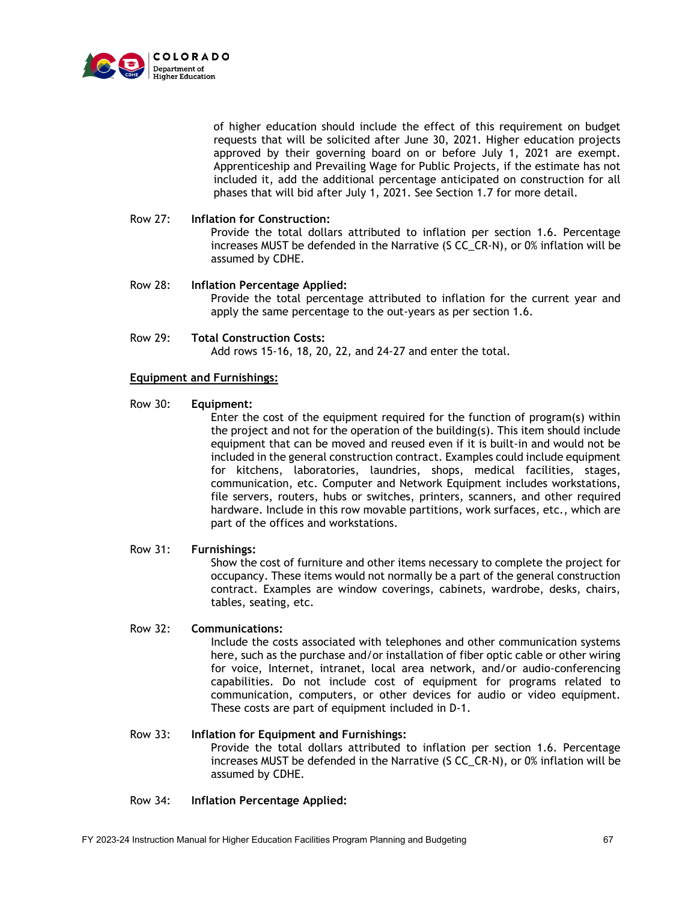of higher education should include the effect of this requirement on budget requests that will be solicited after June 30, 2021. Higher education projects approved by their governing board on or before July 1, 2021 are exempt. Apprenticeship and Prevailing Wage for Public Projects, if the estimate has not included it, add the additional percentage anticipated on construction for all phases that will bid after July 1, 2021. See Section 1.7 for more detail.

Row 27: **Inflation for Construction:**
Provide the total dollars attributed to inflation per section 1.6. Percentage increases MUST be defended in the Narrative (S CC_CR-N), or 0% inflation will be assumed by CDHE.

Row 28: **Inflation Percentage Applied:**
Provide the total percentage attributed to inflation for the current year and apply the same percentage to the out-years as per section 1.6.

Row 29: **Total Construction Costs:**
Add rows 15-16, 18, 20, 22, and 24-27 and enter the total.

<u>**Equipment and Furnishings:**</u>

Row 30: **Equipment:**
Enter the cost of the equipment required for the function of program(s) within the project and not for the operation of the building(s). This item should include equipment that can be moved and reused even if it is built-in and would not be included in the general construction contract. Examples could include equipment for kitchens, laboratories, laundries, shops, medical facilities, stages, communication, etc. Computer and Network Equipment includes workstations, file servers, routers, hubs or switches, printers, scanners, and other required hardware. Include in this row movable partitions, work surfaces, etc., which are part of the offices and workstations.

Row 31: **Furnishings:**
Show the cost of furniture and other items necessary to complete the project for occupancy. These items would not normally be a part of the general construction contract. Examples are window coverings, cabinets, wardrobe, desks, chairs, tables, seating, etc.

Row 32: **Communications:**
Include the costs associated with telephones and other communication systems here, such as the purchase and/or installation of fiber optic cable or other wiring for voice, Internet, intranet, local area network, and/or audio-conferencing capabilities. Do not include cost of equipment for programs related to communication, computers, or other devices for audio or video equipment. These costs are part of equipment included in D-1.

Row 33: **Inflation for Equipment and Furnishings:**
Provide the total dollars attributed to inflation per section 1.6. Percentage increases MUST be defended in the Narrative (S CC_CR-N), or 0% inflation will be assumed by CDHE.

Row 34: **Inflation Percentage Applied:**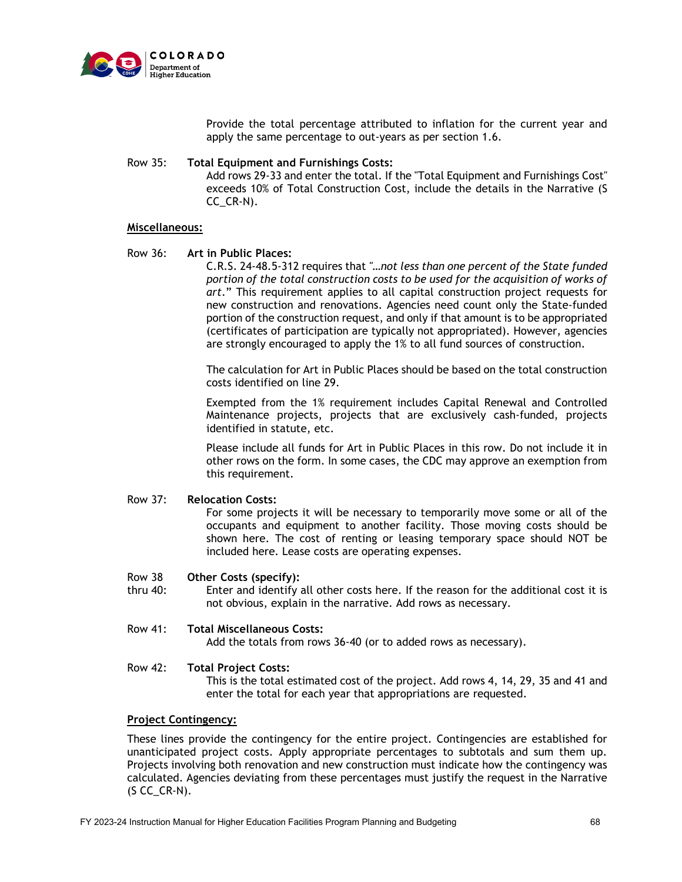Provide the total percentage attributed to inflation for the current year and apply the same percentage to out-years as per section 1.6.

Row 35: **Total Equipment and Furnishings Costs:**
Add rows 29-33 and enter the total. If the "Total Equipment and Furnishings Cost" exceeds 10% of Total Construction Cost, include the details in the Narrative (S CC_CR-N).

**Miscellaneous:**

Row 36: **Art in Public Places:**
C.R.S. 24-48.5-312 requires that *"…not less than one percent of the State funded portion of the total construction costs to be used for the acquisition of works of art*." This requirement applies to all capital construction project requests for new construction and renovations. Agencies need count only the State-funded portion of the construction request, and only if that amount is to be appropriated (certificates of participation are typically not appropriated). However, agencies are strongly encouraged to apply the 1% to all fund sources of construction.

The calculation for Art in Public Places should be based on the total construction costs identified on line 29.

Exempted from the 1% requirement includes Capital Renewal and Controlled Maintenance projects, projects that are exclusively cash-funded, projects identified in statute, etc.

Please include all funds for Art in Public Places in this row. Do not include it in other rows on the form. In some cases, the CDC may approve an exemption from this requirement.

Row 37: **Relocation Costs:**
For some projects it will be necessary to temporarily move some or all of the occupants and equipment to another facility. Those moving costs should be shown here. The cost of renting or leasing temporary space should NOT be included here. Lease costs are operating expenses.

Row 38 thru 40: **Other Costs (specify):**
Enter and identify all other costs here. If the reason for the additional cost it is not obvious, explain in the narrative. Add rows as necessary.

Row 41: **Total Miscellaneous Costs:**
Add the totals from rows 36-40 (or to added rows as necessary).

Row 42: **Total Project Costs:**
This is the total estimated cost of the project. Add rows 4, 14, 29, 35 and 41 and enter the total for each year that appropriations are requested.

**Project Contingency:**

These lines provide the contingency for the entire project. Contingencies are established for unanticipated project costs. Apply appropriate percentages to subtotals and sum them up. Projects involving both renovation and new construction must indicate how the contingency was calculated. Agencies deviating from these percentages must justify the request in the Narrative (S CC_CR-N).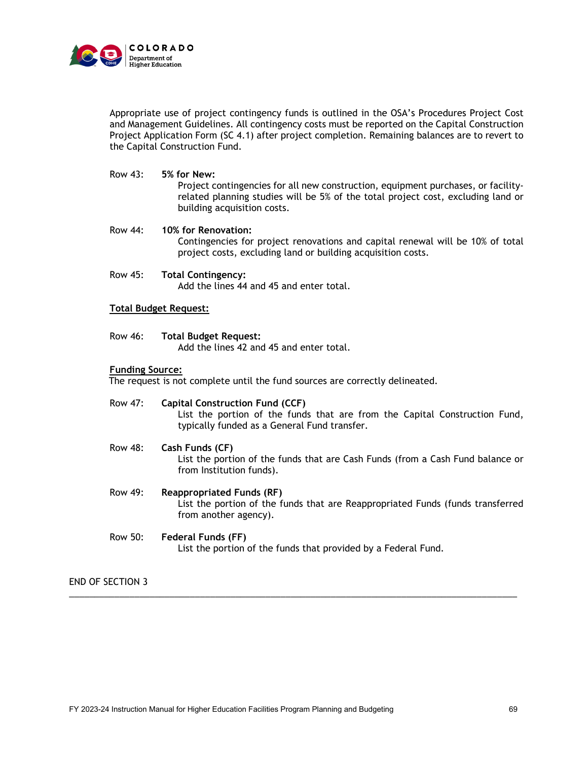Appropriate use of project contingency funds is outlined in the OSA's Procedures Project Cost and Management Guidelines. All contingency costs must be reported on the Capital Construction Project Application Form (SC 4.1) after project completion. Remaining balances are to revert to the Capital Construction Fund.

Row 43: **5% for New:**
Project contingencies for all new construction, equipment purchases, or facility-related planning studies will be 5% of the total project cost, excluding land or building acquisition costs.

Row 44: **10% for Renovation:**
Contingencies for project renovations and capital renewal will be 10% of total project costs, excluding land or building acquisition costs.

Row 45: **Total Contingency:**
Add the lines 44 and 45 and enter total.

**Total Budget Request:**

Row 46: **Total Budget Request:**
Add the lines 42 and 45 and enter total.

**Funding Source:**
The request is not complete until the fund sources are correctly delineated.

Row 47: **Capital Construction Fund (CCF)**
List the portion of the funds that are from the Capital Construction Fund, typically funded as a General Fund transfer.

Row 48: **Cash Funds (CF)**
List the portion of the funds that are Cash Funds (from a Cash Fund balance or from Institution funds).

Row 49: **Reappropriated Funds (RF)**
List the portion of the funds that are Reappropriated Funds (funds transferred from another agency).

Row 50: **Federal Funds (FF)**
List the portion of the funds that provided by a Federal Fund.

END OF SECTION 3

---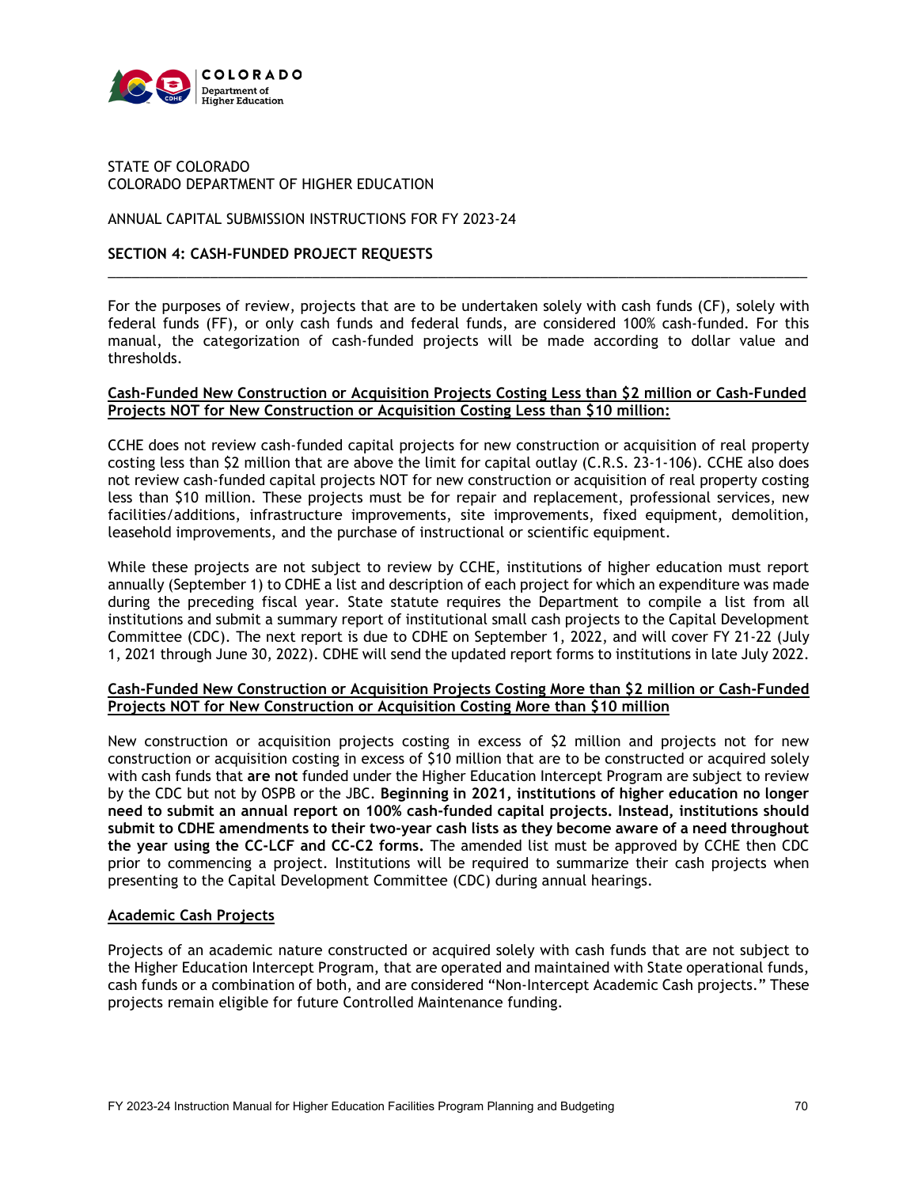STATE OF COLORADO
COLORADO DEPARTMENT OF HIGHER EDUCATION

ANNUAL CAPITAL SUBMISSION INSTRUCTIONS FOR FY 2023-24

## SECTION 4: CASH-FUNDED PROJECT REQUESTS

For the purposes of review, projects that are to be undertaken solely with cash funds (CF), solely with federal funds (FF), or only cash funds and federal funds, are considered 100% cash-funded. For this manual, the categorization of cash-funded projects will be made according to dollar value and thresholds.

### Cash-Funded New Construction or Acquisition Projects Costing Less than $2 million or Cash-Funded Projects NOT for New Construction or Acquisition Costing Less than $10 million:

CCHE does not review cash-funded capital projects for new construction or acquisition of real property costing less than $2 million that are above the limit for capital outlay (C.R.S. 23-1-106). CCHE also does not review cash-funded capital projects NOT for new construction or acquisition of real property costing less than $10 million. These projects must be for repair and replacement, professional services, new facilities/additions, infrastructure improvements, site improvements, fixed equipment, demolition, leasehold improvements, and the purchase of instructional or scientific equipment.

While these projects are not subject to review by CCHE, institutions of higher education must report annually (September 1) to CDHE a list and description of each project for which an expenditure was made during the preceding fiscal year. State statute requires the Department to compile a list from all institutions and submit a summary report of institutional small cash projects to the Capital Development Committee (CDC). The next report is due to CDHE on September 1, 2022, and will cover FY 21-22 (July 1, 2021 through June 30, 2022). CDHE will send the updated report forms to institutions in late July 2022.

### Cash-Funded New Construction or Acquisition Projects Costing More than $2 million or Cash-Funded Projects NOT for New Construction or Acquisition Costing More than $10 million

New construction or acquisition projects costing in excess of $2 million and projects not for new construction or acquisition costing in excess of $10 million that are to be constructed or acquired solely with cash funds that **are not** funded under the Higher Education Intercept Program are subject to review by the CDC but not by OSPB or the JBC. **Beginning in 2021, institutions of higher education no longer need to submit an annual report on 100% cash-funded capital projects. Instead, institutions should submit to CDHE amendments to their two-year cash lists as they become aware of a need throughout the year using the CC-LCF and CC-C2 forms.** The amended list must be approved by CCHE then CDC prior to commencing a project. Institutions will be required to summarize their cash projects when presenting to the Capital Development Committee (CDC) during annual hearings.

### Academic Cash Projects

Projects of an academic nature constructed or acquired solely with cash funds that are not subject to the Higher Education Intercept Program, that are operated and maintained with State operational funds, cash funds or a combination of both, and are considered "Non-Intercept Academic Cash projects." These projects remain eligible for future Controlled Maintenance funding.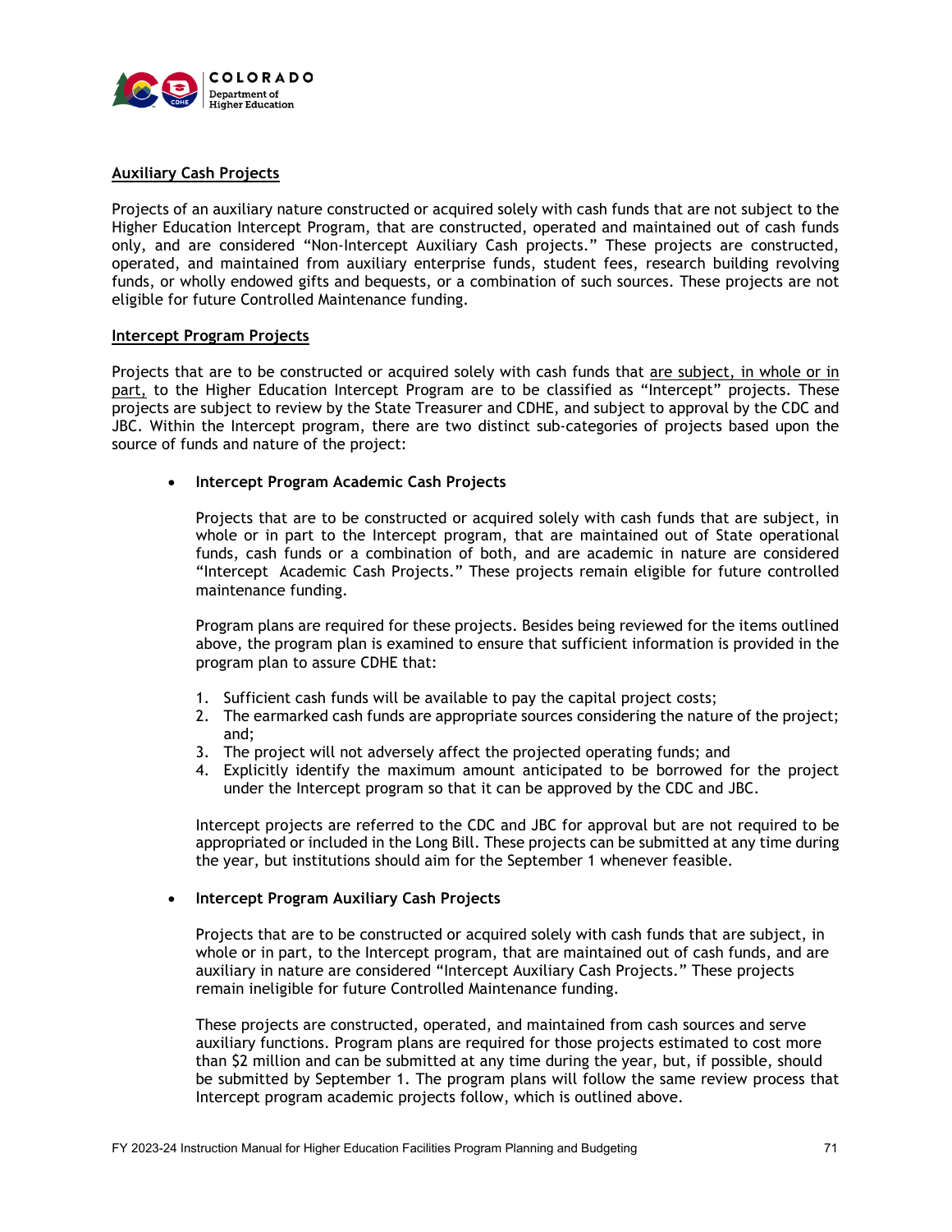## Auxiliary Cash Projects

Projects of an auxiliary nature constructed or acquired solely with cash funds that are not subject to the Higher Education Intercept Program, that are constructed, operated and maintained out of cash funds only, and are considered "Non-Intercept Auxiliary Cash projects." These projects are constructed, operated, and maintained from auxiliary enterprise funds, student fees, research building revolving funds, or wholly endowed gifts and bequests, or a combination of such sources. These projects are not eligible for future Controlled Maintenance funding.

## Intercept Program Projects

Projects that are to be constructed or acquired solely with cash funds that are subject, in whole or in part, to the Higher Education Intercept Program are to be classified as "Intercept" projects. These projects are subject to review by the State Treasurer and CDHE, and subject to approval by the CDC and JBC. Within the Intercept program, there are two distinct sub-categories of projects based upon the source of funds and nature of the project:

- **Intercept Program Academic Cash Projects**

  Projects that are to be constructed or acquired solely with cash funds that are subject, in whole or in part to the Intercept program, that are maintained out of State operational funds, cash funds or a combination of both, and are academic in nature are considered "Intercept Academic Cash Projects." These projects remain eligible for future controlled maintenance funding.

  Program plans are required for these projects. Besides being reviewed for the items outlined above, the program plan is examined to ensure that sufficient information is provided in the program plan to assure CDHE that:

  1. Sufficient cash funds will be available to pay the capital project costs;
  2. The earmarked cash funds are appropriate sources considering the nature of the project; and;
  3. The project will not adversely affect the projected operating funds; and
  4. Explicitly identify the maximum amount anticipated to be borrowed for the project under the Intercept program so that it can be approved by the CDC and JBC.

  Intercept projects are referred to the CDC and JBC for approval but are not required to be appropriated or included in the Long Bill. These projects can be submitted at any time during the year, but institutions should aim for the September 1 whenever feasible.

- **Intercept Program Auxiliary Cash Projects**

  Projects that are to be constructed or acquired solely with cash funds that are subject, in whole or in part, to the Intercept program, that are maintained out of cash funds, and are auxiliary in nature are considered "Intercept Auxiliary Cash Projects." These projects remain ineligible for future Controlled Maintenance funding.

  These projects are constructed, operated, and maintained from cash sources and serve auxiliary functions. Program plans are required for those projects estimated to cost more than $2 million and can be submitted at any time during the year, but, if possible, should be submitted by September 1. The program plans will follow the same review process that Intercept program academic projects follow, which is outlined above.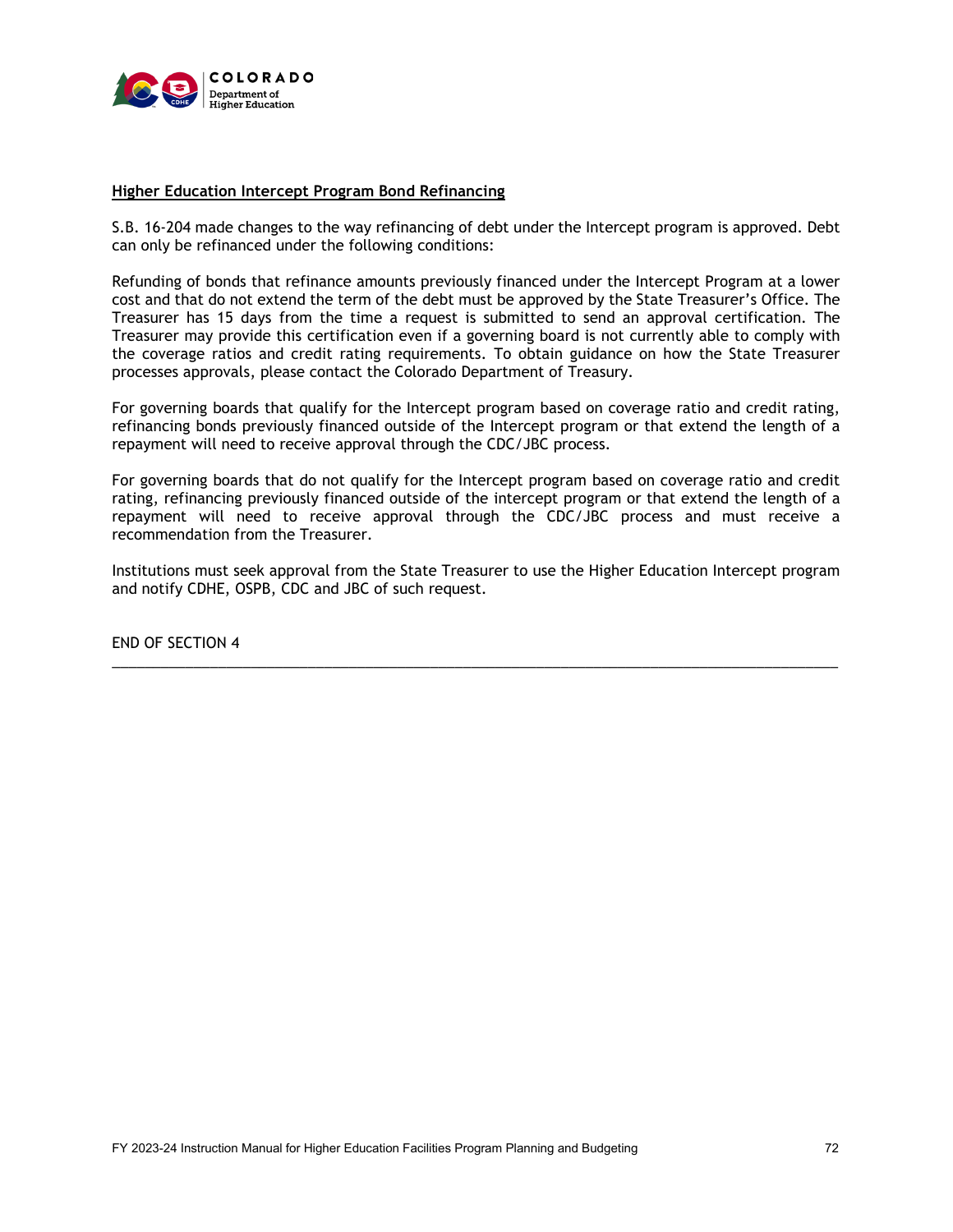**Higher Education Intercept Program Bond Refinancing**

S.B. 16-204 made changes to the way refinancing of debt under the Intercept program is approved. Debt can only be refinanced under the following conditions:

Refunding of bonds that refinance amounts previously financed under the Intercept Program at a lower cost and that do not extend the term of the debt must be approved by the State Treasurer's Office. The Treasurer has 15 days from the time a request is submitted to send an approval certification. The Treasurer may provide this certification even if a governing board is not currently able to comply with the coverage ratios and credit rating requirements. To obtain guidance on how the State Treasurer processes approvals, please contact the Colorado Department of Treasury.

For governing boards that qualify for the Intercept program based on coverage ratio and credit rating, refinancing bonds previously financed outside of the Intercept program or that extend the length of a repayment will need to receive approval through the CDC/JBC process.

For governing boards that do not qualify for the Intercept program based on coverage ratio and credit rating, refinancing previously financed outside of the intercept program or that extend the length of a repayment will need to receive approval through the CDC/JBC process and must receive a recommendation from the Treasurer.

Institutions must seek approval from the State Treasurer to use the Higher Education Intercept program and notify CDHE, OSPB, CDC and JBC of such request.

END OF SECTION 4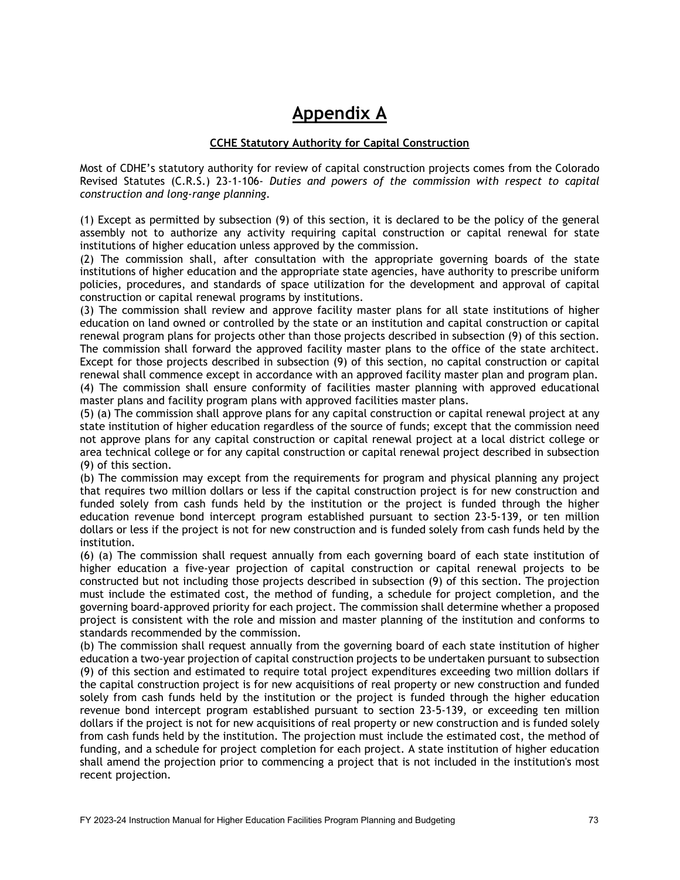# Appendix A

## CCHE Statutory Authority for Capital Construction

Most of CDHE's statutory authority for review of capital construction projects comes from the Colorado Revised Statutes (C.R.S.) 23-1-106- *Duties and powers of the commission with respect to capital construction and long-range planning.*

(1) Except as permitted by subsection (9) of this section, it is declared to be the policy of the general assembly not to authorize any activity requiring capital construction or capital renewal for state institutions of higher education unless approved by the commission.
(2) The commission shall, after consultation with the appropriate governing boards of the state institutions of higher education and the appropriate state agencies, have authority to prescribe uniform policies, procedures, and standards of space utilization for the development and approval of capital construction or capital renewal programs by institutions.
(3) The commission shall review and approve facility master plans for all state institutions of higher education on land owned or controlled by the state or an institution and capital construction or capital renewal program plans for projects other than those projects described in subsection (9) of this section. The commission shall forward the approved facility master plans to the office of the state architect. Except for those projects described in subsection (9) of this section, no capital construction or capital renewal shall commence except in accordance with an approved facility master plan and program plan.
(4) The commission shall ensure conformity of facilities master planning with approved educational master plans and facility program plans with approved facilities master plans.
(5) (a) The commission shall approve plans for any capital construction or capital renewal project at any state institution of higher education regardless of the source of funds; except that the commission need not approve plans for any capital construction or capital renewal project at a local district college or area technical college or for any capital construction or capital renewal project described in subsection (9) of this section.
(b) The commission may except from the requirements for program and physical planning any project that requires two million dollars or less if the capital construction project is for new construction and funded solely from cash funds held by the institution or the project is funded through the higher education revenue bond intercept program established pursuant to section 23-5-139, or ten million dollars or less if the project is not for new construction and is funded solely from cash funds held by the institution.
(6) (a) The commission shall request annually from each governing board of each state institution of higher education a five-year projection of capital construction or capital renewal projects to be constructed but not including those projects described in subsection (9) of this section. The projection must include the estimated cost, the method of funding, a schedule for project completion, and the governing board-approved priority for each project. The commission shall determine whether a proposed project is consistent with the role and mission and master planning of the institution and conforms to standards recommended by the commission.
(b) The commission shall request annually from the governing board of each state institution of higher education a two-year projection of capital construction projects to be undertaken pursuant to subsection (9) of this section and estimated to require total project expenditures exceeding two million dollars if the capital construction project is for new acquisitions of real property or new construction and funded solely from cash funds held by the institution or the project is funded through the higher education revenue bond intercept program established pursuant to section 23-5-139, or exceeding ten million dollars if the project is not for new acquisitions of real property or new construction and is funded solely from cash funds held by the institution. The projection must include the estimated cost, the method of funding, and a schedule for project completion for each project. A state institution of higher education shall amend the projection prior to commencing a project that is not included in the institution's most recent projection.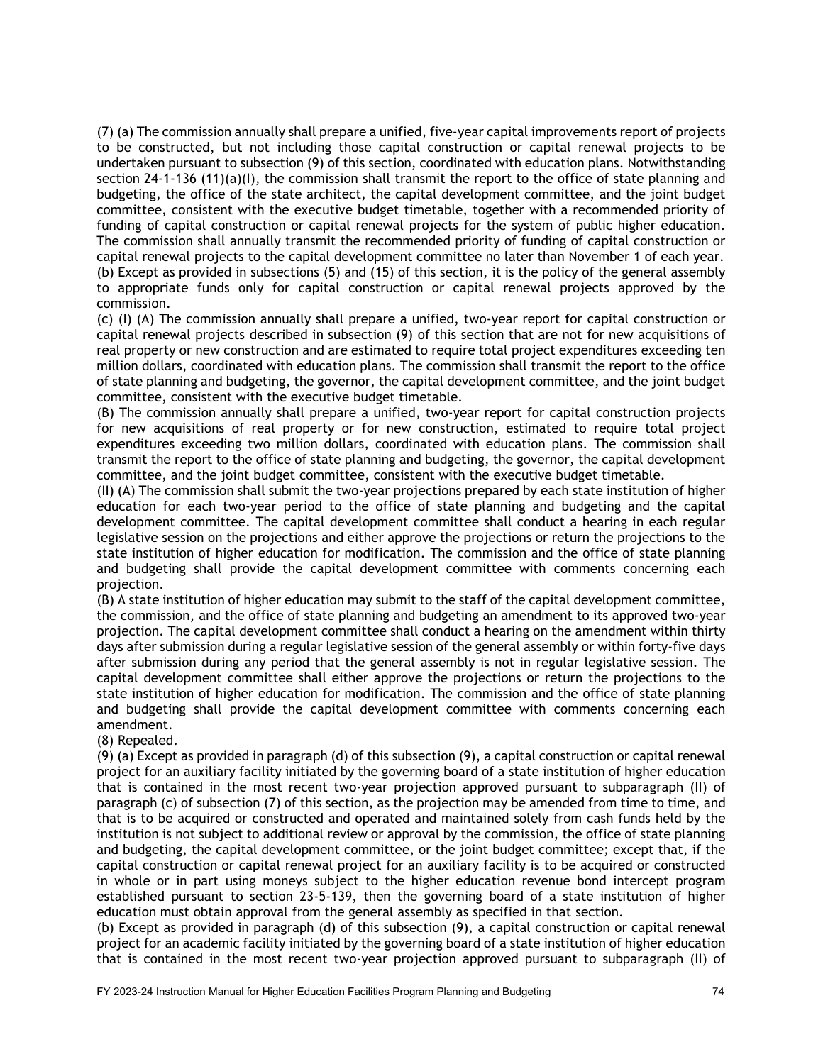(7) (a) The commission annually shall prepare a unified, five-year capital improvements report of projects to be constructed, but not including those capital construction or capital renewal projects to be undertaken pursuant to subsection (9) of this section, coordinated with education plans. Notwithstanding section 24-1-136 (11)(a)(I), the commission shall transmit the report to the office of state planning and budgeting, the office of the state architect, the capital development committee, and the joint budget committee, consistent with the executive budget timetable, together with a recommended priority of funding of capital construction or capital renewal projects for the system of public higher education. The commission shall annually transmit the recommended priority of funding of capital construction or capital renewal projects to the capital development committee no later than November 1 of each year.

(b) Except as provided in subsections (5) and (15) of this section, it is the policy of the general assembly to appropriate funds only for capital construction or capital renewal projects approved by the commission.

(c) (I) (A) The commission annually shall prepare a unified, two-year report for capital construction or capital renewal projects described in subsection (9) of this section that are not for new acquisitions of real property or new construction and are estimated to require total project expenditures exceeding ten million dollars, coordinated with education plans. The commission shall transmit the report to the office of state planning and budgeting, the governor, the capital development committee, and the joint budget committee, consistent with the executive budget timetable.

(B) The commission annually shall prepare a unified, two-year report for capital construction projects for new acquisitions of real property or for new construction, estimated to require total project expenditures exceeding two million dollars, coordinated with education plans. The commission shall transmit the report to the office of state planning and budgeting, the governor, the capital development committee, and the joint budget committee, consistent with the executive budget timetable.

(II) (A) The commission shall submit the two-year projections prepared by each state institution of higher education for each two-year period to the office of state planning and budgeting and the capital development committee. The capital development committee shall conduct a hearing in each regular legislative session on the projections and either approve the projections or return the projections to the state institution of higher education for modification. The commission and the office of state planning and budgeting shall provide the capital development committee with comments concerning each projection.

(B) A state institution of higher education may submit to the staff of the capital development committee, the commission, and the office of state planning and budgeting an amendment to its approved two-year projection. The capital development committee shall conduct a hearing on the amendment within thirty days after submission during a regular legislative session of the general assembly or within forty-five days after submission during any period that the general assembly is not in regular legislative session. The capital development committee shall either approve the projections or return the projections to the state institution of higher education for modification. The commission and the office of state planning and budgeting shall provide the capital development committee with comments concerning each amendment.

(8) Repealed.

(9) (a) Except as provided in paragraph (d) of this subsection (9), a capital construction or capital renewal project for an auxiliary facility initiated by the governing board of a state institution of higher education that is contained in the most recent two-year projection approved pursuant to subparagraph (II) of paragraph (c) of subsection (7) of this section, as the projection may be amended from time to time, and that is to be acquired or constructed and operated and maintained solely from cash funds held by the institution is not subject to additional review or approval by the commission, the office of state planning and budgeting, the capital development committee, or the joint budget committee; except that, if the capital construction or capital renewal project for an auxiliary facility is to be acquired or constructed in whole or in part using moneys subject to the higher education revenue bond intercept program established pursuant to section 23-5-139, then the governing board of a state institution of higher education must obtain approval from the general assembly as specified in that section.

(b) Except as provided in paragraph (d) of this subsection (9), a capital construction or capital renewal project for an academic facility initiated by the governing board of a state institution of higher education that is contained in the most recent two-year projection approved pursuant to subparagraph (II) of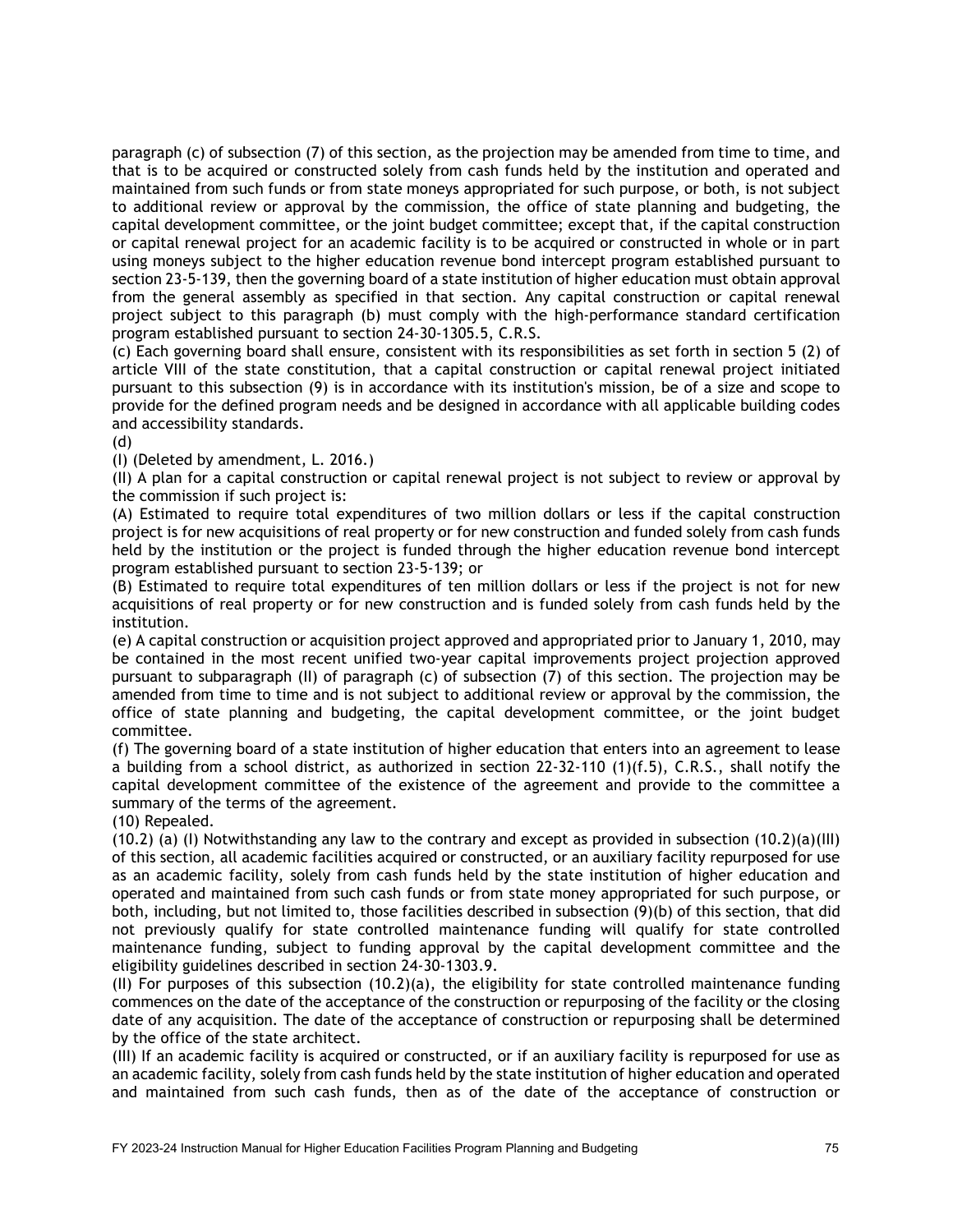paragraph (c) of subsection (7) of this section, as the projection may be amended from time to time, and that is to be acquired or constructed solely from cash funds held by the institution and operated and maintained from such funds or from state moneys appropriated for such purpose, or both, is not subject to additional review or approval by the commission, the office of state planning and budgeting, the capital development committee, or the joint budget committee; except that, if the capital construction or capital renewal project for an academic facility is to be acquired or constructed in whole or in part using moneys subject to the higher education revenue bond intercept program established pursuant to section 23-5-139, then the governing board of a state institution of higher education must obtain approval from the general assembly as specified in that section. Any capital construction or capital renewal project subject to this paragraph (b) must comply with the high-performance standard certification program established pursuant to section 24-30-1305.5, C.R.S.

(c) Each governing board shall ensure, consistent with its responsibilities as set forth in section 5 (2) of article VIII of the state constitution, that a capital construction or capital renewal project initiated pursuant to this subsection (9) is in accordance with its institution's mission, be of a size and scope to provide for the defined program needs and be designed in accordance with all applicable building codes and accessibility standards.

(d)

(I) (Deleted by amendment, L. 2016.)

(II) A plan for a capital construction or capital renewal project is not subject to review or approval by the commission if such project is:

(A) Estimated to require total expenditures of two million dollars or less if the capital construction project is for new acquisitions of real property or for new construction and funded solely from cash funds held by the institution or the project is funded through the higher education revenue bond intercept program established pursuant to section 23-5-139; or

(B) Estimated to require total expenditures of ten million dollars or less if the project is not for new acquisitions of real property or for new construction and is funded solely from cash funds held by the institution.

(e) A capital construction or acquisition project approved and appropriated prior to January 1, 2010, may be contained in the most recent unified two-year capital improvements project projection approved pursuant to subparagraph (II) of paragraph (c) of subsection (7) of this section. The projection may be amended from time to time and is not subject to additional review or approval by the commission, the office of state planning and budgeting, the capital development committee, or the joint budget committee.

(f) The governing board of a state institution of higher education that enters into an agreement to lease a building from a school district, as authorized in section 22-32-110 (1)(f.5), C.R.S., shall notify the capital development committee of the existence of the agreement and provide to the committee a summary of the terms of the agreement.

(10) Repealed.

(10.2) (a) (I) Notwithstanding any law to the contrary and except as provided in subsection (10.2)(a)(III) of this section, all academic facilities acquired or constructed, or an auxiliary facility repurposed for use as an academic facility, solely from cash funds held by the state institution of higher education and operated and maintained from such cash funds or from state money appropriated for such purpose, or both, including, but not limited to, those facilities described in subsection (9)(b) of this section, that did not previously qualify for state controlled maintenance funding will qualify for state controlled maintenance funding, subject to funding approval by the capital development committee and the eligibility guidelines described in section 24-30-1303.9.

(II) For purposes of this subsection (10.2)(a), the eligibility for state controlled maintenance funding commences on the date of the acceptance of the construction or repurposing of the facility or the closing date of any acquisition. The date of the acceptance of construction or repurposing shall be determined by the office of the state architect.

(III) If an academic facility is acquired or constructed, or if an auxiliary facility is repurposed for use as an academic facility, solely from cash funds held by the state institution of higher education and operated and maintained from such cash funds, then as of the date of the acceptance of construction or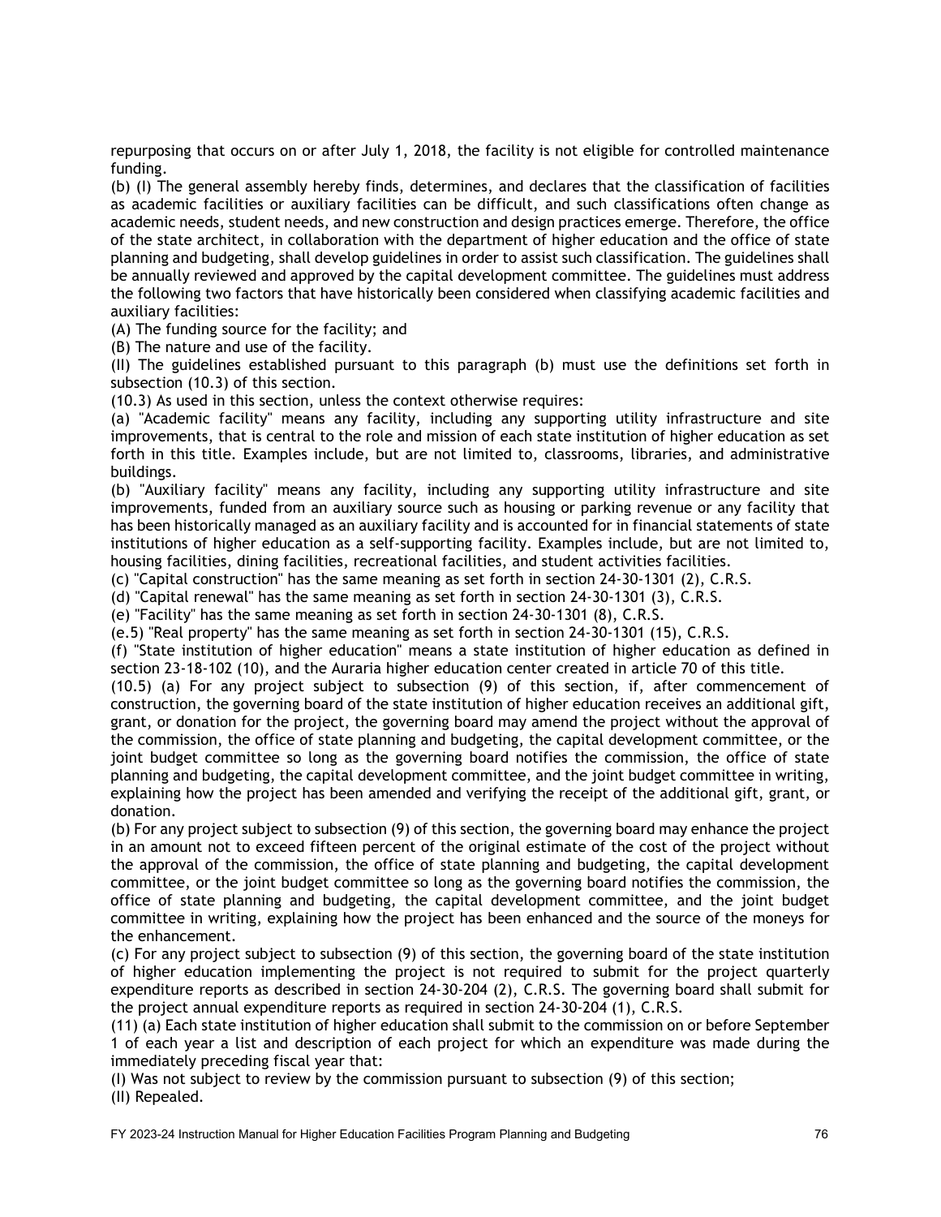repurposing that occurs on or after July 1, 2018, the facility is not eligible for controlled maintenance funding.

(b) (I) The general assembly hereby finds, determines, and declares that the classification of facilities as academic facilities or auxiliary facilities can be difficult, and such classifications often change as academic needs, student needs, and new construction and design practices emerge. Therefore, the office of the state architect, in collaboration with the department of higher education and the office of state planning and budgeting, shall develop guidelines in order to assist such classification. The guidelines shall be annually reviewed and approved by the capital development committee. The guidelines must address the following two factors that have historically been considered when classifying academic facilities and auxiliary facilities:

(A) The funding source for the facility; and

(B) The nature and use of the facility.

(II) The guidelines established pursuant to this paragraph (b) must use the definitions set forth in subsection (10.3) of this section.

(10.3) As used in this section, unless the context otherwise requires:

(a) "Academic facility" means any facility, including any supporting utility infrastructure and site improvements, that is central to the role and mission of each state institution of higher education as set forth in this title. Examples include, but are not limited to, classrooms, libraries, and administrative buildings.

(b) "Auxiliary facility" means any facility, including any supporting utility infrastructure and site improvements, funded from an auxiliary source such as housing or parking revenue or any facility that has been historically managed as an auxiliary facility and is accounted for in financial statements of state institutions of higher education as a self-supporting facility. Examples include, but are not limited to, housing facilities, dining facilities, recreational facilities, and student activities facilities.

(c) "Capital construction" has the same meaning as set forth in section 24-30-1301 (2), C.R.S.

(d) "Capital renewal" has the same meaning as set forth in section 24-30-1301 (3), C.R.S.

(e) "Facility" has the same meaning as set forth in section 24-30-1301 (8), C.R.S.

(e.5) "Real property" has the same meaning as set forth in section 24-30-1301 (15), C.R.S.

(f) "State institution of higher education" means a state institution of higher education as defined in section 23-18-102 (10), and the Auraria higher education center created in article 70 of this title.

(10.5) (a) For any project subject to subsection (9) of this section, if, after commencement of construction, the governing board of the state institution of higher education receives an additional gift, grant, or donation for the project, the governing board may amend the project without the approval of the commission, the office of state planning and budgeting, the capital development committee, or the joint budget committee so long as the governing board notifies the commission, the office of state planning and budgeting, the capital development committee, and the joint budget committee in writing, explaining how the project has been amended and verifying the receipt of the additional gift, grant, or donation.

(b) For any project subject to subsection (9) of this section, the governing board may enhance the project in an amount not to exceed fifteen percent of the original estimate of the cost of the project without the approval of the commission, the office of state planning and budgeting, the capital development committee, or the joint budget committee so long as the governing board notifies the commission, the office of state planning and budgeting, the capital development committee, and the joint budget committee in writing, explaining how the project has been enhanced and the source of the moneys for the enhancement.

(c) For any project subject to subsection (9) of this section, the governing board of the state institution of higher education implementing the project is not required to submit for the project quarterly expenditure reports as described in section 24-30-204 (2), C.R.S. The governing board shall submit for the project annual expenditure reports as required in section 24-30-204 (1), C.R.S.

(11) (a) Each state institution of higher education shall submit to the commission on or before September 1 of each year a list and description of each project for which an expenditure was made during the immediately preceding fiscal year that:

(I) Was not subject to review by the commission pursuant to subsection (9) of this section;

(II) Repealed.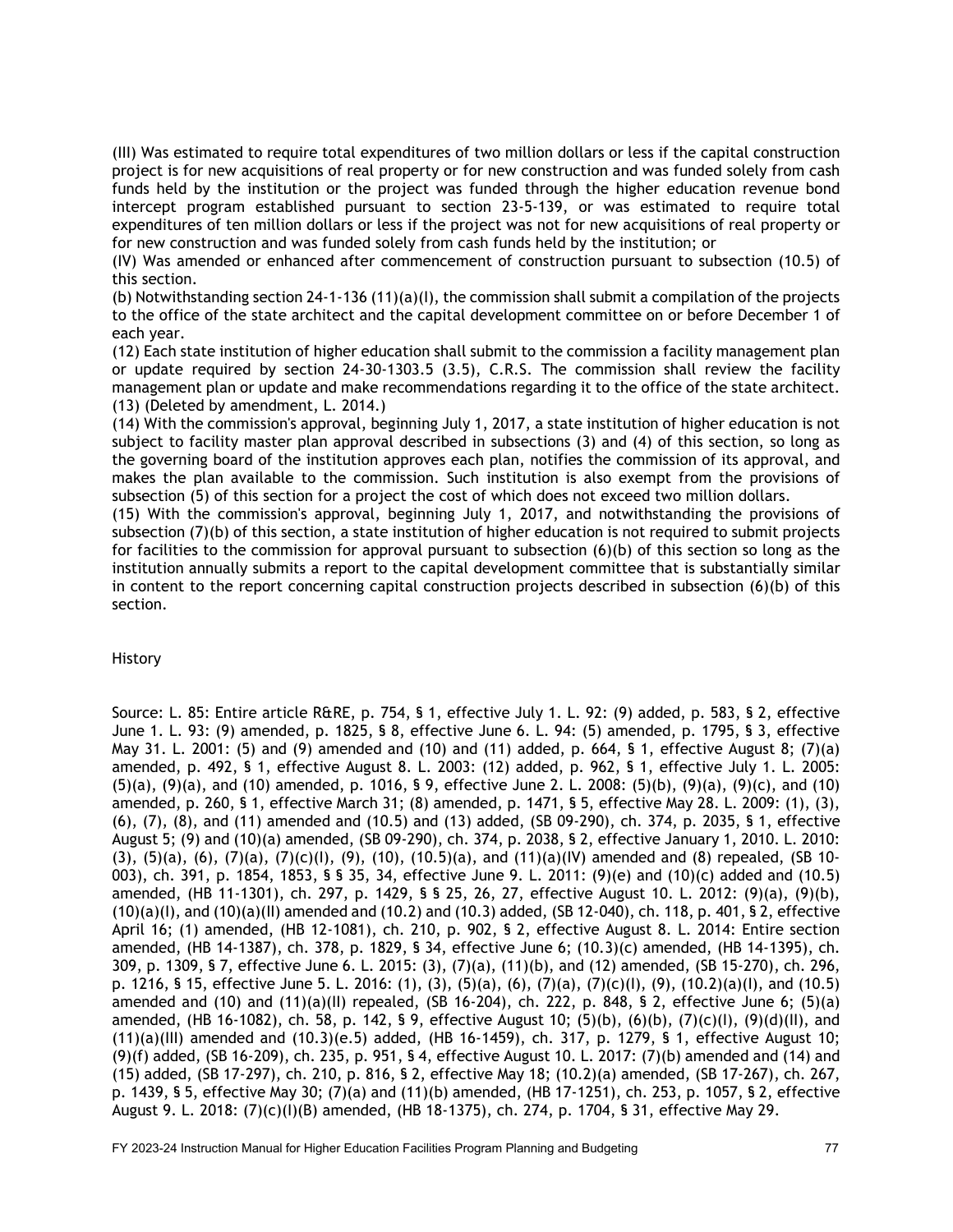(III) Was estimated to require total expenditures of two million dollars or less if the capital construction project is for new acquisitions of real property or for new construction and was funded solely from cash funds held by the institution or the project was funded through the higher education revenue bond intercept program established pursuant to section 23-5-139, or was estimated to require total expenditures of ten million dollars or less if the project was not for new acquisitions of real property or for new construction and was funded solely from cash funds held by the institution; or

(IV) Was amended or enhanced after commencement of construction pursuant to subsection (10.5) of this section.

(b) Notwithstanding section 24-1-136 (11)(a)(I), the commission shall submit a compilation of the projects to the office of the state architect and the capital development committee on or before December 1 of each year.

(12) Each state institution of higher education shall submit to the commission a facility management plan or update required by section 24-30-1303.5 (3.5), C.R.S. The commission shall review the facility management plan or update and make recommendations regarding it to the office of the state architect.

(13) (Deleted by amendment, L. 2014.)

(14) With the commission's approval, beginning July 1, 2017, a state institution of higher education is not subject to facility master plan approval described in subsections (3) and (4) of this section, so long as the governing board of the institution approves each plan, notifies the commission of its approval, and makes the plan available to the commission. Such institution is also exempt from the provisions of subsection (5) of this section for a project the cost of which does not exceed two million dollars.

(15) With the commission's approval, beginning July 1, 2017, and notwithstanding the provisions of subsection (7)(b) of this section, a state institution of higher education is not required to submit projects for facilities to the commission for approval pursuant to subsection (6)(b) of this section so long as the institution annually submits a report to the capital development committee that is substantially similar in content to the report concerning capital construction projects described in subsection (6)(b) of this section.

History

Source: L. 85: Entire article R&RE, p. 754, § 1, effective July 1. L. 92: (9) added, p. 583, § 2, effective June 1. L. 93: (9) amended, p. 1825, § 8, effective June 6. L. 94: (5) amended, p. 1795, § 3, effective May 31. L. 2001: (5) and (9) amended and (10) and (11) added, p. 664, § 1, effective August 8; (7)(a) amended, p. 492, § 1, effective August 8. L. 2003: (12) added, p. 962, § 1, effective July 1. L. 2005: (5)(a), (9)(a), and (10) amended, p. 1016, § 9, effective June 2. L. 2008: (5)(b), (9)(a), (9)(c), and (10) amended, p. 260, § 1, effective March 31; (8) amended, p. 1471, § 5, effective May 28. L. 2009: (1), (3), (6), (7), (8), and (11) amended and (10.5) and (13) added, (SB 09-290), ch. 374, p. 2035, § 1, effective August 5; (9) and (10)(a) amended, (SB 09-290), ch. 374, p. 2038, § 2, effective January 1, 2010. L. 2010: (3), (5)(a), (6), (7)(a), (7)(c)(I), (9), (10), (10.5)(a), and (11)(a)(IV) amended and (8) repealed, (SB 10-003), ch. 391, p. 1854, 1853, § § 35, 34, effective June 9. L. 2011: (9)(e) and (10)(c) added and (10.5) amended, (HB 11-1301), ch. 297, p. 1429, § § 25, 26, 27, effective August 10. L. 2012: (9)(a), (9)(b), (10)(a)(I), and (10)(a)(II) amended and (10.2) and (10.3) added, (SB 12-040), ch. 118, p. 401, § 2, effective April 16; (1) amended, (HB 12-1081), ch. 210, p. 902, § 2, effective August 8. L. 2014: Entire section amended, (HB 14-1387), ch. 378, p. 1829, § 34, effective June 6; (10.3)(c) amended, (HB 14-1395), ch. 309, p. 1309, § 7, effective June 6. L. 2015: (3), (7)(a), (11)(b), and (12) amended, (SB 15-270), ch. 296, p. 1216, § 15, effective June 5. L. 2016: (1), (3), (5)(a), (6), (7)(a), (7)(c)(I), (9), (10.2)(a)(I), and (10.5) amended and (10) and (11)(a)(II) repealed, (SB 16-204), ch. 222, p. 848, § 2, effective June 6; (5)(a) amended, (HB 16-1082), ch. 58, p. 142, § 9, effective August 10; (5)(b), (6)(b), (7)(c)(I), (9)(d)(II), and (11)(a)(III) amended and (10.3)(e.5) added, (HB 16-1459), ch. 317, p. 1279, § 1, effective August 10; (9)(f) added, (SB 16-209), ch. 235, p. 951, § 4, effective August 10. L. 2017: (7)(b) amended and (14) and (15) added, (SB 17-297), ch. 210, p. 816, § 2, effective May 18; (10.2)(a) amended, (SB 17-267), ch. 267, p. 1439, § 5, effective May 30; (7)(a) and (11)(b) amended, (HB 17-1251), ch. 253, p. 1057, § 2, effective August 9. L. 2018: (7)(c)(I)(B) amended, (HB 18-1375), ch. 274, p. 1704, § 31, effective May 29.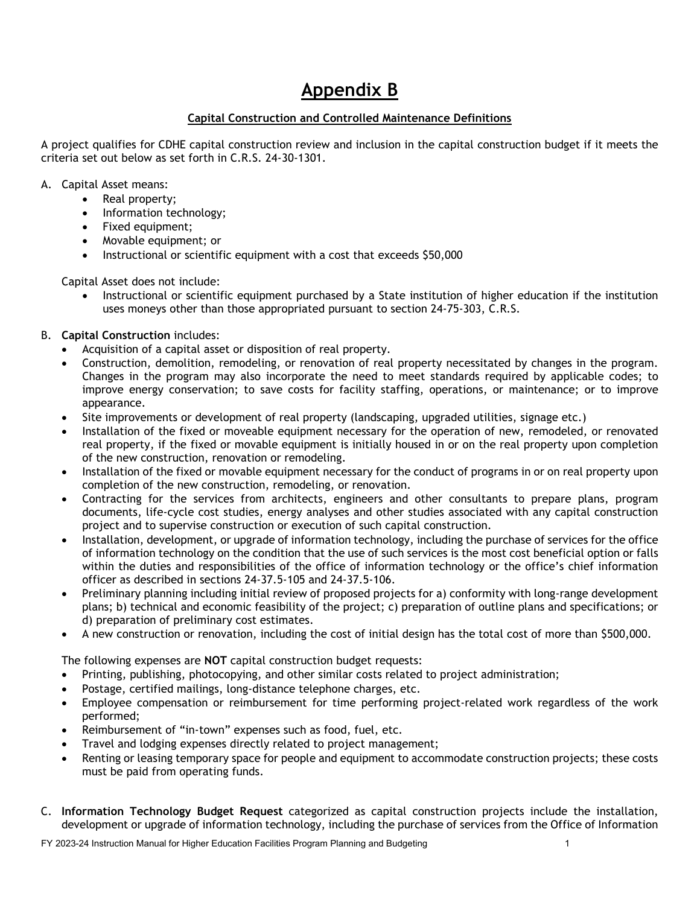# Appendix B

## Capital Construction and Controlled Maintenance Definitions

A project qualifies for CDHE capital construction review and inclusion in the capital construction budget if it meets the criteria set out below as set forth in C.R.S. 24-30-1301.

A. Capital Asset means:
   - Real property;
   - Information technology;
   - Fixed equipment;
   - Movable equipment; or
   - Instructional or scientific equipment with a cost that exceeds $50,000

   Capital Asset does not include:
   - Instructional or scientific equipment purchased by a State institution of higher education if the institution uses moneys other than those appropriated pursuant to section 24-75-303, C.R.S.

B. **Capital Construction** includes:
   - Acquisition of a capital asset or disposition of real property.
   - Construction, demolition, remodeling, or renovation of real property necessitated by changes in the program. Changes in the program may also incorporate the need to meet standards required by applicable codes; to improve energy conservation; to save costs for facility staffing, operations, or maintenance; or to improve appearance.
   - Site improvements or development of real property (landscaping, upgraded utilities, signage etc.)
   - Installation of the fixed or moveable equipment necessary for the operation of new, remodeled, or renovated real property, if the fixed or movable equipment is initially housed in or on the real property upon completion of the new construction, renovation or remodeling.
   - Installation of the fixed or movable equipment necessary for the conduct of programs in or on real property upon completion of the new construction, remodeling, or renovation.
   - Contracting for the services from architects, engineers and other consultants to prepare plans, program documents, life-cycle cost studies, energy analyses and other studies associated with any capital construction project and to supervise construction or execution of such capital construction.
   - Installation, development, or upgrade of information technology, including the purchase of services for the office of information technology on the condition that the use of such services is the most cost beneficial option or falls within the duties and responsibilities of the office of information technology or the office's chief information officer as described in sections 24-37.5-105 and 24-37.5-106.
   - Preliminary planning including initial review of proposed projects for a) conformity with long-range development plans; b) technical and economic feasibility of the project; c) preparation of outline plans and specifications; or d) preparation of preliminary cost estimates.
   - A new construction or renovation, including the cost of initial design has the total cost of more than $500,000.

   The following expenses are **NOT** capital construction budget requests:
   - Printing, publishing, photocopying, and other similar costs related to project administration;
   - Postage, certified mailings, long-distance telephone charges, etc.
   - Employee compensation or reimbursement for time performing project-related work regardless of the work performed;
   - Reimbursement of "in-town" expenses such as food, fuel, etc.
   - Travel and lodging expenses directly related to project management;
   - Renting or leasing temporary space for people and equipment to accommodate construction projects; these costs must be paid from operating funds.

C. **Information Technology Budget Request** categorized as capital construction projects include the installation, development or upgrade of information technology, including the purchase of services from the Office of Information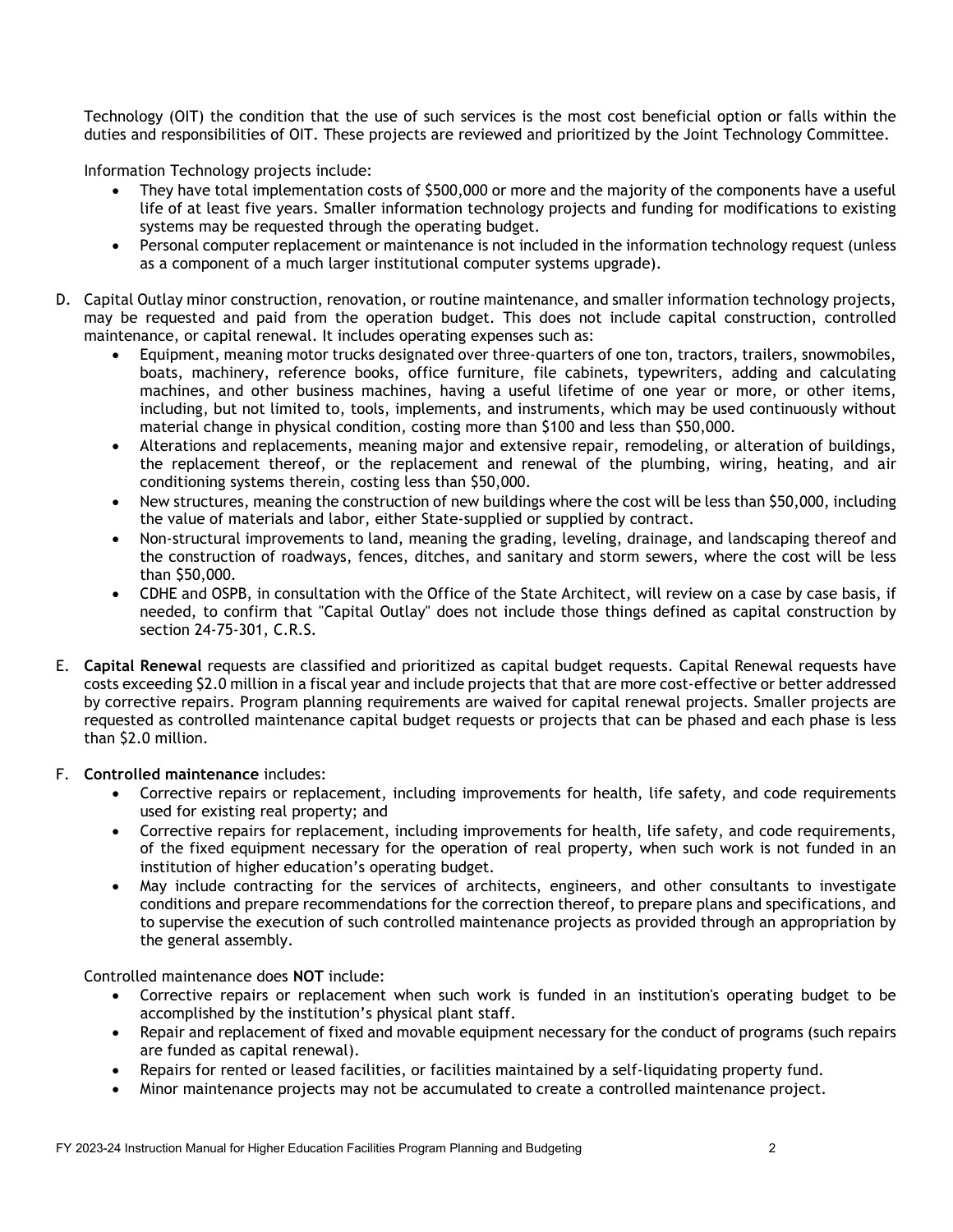Technology (OIT) the condition that the use of such services is the most cost beneficial option or falls within the duties and responsibilities of OIT. These projects are reviewed and prioritized by the Joint Technology Committee.

Information Technology projects include:

- They have total implementation costs of $500,000 or more and the majority of the components have a useful life of at least five years. Smaller information technology projects and funding for modifications to existing systems may be requested through the operating budget.
- Personal computer replacement or maintenance is not included in the information technology request (unless as a component of a much larger institutional computer systems upgrade).

D. Capital Outlay minor construction, renovation, or routine maintenance, and smaller information technology projects, may be requested and paid from the operation budget. This does not include capital construction, controlled maintenance, or capital renewal. It includes operating expenses such as:

- Equipment, meaning motor trucks designated over three-quarters of one ton, tractors, trailers, snowmobiles, boats, machinery, reference books, office furniture, file cabinets, typewriters, adding and calculating machines, and other business machines, having a useful lifetime of one year or more, or other items, including, but not limited to, tools, implements, and instruments, which may be used continuously without material change in physical condition, costing more than $100 and less than $50,000.
- Alterations and replacements, meaning major and extensive repair, remodeling, or alteration of buildings, the replacement thereof, or the replacement and renewal of the plumbing, wiring, heating, and air conditioning systems therein, costing less than $50,000.
- New structures, meaning the construction of new buildings where the cost will be less than $50,000, including the value of materials and labor, either State-supplied or supplied by contract.
- Non-structural improvements to land, meaning the grading, leveling, drainage, and landscaping thereof and the construction of roadways, fences, ditches, and sanitary and storm sewers, where the cost will be less than $50,000.
- CDHE and OSPB, in consultation with the Office of the State Architect, will review on a case by case basis, if needed, to confirm that "Capital Outlay" does not include those things defined as capital construction by section 24-75-301, C.R.S.

E. **Capital Renewal** requests are classified and prioritized as capital budget requests. Capital Renewal requests have costs exceeding $2.0 million in a fiscal year and include projects that that are more cost-effective or better addressed by corrective repairs. Program planning requirements are waived for capital renewal projects. Smaller projects are requested as controlled maintenance capital budget requests or projects that can be phased and each phase is less than $2.0 million.

F. **Controlled maintenance** includes:

- Corrective repairs or replacement, including improvements for health, life safety, and code requirements used for existing real property; and
- Corrective repairs for replacement, including improvements for health, life safety, and code requirements, of the fixed equipment necessary for the operation of real property, when such work is not funded in an institution of higher education's operating budget.
- May include contracting for the services of architects, engineers, and other consultants to investigate conditions and prepare recommendations for the correction thereof, to prepare plans and specifications, and to supervise the execution of such controlled maintenance projects as provided through an appropriation by the general assembly.

Controlled maintenance does **NOT** include:

- Corrective repairs or replacement when such work is funded in an institution's operating budget to be accomplished by the institution's physical plant staff.
- Repair and replacement of fixed and movable equipment necessary for the conduct of programs (such repairs are funded as capital renewal).
- Repairs for rented or leased facilities, or facilities maintained by a self-liquidating property fund.
- Minor maintenance projects may not be accumulated to create a controlled maintenance project.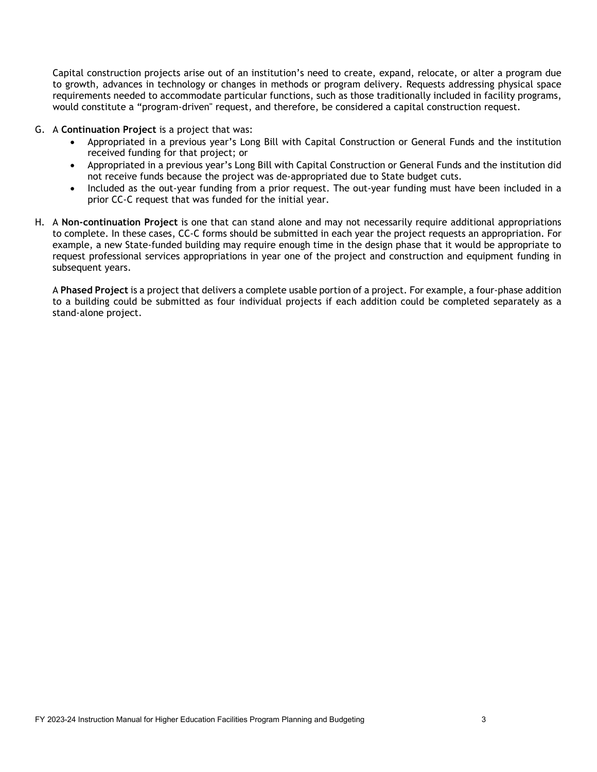Capital construction projects arise out of an institution's need to create, expand, relocate, or alter a program due to growth, advances in technology or changes in methods or program delivery. Requests addressing physical space requirements needed to accommodate particular functions, such as those traditionally included in facility programs, would constitute a "program-driven" request, and therefore, be considered a capital construction request.

G. A **Continuation Project** is a project that was:
   - Appropriated in a previous year's Long Bill with Capital Construction or General Funds and the institution received funding for that project; or
   - Appropriated in a previous year's Long Bill with Capital Construction or General Funds and the institution did not receive funds because the project was de-appropriated due to State budget cuts.
   - Included as the out-year funding from a prior request. The out-year funding must have been included in a prior CC-C request that was funded for the initial year.

H. A **Non-continuation Project** is one that can stand alone and may not necessarily require additional appropriations to complete. In these cases, CC-C forms should be submitted in each year the project requests an appropriation. For example, a new State-funded building may require enough time in the design phase that it would be appropriate to request professional services appropriations in year one of the project and construction and equipment funding in subsequent years.

   A **Phased Project** is a project that delivers a complete usable portion of a project. For example, a four-phase addition to a building could be submitted as four individual projects if each addition could be completed separately as a stand-alone project.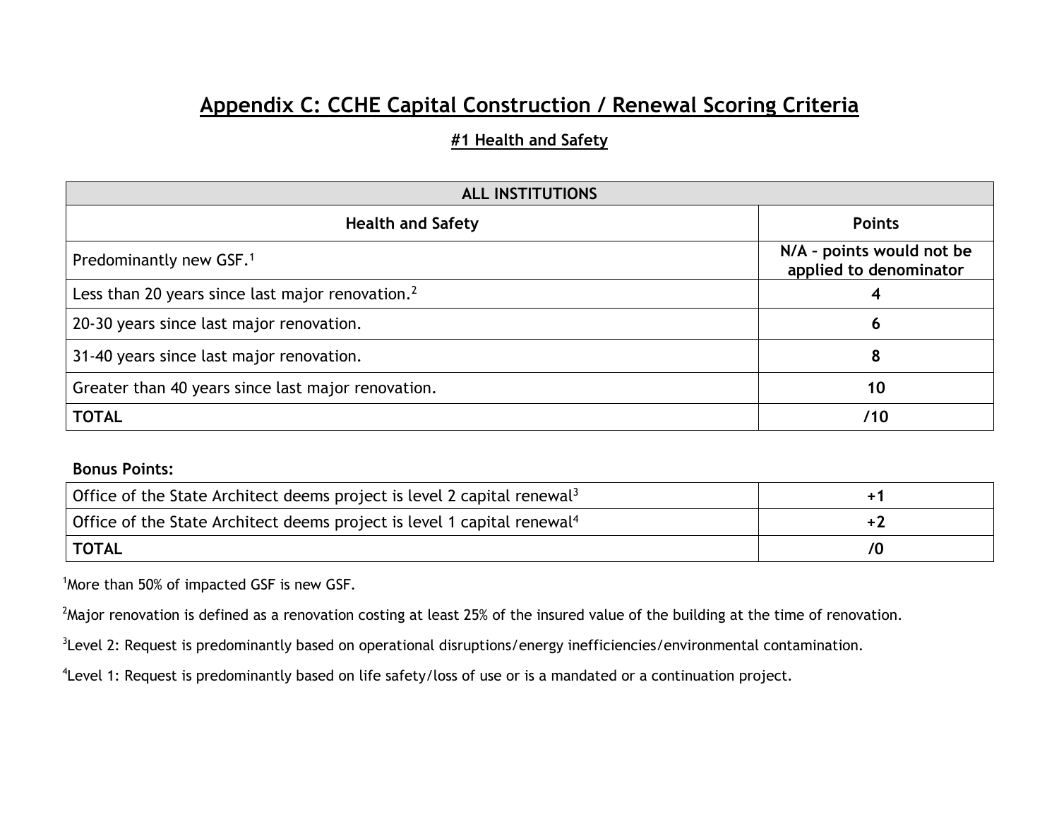# Appendix C: CCHE Capital Construction / Renewal Scoring Criteria

## #1 Health and Safety

| ALL INSTITUTIONS | |
|---|---|
| **Health and Safety** | **Points** |
| Predominantly new GSF.[1] | **N/A – points would not be applied to denominator** |
| Less than 20 years since last major renovation.[2] | **4** |
| 20-30 years since last major renovation. | **6** |
| 31-40 years since last major renovation. | **8** |
| Greater than 40 years since last major renovation. | **10** |
| **TOTAL** | **/10** |

**Bonus Points:**

| | |
|---|---|
| Office of the State Architect deems project is level 2 capital renewal[3] | **+1** |
| Office of the State Architect deems project is level 1 capital renewal[4] | **+2** |
| **TOTAL** | **/0** |

[1]More than 50% of impacted GSF is new GSF.

[2]Major renovation is defined as a renovation costing at least 25% of the insured value of the building at the time of renovation.

[3]Level 2: Request is predominantly based on operational disruptions/energy inefficiencies/environmental contamination.

[4]Level 1: Request is predominantly based on life safety/loss of use or is a mandated or a continuation project.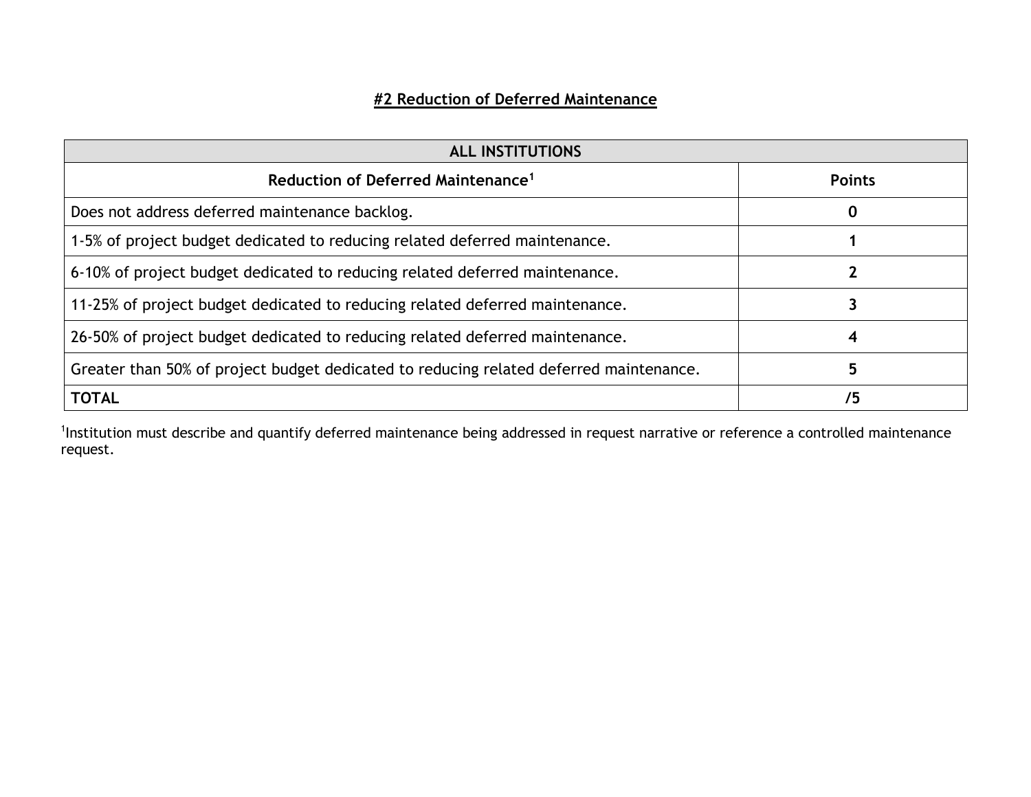## #2 Reduction of Deferred Maintenance

| ALL INSTITUTIONS | |
|---|---|
| **Reduction of Deferred Maintenance[1]** | **Points** |
| Does not address deferred maintenance backlog. | **0** |
| 1-5% of project budget dedicated to reducing related deferred maintenance. | **1** |
| 6-10% of project budget dedicated to reducing related deferred maintenance. | **2** |
| 11-25% of project budget dedicated to reducing related deferred maintenance. | **3** |
| 26-50% of project budget dedicated to reducing related deferred maintenance. | **4** |
| Greater than 50% of project budget dedicated to reducing related deferred maintenance. | **5** |
| **TOTAL** | **/5** |

[1]Institution must describe and quantify deferred maintenance being addressed in request narrative or reference a controlled maintenance request.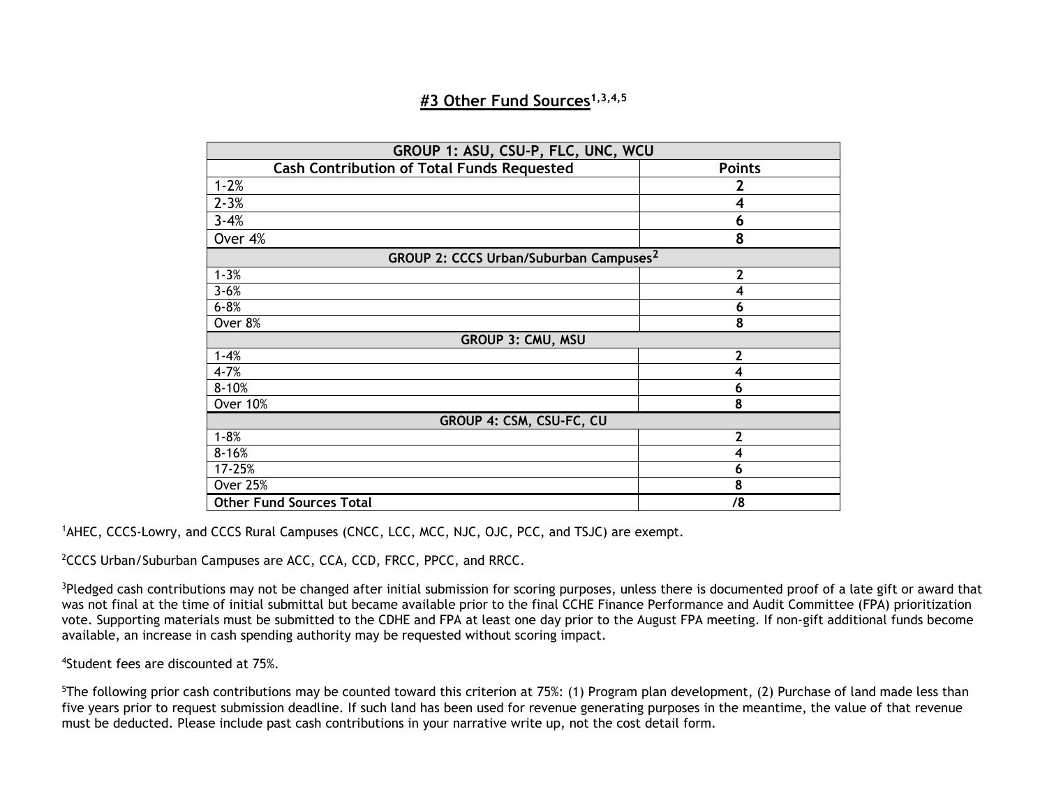## #3 Other Fund Sources[1,3,4,5]

| GROUP 1: ASU, CSU-P, FLC, UNC, WCU | |
|---|---|
| **Cash Contribution of Total Funds Requested** | **Points** |
| 1-2% | **2** |
| 2-3% | **4** |
| 3-4% | **6** |
| Over 4% | **8** |
| **GROUP 2: CCCS Urban/Suburban Campuses[2]** | |
| 1-3% | **2** |
| 3-6% | **4** |
| 6-8% | **6** |
| Over 8% | **8** |
| **GROUP 3: CMU, MSU** | |
| 1-4% | **2** |
| 4-7% | **4** |
| 8-10% | **6** |
| Over 10% | **8** |
| **GROUP 4: CSM, CSU-FC, CU** | |
| 1-8% | **2** |
| 8-16% | **4** |
| 17-25% | **6** |
| Over 25% | **8** |
| **Other Fund Sources Total** | **/8** |

[1]AHEC, CCCS-Lowry, and CCCS Rural Campuses (CNCC, LCC, MCC, NJC, OJC, PCC, and TSJC) are exempt.

[2]CCCS Urban/Suburban Campuses are ACC, CCA, CCD, FRCC, PPCC, and RRCC.

[3]Pledged cash contributions may not be changed after initial submission for scoring purposes, unless there is documented proof of a late gift or award that was not final at the time of initial submittal but became available prior to the final CCHE Finance Performance and Audit Committee (FPA) prioritization vote. Supporting materials must be submitted to the CDHE and FPA at least one day prior to the August FPA meeting. If non-gift additional funds become available, an increase in cash spending authority may be requested without scoring impact.

[4]Student fees are discounted at 75%.

[5]The following prior cash contributions may be counted toward this criterion at 75%: (1) Program plan development, (2) Purchase of land made less than five years prior to request submission deadline. If such land has been used for revenue generating purposes in the meantime, the value of that revenue must be deducted. Please include past cash contributions in your narrative write up, not the cost detail form.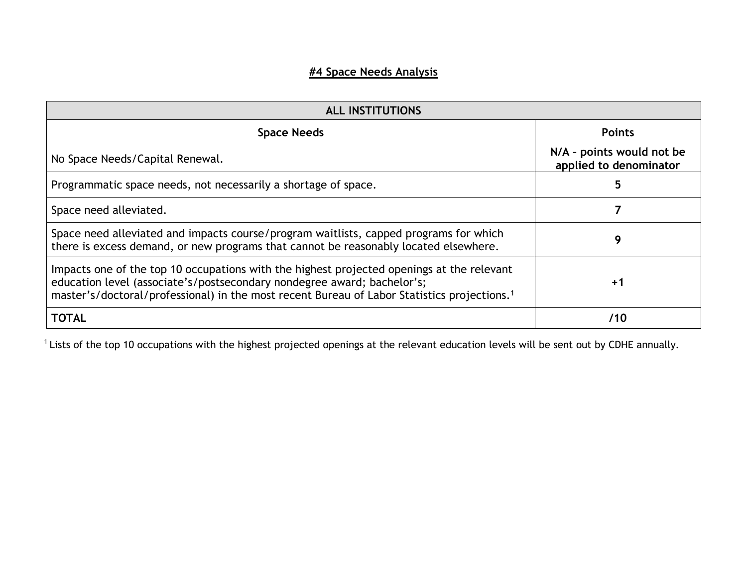## #4 Space Needs Analysis

| ALL INSTITUTIONS | |
|---|---|
| **Space Needs** | **Points** |
| No Space Needs/Capital Renewal. | **N/A – points would not be applied to denominator** |
| Programmatic space needs, not necessarily a shortage of space. | **5** |
| Space need alleviated. | **7** |
| Space need alleviated and impacts course/program waitlists, capped programs for which there is excess demand, or new programs that cannot be reasonably located elsewhere. | **9** |
| Impacts one of the top 10 occupations with the highest projected openings at the relevant education level (associate's/postsecondary nondegree award; bachelor's; master's/doctoral/professional) in the most recent Bureau of Labor Statistics projections.[1] | **+1** |
| **TOTAL** | **/10** |

[1] Lists of the top 10 occupations with the highest projected openings at the relevant education levels will be sent out by CDHE annually.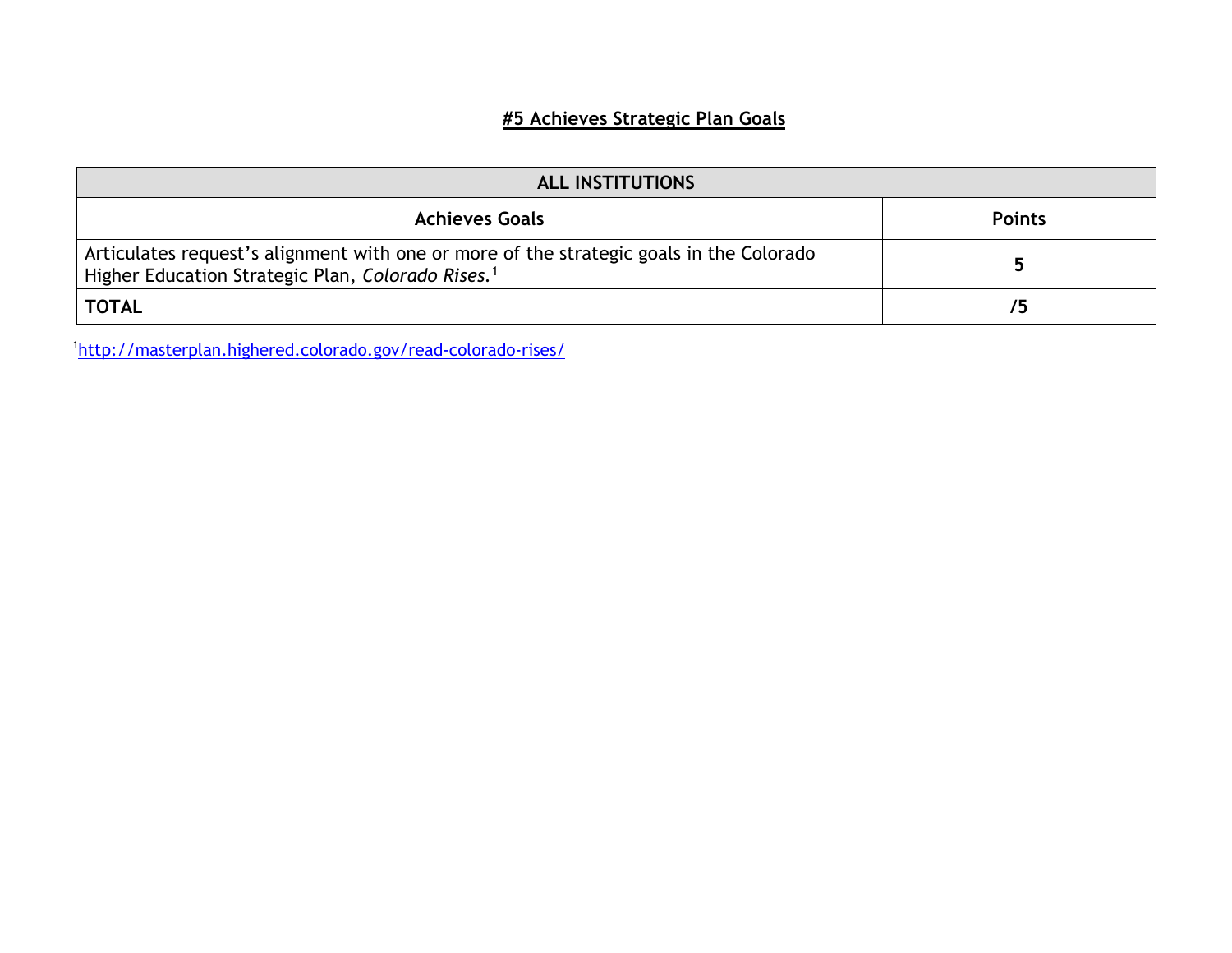## #5 Achieves Strategic Plan Goals

| ALL INSTITUTIONS | |
|---|---|
| **Achieves Goals** | **Points** |
| Articulates request's alignment with one or more of the strategic goals in the Colorado Higher Education Strategic Plan, *Colorado Rises.*[1] | **5** |
| **TOTAL** | **/5** |

[1] http://masterplan.highered.colorado.gov/read-colorado-rises/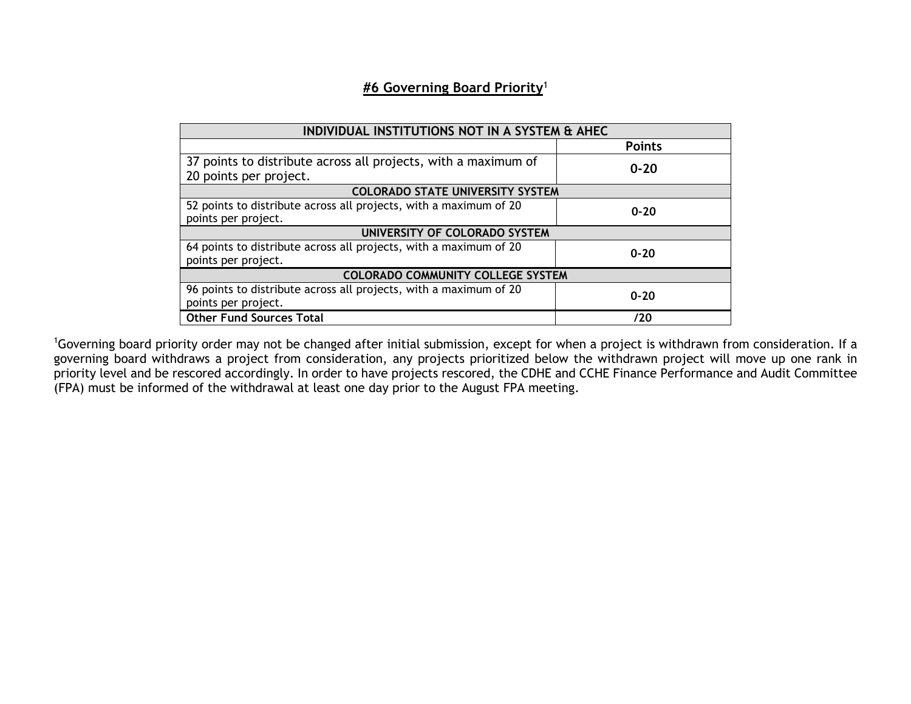## **#6 Governing Board Priority**[1]

| INDIVIDUAL INSTITUTIONS NOT IN A SYSTEM & AHEC | |
|---|---|
| | **Points** |
| 37 points to distribute across all projects, with a maximum of 20 points per project. | **0-20** |
| **COLORADO STATE UNIVERSITY SYSTEM** | |
| 52 points to distribute across all projects, with a maximum of 20 points per project. | **0-20** |
| **UNIVERSITY OF COLORADO SYSTEM** | |
| 64 points to distribute across all projects, with a maximum of 20 points per project. | **0-20** |
| **COLORADO COMMUNITY COLLEGE SYSTEM** | |
| 96 points to distribute across all projects, with a maximum of 20 points per project. | **0-20** |
| **Other Fund Sources Total** | **/20** |

[1]Governing board priority order may not be changed after initial submission, except for when a project is withdrawn from consideration. If a governing board withdraws a project from consideration, any projects prioritized below the withdrawn project will move up one rank in priority level and be rescored accordingly. In order to have projects rescored, the CDHE and CCHE Finance Performance and Audit Committee (FPA) must be informed of the withdrawal at least one day prior to the August FPA meeting.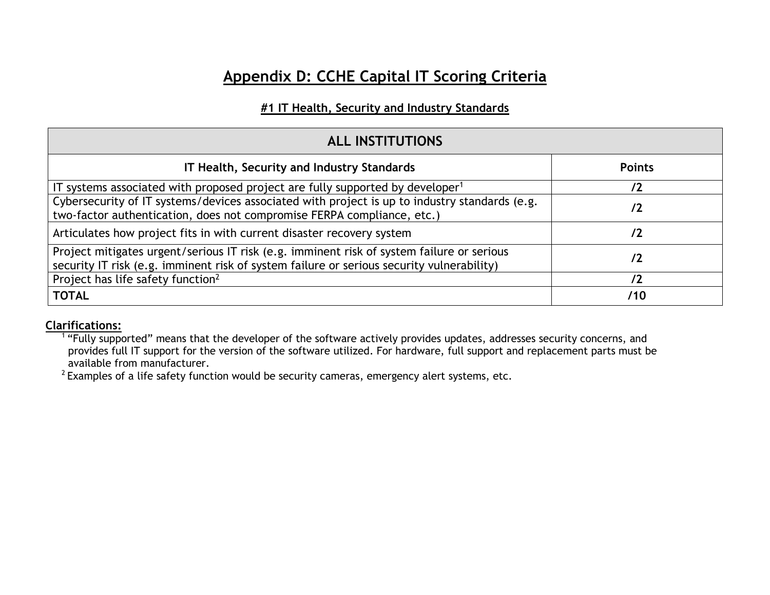# Appendix D: CCHE Capital IT Scoring Criteria

## #1 IT Health, Security and Industry Standards

| ALL INSTITUTIONS | |
|---|---|
| **IT Health, Security and Industry Standards** | **Points** |
| IT systems associated with proposed project are fully supported by developer[1] | **/2** |
| Cybersecurity of IT systems/devices associated with project is up to industry standards (e.g. two-factor authentication, does not compromise FERPA compliance, etc.) | **/2** |
| Articulates how project fits in with current disaster recovery system | **/2** |
| Project mitigates urgent/serious IT risk (e.g. imminent risk of system failure or serious security IT risk (e.g. imminent risk of system failure or serious security vulnerability) | **/2** |
| Project has life safety function[2] | **/2** |
| **TOTAL** | **/10** |

**Clarifications:**

[1] "Fully supported" means that the developer of the software actively provides updates, addresses security concerns, and provides full IT support for the version of the software utilized. For hardware, full support and replacement parts must be available from manufacturer.

[2] Examples of a life safety function would be security cameras, emergency alert systems, etc.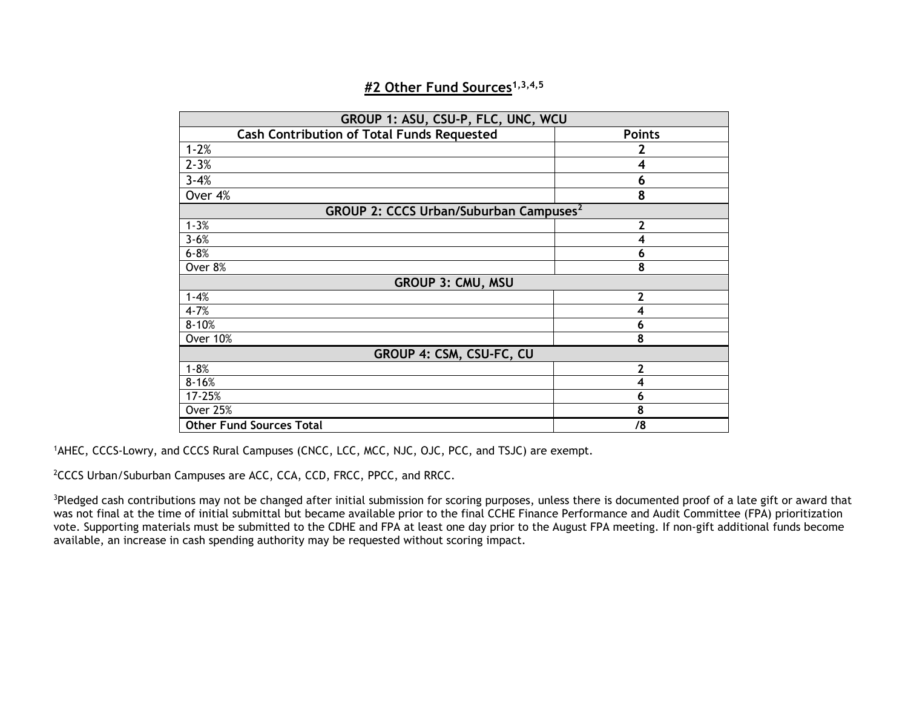## #2 Other Fund Sources[1,3,4,5]

| GROUP 1: ASU, CSU-P, FLC, UNC, WCU | |
|---|---|
| **Cash Contribution of Total Funds Requested** | **Points** |
| 1-2% | **2** |
| 2-3% | **4** |
| 3-4% | **6** |
| Over 4% | **8** |
| **GROUP 2: CCCS Urban/Suburban Campuses[2]** | |
| 1-3% | **2** |
| 3-6% | **4** |
| 6-8% | **6** |
| Over 8% | **8** |
| **GROUP 3: CMU, MSU** | |
| 1-4% | **2** |
| 4-7% | **4** |
| 8-10% | **6** |
| Over 10% | **8** |
| **GROUP 4: CSM, CSU-FC, CU** | |
| 1-8% | **2** |
| 8-16% | **4** |
| 17-25% | **6** |
| Over 25% | **8** |
| **Other Fund Sources Total** | **/8** |

[1]AHEC, CCCS-Lowry, and CCCS Rural Campuses (CNCC, LCC, MCC, NJC, OJC, PCC, and TSJC) are exempt.

[2]CCCS Urban/Suburban Campuses are ACC, CCA, CCD, FRCC, PPCC, and RRCC.

[3]Pledged cash contributions may not be changed after initial submission for scoring purposes, unless there is documented proof of a late gift or award that was not final at the time of initial submittal but became available prior to the final CCHE Finance Performance and Audit Committee (FPA) prioritization vote. Supporting materials must be submitted to the CDHE and FPA at least one day prior to the August FPA meeting. If non-gift additional funds become available, an increase in cash spending authority may be requested without scoring impact.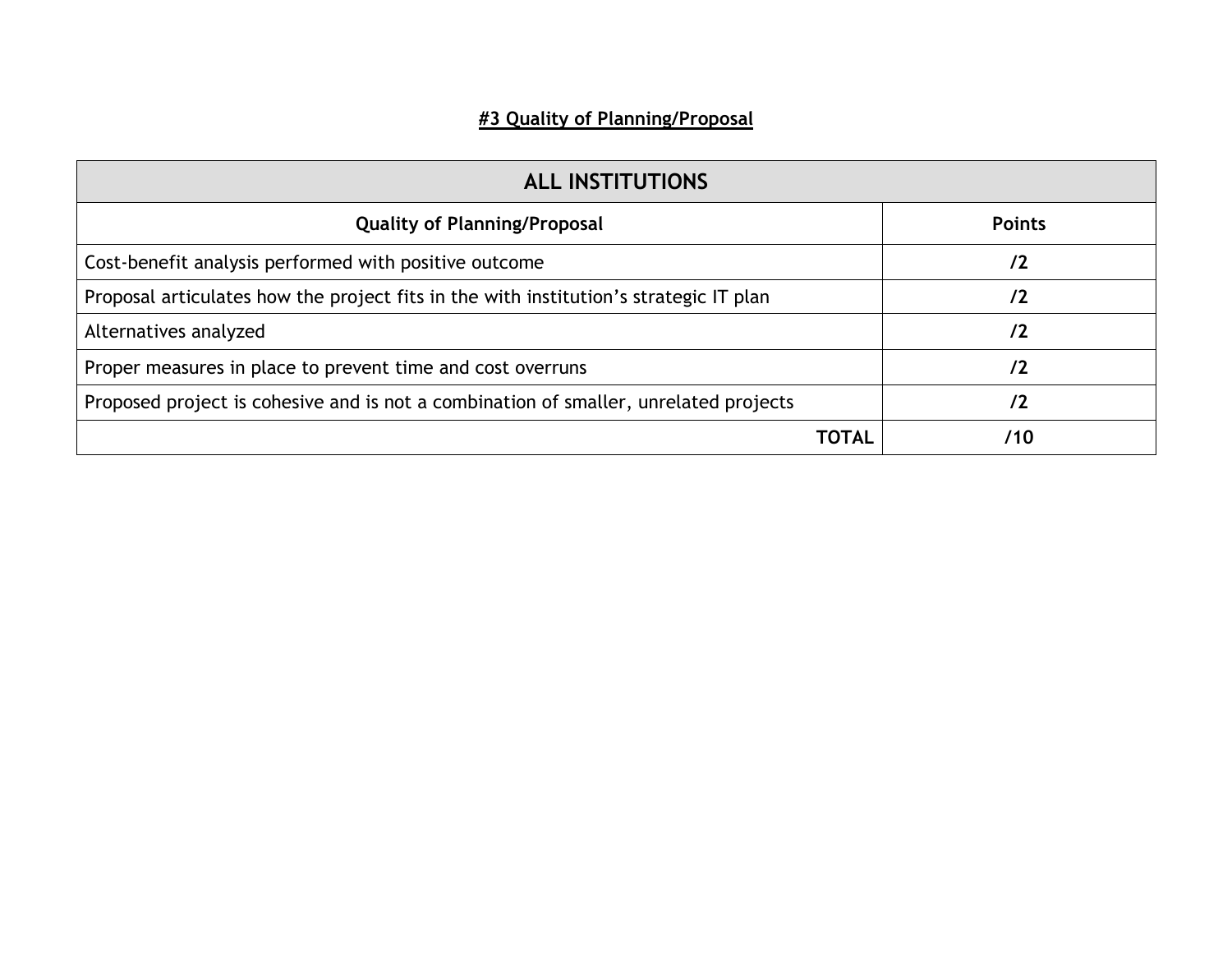**#3 Quality of Planning/Proposal**

| ALL INSTITUTIONS | |
|---|---|
| **Quality of Planning/Proposal** | **Points** |
| Cost-benefit analysis performed with positive outcome | **/2** |
| Proposal articulates how the project fits in the with institution's strategic IT plan | **/2** |
| Alternatives analyzed | **/2** |
| Proper measures in place to prevent time and cost overruns | **/2** |
| Proposed project is cohesive and is not a combination of smaller, unrelated projects | **/2** |
| **TOTAL** | **/10** |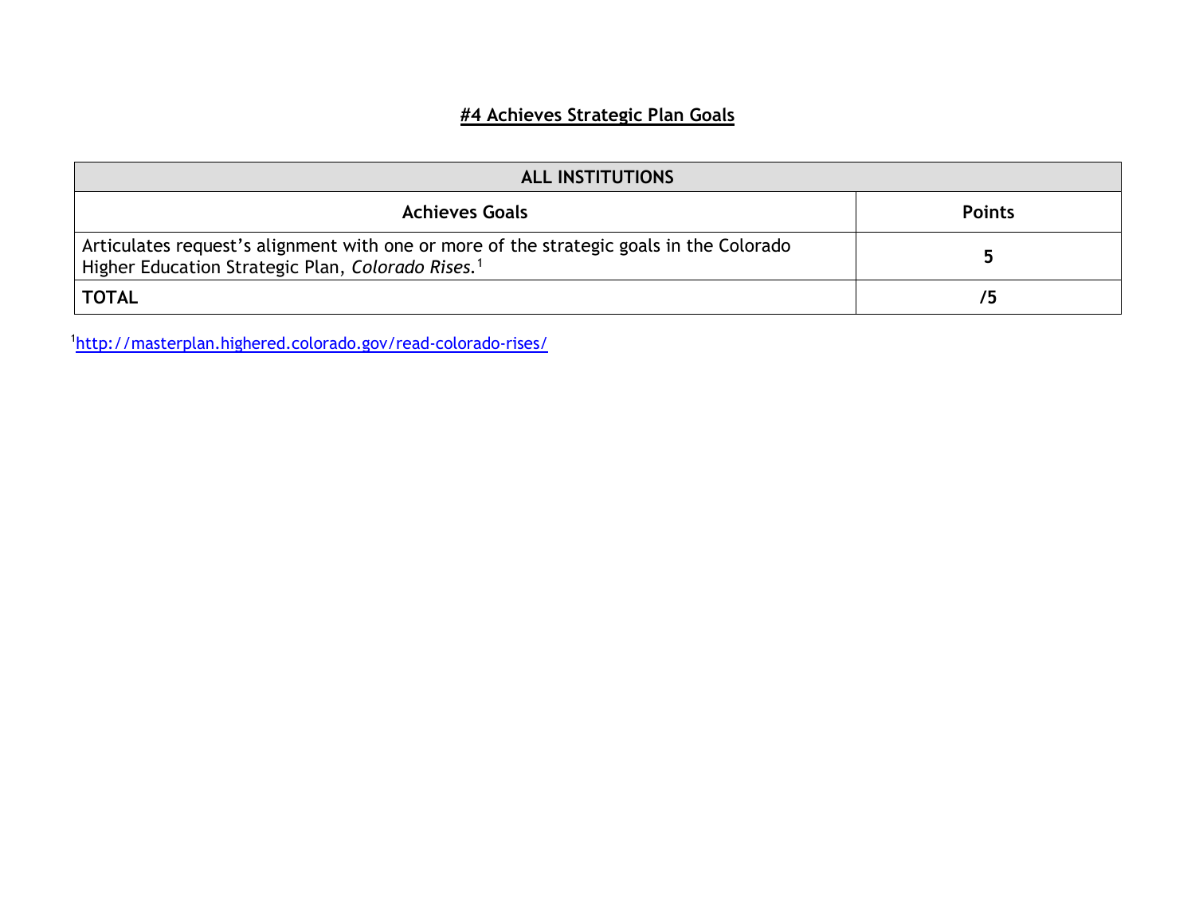## #4 Achieves Strategic Plan Goals

| ALL INSTITUTIONS | |
|---|---|
| **Achieves Goals** | **Points** |
| Articulates request's alignment with one or more of the strategic goals in the Colorado Higher Education Strategic Plan, *Colorado Rises.*[1] | **5** |
| **TOTAL** | **/5** |

[1]http://masterplan.highered.colorado.gov/read-colorado-rises/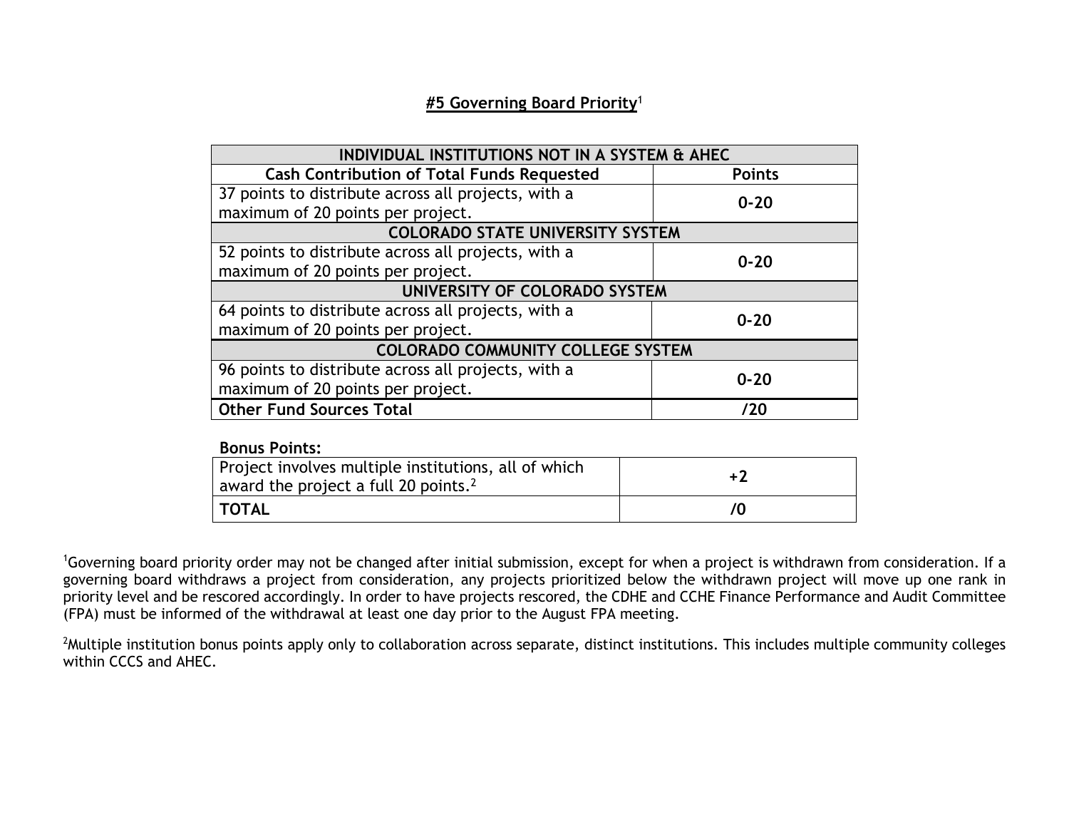## #5 Governing Board Priority[1]

| INDIVIDUAL INSTITUTIONS NOT IN A SYSTEM & AHEC | |
|---|---|
| **Cash Contribution of Total Funds Requested** | **Points** |
| 37 points to distribute across all projects, with a maximum of 20 points per project. | **0-20** |
| **COLORADO STATE UNIVERSITY SYSTEM** | |
| 52 points to distribute across all projects, with a maximum of 20 points per project. | **0-20** |
| **UNIVERSITY OF COLORADO SYSTEM** | |
| 64 points to distribute across all projects, with a maximum of 20 points per project. | **0-20** |
| **COLORADO COMMUNITY COLLEGE SYSTEM** | |
| 96 points to distribute across all projects, with a maximum of 20 points per project. | **0-20** |
| **Other Fund Sources Total** | **/20** |

**Bonus Points:**

| | |
|---|---|
| Project involves multiple institutions, all of which award the project a full 20 points.[2] | **+2** |
| **TOTAL** | **/0** |

[1]Governing board priority order may not be changed after initial submission, except for when a project is withdrawn from consideration. If a governing board withdraws a project from consideration, any projects prioritized below the withdrawn project will move up one rank in priority level and be rescored accordingly. In order to have projects rescored, the CDHE and CCHE Finance Performance and Audit Committee (FPA) must be informed of the withdrawal at least one day prior to the August FPA meeting.

[2]Multiple institution bonus points apply only to collaboration across separate, distinct institutions. This includes multiple community colleges within CCCS and AHEC.